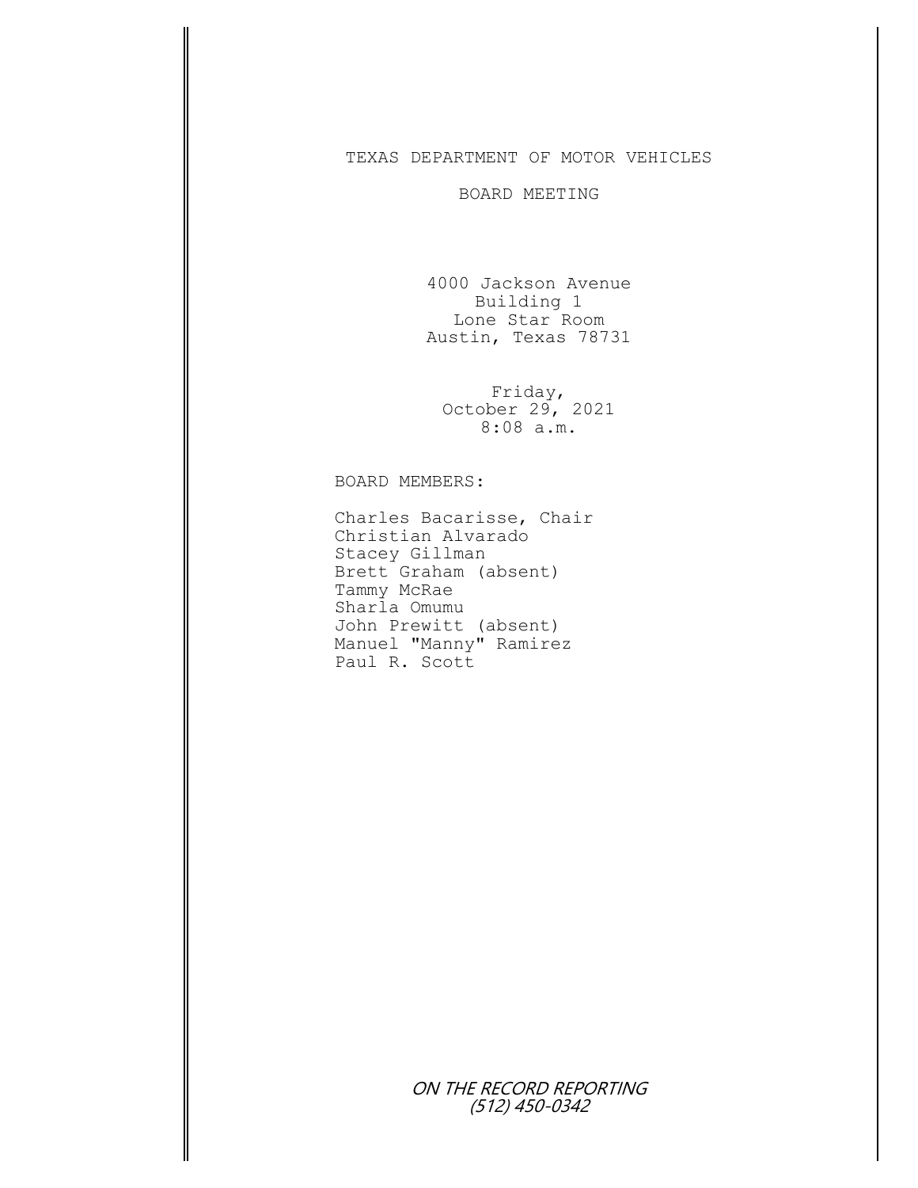# TEXAS DEPARTMENT OF MOTOR VEHICLES

## BOARD MEETING

4000 Jackson Avenue
Building 1
Lone Star Room
Austin, Texas 78731

Friday,
October 29, 2021
8:08 a.m.

BOARD MEMBERS:

Charles Bacarisse, Chair
Christian Alvarado
Stacey Gillman
Brett Graham (absent)
Tammy McRae
Sharla Omumu
John Prewitt (absent)
Manuel "Manny" Ramirez
Paul R. Scott

*ON THE RECORD REPORTING*
*(512) 450-0342*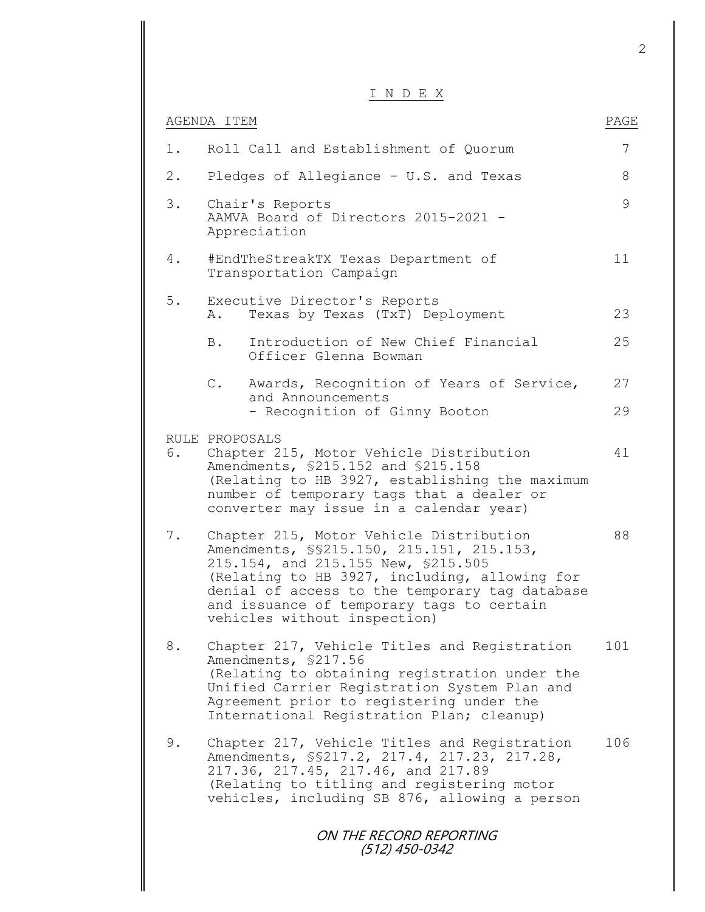# I N D E X

| AGENDA ITEM | | PAGE |
|---|---|---|
| 1. | Roll Call and Establishment of Quorum | 7 |
| 2. | Pledges of Allegiance - U.S. and Texas | 8 |
| 3. | Chair's Reports<br>AAMVA Board of Directors 2015-2021 - Appreciation | 9 |
| 4. | #EndTheStreakTX Texas Department of Transportation Campaign | 11 |
| 5. | Executive Director's Reports<br>A. Texas by Texas (TxT) Deployment | 23 |
| | B. Introduction of New Chief Financial Officer Glenna Bowman | 25 |
| | C. Awards, Recognition of Years of Service, and Announcements | 27 |
| | - Recognition of Ginny Booton | 29 |
| RULE PROPOSALS | | |
| 6. | Chapter 215, Motor Vehicle Distribution Amendments, §215.152 and §215.158<br>(Relating to HB 3927, establishing the maximum number of temporary tags that a dealer or converter may issue in a calendar year) | 41 |
| 7. | Chapter 215, Motor Vehicle Distribution Amendments, §§215.150, 215.151, 215.153, 215.154, and 215.155 New, §215.505<br>(Relating to HB 3927, including, allowing for denial of access to the temporary tag database and issuance of temporary tags to certain vehicles without inspection) | 88 |
| 8. | Chapter 217, Vehicle Titles and Registration Amendments, §217.56<br>(Relating to obtaining registration under the Unified Carrier Registration System Plan and Agreement prior to registering under the International Registration Plan; cleanup) | 101 |
| 9. | Chapter 217, Vehicle Titles and Registration Amendments, §§217.2, 217.4, 217.23, 217.28, 217.36, 217.45, 217.46, and 217.89<br>(Relating to titling and registering motor vehicles, including SB 876, allowing a person | 106 |

*ON THE RECORD REPORTING*
*(512) 450-0342*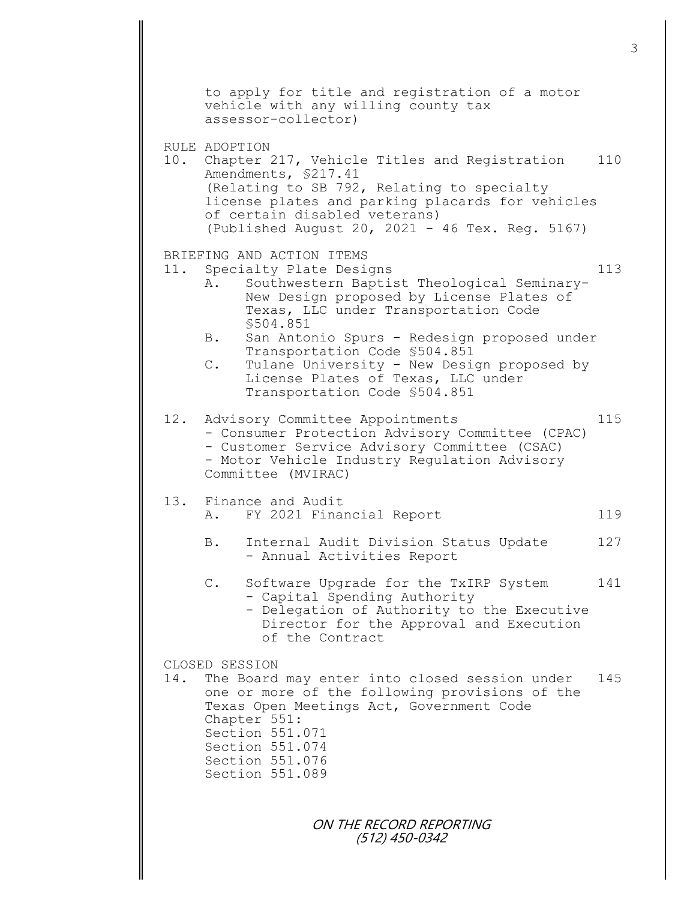to apply for title and registration of a motor vehicle with any willing county tax assessor-collector)

RULE ADOPTION

10. Chapter 217, Vehicle Titles and Registration Amendments, §217.41 — 110
    (Relating to SB 792, Relating to specialty license plates and parking placards for vehicles of certain disabled veterans)
    (Published August 20, 2021 - 46 Tex. Reg. 5167)

BRIEFING AND ACTION ITEMS

11. Specialty Plate Designs — 113
    - A. Southwestern Baptist Theological Seminary- New Design proposed by License Plates of Texas, LLC under Transportation Code §504.851
    - B. San Antonio Spurs - Redesign proposed under Transportation Code §504.851
    - C. Tulane University - New Design proposed by License Plates of Texas, LLC under Transportation Code §504.851

12. Advisory Committee Appointments — 115
    - Consumer Protection Advisory Committee (CPAC)
    - Customer Service Advisory Committee (CSAC)
    - Motor Vehicle Industry Regulation Advisory Committee (MVIRAC)

13. Finance and Audit
    - A. FY 2021 Financial Report — 119
    - B. Internal Audit Division Status Update — 127
      - Annual Activities Report
    - C. Software Upgrade for the TxIRP System — 141
      - Capital Spending Authority
      - Delegation of Authority to the Executive Director for the Approval and Execution of the Contract

CLOSED SESSION

14. The Board may enter into closed session under one or more of the following provisions of the Texas Open Meetings Act, Government Code Chapter 551: — 145
    Section 551.071
    Section 551.074
    Section 551.076
    Section 551.089

ON THE RECORD REPORTING
(512) 450-0342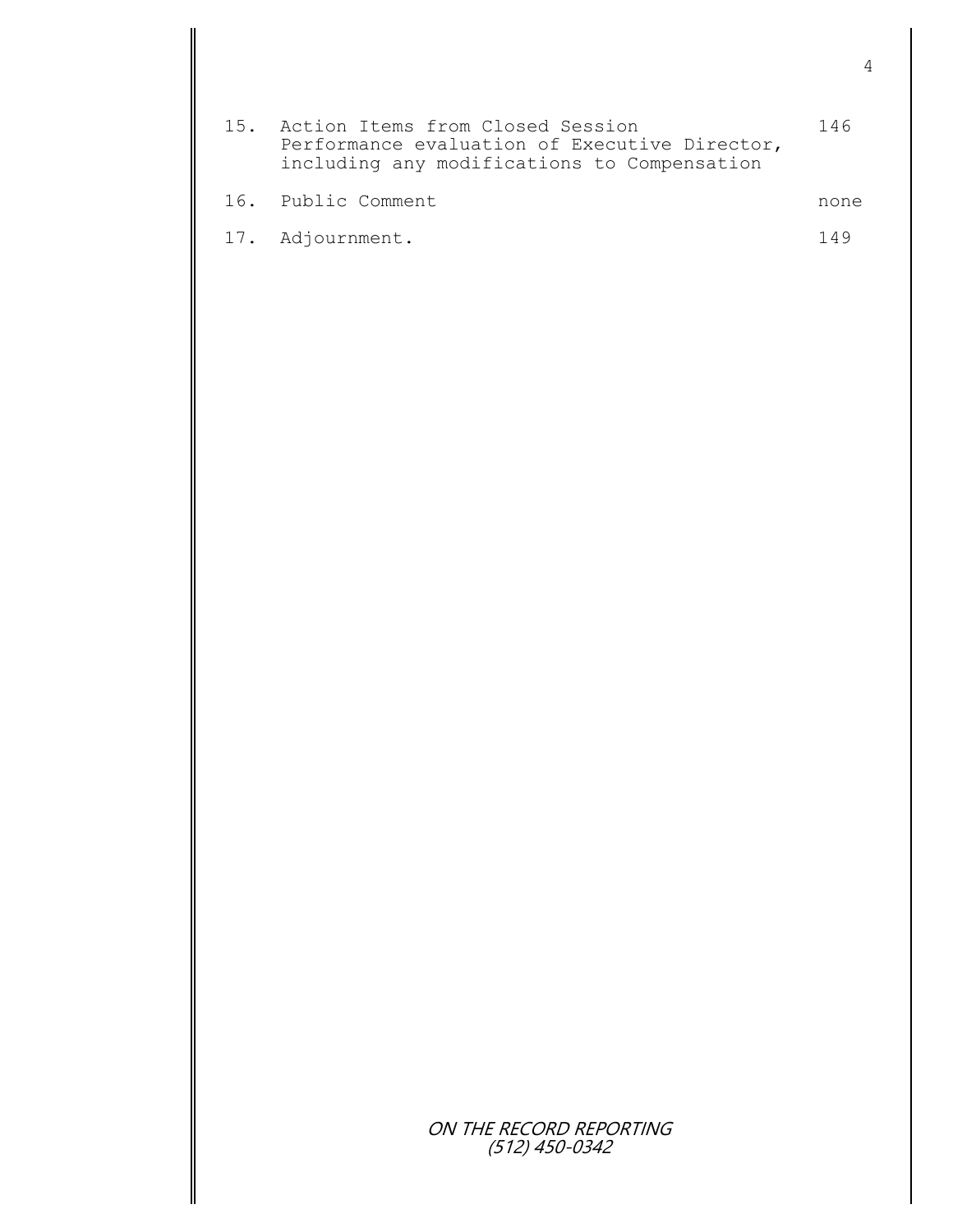| | | |
|---|---|---|
| 15. | Action Items from Closed Session<br>Performance evaluation of Executive Director, including any modifications to Compensation | 146 |
| 16. | Public Comment | none |
| 17. | Adjournment. | 149 |

ON THE RECORD REPORTING
(512) 450-0342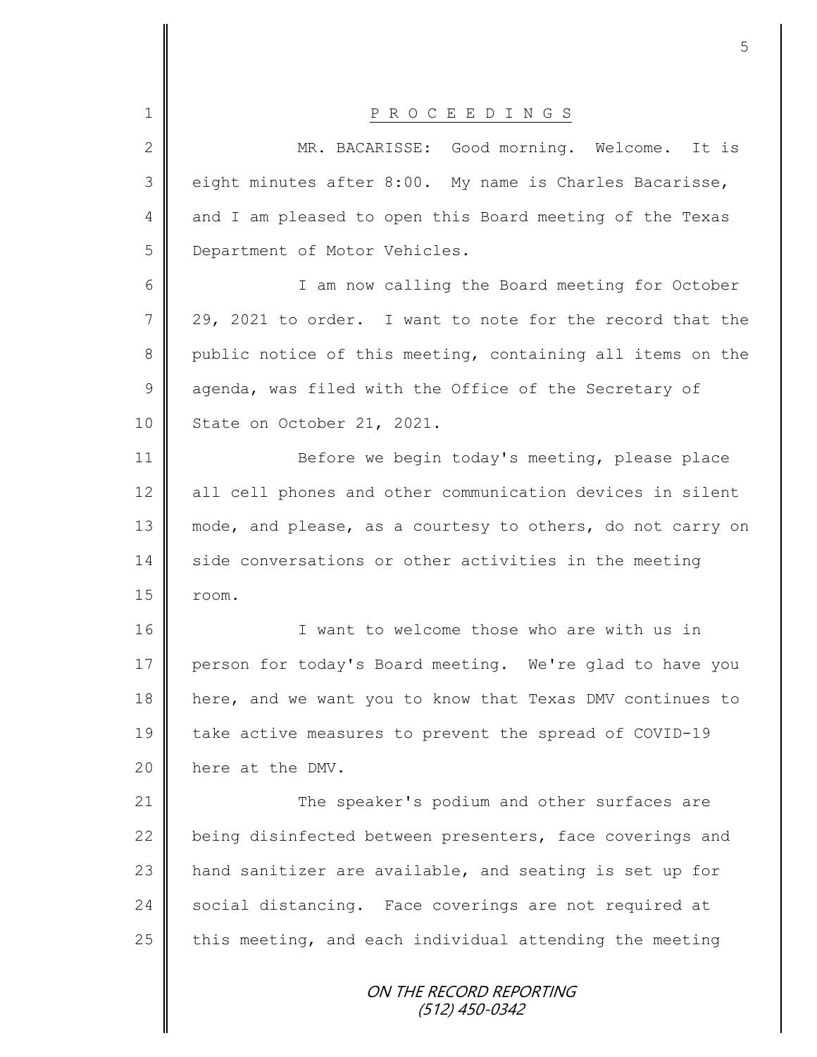P R O C E E D I N G S

MR. BACARISSE: Good morning. Welcome. It is eight minutes after 8:00. My name is Charles Bacarisse, and I am pleased to open this Board meeting of the Texas Department of Motor Vehicles.

I am now calling the Board meeting for October 29, 2021 to order. I want to note for the record that the public notice of this meeting, containing all items on the agenda, was filed with the Office of the Secretary of State on October 21, 2021.

Before we begin today's meeting, please place all cell phones and other communication devices in silent mode, and please, as a courtesy to others, do not carry on side conversations or other activities in the meeting room.

I want to welcome those who are with us in person for today's Board meeting. We're glad to have you here, and we want you to know that Texas DMV continues to take active measures to prevent the spread of COVID-19 here at the DMV.

The speaker's podium and other surfaces are being disinfected between presenters, face coverings and hand sanitizer are available, and seating is set up for social distancing. Face coverings are not required at this meeting, and each individual attending the meeting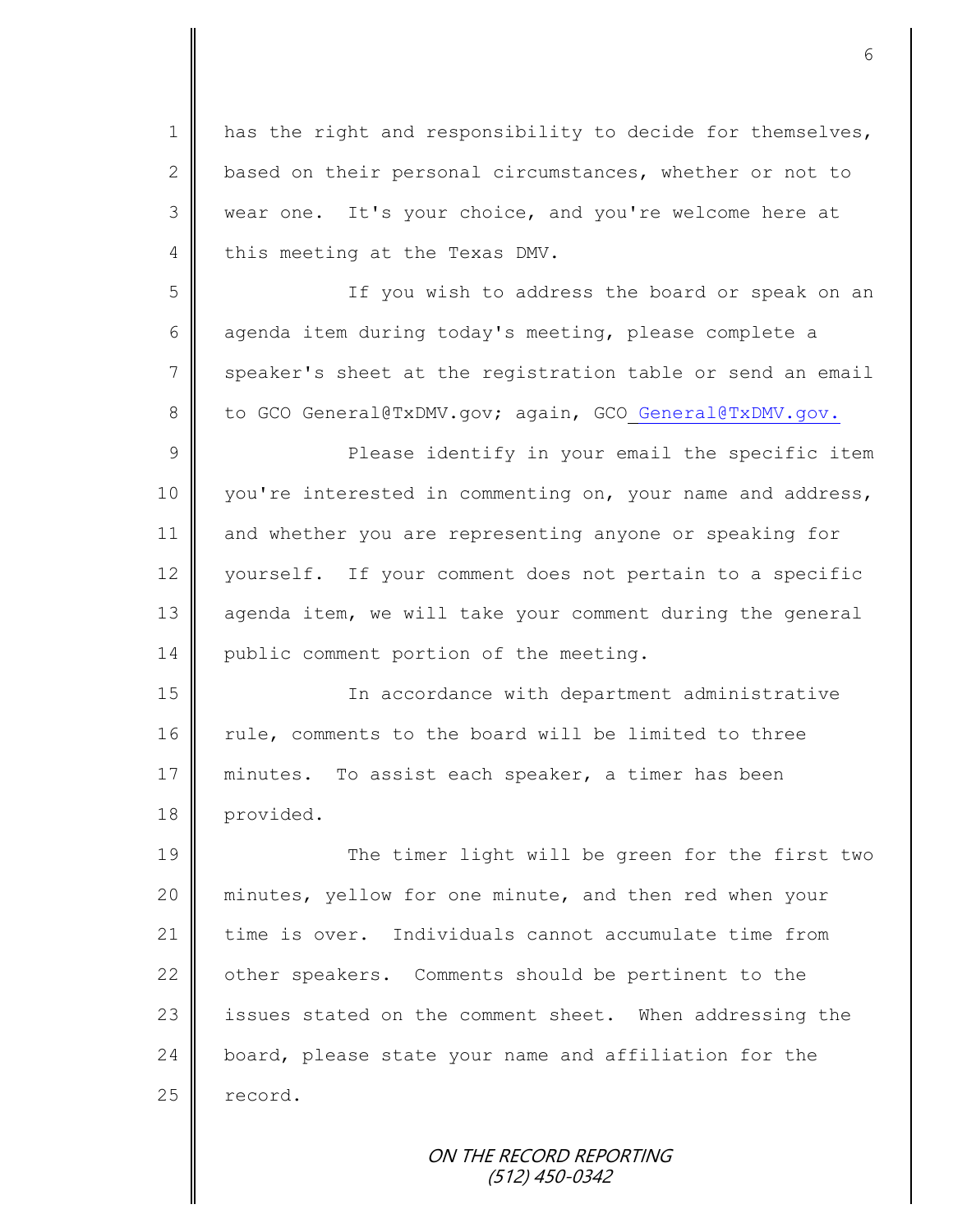has the right and responsibility to decide for themselves, based on their personal circumstances, whether or not to wear one. It's your choice, and you're welcome here at this meeting at the Texas DMV.

If you wish to address the board or speak on an agenda item during today's meeting, please complete a speaker's sheet at the registration table or send an email to GCO General@TxDMV.gov; again, GCO General@TxDMV.gov.

Please identify in your email the specific item you're interested in commenting on, your name and address, and whether you are representing anyone or speaking for yourself. If your comment does not pertain to a specific agenda item, we will take your comment during the general public comment portion of the meeting.

In accordance with department administrative rule, comments to the board will be limited to three minutes. To assist each speaker, a timer has been provided.

The timer light will be green for the first two minutes, yellow for one minute, and then red when your time is over. Individuals cannot accumulate time from other speakers. Comments should be pertinent to the issues stated on the comment sheet. When addressing the board, please state your name and affiliation for the record.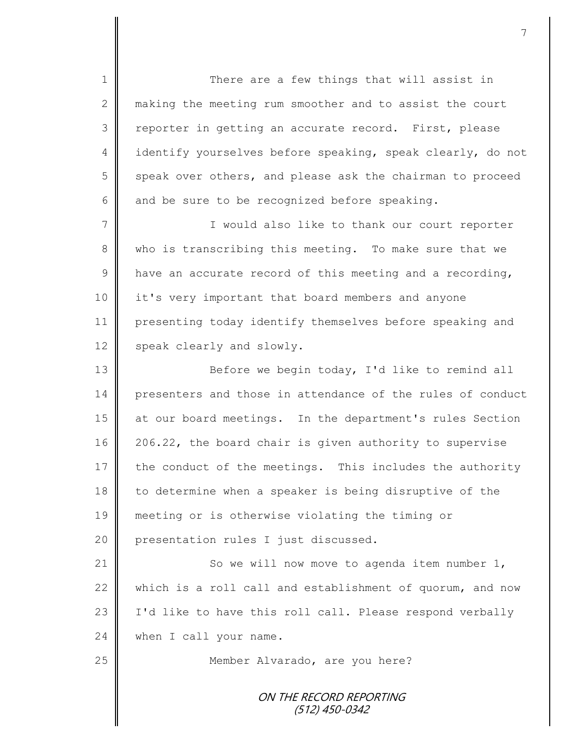There are a few things that will assist in making the meeting rum smoother and to assist the court reporter in getting an accurate record. First, please identify yourselves before speaking, speak clearly, do not speak over others, and please ask the chairman to proceed and be sure to be recognized before speaking.

I would also like to thank our court reporter who is transcribing this meeting. To make sure that we have an accurate record of this meeting and a recording, it's very important that board members and anyone presenting today identify themselves before speaking and speak clearly and slowly.

Before we begin today, I'd like to remind all presenters and those in attendance of the rules of conduct at our board meetings. In the department's rules Section 206.22, the board chair is given authority to supervise the conduct of the meetings. This includes the authority to determine when a speaker is being disruptive of the meeting or is otherwise violating the timing or presentation rules I just discussed.

So we will now move to agenda item number 1, which is a roll call and establishment of quorum, and now I'd like to have this roll call. Please respond verbally when I call your name.

Member Alvarado, are you here?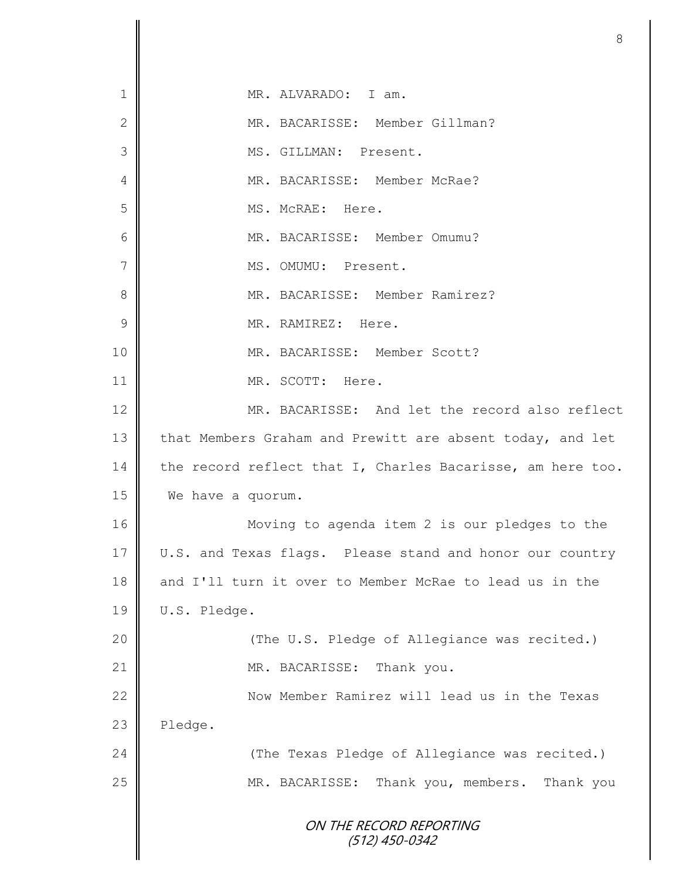MR. ALVARADO: I am.

MR. BACARISSE: Member Gillman?

MS. GILLMAN: Present.

MR. BACARISSE: Member McRae?

MS. McRAE: Here.

MR. BACARISSE: Member Omumu?

MS. OMUMU: Present.

MR. BACARISSE: Member Ramirez?

MR. RAMIREZ: Here.

MR. BACARISSE: Member Scott?

MR. SCOTT: Here.

MR. BACARISSE: And let the record also reflect that Members Graham and Prewitt are absent today, and let the record reflect that I, Charles Bacarisse, am here too. We have a quorum.

Moving to agenda item 2 is our pledges to the U.S. and Texas flags. Please stand and honor our country and I'll turn it over to Member McRae to lead us in the U.S. Pledge.

(The U.S. Pledge of Allegiance was recited.)

MR. BACARISSE: Thank you.

Now Member Ramirez will lead us in the Texas Pledge.

(The Texas Pledge of Allegiance was recited.)

MR. BACARISSE: Thank you, members. Thank you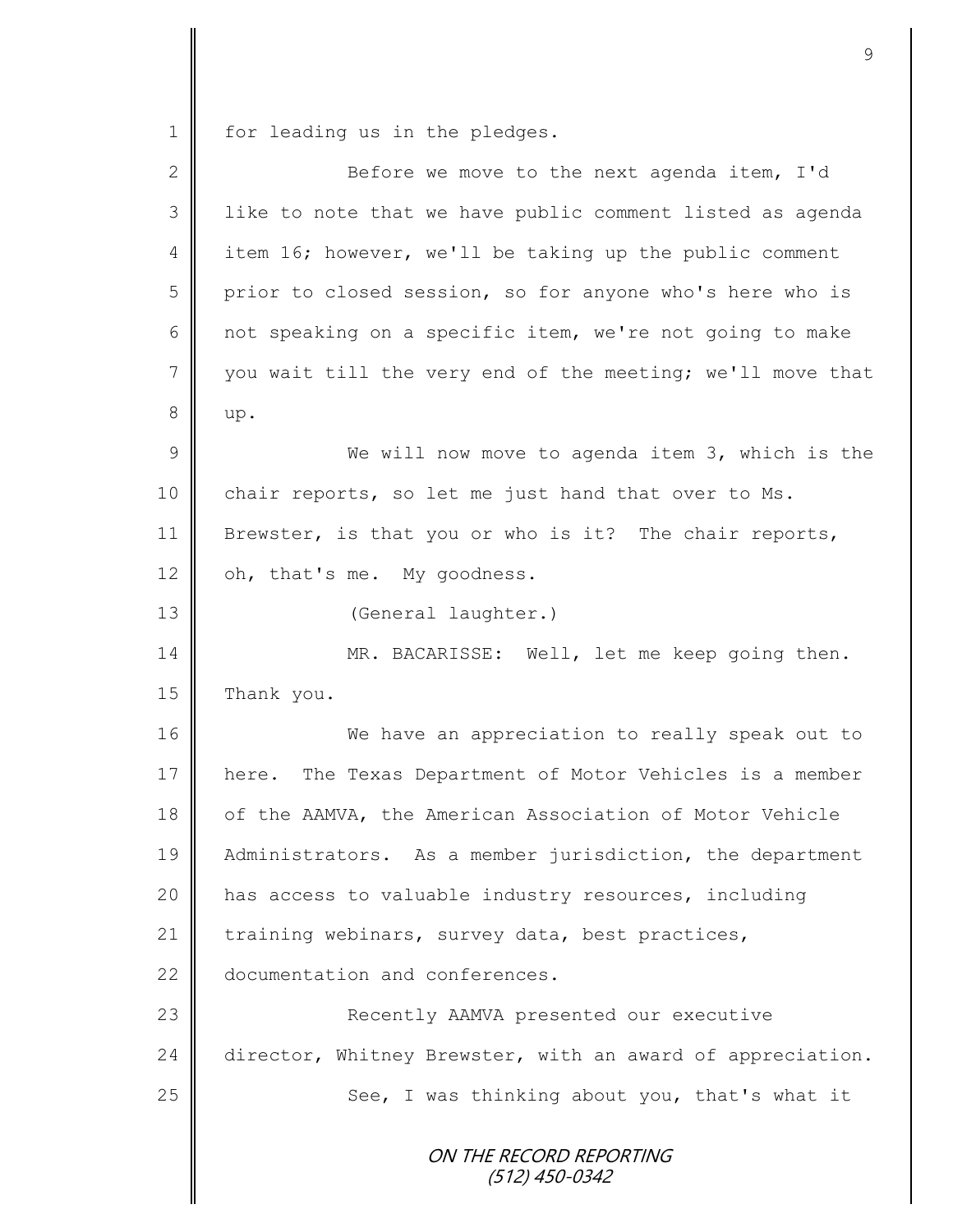for leading us in the pledges.

Before we move to the next agenda item, I'd like to note that we have public comment listed as agenda item 16; however, we'll be taking up the public comment prior to closed session, so for anyone who's here who is not speaking on a specific item, we're not going to make you wait till the very end of the meeting; we'll move that up.

We will now move to agenda item 3, which is the chair reports, so let me just hand that over to Ms. Brewster, is that you or who is it? The chair reports, oh, that's me. My goodness.

(General laughter.)

MR. BACARISSE: Well, let me keep going then. Thank you.

We have an appreciation to really speak out to here. The Texas Department of Motor Vehicles is a member of the AAMVA, the American Association of Motor Vehicle Administrators. As a member jurisdiction, the department has access to valuable industry resources, including training webinars, survey data, best practices, documentation and conferences.

Recently AAMVA presented our executive director, Whitney Brewster, with an award of appreciation.

See, I was thinking about you, that's what it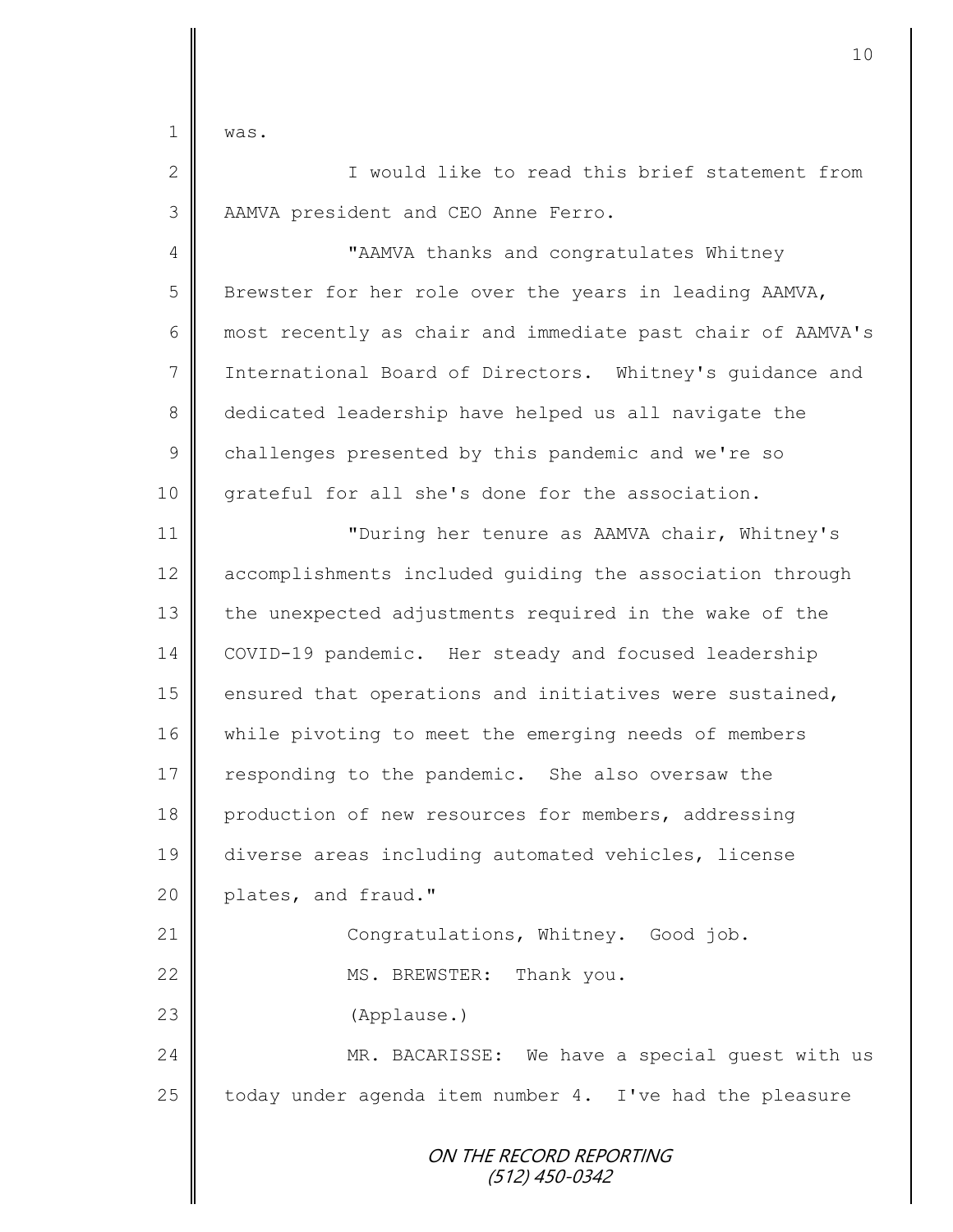was.

I would like to read this brief statement from AAMVA president and CEO Anne Ferro.

"AAMVA thanks and congratulates Whitney Brewster for her role over the years in leading AAMVA, most recently as chair and immediate past chair of AAMVA's International Board of Directors. Whitney's guidance and dedicated leadership have helped us all navigate the challenges presented by this pandemic and we're so grateful for all she's done for the association.

"During her tenure as AAMVA chair, Whitney's accomplishments included guiding the association through the unexpected adjustments required in the wake of the COVID-19 pandemic. Her steady and focused leadership ensured that operations and initiatives were sustained, while pivoting to meet the emerging needs of members responding to the pandemic. She also oversaw the production of new resources for members, addressing diverse areas including automated vehicles, license plates, and fraud."

Congratulations, Whitney. Good job.

MS. BREWSTER: Thank you.

(Applause.)

MR. BACARISSE: We have a special guest with us today under agenda item number 4. I've had the pleasure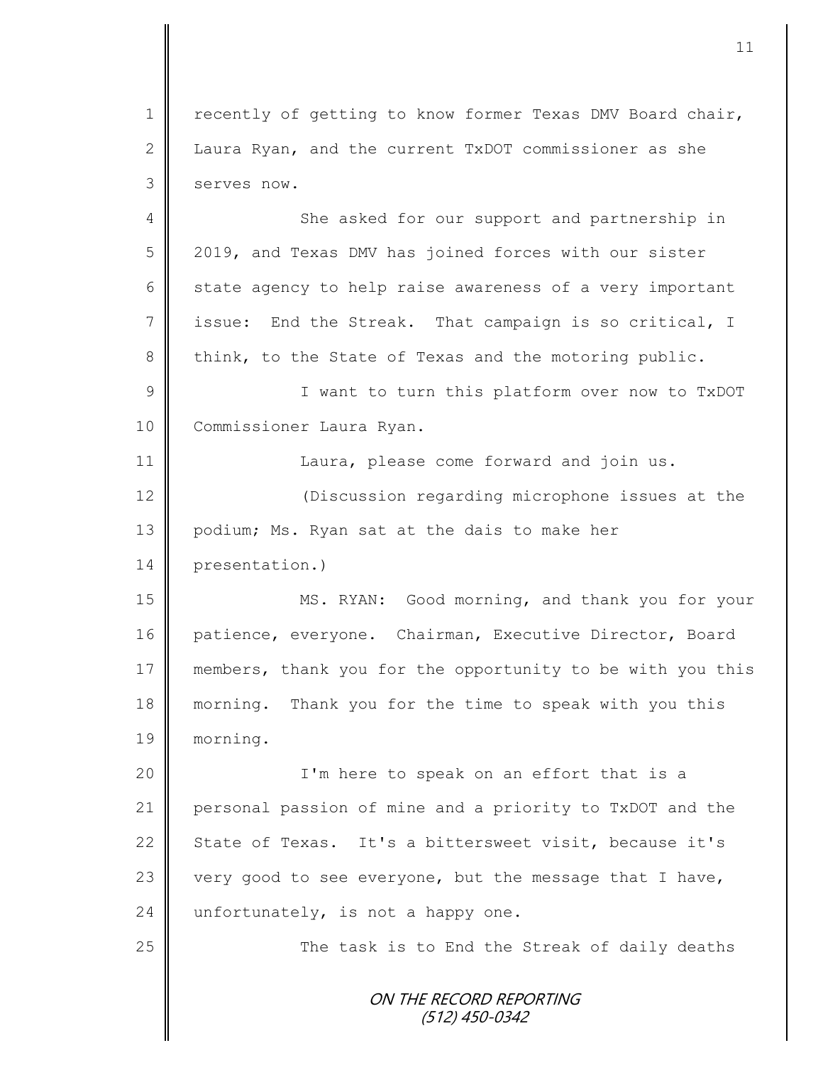recently of getting to know former Texas DMV Board chair, Laura Ryan, and the current TxDOT commissioner as she serves now.

She asked for our support and partnership in 2019, and Texas DMV has joined forces with our sister state agency to help raise awareness of a very important issue: End the Streak. That campaign is so critical, I think, to the State of Texas and the motoring public.

I want to turn this platform over now to TxDOT Commissioner Laura Ryan.

Laura, please come forward and join us.

(Discussion regarding microphone issues at the podium; Ms. Ryan sat at the dais to make her presentation.)

MS. RYAN: Good morning, and thank you for your patience, everyone. Chairman, Executive Director, Board members, thank you for the opportunity to be with you this morning. Thank you for the time to speak with you this morning.

I'm here to speak on an effort that is a personal passion of mine and a priority to TxDOT and the State of Texas. It's a bittersweet visit, because it's very good to see everyone, but the message that I have, unfortunately, is not a happy one.

The task is to End the Streak of daily deaths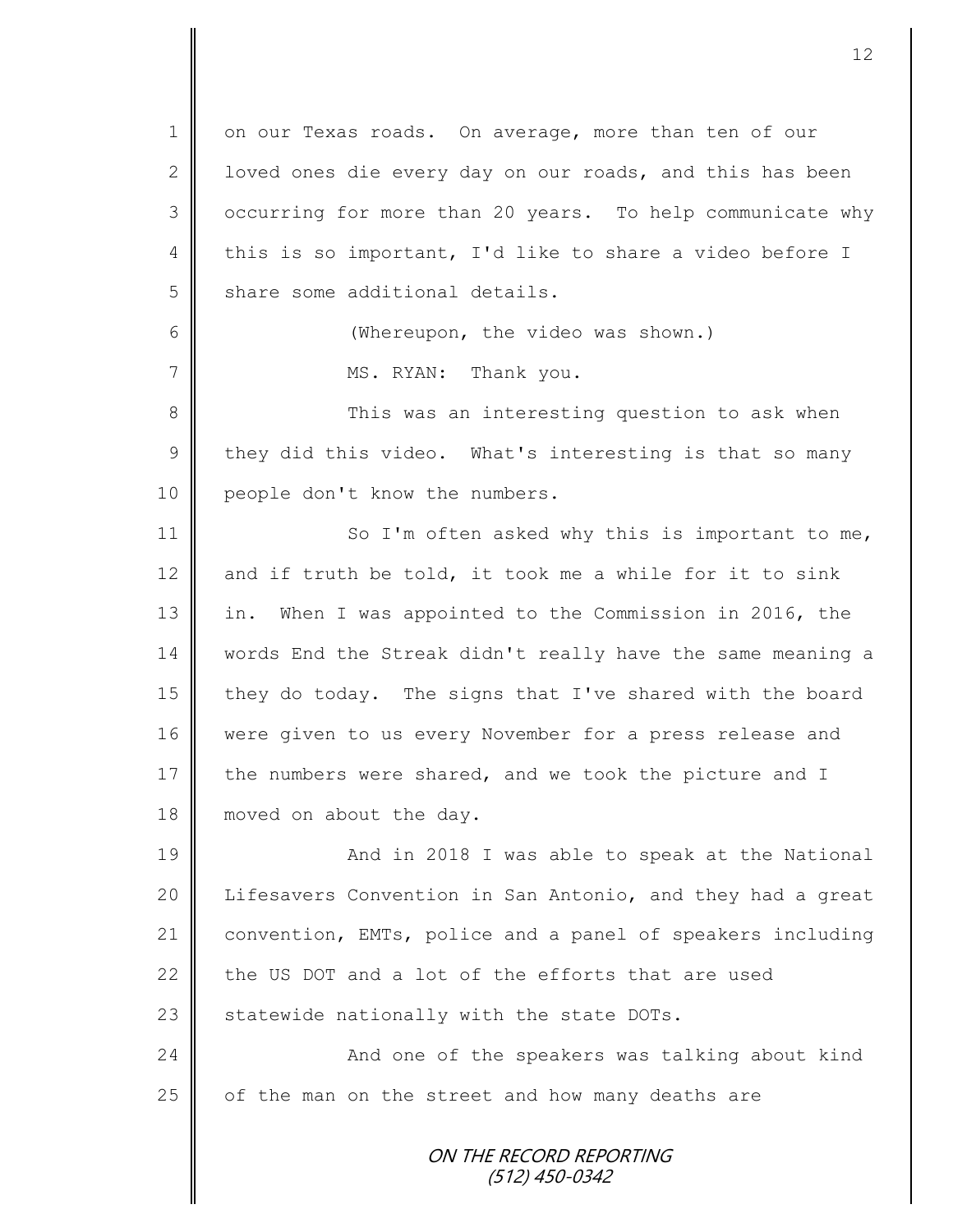on our Texas roads. On average, more than ten of our loved ones die every day on our roads, and this has been occurring for more than 20 years. To help communicate why this is so important, I'd like to share a video before I share some additional details.

(Whereupon, the video was shown.)

MS. RYAN: Thank you.

This was an interesting question to ask when they did this video. What's interesting is that so many people don't know the numbers.

So I'm often asked why this is important to me, and if truth be told, it took me a while for it to sink in. When I was appointed to the Commission in 2016, the words End the Streak didn't really have the same meaning a they do today. The signs that I've shared with the board were given to us every November for a press release and the numbers were shared, and we took the picture and I moved on about the day.

And in 2018 I was able to speak at the National Lifesavers Convention in San Antonio, and they had a great convention, EMTs, police and a panel of speakers including the US DOT and a lot of the efforts that are used statewide nationally with the state DOTs.

And one of the speakers was talking about kind of the man on the street and how many deaths are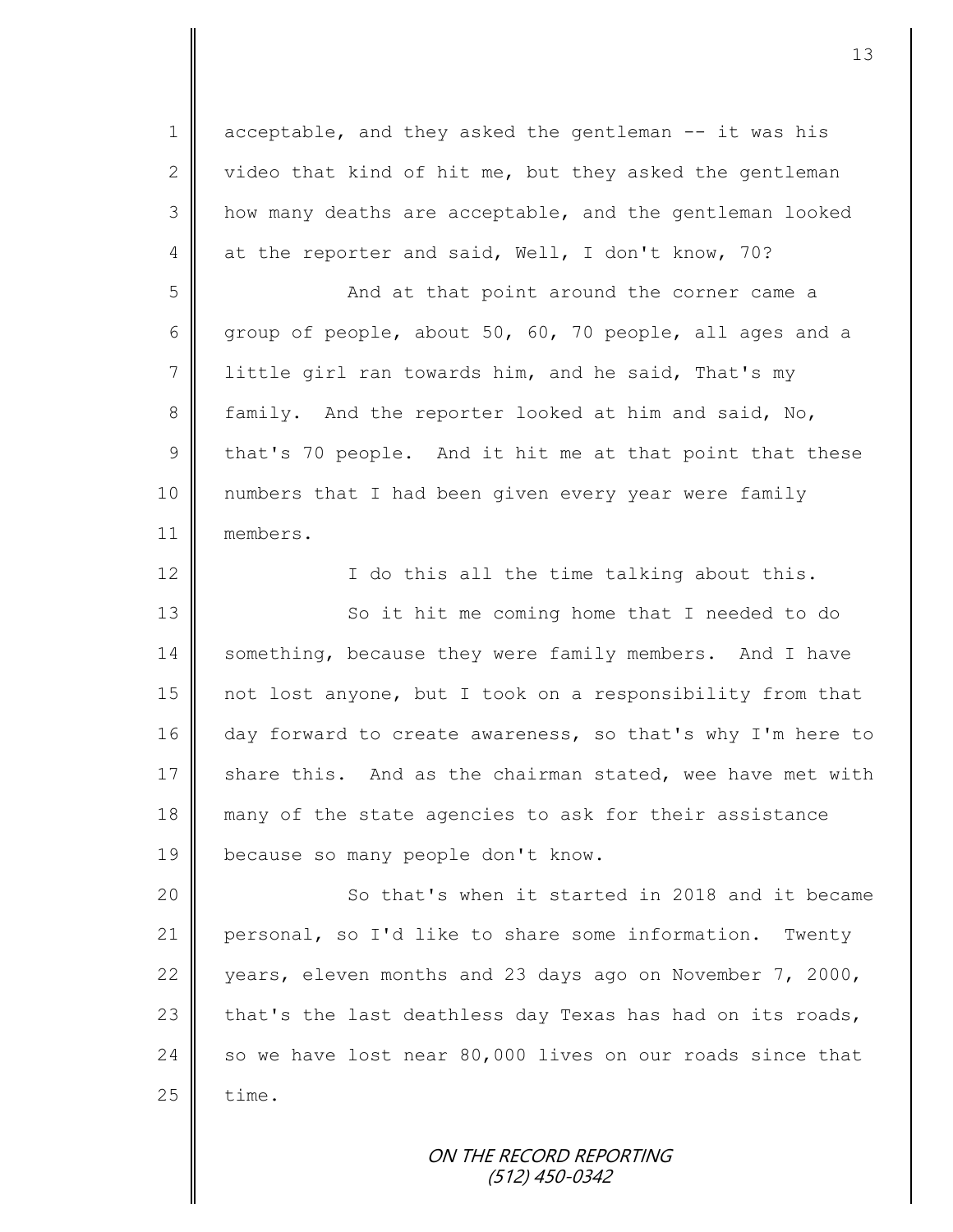acceptable, and they asked the gentleman -- it was his video that kind of hit me, but they asked the gentleman how many deaths are acceptable, and the gentleman looked at the reporter and said, Well, I don't know, 70?

And at that point around the corner came a group of people, about 50, 60, 70 people, all ages and a little girl ran towards him, and he said, That's my family. And the reporter looked at him and said, No, that's 70 people. And it hit me at that point that these numbers that I had been given every year were family members.

I do this all the time talking about this.

So it hit me coming home that I needed to do something, because they were family members. And I have not lost anyone, but I took on a responsibility from that day forward to create awareness, so that's why I'm here to share this. And as the chairman stated, wee have met with many of the state agencies to ask for their assistance because so many people don't know.

So that's when it started in 2018 and it became personal, so I'd like to share some information. Twenty years, eleven months and 23 days ago on November 7, 2000, that's the last deathless day Texas has had on its roads, so we have lost near 80,000 lives on our roads since that time.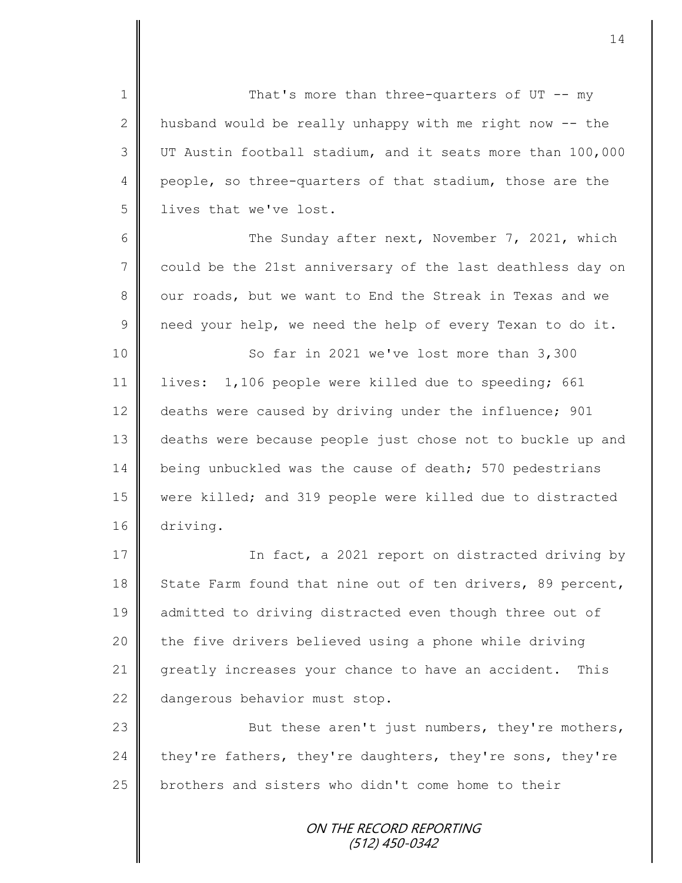That's more than three-quarters of UT -- my husband would be really unhappy with me right now -- the UT Austin football stadium, and it seats more than 100,000 people, so three-quarters of that stadium, those are the lives that we've lost.

The Sunday after next, November 7, 2021, which could be the 21st anniversary of the last deathless day on our roads, but we want to End the Streak in Texas and we need your help, we need the help of every Texan to do it.

So far in 2021 we've lost more than 3,300 lives: 1,106 people were killed due to speeding; 661 deaths were caused by driving under the influence; 901 deaths were because people just chose not to buckle up and being unbuckled was the cause of death; 570 pedestrians were killed; and 319 people were killed due to distracted driving.

In fact, a 2021 report on distracted driving by State Farm found that nine out of ten drivers, 89 percent, admitted to driving distracted even though three out of the five drivers believed using a phone while driving greatly increases your chance to have an accident. This dangerous behavior must stop.

But these aren't just numbers, they're mothers, they're fathers, they're daughters, they're sons, they're brothers and sisters who didn't come home to their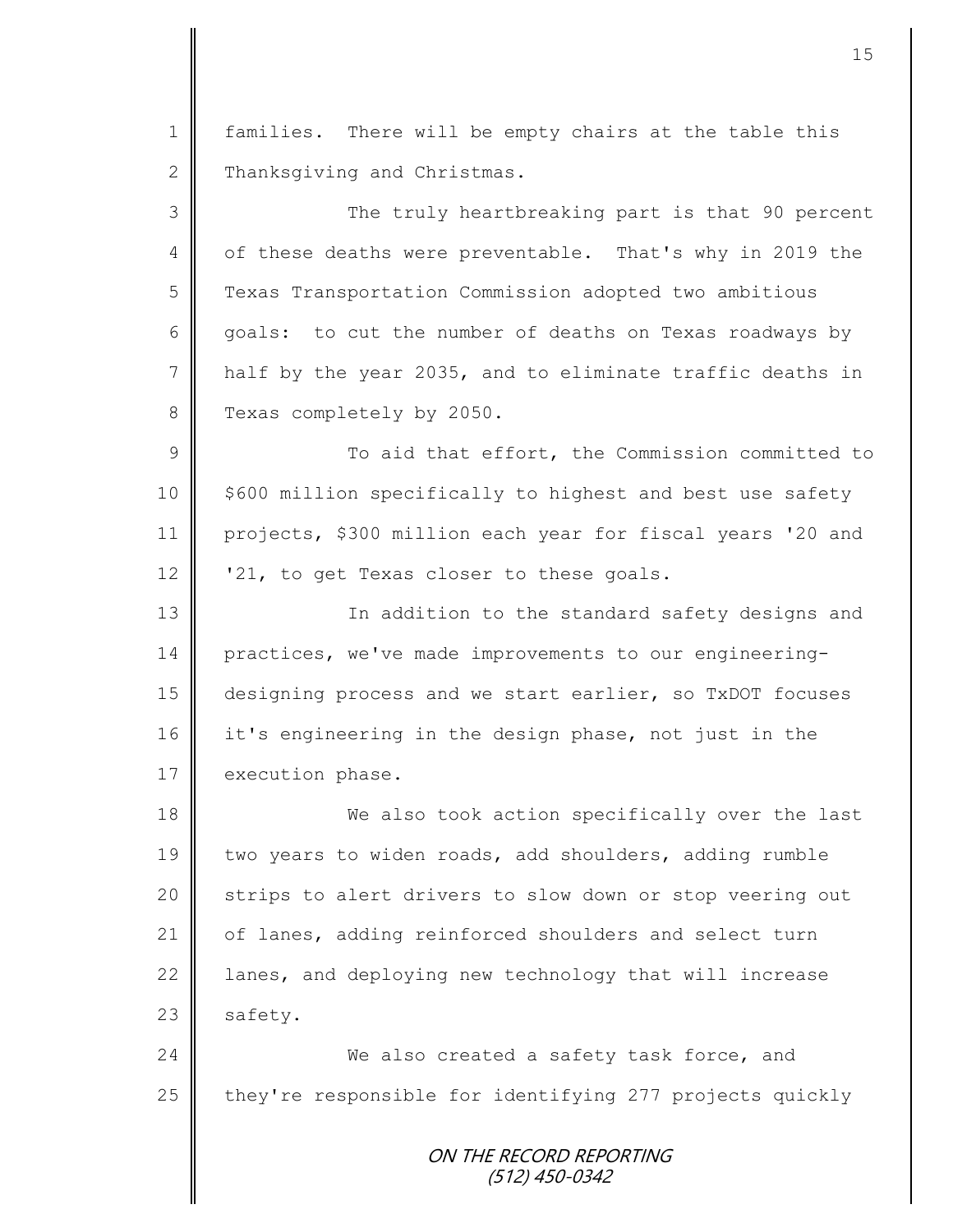families. There will be empty chairs at the table this Thanksgiving and Christmas.

The truly heartbreaking part is that 90 percent of these deaths were preventable. That's why in 2019 the Texas Transportation Commission adopted two ambitious goals: to cut the number of deaths on Texas roadways by half by the year 2035, and to eliminate traffic deaths in Texas completely by 2050.

To aid that effort, the Commission committed to $600 million specifically to highest and best use safety projects, $300 million each year for fiscal years '20 and '21, to get Texas closer to these goals.

In addition to the standard safety designs and practices, we've made improvements to our engineering-designing process and we start earlier, so TxDOT focuses it's engineering in the design phase, not just in the execution phase.

We also took action specifically over the last two years to widen roads, add shoulders, adding rumble strips to alert drivers to slow down or stop veering out of lanes, adding reinforced shoulders and select turn lanes, and deploying new technology that will increase safety.

We also created a safety task force, and they're responsible for identifying 277 projects quickly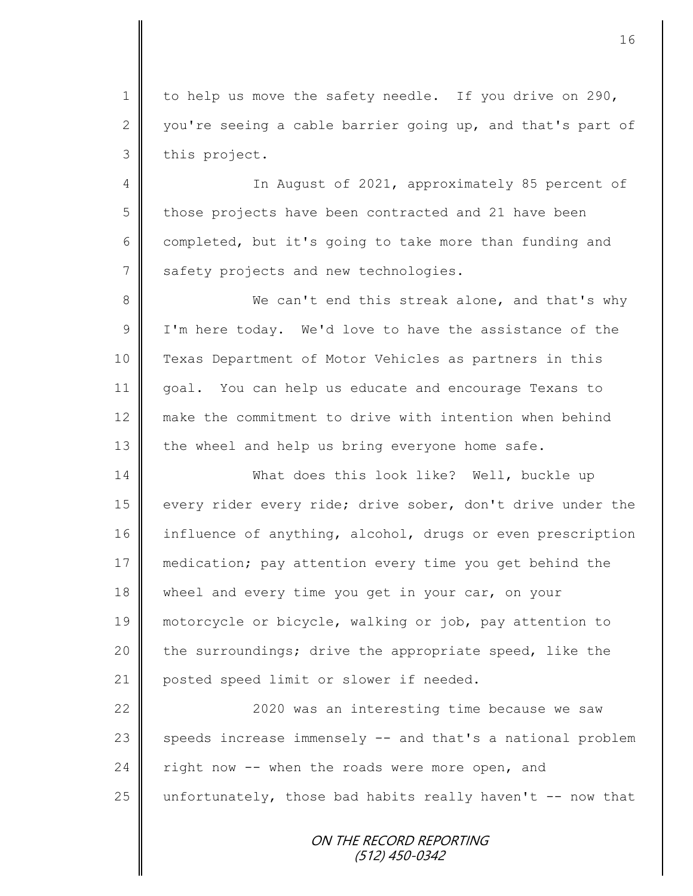to help us move the safety needle. If you drive on 290, you're seeing a cable barrier going up, and that's part of this project.

In August of 2021, approximately 85 percent of those projects have been contracted and 21 have been completed, but it's going to take more than funding and safety projects and new technologies.

We can't end this streak alone, and that's why I'm here today. We'd love to have the assistance of the Texas Department of Motor Vehicles as partners in this goal. You can help us educate and encourage Texans to make the commitment to drive with intention when behind the wheel and help us bring everyone home safe.

What does this look like? Well, buckle up every rider every ride; drive sober, don't drive under the influence of anything, alcohol, drugs or even prescription medication; pay attention every time you get behind the wheel and every time you get in your car, on your motorcycle or bicycle, walking or job, pay attention to the surroundings; drive the appropriate speed, like the posted speed limit or slower if needed.

2020 was an interesting time because we saw speeds increase immensely -- and that's a national problem right now -- when the roads were more open, and unfortunately, those bad habits really haven't -- now that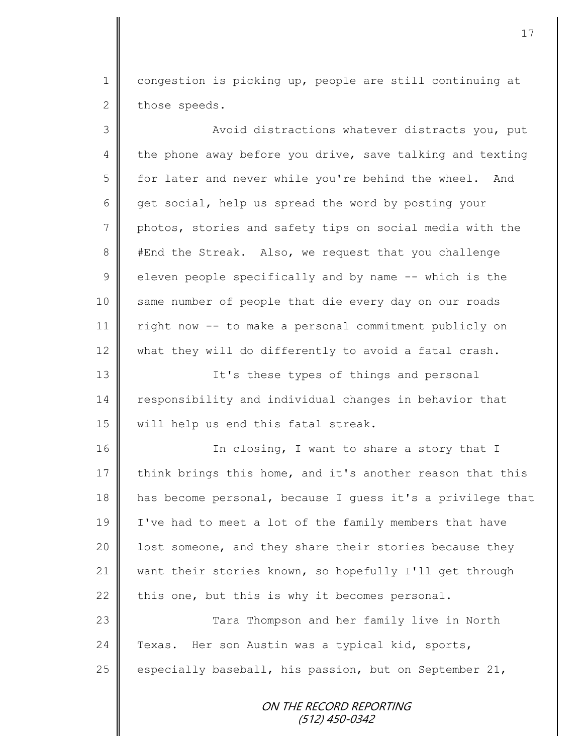congestion is picking up, people are still continuing at those speeds.

Avoid distractions whatever distracts you, put the phone away before you drive, save talking and texting for later and never while you're behind the wheel. And get social, help us spread the word by posting your photos, stories and safety tips on social media with the #End the Streak. Also, we request that you challenge eleven people specifically and by name -- which is the same number of people that die every day on our roads right now -- to make a personal commitment publicly on what they will do differently to avoid a fatal crash.

It's these types of things and personal responsibility and individual changes in behavior that will help us end this fatal streak.

In closing, I want to share a story that I think brings this home, and it's another reason that this has become personal, because I guess it's a privilege that I've had to meet a lot of the family members that have lost someone, and they share their stories because they want their stories known, so hopefully I'll get through this one, but this is why it becomes personal.

Tara Thompson and her family live in North Texas. Her son Austin was a typical kid, sports, especially baseball, his passion, but on September 21,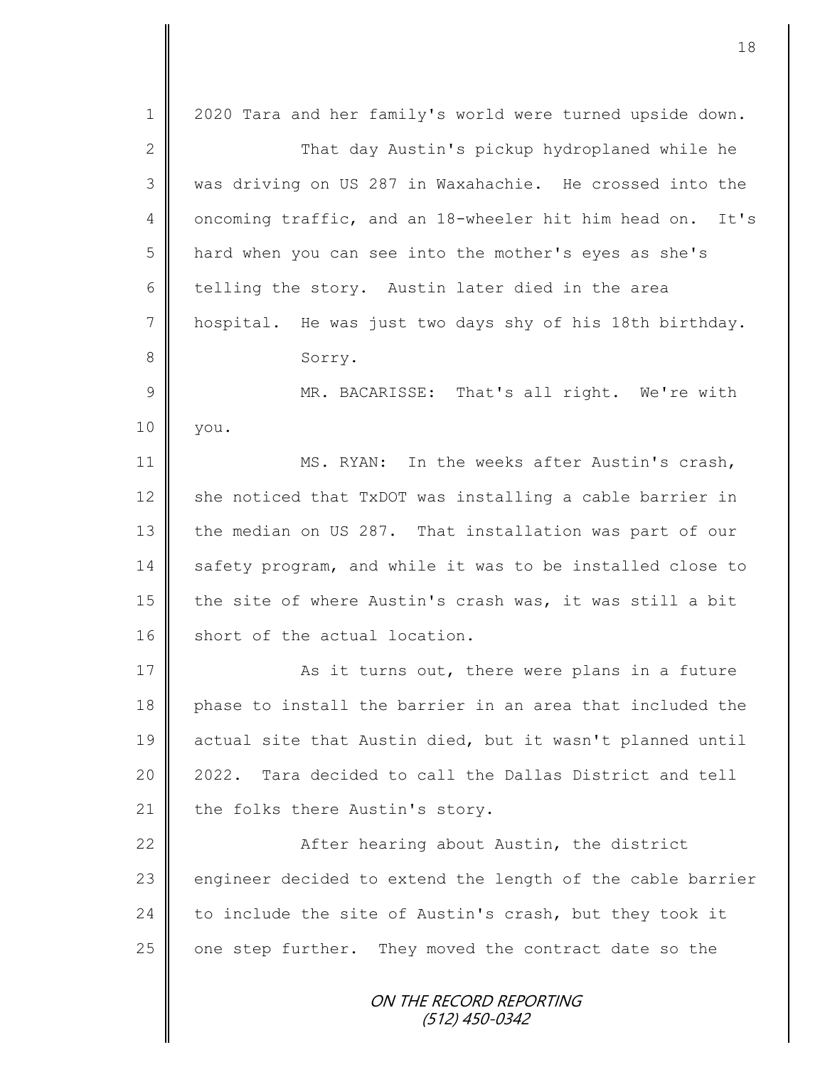2020 Tara and her family's world were turned upside down.

That day Austin's pickup hydroplaned while he was driving on US 287 in Waxahachie. He crossed into the oncoming traffic, and an 18-wheeler hit him head on. It's hard when you can see into the mother's eyes as she's telling the story. Austin later died in the area hospital. He was just two days shy of his 18th birthday.

Sorry.

MR. BACARISSE: That's all right. We're with you.

MS. RYAN: In the weeks after Austin's crash, she noticed that TxDOT was installing a cable barrier in the median on US 287. That installation was part of our safety program, and while it was to be installed close to the site of where Austin's crash was, it was still a bit short of the actual location.

As it turns out, there were plans in a future phase to install the barrier in an area that included the actual site that Austin died, but it wasn't planned until 2022. Tara decided to call the Dallas District and tell the folks there Austin's story.

After hearing about Austin, the district engineer decided to extend the length of the cable barrier to include the site of Austin's crash, but they took it one step further. They moved the contract date so the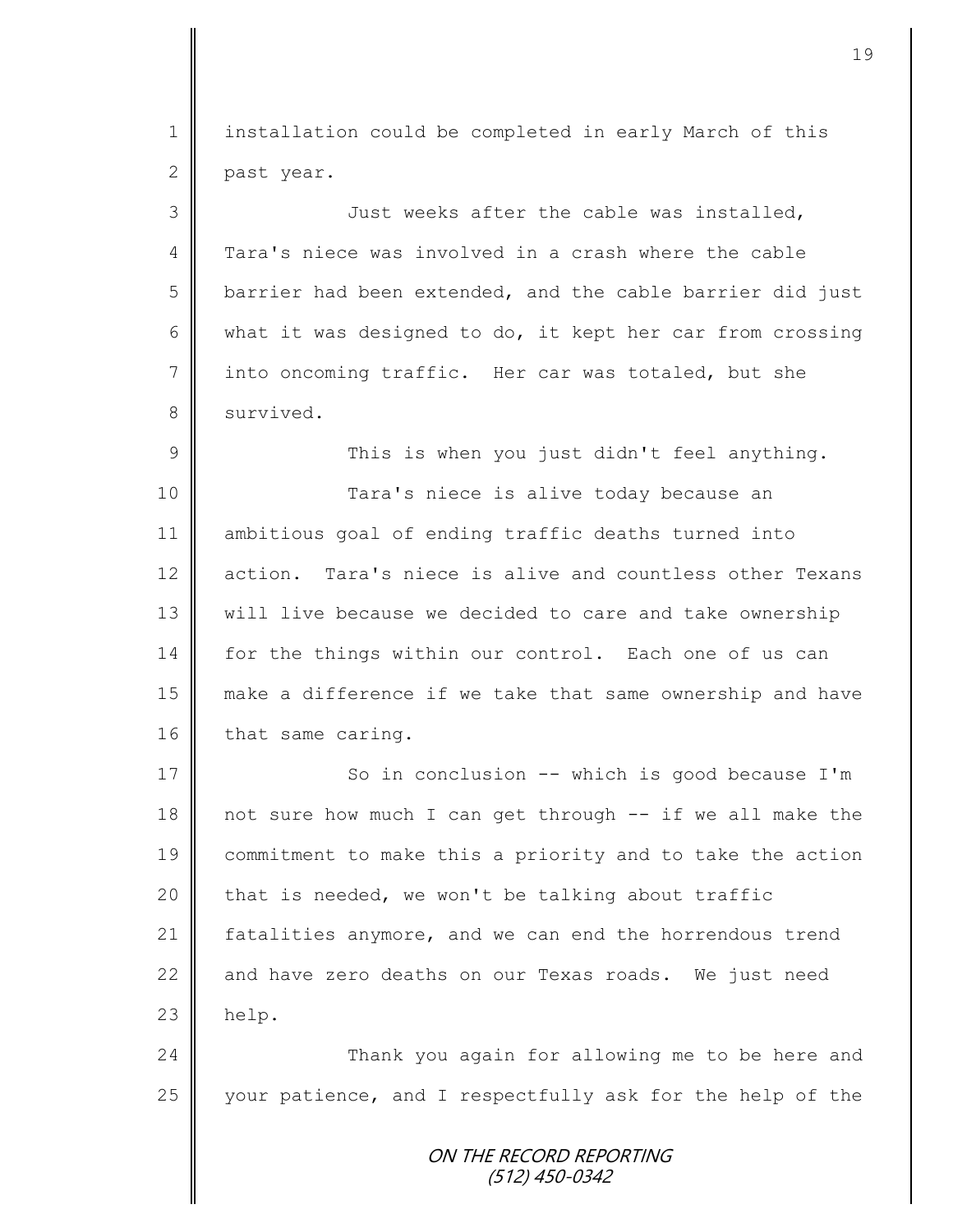installation could be completed in early March of this past year.

Just weeks after the cable was installed, Tara's niece was involved in a crash where the cable barrier had been extended, and the cable barrier did just what it was designed to do, it kept her car from crossing into oncoming traffic. Her car was totaled, but she survived.

This is when you just didn't feel anything.

Tara's niece is alive today because an ambitious goal of ending traffic deaths turned into action. Tara's niece is alive and countless other Texans will live because we decided to care and take ownership for the things within our control. Each one of us can make a difference if we take that same ownership and have that same caring.

So in conclusion -- which is good because I'm not sure how much I can get through -- if we all make the commitment to make this a priority and to take the action that is needed, we won't be talking about traffic fatalities anymore, and we can end the horrendous trend and have zero deaths on our Texas roads. We just need help.

Thank you again for allowing me to be here and your patience, and I respectfully ask for the help of the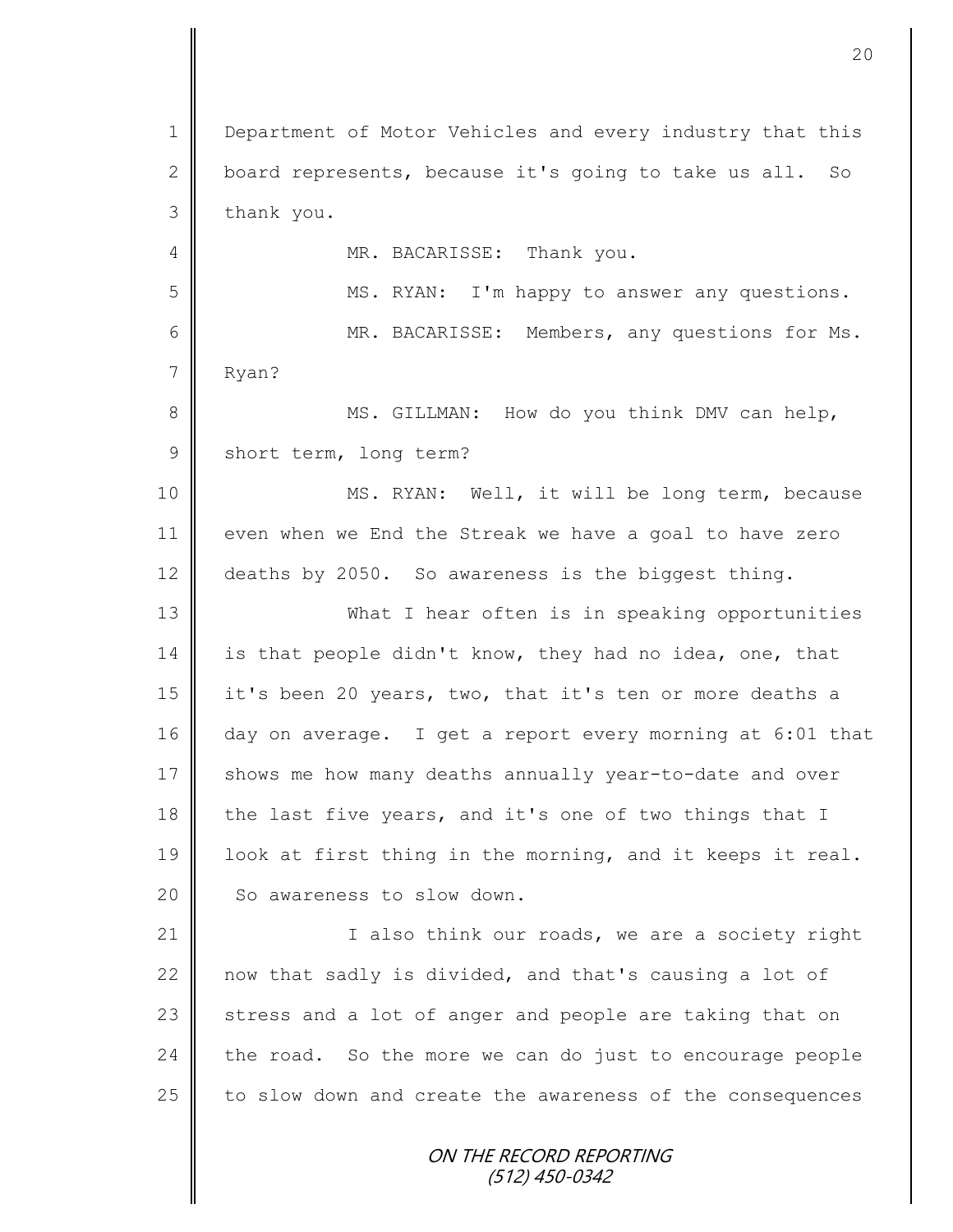Department of Motor Vehicles and every industry that this board represents, because it's going to take us all. So thank you.

MR. BACARISSE: Thank you.

MS. RYAN: I'm happy to answer any questions.

MR. BACARISSE: Members, any questions for Ms. Ryan?

MS. GILLMAN: How do you think DMV can help, short term, long term?

MS. RYAN: Well, it will be long term, because even when we End the Streak we have a goal to have zero deaths by 2050. So awareness is the biggest thing.

What I hear often is in speaking opportunities is that people didn't know, they had no idea, one, that it's been 20 years, two, that it's ten or more deaths a day on average. I get a report every morning at 6:01 that shows me how many deaths annually year-to-date and over the last five years, and it's one of two things that I look at first thing in the morning, and it keeps it real. So awareness to slow down.

I also think our roads, we are a society right now that sadly is divided, and that's causing a lot of stress and a lot of anger and people are taking that on the road. So the more we can do just to encourage people to slow down and create the awareness of the consequences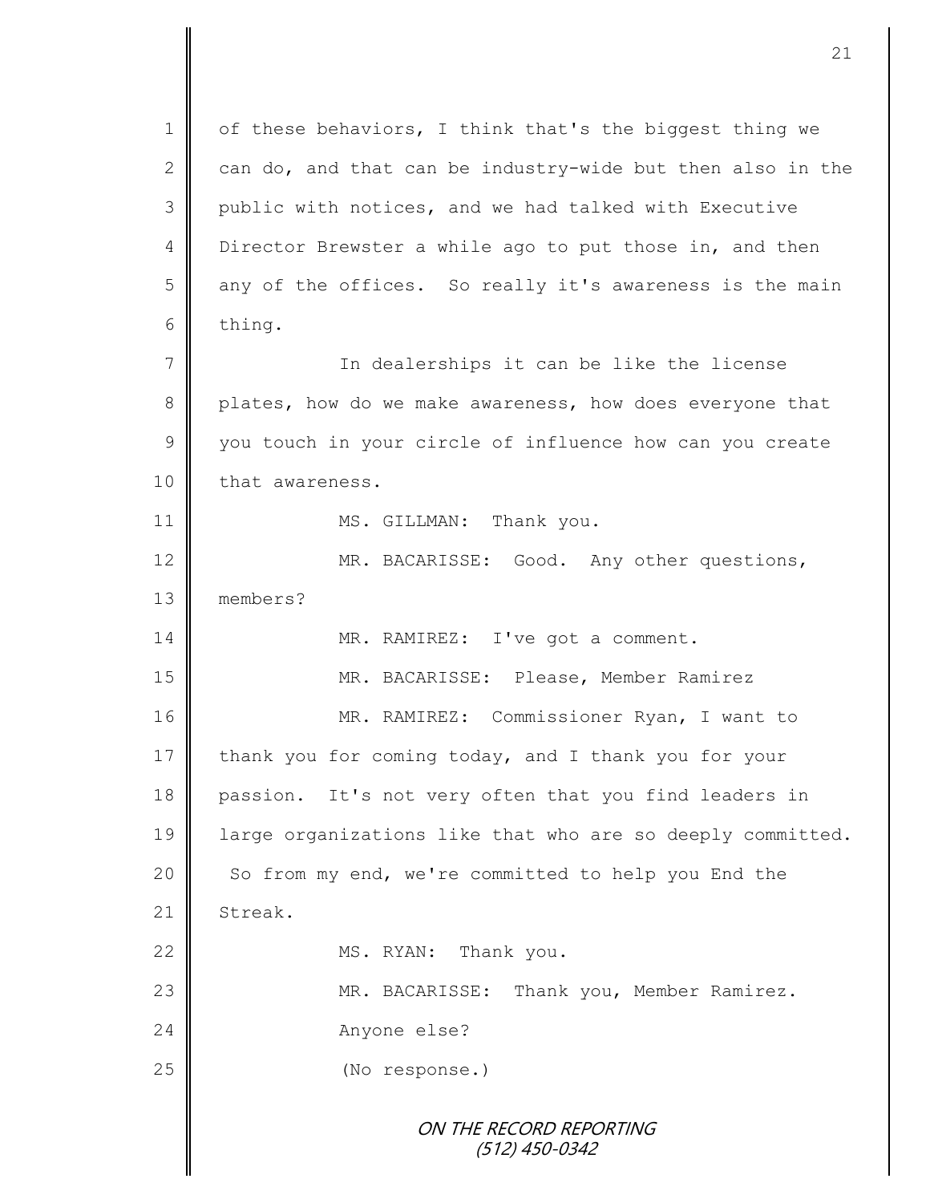of these behaviors, I think that's the biggest thing we can do, and that can be industry-wide but then also in the public with notices, and we had talked with Executive Director Brewster a while ago to put those in, and then any of the offices. So really it's awareness is the main thing.

In dealerships it can be like the license plates, how do we make awareness, how does everyone that you touch in your circle of influence how can you create that awareness.

MS. GILLMAN: Thank you.

MR. BACARISSE: Good. Any other questions, members?

MR. RAMIREZ: I've got a comment.

MR. BACARISSE: Please, Member Ramirez

MR. RAMIREZ: Commissioner Ryan, I want to thank you for coming today, and I thank you for your passion. It's not very often that you find leaders in large organizations like that who are so deeply committed. So from my end, we're committed to help you End the Streak.

MS. RYAN: Thank you.

MR. BACARISSE: Thank you, Member Ramirez.

Anyone else?

(No response.)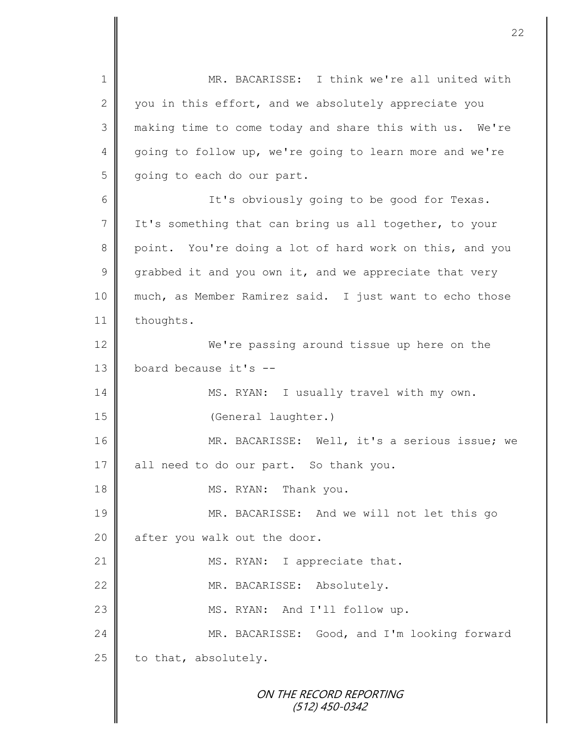MR. BACARISSE: I think we're all united with you in this effort, and we absolutely appreciate you making time to come today and share this with us. We're going to follow up, we're going to learn more and we're going to each do our part.

It's obviously going to be good for Texas. It's something that can bring us all together, to your point. You're doing a lot of hard work on this, and you grabbed it and you own it, and we appreciate that very much, as Member Ramirez said. I just want to echo those thoughts.

We're passing around tissue up here on the board because it's --

MS. RYAN: I usually travel with my own.

(General laughter.)

MR. BACARISSE: Well, it's a serious issue; we all need to do our part. So thank you.

MS. RYAN: Thank you.

MR. BACARISSE: And we will not let this go after you walk out the door.

MS. RYAN: I appreciate that.

MR. BACARISSE: Absolutely.

MS. RYAN: And I'll follow up.

MR. BACARISSE: Good, and I'm looking forward to that, absolutely.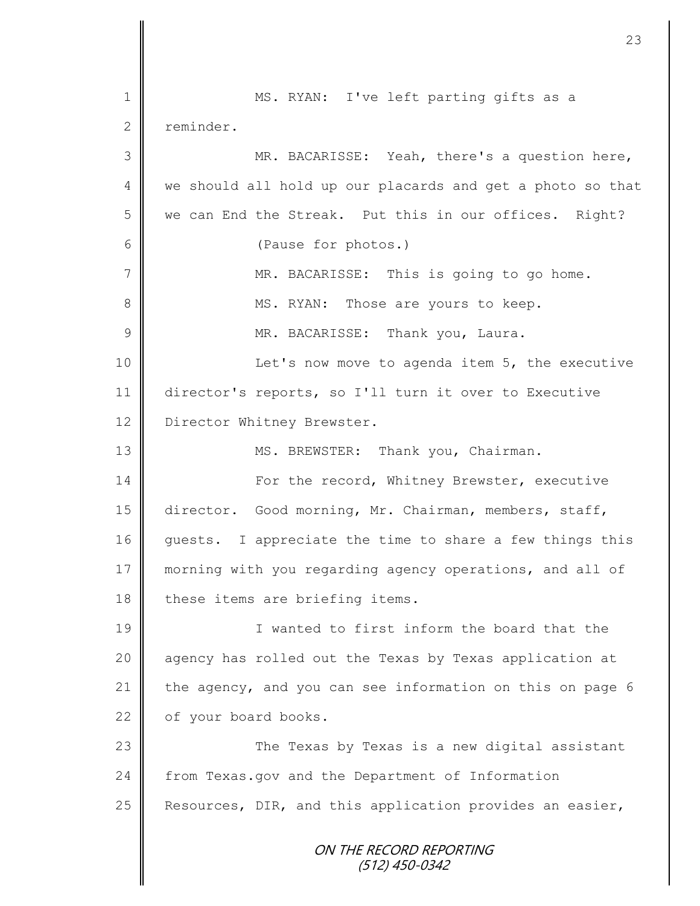MS. RYAN: I've left parting gifts as a reminder.

MR. BACARISSE: Yeah, there's a question here, we should all hold up our placards and get a photo so that we can End the Streak. Put this in our offices. Right?

(Pause for photos.)

MR. BACARISSE: This is going to go home.

MS. RYAN: Those are yours to keep.

MR. BACARISSE: Thank you, Laura.

Let's now move to agenda item 5, the executive director's reports, so I'll turn it over to Executive Director Whitney Brewster.

MS. BREWSTER: Thank you, Chairman.

For the record, Whitney Brewster, executive director. Good morning, Mr. Chairman, members, staff, guests. I appreciate the time to share a few things this morning with you regarding agency operations, and all of these items are briefing items.

I wanted to first inform the board that the agency has rolled out the Texas by Texas application at the agency, and you can see information on this on page 6 of your board books.

The Texas by Texas is a new digital assistant from Texas.gov and the Department of Information Resources, DIR, and this application provides an easier,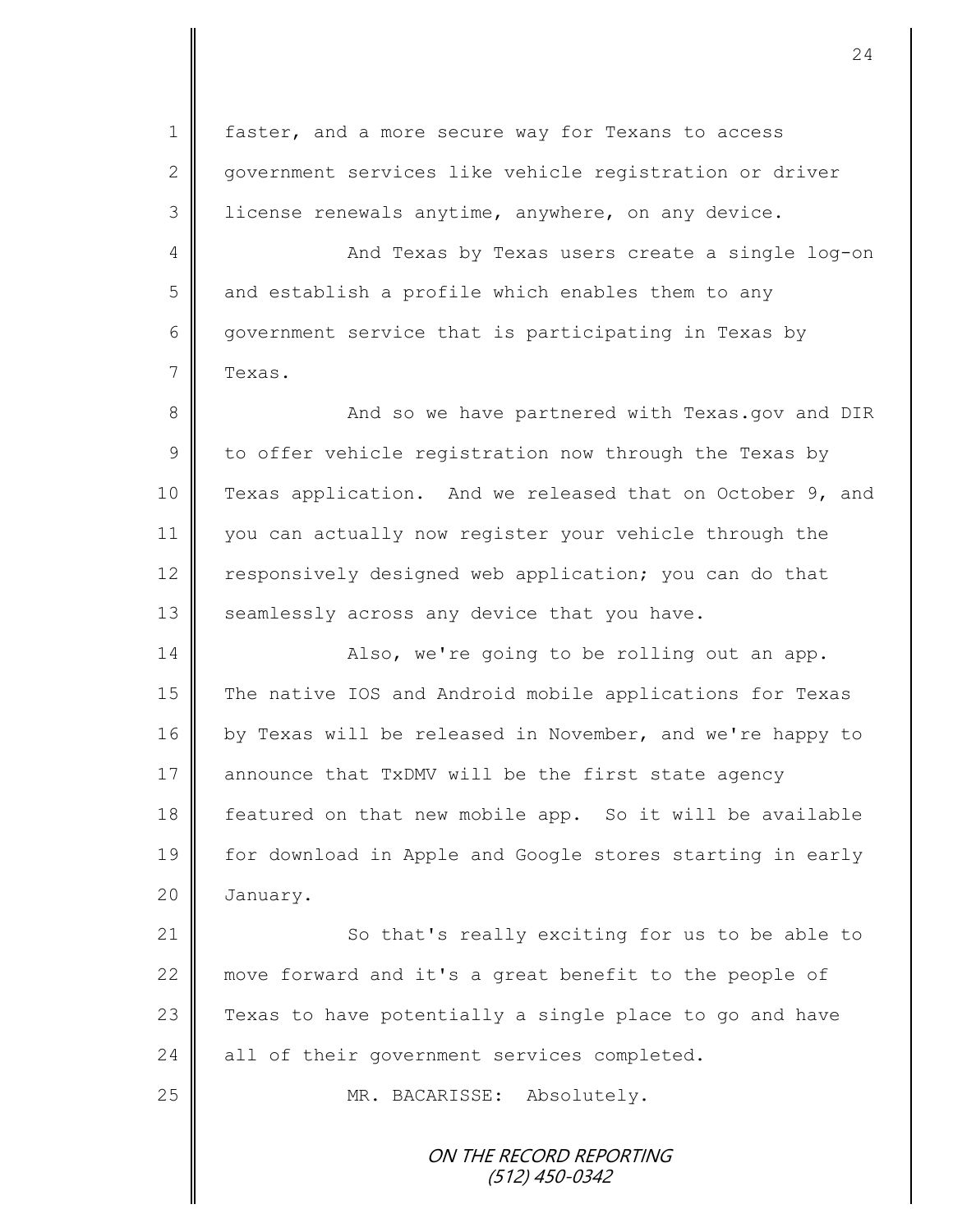faster, and a more secure way for Texans to access government services like vehicle registration or driver license renewals anytime, anywhere, on any device.

And Texas by Texas users create a single log-on and establish a profile which enables them to any government service that is participating in Texas by Texas.

And so we have partnered with Texas.gov and DIR to offer vehicle registration now through the Texas by Texas application. And we released that on October 9, and you can actually now register your vehicle through the responsively designed web application; you can do that seamlessly across any device that you have.

Also, we're going to be rolling out an app. The native IOS and Android mobile applications for Texas by Texas will be released in November, and we're happy to announce that TxDMV will be the first state agency featured on that new mobile app. So it will be available for download in Apple and Google stores starting in early January.

So that's really exciting for us to be able to move forward and it's a great benefit to the people of Texas to have potentially a single place to go and have all of their government services completed.

MR. BACARISSE: Absolutely.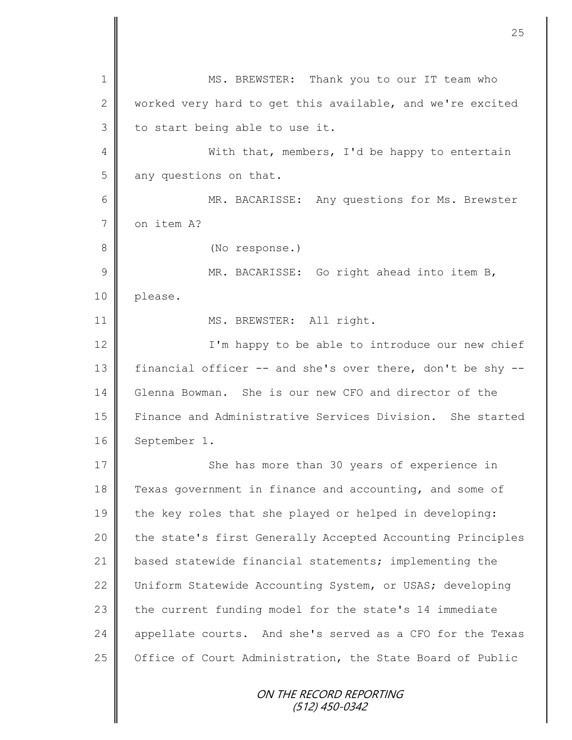MS. BREWSTER: Thank you to our IT team who worked very hard to get this available, and we're excited to start being able to use it.

With that, members, I'd be happy to entertain any questions on that.

MR. BACARISSE: Any questions for Ms. Brewster on item A?

(No response.)

MR. BACARISSE: Go right ahead into item B, please.

MS. BREWSTER: All right.

I'm happy to be able to introduce our new chief financial officer -- and she's over there, don't be shy -- Glenna Bowman. She is our new CFO and director of the Finance and Administrative Services Division. She started September 1.

She has more than 30 years of experience in Texas government in finance and accounting, and some of the key roles that she played or helped in developing: the state's first Generally Accepted Accounting Principles based statewide financial statements; implementing the Uniform Statewide Accounting System, or USAS; developing the current funding model for the state's 14 immediate appellate courts. And she's served as a CFO for the Texas Office of Court Administration, the State Board of Public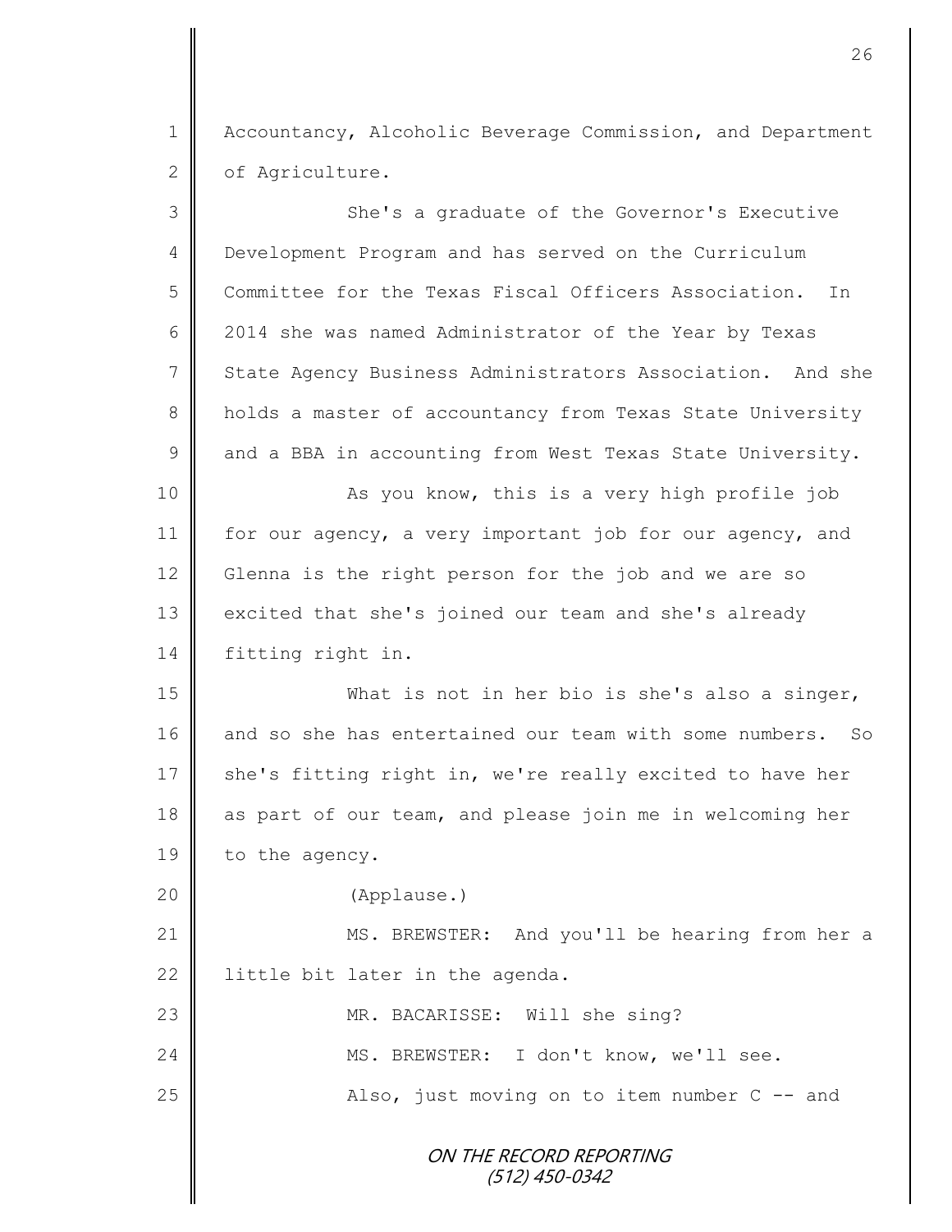Accountancy, Alcoholic Beverage Commission, and Department of Agriculture.

She's a graduate of the Governor's Executive Development Program and has served on the Curriculum Committee for the Texas Fiscal Officers Association. In 2014 she was named Administrator of the Year by Texas State Agency Business Administrators Association. And she holds a master of accountancy from Texas State University and a BBA in accounting from West Texas State University.

As you know, this is a very high profile job for our agency, a very important job for our agency, and Glenna is the right person for the job and we are so excited that she's joined our team and she's already fitting right in.

What is not in her bio is she's also a singer, and so she has entertained our team with some numbers. So she's fitting right in, we're really excited to have her as part of our team, and please join me in welcoming her to the agency.

(Applause.)

MS. BREWSTER: And you'll be hearing from her a little bit later in the agenda.

MR. BACARISSE: Will she sing?

MS. BREWSTER: I don't know, we'll see.

Also, just moving on to item number C -- and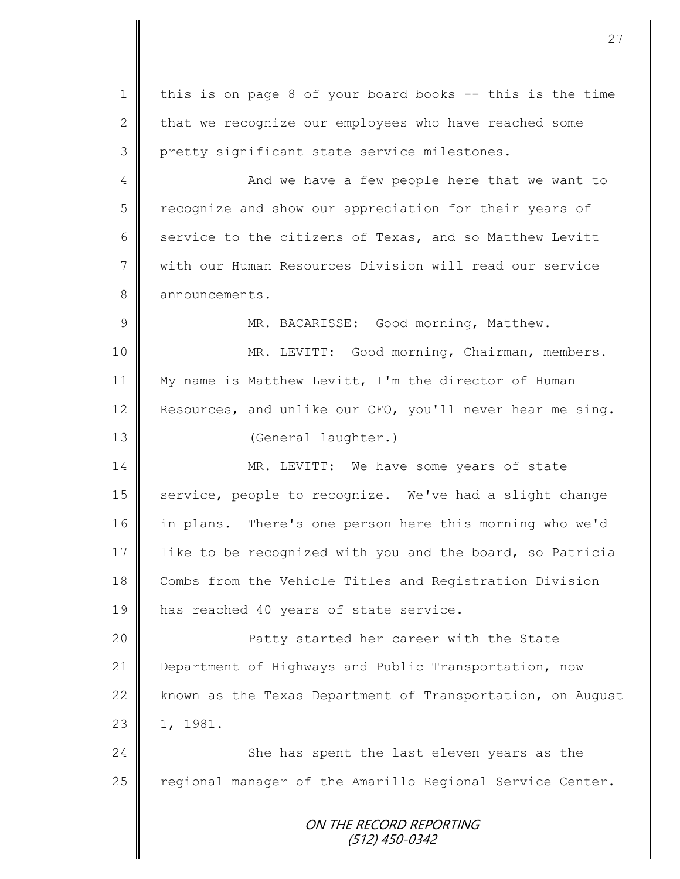this is on page 8 of your board books -- this is the time that we recognize our employees who have reached some pretty significant state service milestones.

And we have a few people here that we want to recognize and show our appreciation for their years of service to the citizens of Texas, and so Matthew Levitt with our Human Resources Division will read our service announcements.

MR. BACARISSE: Good morning, Matthew.

MR. LEVITT: Good morning, Chairman, members. My name is Matthew Levitt, I'm the director of Human Resources, and unlike our CFO, you'll never hear me sing.

(General laughter.)

MR. LEVITT: We have some years of state service, people to recognize. We've had a slight change in plans. There's one person here this morning who we'd like to be recognized with you and the board, so Patricia Combs from the Vehicle Titles and Registration Division has reached 40 years of state service.

Patty started her career with the State Department of Highways and Public Transportation, now known as the Texas Department of Transportation, on August 1, 1981.

She has spent the last eleven years as the regional manager of the Amarillo Regional Service Center.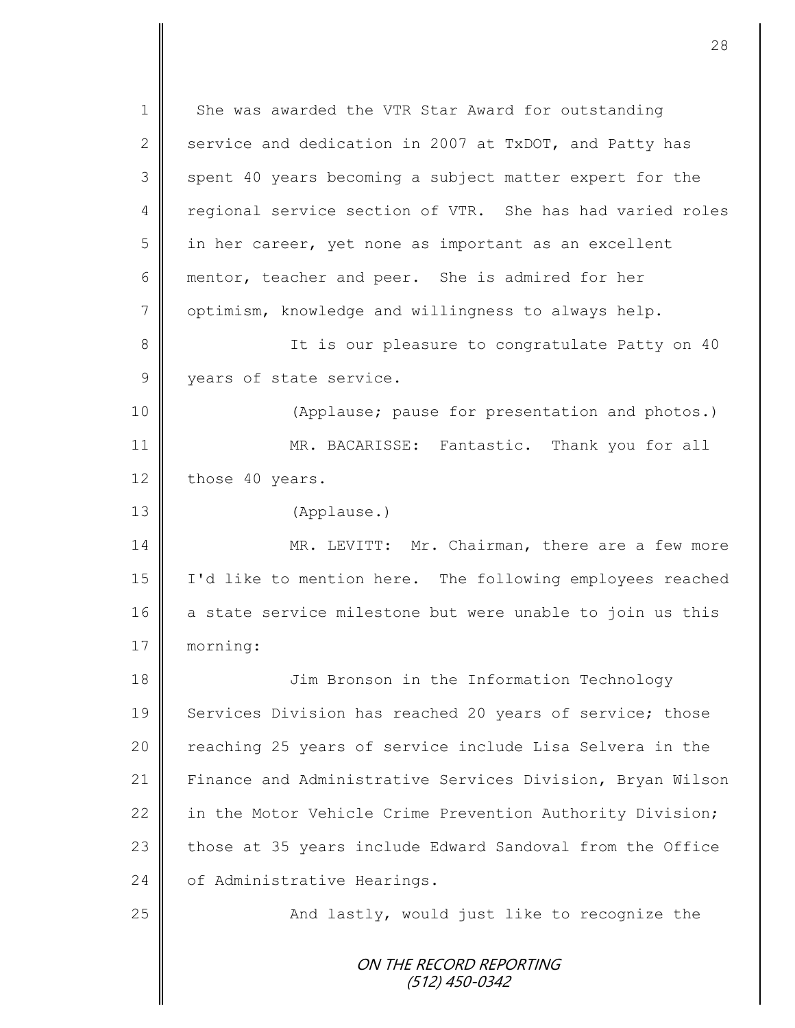She was awarded the VTR Star Award for outstanding service and dedication in 2007 at TxDOT, and Patty has spent 40 years becoming a subject matter expert for the regional service section of VTR. She has had varied roles in her career, yet none as important as an excellent mentor, teacher and peer. She is admired for her optimism, knowledge and willingness to always help.

It is our pleasure to congratulate Patty on 40 years of state service.

(Applause; pause for presentation and photos.)

MR. BACARISSE: Fantastic. Thank you for all those 40 years.

(Applause.)

MR. LEVITT: Mr. Chairman, there are a few more I'd like to mention here. The following employees reached a state service milestone but were unable to join us this morning:

Jim Bronson in the Information Technology Services Division has reached 20 years of service; those reaching 25 years of service include Lisa Selvera in the Finance and Administrative Services Division, Bryan Wilson in the Motor Vehicle Crime Prevention Authority Division; those at 35 years include Edward Sandoval from the Office of Administrative Hearings.

And lastly, would just like to recognize the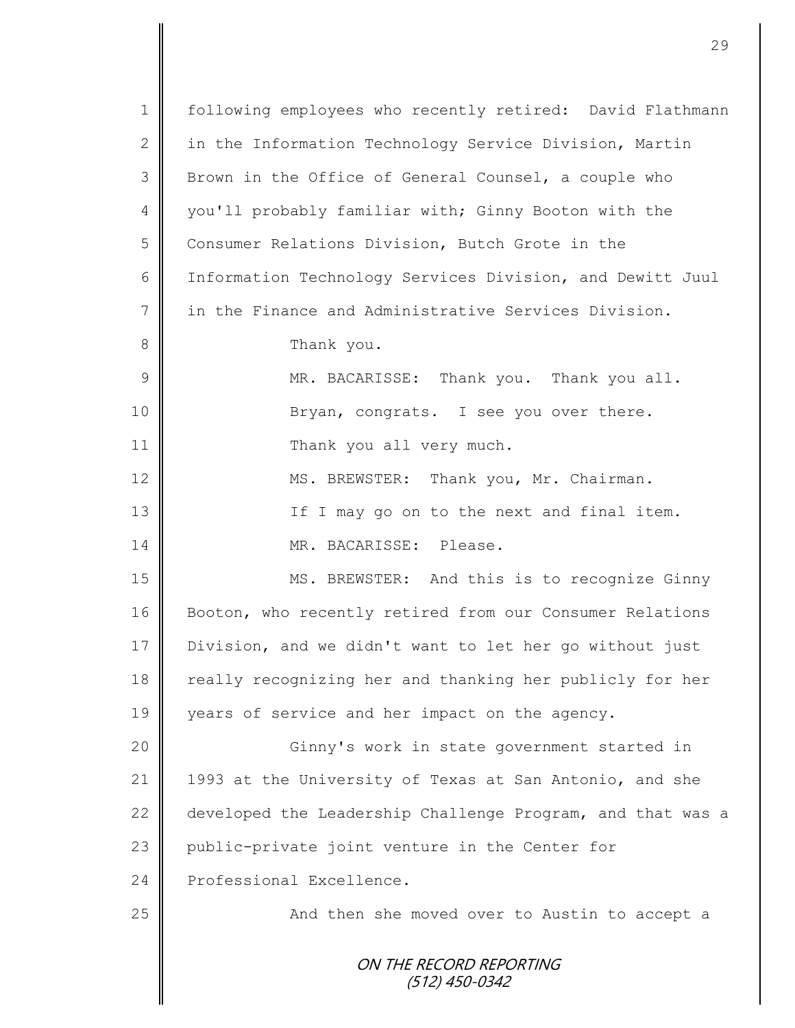1 following employees who recently retired: David Flathmann
2 in the Information Technology Service Division, Martin
3 Brown in the Office of General Counsel, a couple who
4 you'll probably familiar with; Ginny Booton with the
5 Consumer Relations Division, Butch Grote in the
6 Information Technology Services Division, and Dewitt Juul
7 in the Finance and Administrative Services Division.
8 Thank you.
9 MR. BACARISSE: Thank you. Thank you all.
10 Bryan, congrats. I see you over there.
11 Thank you all very much.
12 MS. BREWSTER: Thank you, Mr. Chairman.
13 If I may go on to the next and final item.
14 MR. BACARISSE: Please.
15 MS. BREWSTER: And this is to recognize Ginny
16 Booton, who recently retired from our Consumer Relations
17 Division, and we didn't want to let her go without just
18 really recognizing her and thanking her publicly for her
19 years of service and her impact on the agency.
20 Ginny's work in state government started in
21 1993 at the University of Texas at San Antonio, and she
22 developed the Leadership Challenge Program, and that was a
23 public-private joint venture in the Center for
24 Professional Excellence.
25 And then she moved over to Austin to accept a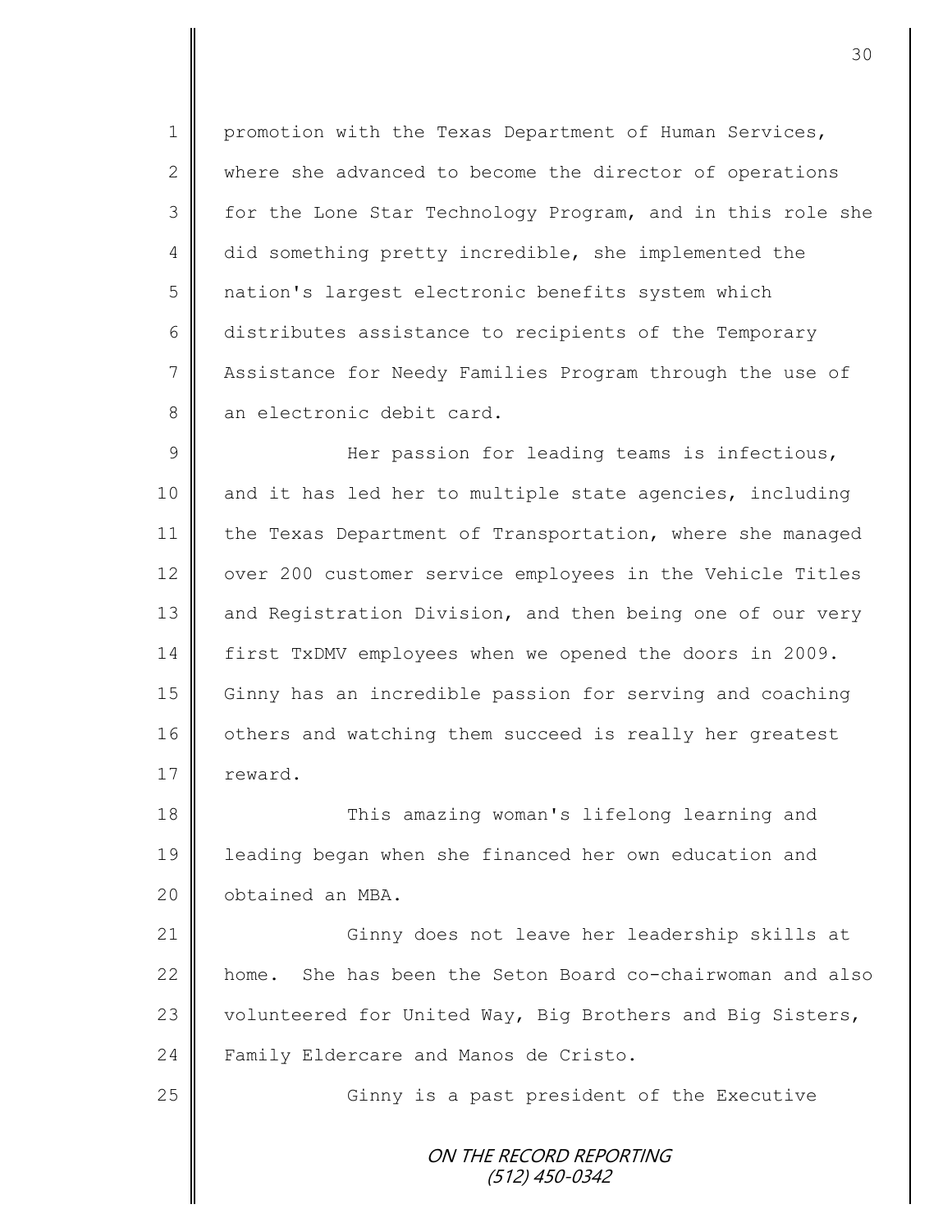promotion with the Texas Department of Human Services, where she advanced to become the director of operations for the Lone Star Technology Program, and in this role she did something pretty incredible, she implemented the nation's largest electronic benefits system which distributes assistance to recipients of the Temporary Assistance for Needy Families Program through the use of an electronic debit card.

Her passion for leading teams is infectious, and it has led her to multiple state agencies, including the Texas Department of Transportation, where she managed over 200 customer service employees in the Vehicle Titles and Registration Division, and then being one of our very first TxDMV employees when we opened the doors in 2009. Ginny has an incredible passion for serving and coaching others and watching them succeed is really her greatest reward.

This amazing woman's lifelong learning and leading began when she financed her own education and obtained an MBA.

Ginny does not leave her leadership skills at home. She has been the Seton Board co-chairwoman and also volunteered for United Way, Big Brothers and Big Sisters, Family Eldercare and Manos de Cristo.

Ginny is a past president of the Executive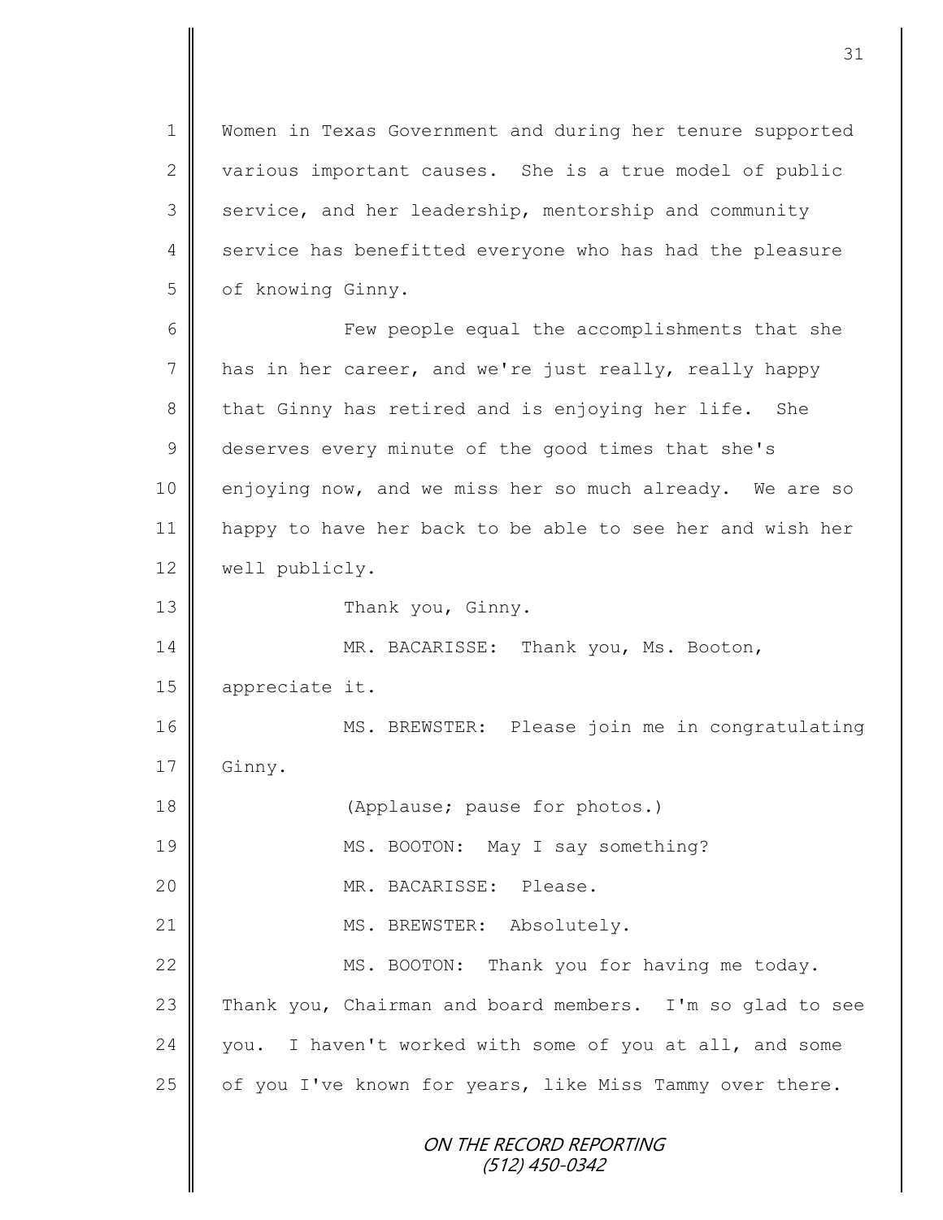Women in Texas Government and during her tenure supported various important causes. She is a true model of public service, and her leadership, mentorship and community service has benefitted everyone who has had the pleasure of knowing Ginny.

Few people equal the accomplishments that she has in her career, and we're just really, really happy that Ginny has retired and is enjoying her life. She deserves every minute of the good times that she's enjoying now, and we miss her so much already. We are so happy to have her back to be able to see her and wish her well publicly.

Thank you, Ginny.

MR. BACARISSE: Thank you, Ms. Booton, appreciate it.

MS. BREWSTER: Please join me in congratulating Ginny.

(Applause; pause for photos.)

MS. BOOTON: May I say something?

MR. BACARISSE: Please.

MS. BREWSTER: Absolutely.

MS. BOOTON: Thank you for having me today. Thank you, Chairman and board members. I'm so glad to see you. I haven't worked with some of you at all, and some of you I've known for years, like Miss Tammy over there.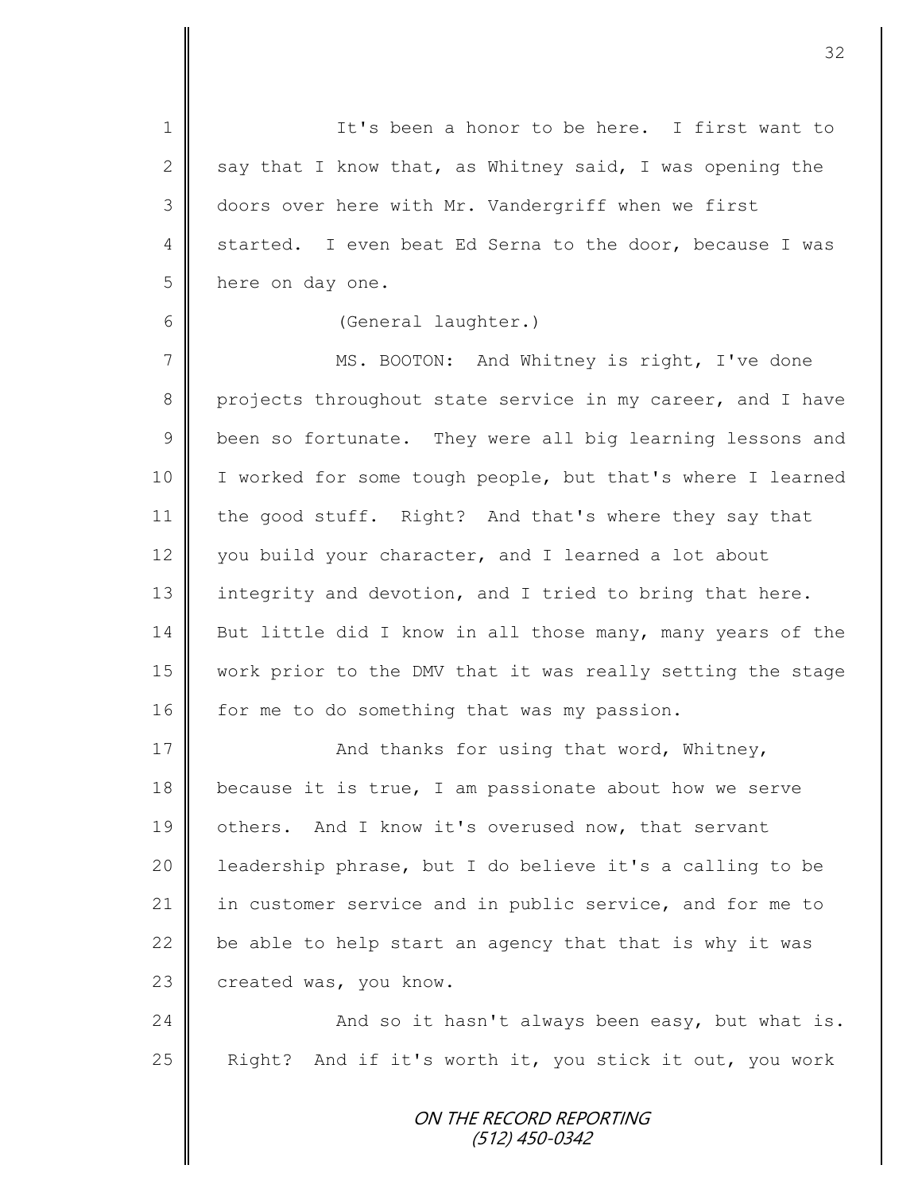It's been a honor to be here. I first want to say that I know that, as Whitney said, I was opening the doors over here with Mr. Vandergriff when we first started. I even beat Ed Serna to the door, because I was here on day one.

(General laughter.)

MS. BOOTON: And Whitney is right, I've done projects throughout state service in my career, and I have been so fortunate. They were all big learning lessons and I worked for some tough people, but that's where I learned the good stuff. Right? And that's where they say that you build your character, and I learned a lot about integrity and devotion, and I tried to bring that here. But little did I know in all those many, many years of the work prior to the DMV that it was really setting the stage for me to do something that was my passion.

And thanks for using that word, Whitney, because it is true, I am passionate about how we serve others. And I know it's overused now, that servant leadership phrase, but I do believe it's a calling to be in customer service and in public service, and for me to be able to help start an agency that that is why it was created was, you know.

And so it hasn't always been easy, but what is. Right? And if it's worth it, you stick it out, you work

ON THE RECORD REPORTING
(512) 450-0342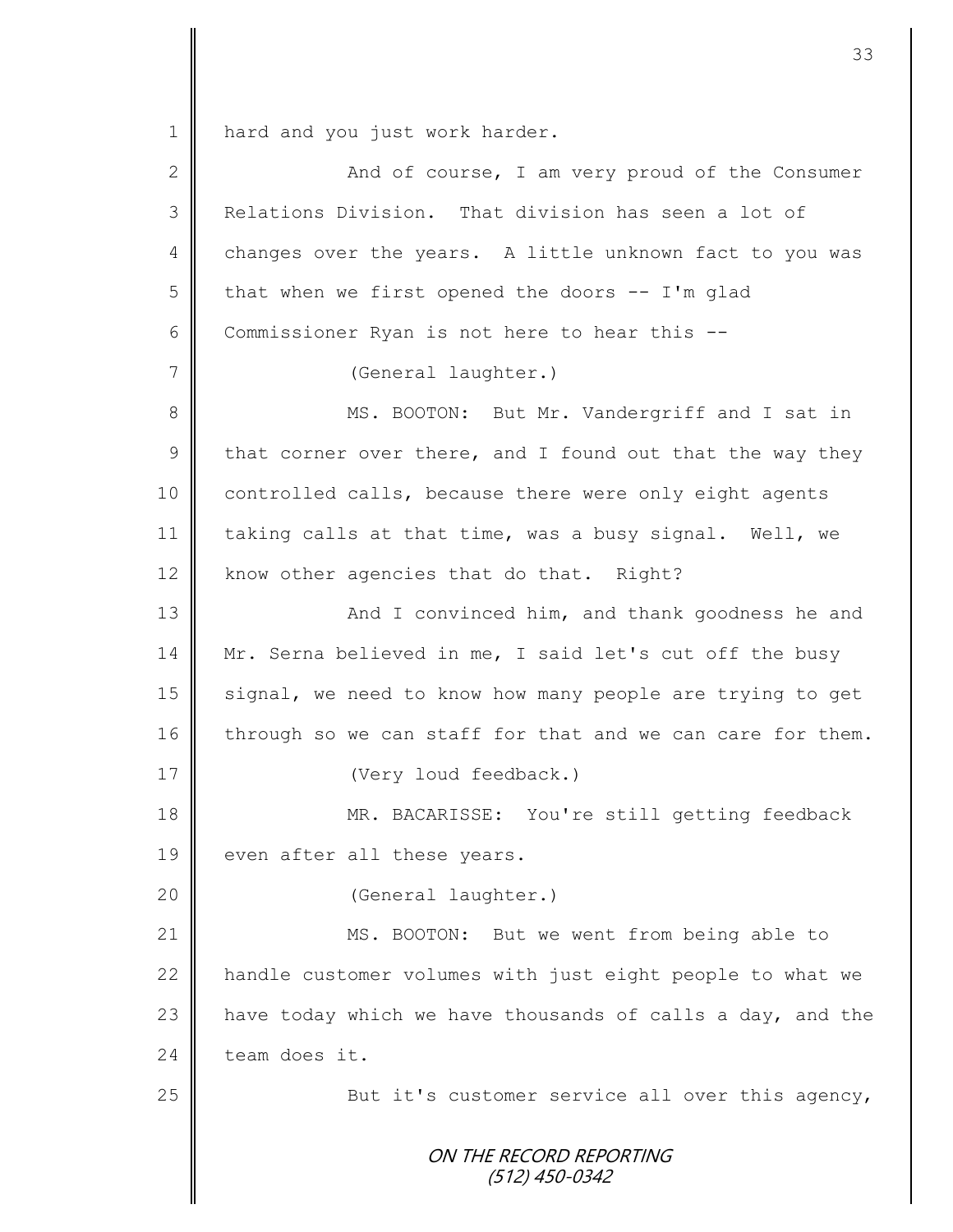hard and you just work harder.

And of course, I am very proud of the Consumer Relations Division. That division has seen a lot of changes over the years. A little unknown fact to you was that when we first opened the doors -- I'm glad Commissioner Ryan is not here to hear this --

(General laughter.)

MS. BOOTON: But Mr. Vandergriff and I sat in that corner over there, and I found out that the way they controlled calls, because there were only eight agents taking calls at that time, was a busy signal. Well, we know other agencies that do that. Right?

And I convinced him, and thank goodness he and Mr. Serna believed in me, I said let's cut off the busy signal, we need to know how many people are trying to get through so we can staff for that and we can care for them.

(Very loud feedback.)

MR. BACARISSE: You're still getting feedback even after all these years.

(General laughter.)

MS. BOOTON: But we went from being able to handle customer volumes with just eight people to what we have today which we have thousands of calls a day, and the team does it.

But it's customer service all over this agency,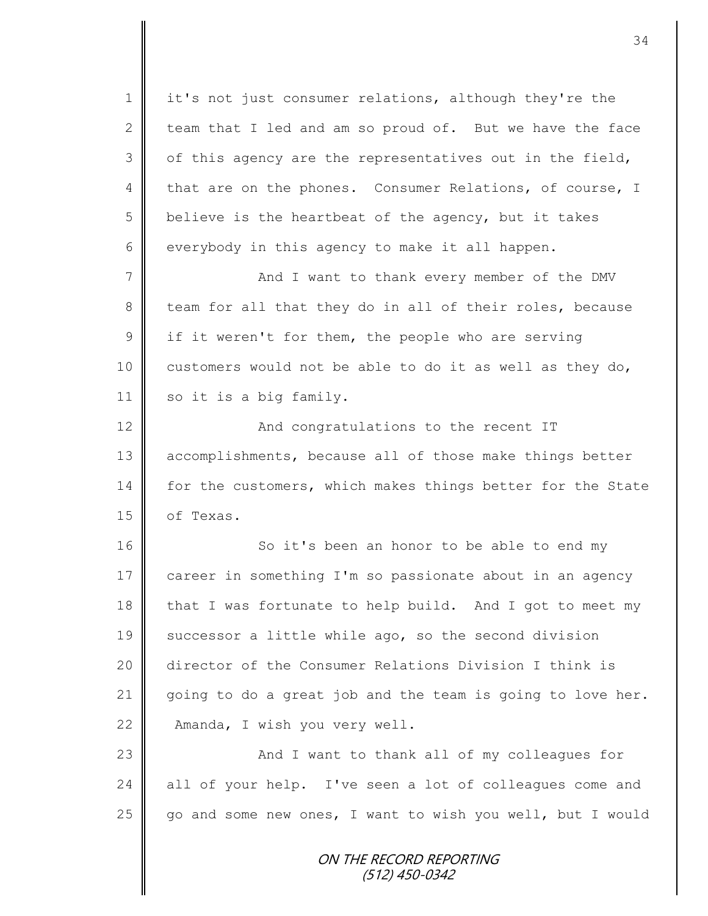it's not just consumer relations, although they're the team that I led and am so proud of. But we have the face of this agency are the representatives out in the field, that are on the phones. Consumer Relations, of course, I believe is the heartbeat of the agency, but it takes everybody in this agency to make it all happen.

And I want to thank every member of the DMV team for all that they do in all of their roles, because if it weren't for them, the people who are serving customers would not be able to do it as well as they do, so it is a big family.

And congratulations to the recent IT accomplishments, because all of those make things better for the customers, which makes things better for the State of Texas.

So it's been an honor to be able to end my career in something I'm so passionate about in an agency that I was fortunate to help build. And I got to meet my successor a little while ago, so the second division director of the Consumer Relations Division I think is going to do a great job and the team is going to love her. Amanda, I wish you very well.

And I want to thank all of my colleagues for all of your help. I've seen a lot of colleagues come and go and some new ones, I want to wish you well, but I would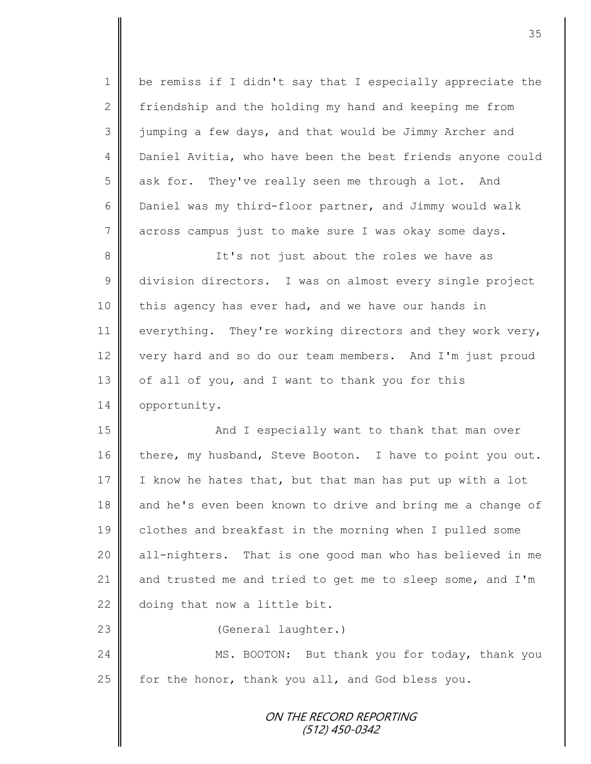be remiss if I didn't say that I especially appreciate the friendship and the holding my hand and keeping me from jumping a few days, and that would be Jimmy Archer and Daniel Avitia, who have been the best friends anyone could ask for. They've really seen me through a lot. And Daniel was my third-floor partner, and Jimmy would walk across campus just to make sure I was okay some days.

It's not just about the roles we have as division directors. I was on almost every single project this agency has ever had, and we have our hands in everything. They're working directors and they work very, very hard and so do our team members. And I'm just proud of all of you, and I want to thank you for this opportunity.

And I especially want to thank that man over there, my husband, Steve Booton. I have to point you out. I know he hates that, but that man has put up with a lot and he's even been known to drive and bring me a change of clothes and breakfast in the morning when I pulled some all-nighters. That is one good man who has believed in me and trusted me and tried to get me to sleep some, and I'm doing that now a little bit.

(General laughter.)

MS. BOOTON: But thank you for today, thank you for the honor, thank you all, and God bless you.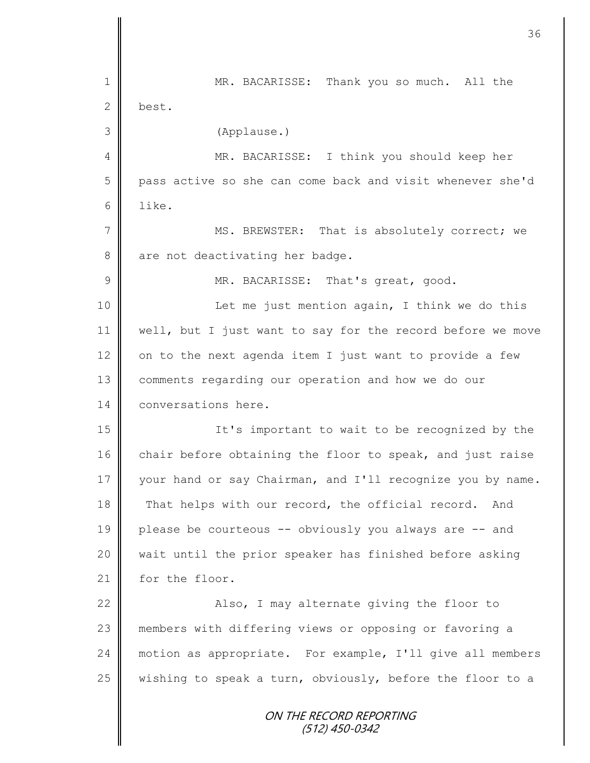MR. BACARISSE: Thank you so much. All the best.

(Applause.)

MR. BACARISSE: I think you should keep her pass active so she can come back and visit whenever she'd like.

MS. BREWSTER: That is absolutely correct; we are not deactivating her badge.

MR. BACARISSE: That's great, good.

Let me just mention again, I think we do this well, but I just want to say for the record before we move on to the next agenda item I just want to provide a few comments regarding our operation and how we do our conversations here.

It's important to wait to be recognized by the chair before obtaining the floor to speak, and just raise your hand or say Chairman, and I'll recognize you by name. That helps with our record, the official record. And please be courteous -- obviously you always are -- and wait until the prior speaker has finished before asking for the floor.

Also, I may alternate giving the floor to members with differing views or opposing or favoring a motion as appropriate. For example, I'll give all members wishing to speak a turn, obviously, before the floor to a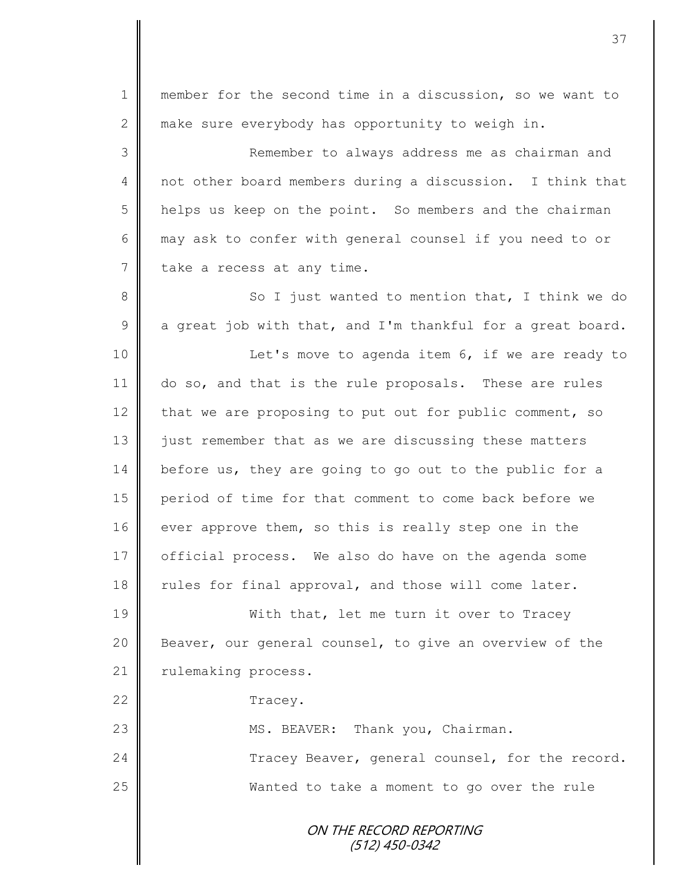member for the second time in a discussion, so we want to make sure everybody has opportunity to weigh in.

Remember to always address me as chairman and not other board members during a discussion. I think that helps us keep on the point. So members and the chairman may ask to confer with general counsel if you need to or take a recess at any time.

So I just wanted to mention that, I think we do a great job with that, and I'm thankful for a great board.

Let's move to agenda item 6, if we are ready to do so, and that is the rule proposals. These are rules that we are proposing to put out for public comment, so just remember that as we are discussing these matters before us, they are going to go out to the public for a period of time for that comment to come back before we ever approve them, so this is really step one in the official process. We also do have on the agenda some rules for final approval, and those will come later.

With that, let me turn it over to Tracey Beaver, our general counsel, to give an overview of the rulemaking process.

Tracey.

MS. BEAVER: Thank you, Chairman.

Tracey Beaver, general counsel, for the record.

Wanted to take a moment to go over the rule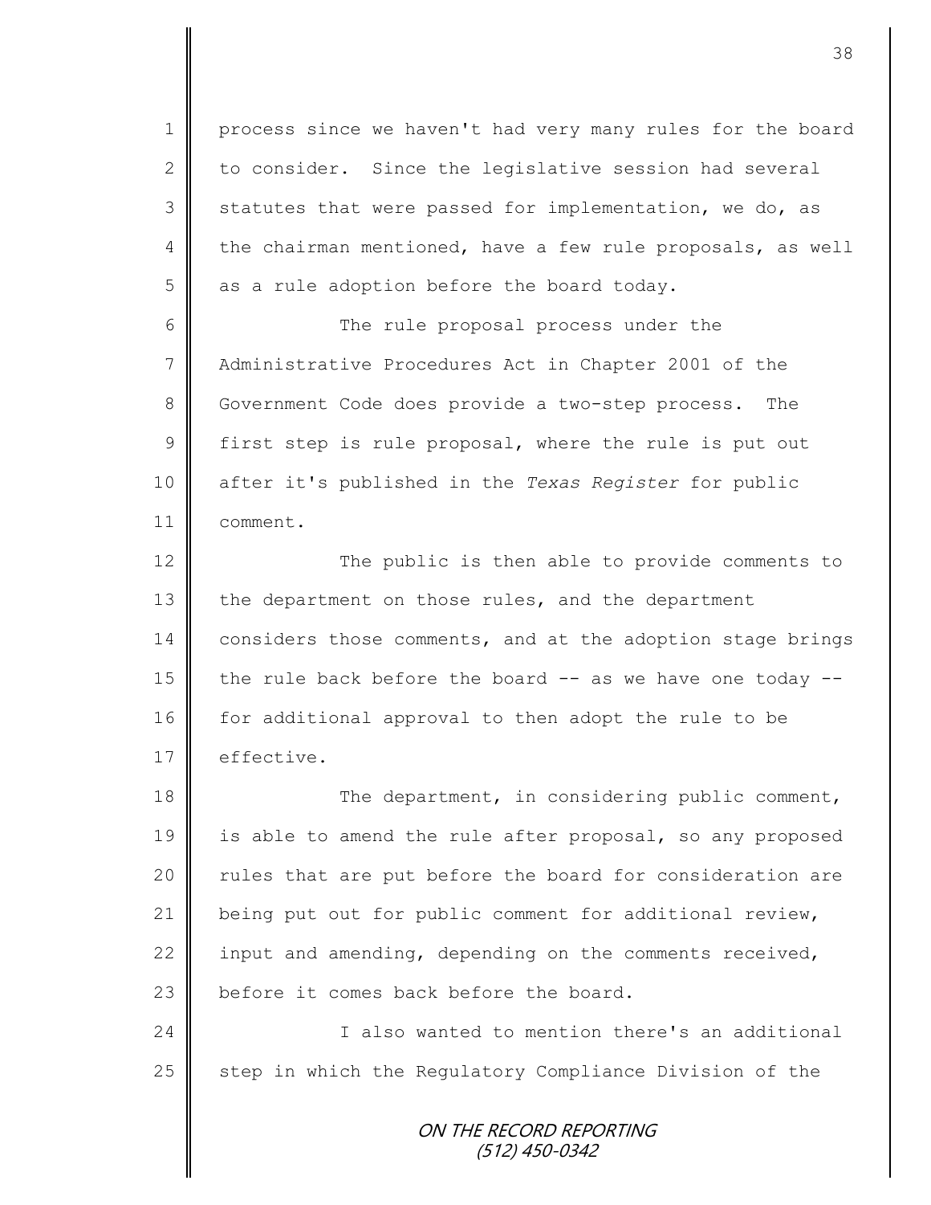process since we haven't had very many rules for the board to consider. Since the legislative session had several statutes that were passed for implementation, we do, as the chairman mentioned, have a few rule proposals, as well as a rule adoption before the board today.

The rule proposal process under the Administrative Procedures Act in Chapter 2001 of the Government Code does provide a two-step process. The first step is rule proposal, where the rule is put out after it's published in the *Texas Register* for public comment.

The public is then able to provide comments to the department on those rules, and the department considers those comments, and at the adoption stage brings the rule back before the board -- as we have one today -- for additional approval to then adopt the rule to be effective.

The department, in considering public comment, is able to amend the rule after proposal, so any proposed rules that are put before the board for consideration are being put out for public comment for additional review, input and amending, depending on the comments received, before it comes back before the board.

I also wanted to mention there's an additional step in which the Regulatory Compliance Division of the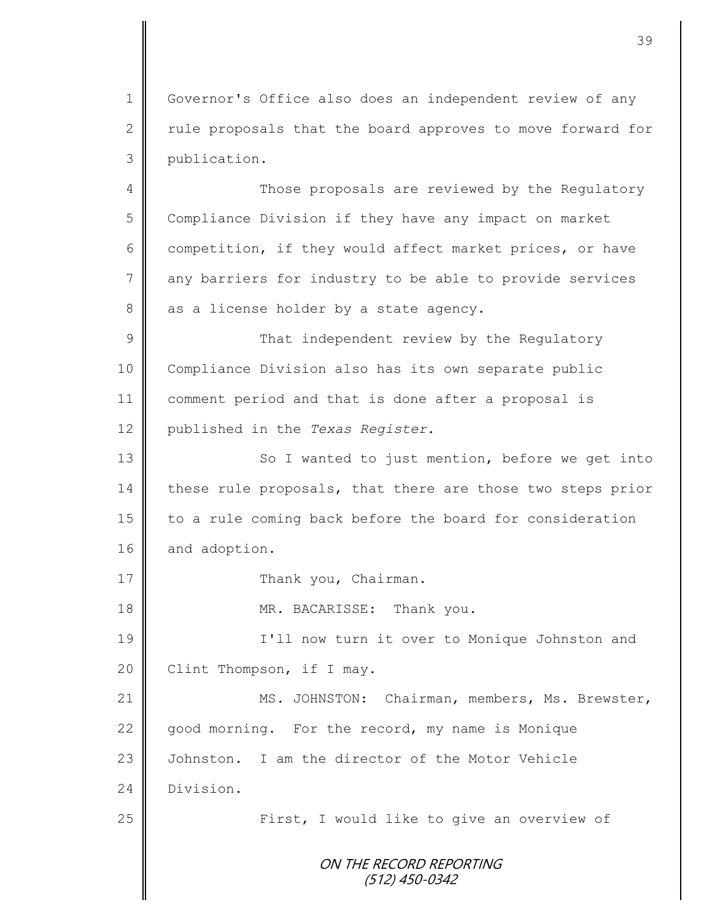Governor's Office also does an independent review of any rule proposals that the board approves to move forward for publication.

Those proposals are reviewed by the Regulatory Compliance Division if they have any impact on market competition, if they would affect market prices, or have any barriers for industry to be able to provide services as a license holder by a state agency.

That independent review by the Regulatory Compliance Division also has its own separate public comment period and that is done after a proposal is published in the *Texas Register*.

So I wanted to just mention, before we get into these rule proposals, that there are those two steps prior to a rule coming back before the board for consideration and adoption.

Thank you, Chairman.

MR. BACARISSE: Thank you.

I'll now turn it over to Monique Johnston and Clint Thompson, if I may.

MS. JOHNSTON: Chairman, members, Ms. Brewster, good morning. For the record, my name is Monique Johnston. I am the director of the Motor Vehicle Division.

First, I would like to give an overview of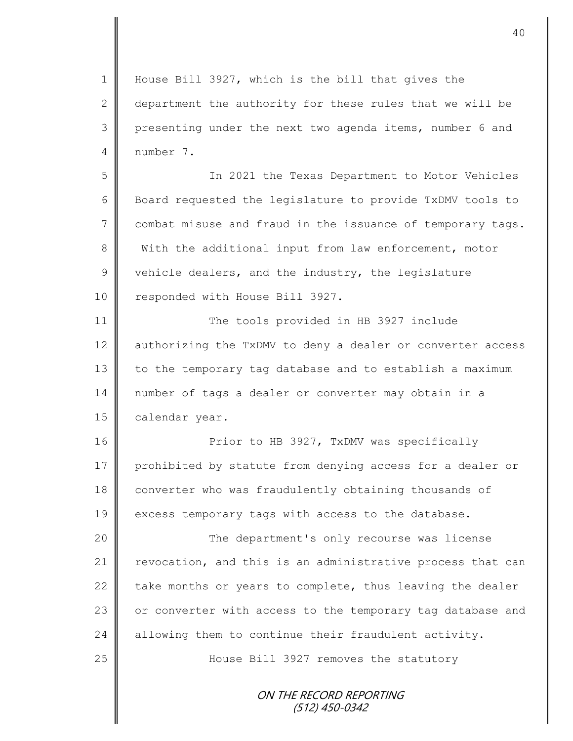House Bill 3927, which is the bill that gives the department the authority for these rules that we will be presenting under the next two agenda items, number 6 and number 7.

In 2021 the Texas Department to Motor Vehicles Board requested the legislature to provide TxDMV tools to combat misuse and fraud in the issuance of temporary tags. With the additional input from law enforcement, motor vehicle dealers, and the industry, the legislature responded with House Bill 3927.

The tools provided in HB 3927 include authorizing the TxDMV to deny a dealer or converter access to the temporary tag database and to establish a maximum number of tags a dealer or converter may obtain in a calendar year.

Prior to HB 3927, TxDMV was specifically prohibited by statute from denying access for a dealer or converter who was fraudulently obtaining thousands of excess temporary tags with access to the database.

The department's only recourse was license revocation, and this is an administrative process that can take months or years to complete, thus leaving the dealer or converter with access to the temporary tag database and allowing them to continue their fraudulent activity.

House Bill 3927 removes the statutory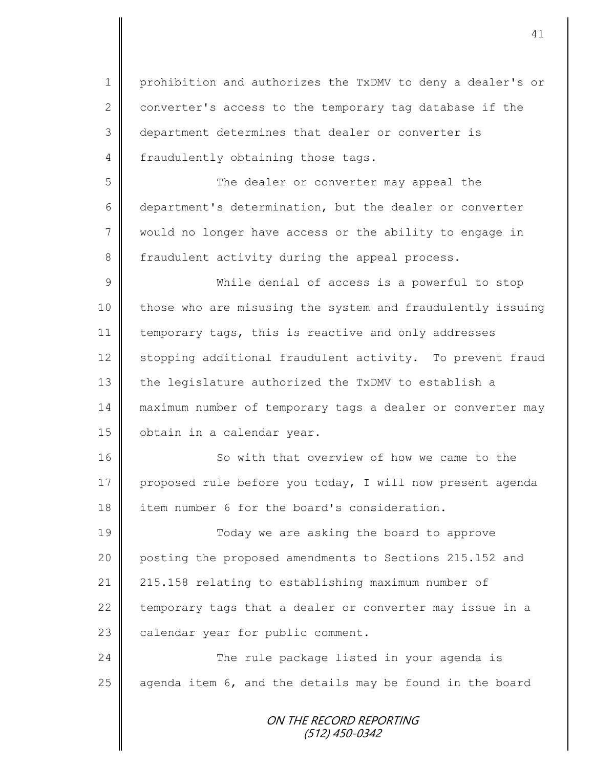prohibition and authorizes the TxDMV to deny a dealer's or converter's access to the temporary tag database if the department determines that dealer or converter is fraudulently obtaining those tags.

The dealer or converter may appeal the department's determination, but the dealer or converter would no longer have access or the ability to engage in fraudulent activity during the appeal process.

While denial of access is a powerful to stop those who are misusing the system and fraudulently issuing temporary tags, this is reactive and only addresses stopping additional fraudulent activity. To prevent fraud the legislature authorized the TxDMV to establish a maximum number of temporary tags a dealer or converter may obtain in a calendar year.

So with that overview of how we came to the proposed rule before you today, I will now present agenda item number 6 for the board's consideration.

Today we are asking the board to approve posting the proposed amendments to Sections 215.152 and 215.158 relating to establishing maximum number of temporary tags that a dealer or converter may issue in a calendar year for public comment.

The rule package listed in your agenda is agenda item 6, and the details may be found in the board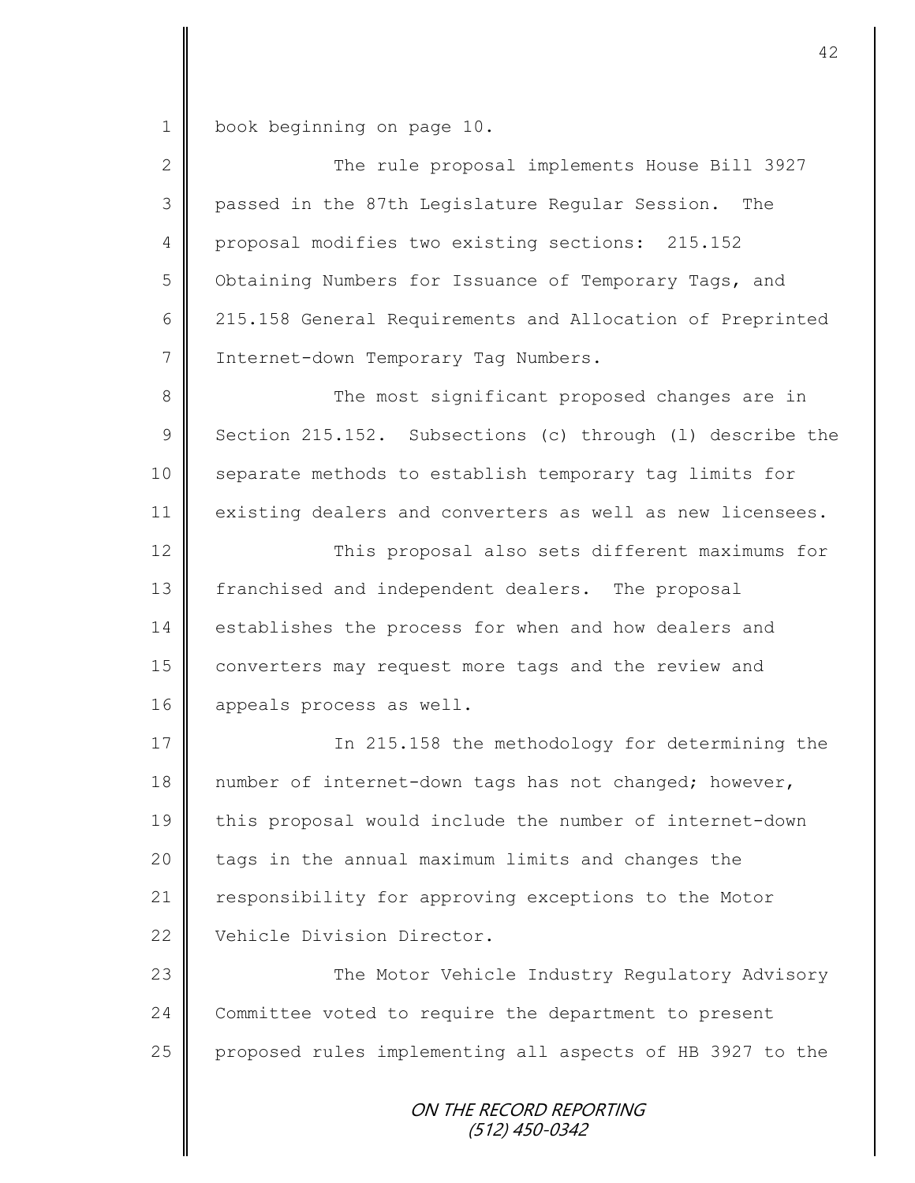book beginning on page 10.

The rule proposal implements House Bill 3927 passed in the 87th Legislature Regular Session. The proposal modifies two existing sections: 215.152 Obtaining Numbers for Issuance of Temporary Tags, and 215.158 General Requirements and Allocation of Preprinted Internet-down Temporary Tag Numbers.

The most significant proposed changes are in Section 215.152. Subsections (c) through (l) describe the separate methods to establish temporary tag limits for existing dealers and converters as well as new licensees.

This proposal also sets different maximums for franchised and independent dealers. The proposal establishes the process for when and how dealers and converters may request more tags and the review and appeals process as well.

In 215.158 the methodology for determining the number of internet-down tags has not changed; however, this proposal would include the number of internet-down tags in the annual maximum limits and changes the responsibility for approving exceptions to the Motor Vehicle Division Director.

The Motor Vehicle Industry Regulatory Advisory Committee voted to require the department to present proposed rules implementing all aspects of HB 3927 to the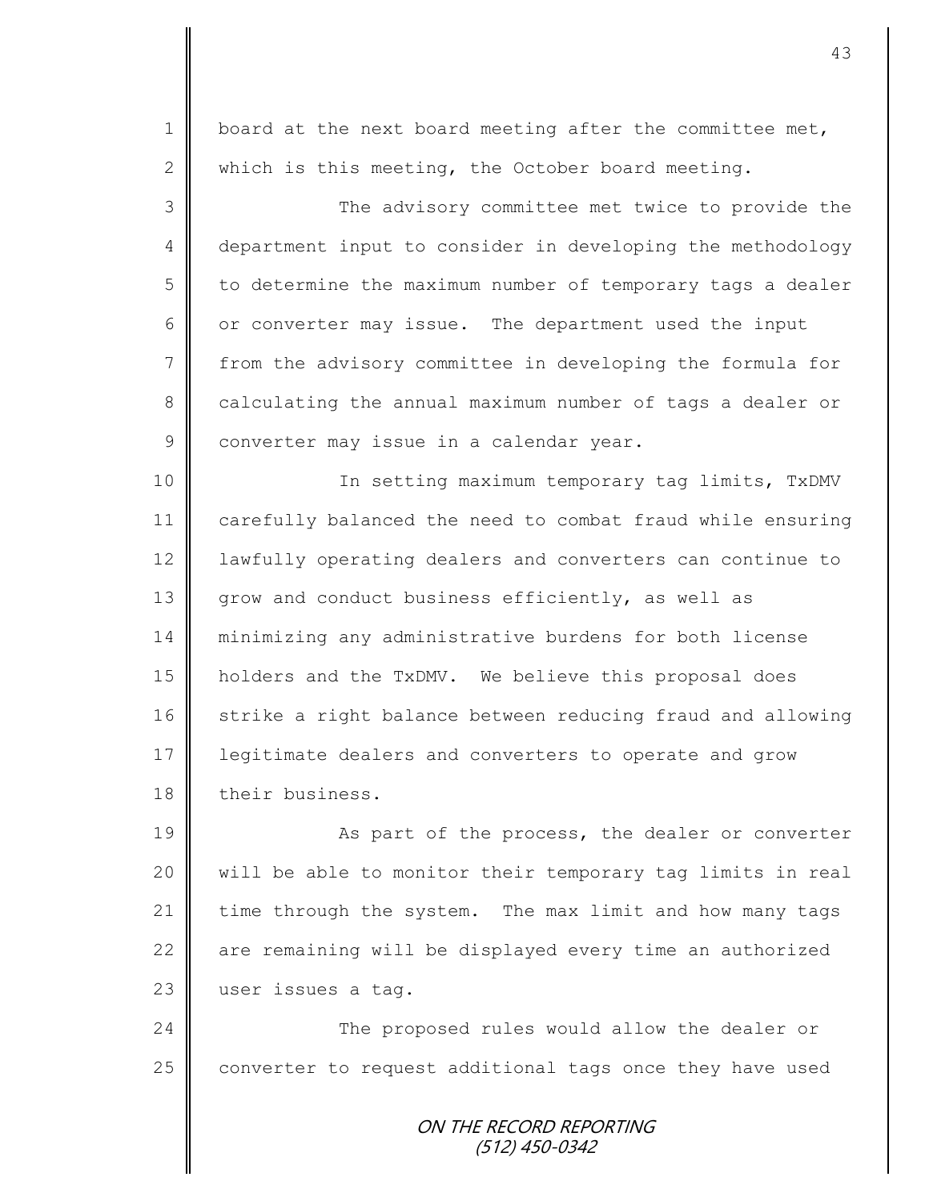board at the next board meeting after the committee met, which is this meeting, the October board meeting.

The advisory committee met twice to provide the department input to consider in developing the methodology to determine the maximum number of temporary tags a dealer or converter may issue. The department used the input from the advisory committee in developing the formula for calculating the annual maximum number of tags a dealer or converter may issue in a calendar year.

In setting maximum temporary tag limits, TxDMV carefully balanced the need to combat fraud while ensuring lawfully operating dealers and converters can continue to grow and conduct business efficiently, as well as minimizing any administrative burdens for both license holders and the TxDMV. We believe this proposal does strike a right balance between reducing fraud and allowing legitimate dealers and converters to operate and grow their business.

As part of the process, the dealer or converter will be able to monitor their temporary tag limits in real time through the system. The max limit and how many tags are remaining will be displayed every time an authorized user issues a tag.

The proposed rules would allow the dealer or converter to request additional tags once they have used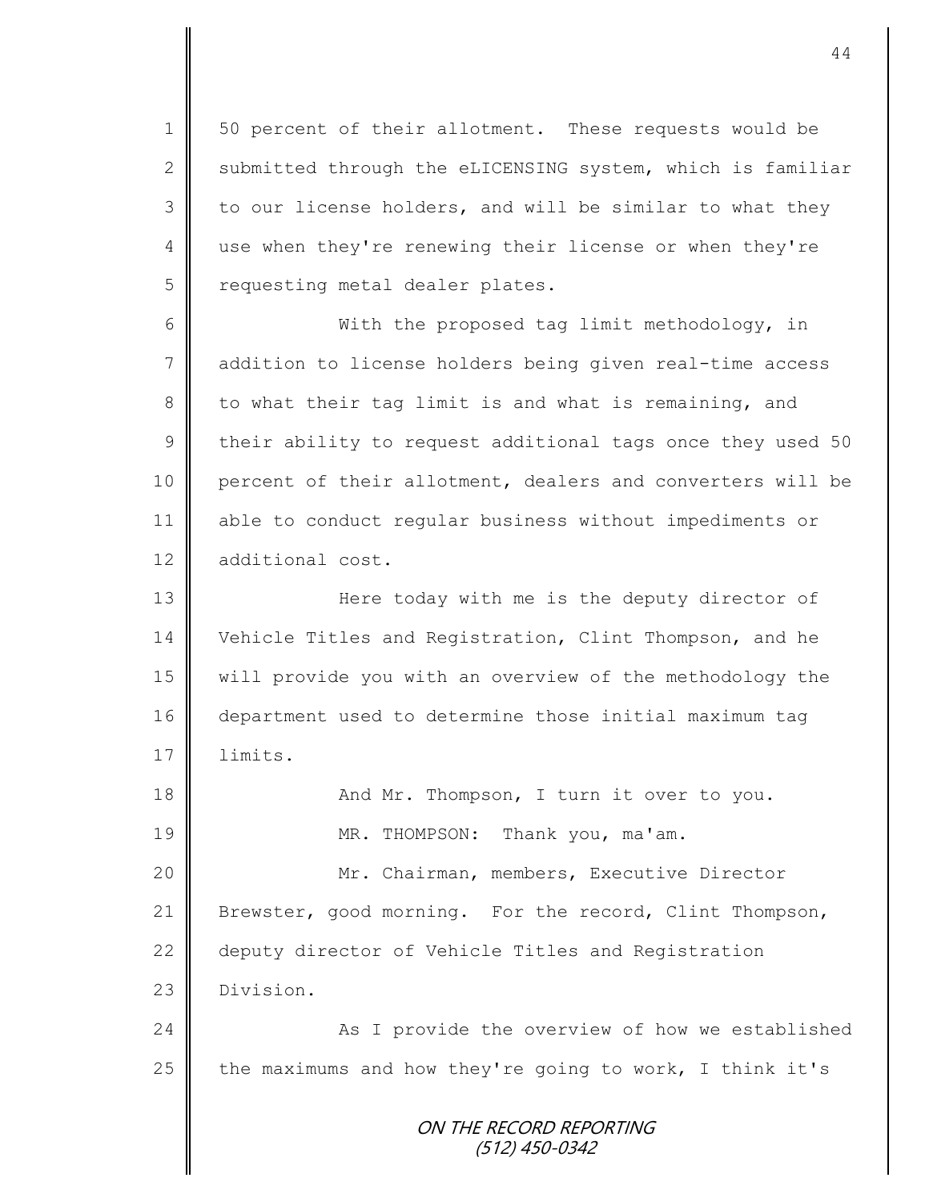50 percent of their allotment. These requests would be submitted through the eLICENSING system, which is familiar to our license holders, and will be similar to what they use when they're renewing their license or when they're requesting metal dealer plates.

With the proposed tag limit methodology, in addition to license holders being given real-time access to what their tag limit is and what is remaining, and their ability to request additional tags once they used 50 percent of their allotment, dealers and converters will be able to conduct regular business without impediments or additional cost.

Here today with me is the deputy director of Vehicle Titles and Registration, Clint Thompson, and he will provide you with an overview of the methodology the department used to determine those initial maximum tag limits.

And Mr. Thompson, I turn it over to you.

MR. THOMPSON: Thank you, ma'am.

Mr. Chairman, members, Executive Director Brewster, good morning. For the record, Clint Thompson, deputy director of Vehicle Titles and Registration Division.

As I provide the overview of how we established the maximums and how they're going to work, I think it's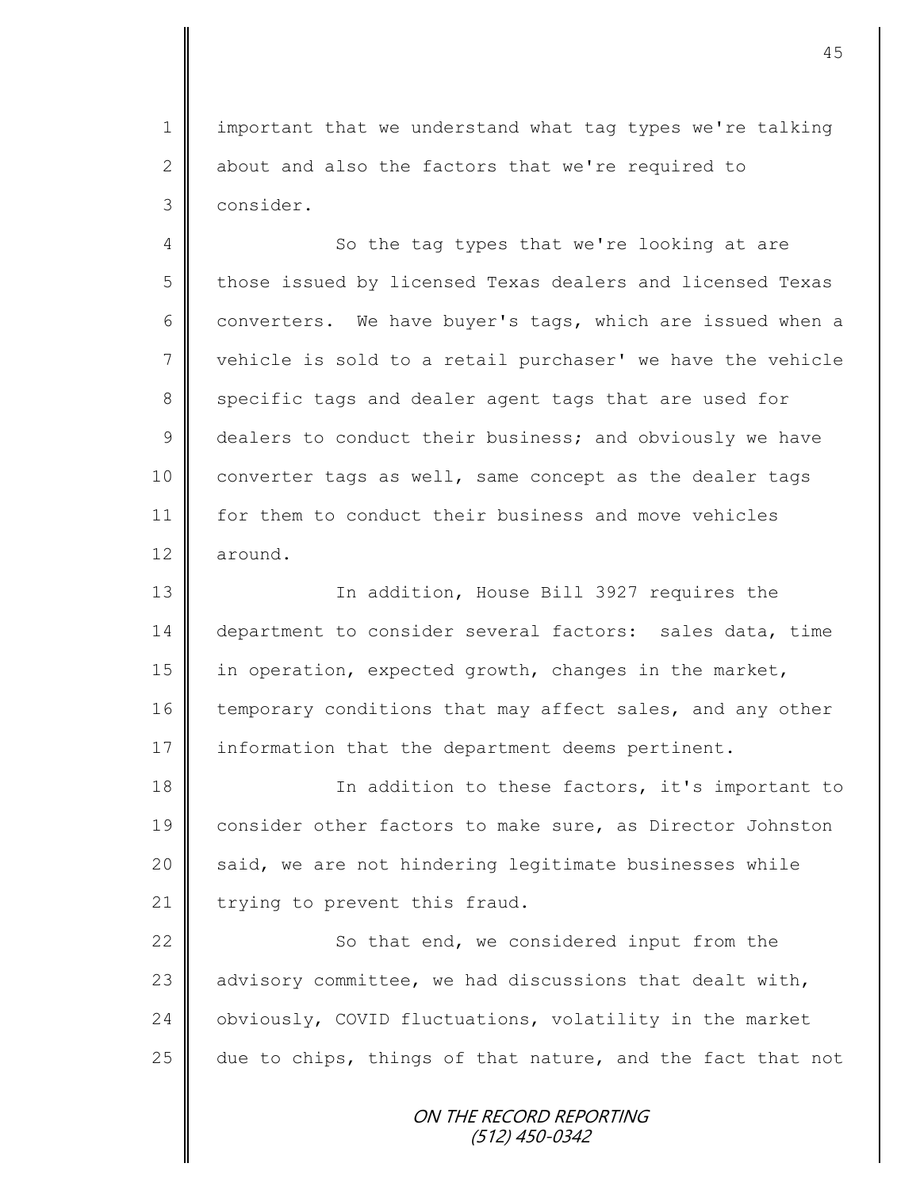important that we understand what tag types we're talking about and also the factors that we're required to consider.

So the tag types that we're looking at are those issued by licensed Texas dealers and licensed Texas converters. We have buyer's tags, which are issued when a vehicle is sold to a retail purchaser' we have the vehicle specific tags and dealer agent tags that are used for dealers to conduct their business; and obviously we have converter tags as well, same concept as the dealer tags for them to conduct their business and move vehicles around.

In addition, House Bill 3927 requires the department to consider several factors: sales data, time in operation, expected growth, changes in the market, temporary conditions that may affect sales, and any other information that the department deems pertinent.

In addition to these factors, it's important to consider other factors to make sure, as Director Johnston said, we are not hindering legitimate businesses while trying to prevent this fraud.

So that end, we considered input from the advisory committee, we had discussions that dealt with, obviously, COVID fluctuations, volatility in the market due to chips, things of that nature, and the fact that not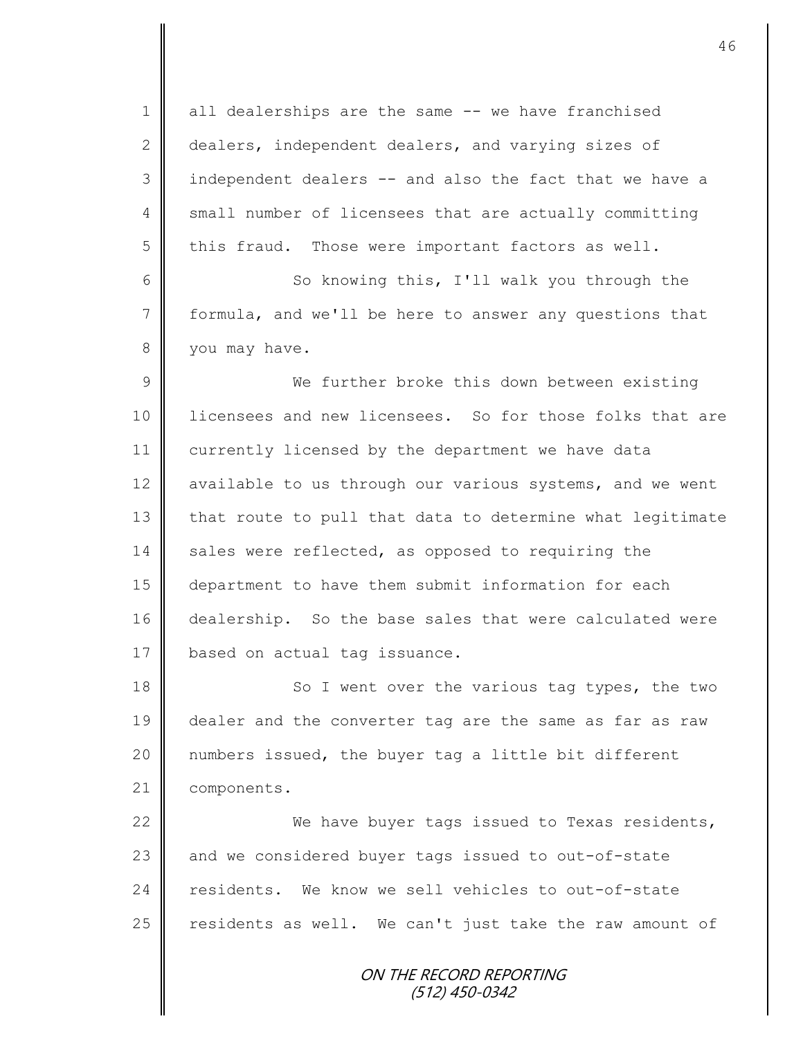all dealerships are the same -- we have franchised dealers, independent dealers, and varying sizes of independent dealers -- and also the fact that we have a small number of licensees that are actually committing this fraud. Those were important factors as well.

So knowing this, I'll walk you through the formula, and we'll be here to answer any questions that you may have.

We further broke this down between existing licensees and new licensees. So for those folks that are currently licensed by the department we have data available to us through our various systems, and we went that route to pull that data to determine what legitimate sales were reflected, as opposed to requiring the department to have them submit information for each dealership. So the base sales that were calculated were based on actual tag issuance.

So I went over the various tag types, the two dealer and the converter tag are the same as far as raw numbers issued, the buyer tag a little bit different components.

We have buyer tags issued to Texas residents, and we considered buyer tags issued to out-of-state residents. We know we sell vehicles to out-of-state residents as well. We can't just take the raw amount of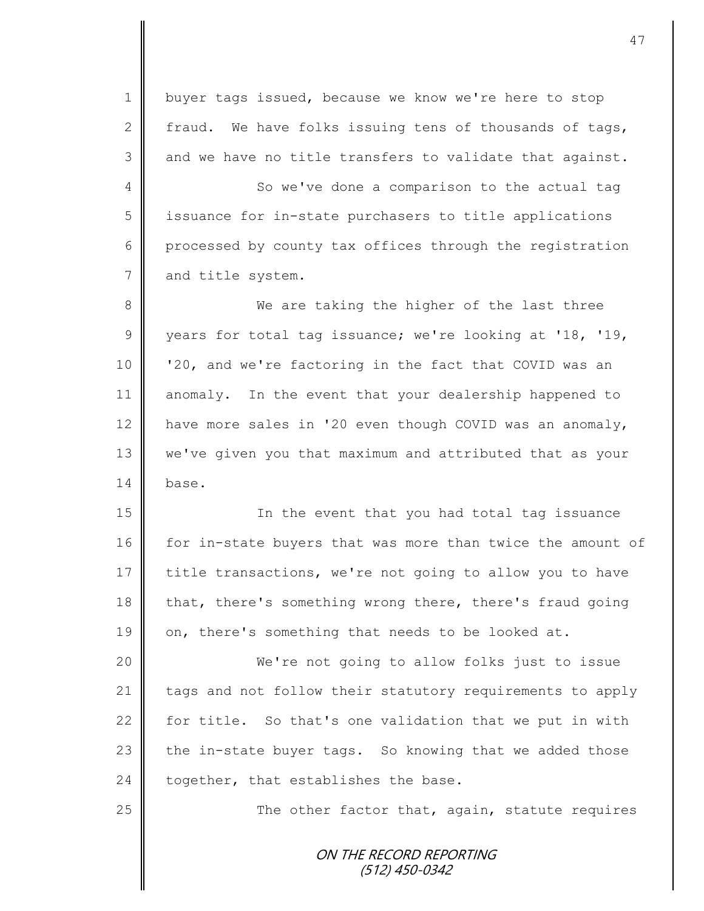buyer tags issued, because we know we're here to stop fraud. We have folks issuing tens of thousands of tags, and we have no title transfers to validate that against.

So we've done a comparison to the actual tag issuance for in-state purchasers to title applications processed by county tax offices through the registration and title system.

We are taking the higher of the last three years for total tag issuance; we're looking at '18, '19, '20, and we're factoring in the fact that COVID was an anomaly. In the event that your dealership happened to have more sales in '20 even though COVID was an anomaly, we've given you that maximum and attributed that as your base.

In the event that you had total tag issuance for in-state buyers that was more than twice the amount of title transactions, we're not going to allow you to have that, there's something wrong there, there's fraud going on, there's something that needs to be looked at.

We're not going to allow folks just to issue tags and not follow their statutory requirements to apply for title. So that's one validation that we put in with the in-state buyer tags. So knowing that we added those together, that establishes the base.

The other factor that, again, statute requires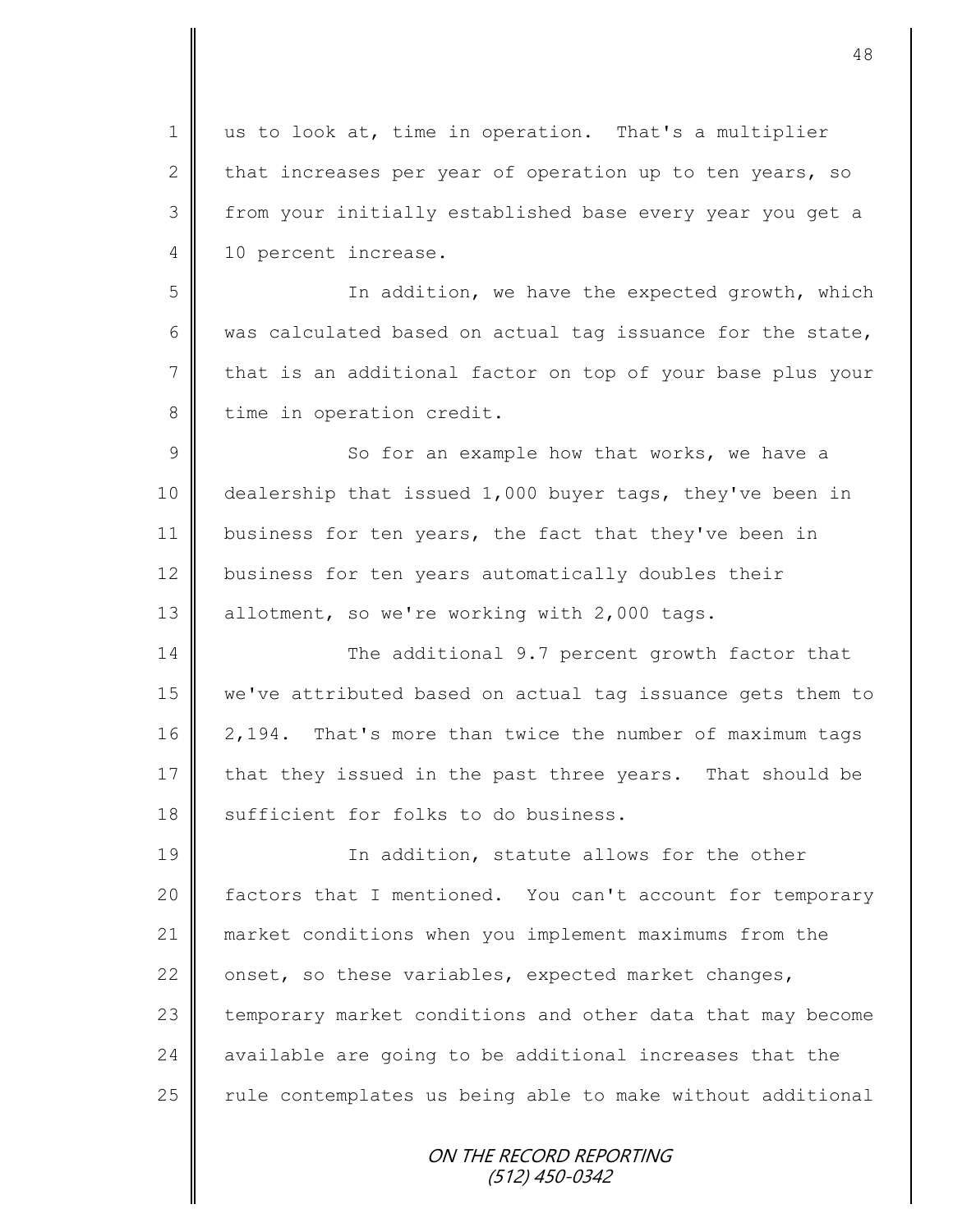us to look at, time in operation. That's a multiplier that increases per year of operation up to ten years, so from your initially established base every year you get a 10 percent increase.

In addition, we have the expected growth, which was calculated based on actual tag issuance for the state, that is an additional factor on top of your base plus your time in operation credit.

So for an example how that works, we have a dealership that issued 1,000 buyer tags, they've been in business for ten years, the fact that they've been in business for ten years automatically doubles their allotment, so we're working with 2,000 tags.

The additional 9.7 percent growth factor that we've attributed based on actual tag issuance gets them to 2,194. That's more than twice the number of maximum tags that they issued in the past three years. That should be sufficient for folks to do business.

In addition, statute allows for the other factors that I mentioned. You can't account for temporary market conditions when you implement maximums from the onset, so these variables, expected market changes, temporary market conditions and other data that may become available are going to be additional increases that the rule contemplates us being able to make without additional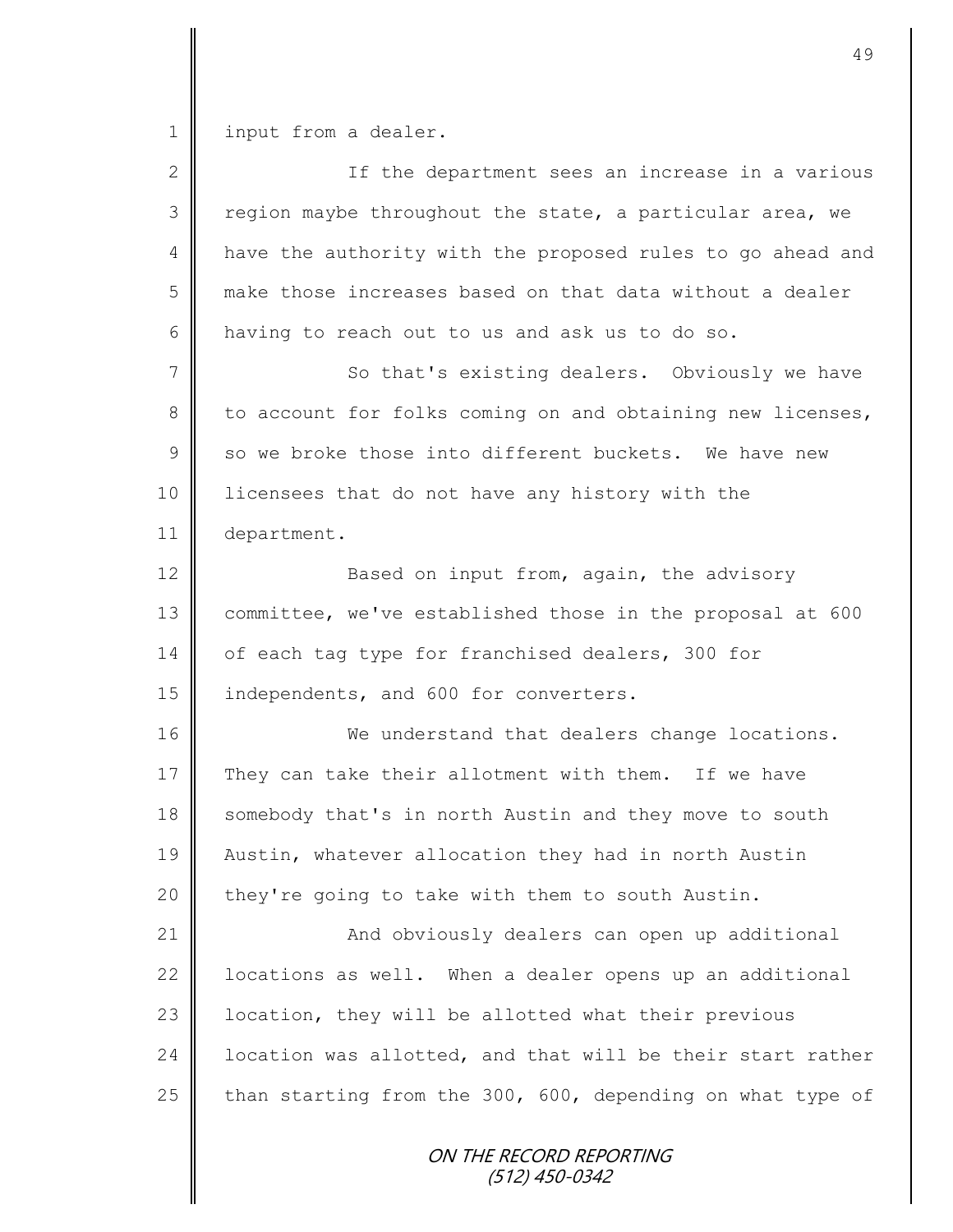input from a dealer.

If the department sees an increase in a various region maybe throughout the state, a particular area, we have the authority with the proposed rules to go ahead and make those increases based on that data without a dealer having to reach out to us and ask us to do so.

So that's existing dealers. Obviously we have to account for folks coming on and obtaining new licenses, so we broke those into different buckets. We have new licensees that do not have any history with the department.

Based on input from, again, the advisory committee, we've established those in the proposal at 600 of each tag type for franchised dealers, 300 for independents, and 600 for converters.

We understand that dealers change locations. They can take their allotment with them. If we have somebody that's in north Austin and they move to south Austin, whatever allocation they had in north Austin they're going to take with them to south Austin.

And obviously dealers can open up additional locations as well. When a dealer opens up an additional location, they will be allotted what their previous location was allotted, and that will be their start rather than starting from the 300, 600, depending on what type of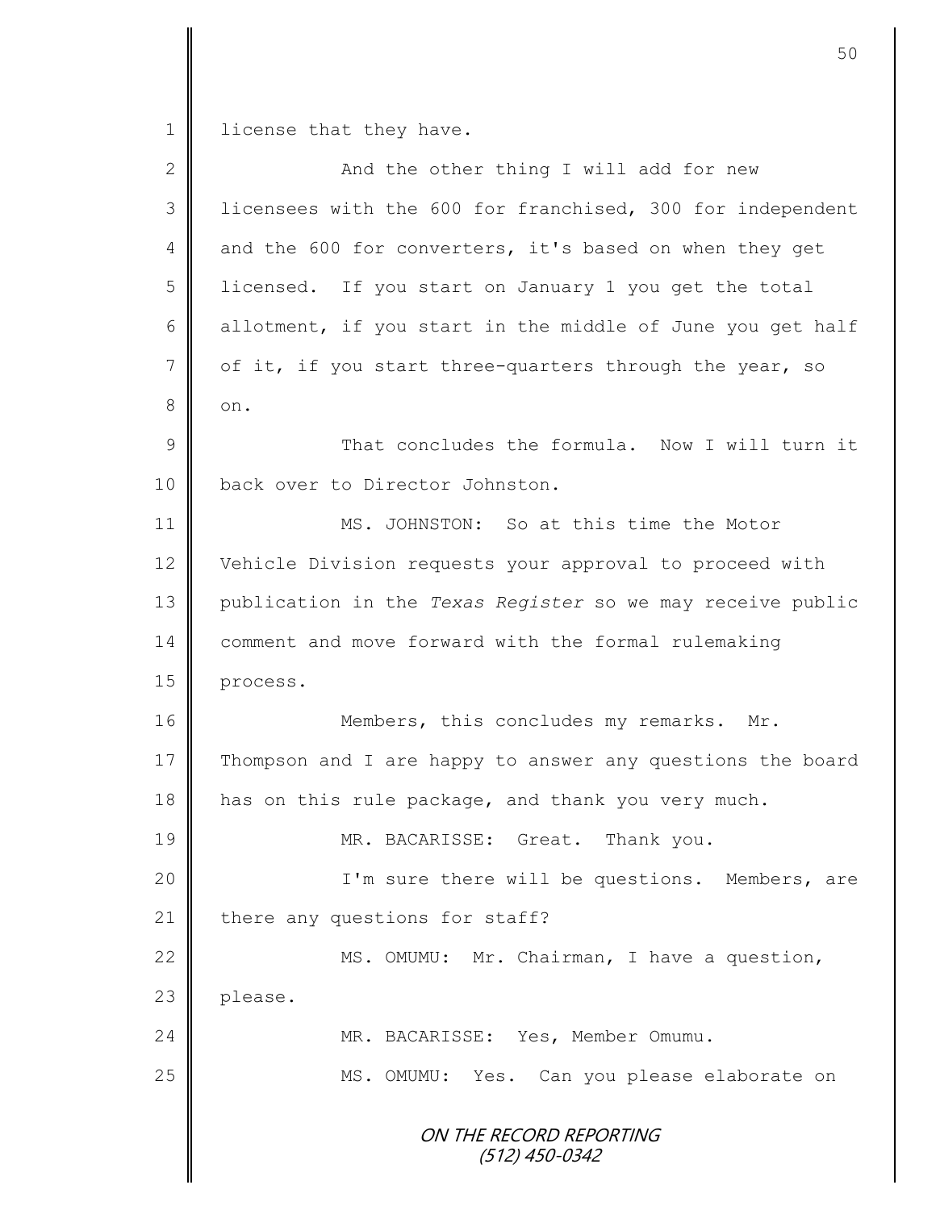license that they have.

And the other thing I will add for new licensees with the 600 for franchised, 300 for independent and the 600 for converters, it's based on when they get licensed. If you start on January 1 you get the total allotment, if you start in the middle of June you get half of it, if you start three-quarters through the year, so on.

That concludes the formula. Now I will turn it back over to Director Johnston.

MS. JOHNSTON: So at this time the Motor Vehicle Division requests your approval to proceed with publication in the *Texas Register* so we may receive public comment and move forward with the formal rulemaking process.

Members, this concludes my remarks. Mr. Thompson and I are happy to answer any questions the board has on this rule package, and thank you very much.

MR. BACARISSE: Great. Thank you.

I'm sure there will be questions. Members, are there any questions for staff?

MS. OMUMU: Mr. Chairman, I have a question, please.

MR. BACARISSE: Yes, Member Omumu.

MS. OMUMU: Yes. Can you please elaborate on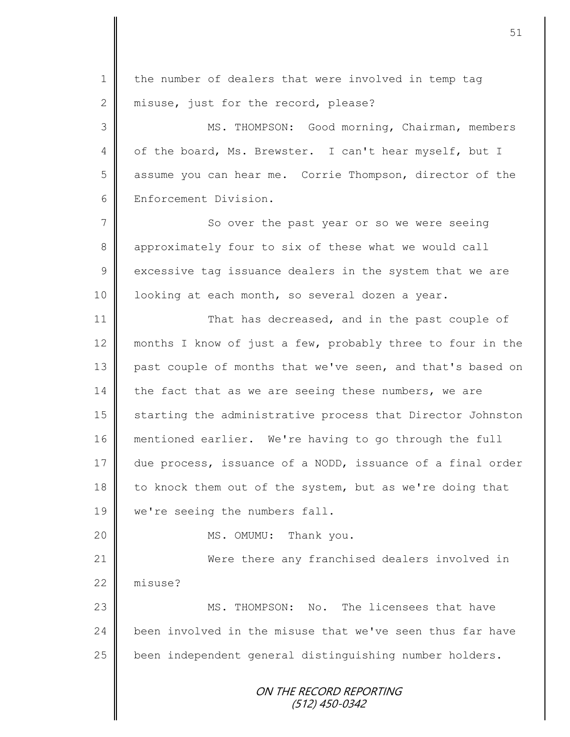the number of dealers that were involved in temp tag misuse, just for the record, please?

MS. THOMPSON: Good morning, Chairman, members of the board, Ms. Brewster. I can't hear myself, but I assume you can hear me. Corrie Thompson, director of the Enforcement Division.

So over the past year or so we were seeing approximately four to six of these what we would call excessive tag issuance dealers in the system that we are looking at each month, so several dozen a year.

That has decreased, and in the past couple of months I know of just a few, probably three to four in the past couple of months that we've seen, and that's based on the fact that as we are seeing these numbers, we are starting the administrative process that Director Johnston mentioned earlier. We're having to go through the full due process, issuance of a NODD, issuance of a final order to knock them out of the system, but as we're doing that we're seeing the numbers fall.

MS. OMUMU: Thank you.

Were there any franchised dealers involved in misuse?

MS. THOMPSON: No. The licensees that have been involved in the misuse that we've seen thus far have been independent general distinguishing number holders.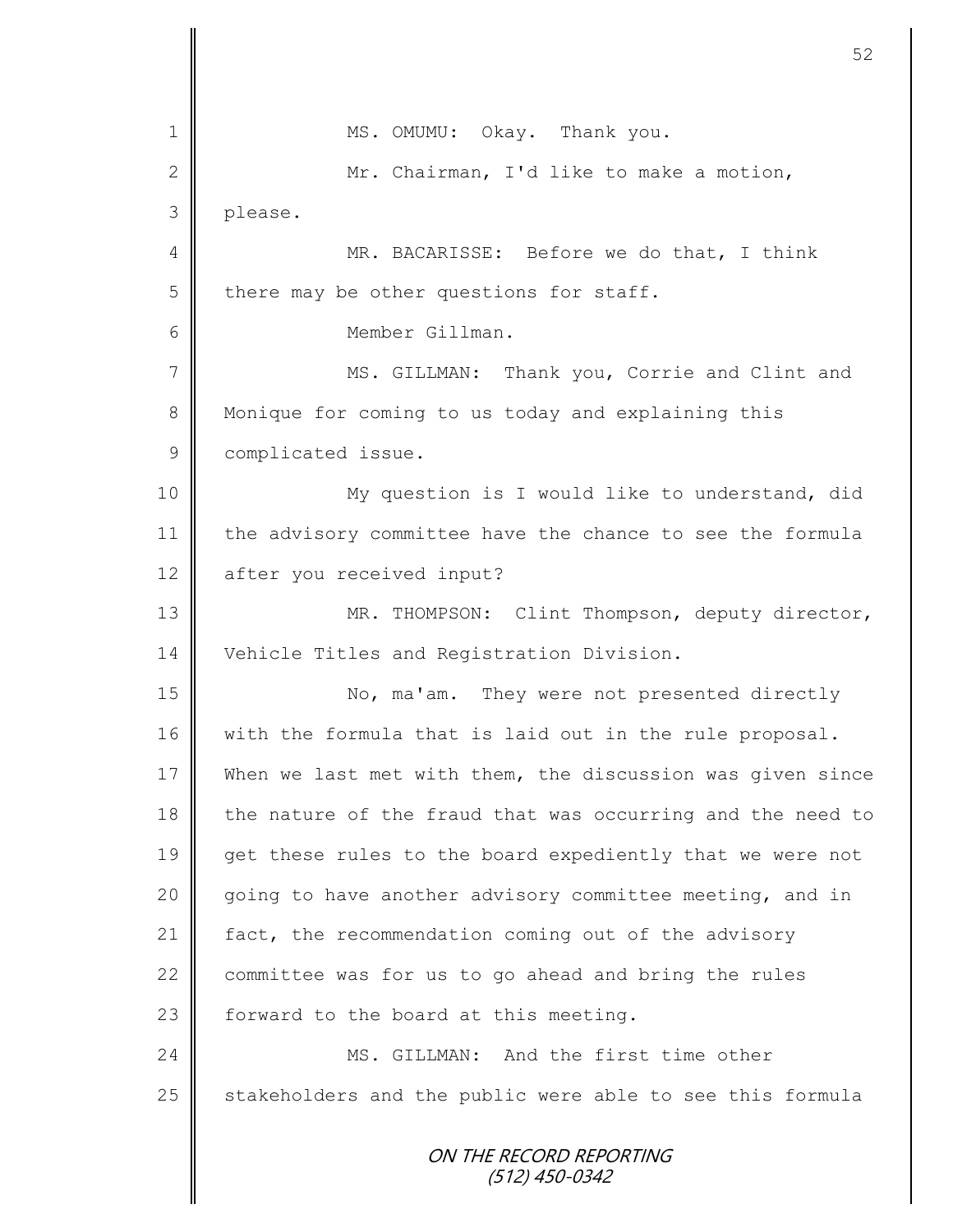MS. OMUMU: Okay. Thank you.

Mr. Chairman, I'd like to make a motion, please.

MR. BACARISSE: Before we do that, I think there may be other questions for staff.

Member Gillman.

MS. GILLMAN: Thank you, Corrie and Clint and Monique for coming to us today and explaining this complicated issue.

My question is I would like to understand, did the advisory committee have the chance to see the formula after you received input?

MR. THOMPSON: Clint Thompson, deputy director, Vehicle Titles and Registration Division.

No, ma'am. They were not presented directly with the formula that is laid out in the rule proposal. When we last met with them, the discussion was given since the nature of the fraud that was occurring and the need to get these rules to the board expediently that we were not going to have another advisory committee meeting, and in fact, the recommendation coming out of the advisory committee was for us to go ahead and bring the rules forward to the board at this meeting.

MS. GILLMAN: And the first time other stakeholders and the public were able to see this formula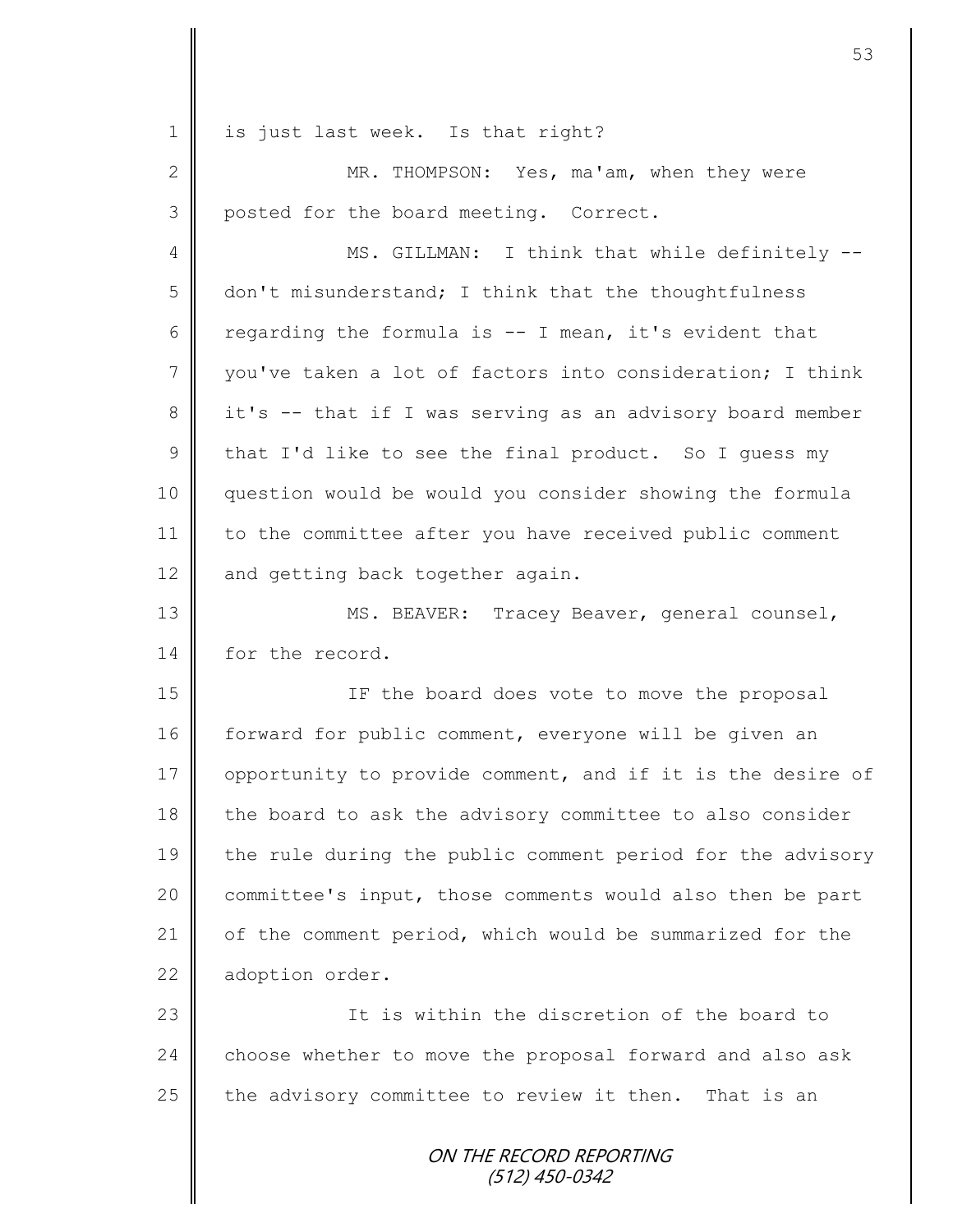is just last week. Is that right?

MR. THOMPSON: Yes, ma'am, when they were posted for the board meeting. Correct.

MS. GILLMAN: I think that while definitely -- don't misunderstand; I think that the thoughtfulness regarding the formula is -- I mean, it's evident that you've taken a lot of factors into consideration; I think it's -- that if I was serving as an advisory board member that I'd like to see the final product. So I guess my question would be would you consider showing the formula to the committee after you have received public comment and getting back together again.

MS. BEAVER: Tracey Beaver, general counsel, for the record.

IF the board does vote to move the proposal forward for public comment, everyone will be given an opportunity to provide comment, and if it is the desire of the board to ask the advisory committee to also consider the rule during the public comment period for the advisory committee's input, those comments would also then be part of the comment period, which would be summarized for the adoption order.

It is within the discretion of the board to choose whether to move the proposal forward and also ask the advisory committee to review it then. That is an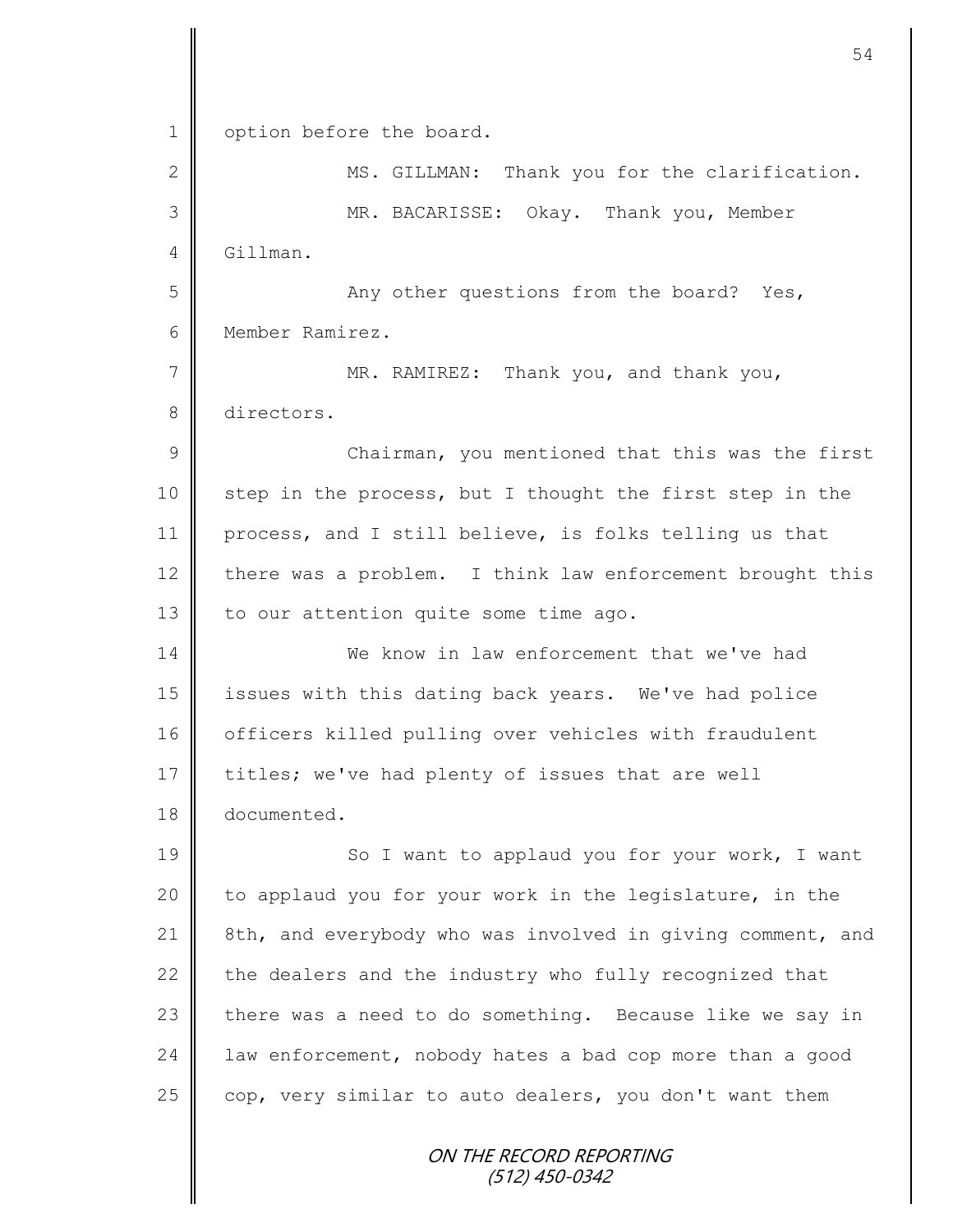option before the board.

MS. GILLMAN: Thank you for the clarification.

MR. BACARISSE: Okay. Thank you, Member Gillman.

Any other questions from the board? Yes, Member Ramirez.

MR. RAMIREZ: Thank you, and thank you, directors.

Chairman, you mentioned that this was the first step in the process, but I thought the first step in the process, and I still believe, is folks telling us that there was a problem. I think law enforcement brought this to our attention quite some time ago.

We know in law enforcement that we've had issues with this dating back years. We've had police officers killed pulling over vehicles with fraudulent titles; we've had plenty of issues that are well documented.

So I want to applaud you for your work, I want to applaud you for your work in the legislature, in the 8th, and everybody who was involved in giving comment, and the dealers and the industry who fully recognized that there was a need to do something. Because like we say in law enforcement, nobody hates a bad cop more than a good cop, very similar to auto dealers, you don't want them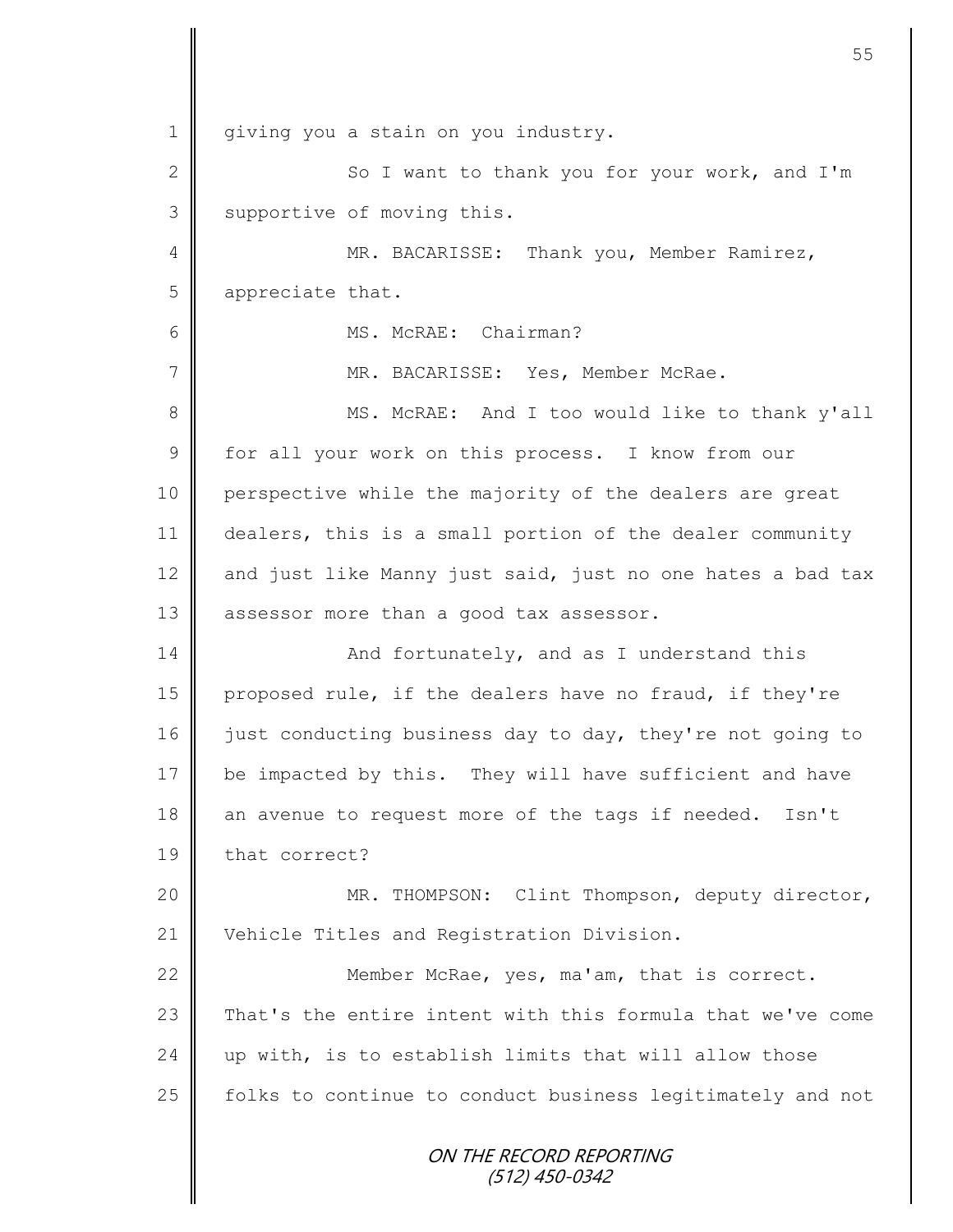giving you a stain on you industry.

So I want to thank you for your work, and I'm supportive of moving this.

MR. BACARISSE: Thank you, Member Ramirez, appreciate that.

MS. McRAE: Chairman?

MR. BACARISSE: Yes, Member McRae.

MS. McRAE: And I too would like to thank y'all for all your work on this process. I know from our perspective while the majority of the dealers are great dealers, this is a small portion of the dealer community and just like Manny just said, just no one hates a bad tax assessor more than a good tax assessor.

And fortunately, and as I understand this proposed rule, if the dealers have no fraud, if they're just conducting business day to day, they're not going to be impacted by this. They will have sufficient and have an avenue to request more of the tags if needed. Isn't that correct?

MR. THOMPSON: Clint Thompson, deputy director, Vehicle Titles and Registration Division.

Member McRae, yes, ma'am, that is correct. That's the entire intent with this formula that we've come up with, is to establish limits that will allow those folks to continue to conduct business legitimately and not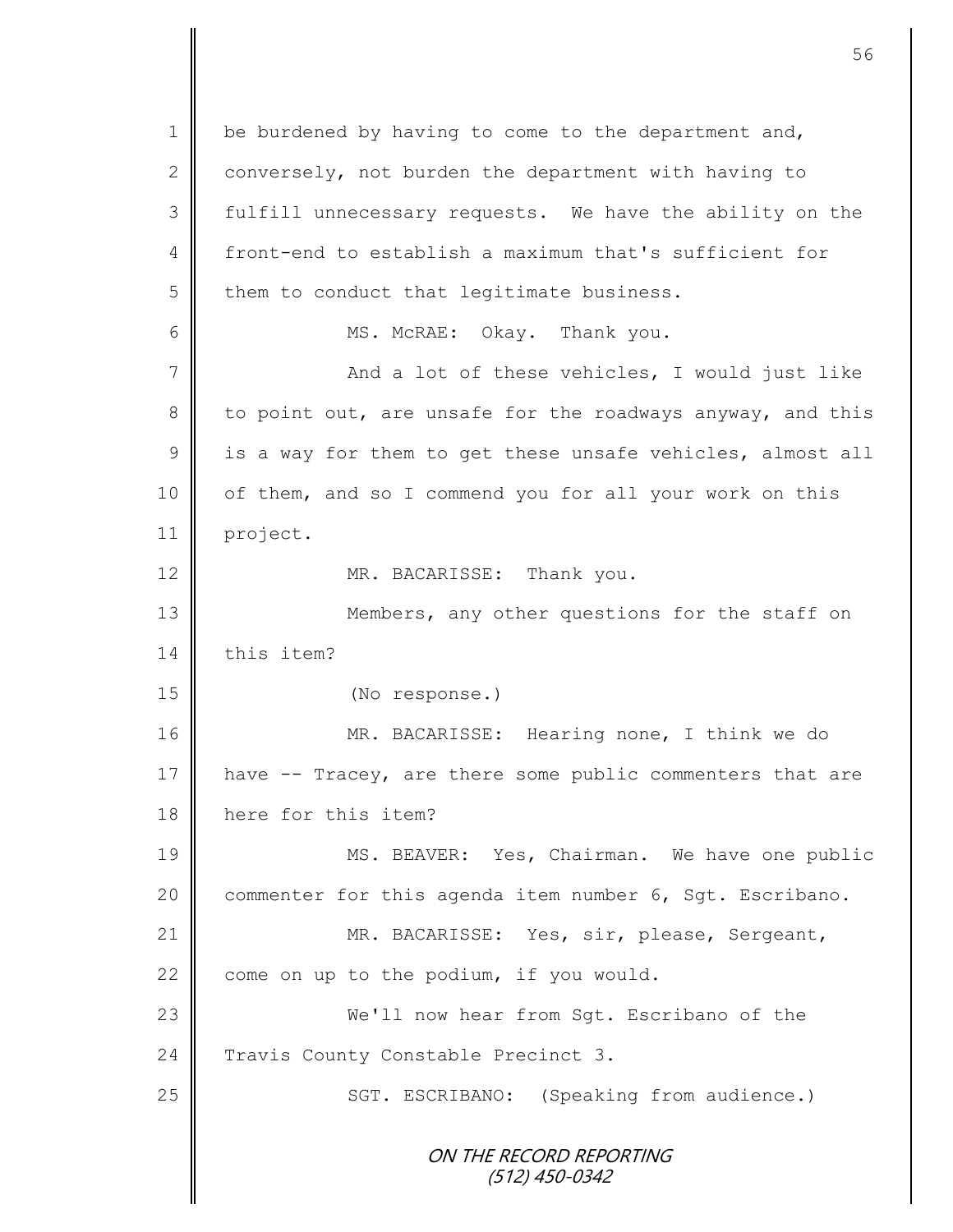be burdened by having to come to the department and, conversely, not burden the department with having to fulfill unnecessary requests. We have the ability on the front-end to establish a maximum that's sufficient for them to conduct that legitimate business.

MS. McRAE: Okay. Thank you.

And a lot of these vehicles, I would just like to point out, are unsafe for the roadways anyway, and this is a way for them to get these unsafe vehicles, almost all of them, and so I commend you for all your work on this project.

MR. BACARISSE: Thank you.

Members, any other questions for the staff on this item?

(No response.)

MR. BACARISSE: Hearing none, I think we do have -- Tracey, are there some public commenters that are here for this item?

MS. BEAVER: Yes, Chairman. We have one public commenter for this agenda item number 6, Sgt. Escribano.

MR. BACARISSE: Yes, sir, please, Sergeant, come on up to the podium, if you would.

We'll now hear from Sgt. Escribano of the Travis County Constable Precinct 3.

SGT. ESCRIBANO: (Speaking from audience.)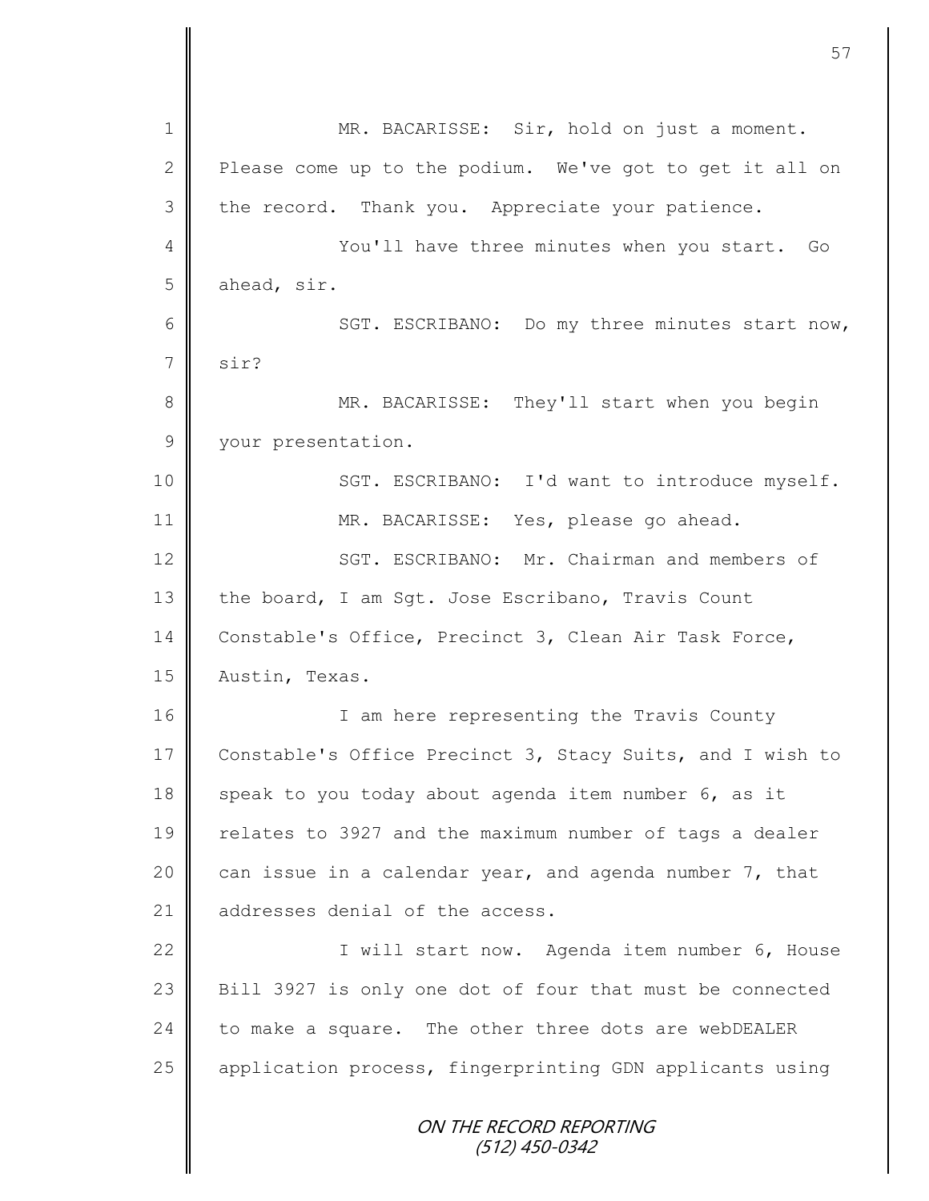MR. BACARISSE: Sir, hold on just a moment. Please come up to the podium. We've got to get it all on the record. Thank you. Appreciate your patience.

You'll have three minutes when you start. Go ahead, sir.

SGT. ESCRIBANO: Do my three minutes start now, sir?

MR. BACARISSE: They'll start when you begin your presentation.

SGT. ESCRIBANO: I'd want to introduce myself.

MR. BACARISSE: Yes, please go ahead.

SGT. ESCRIBANO: Mr. Chairman and members of the board, I am Sgt. Jose Escribano, Travis Count Constable's Office, Precinct 3, Clean Air Task Force, Austin, Texas.

I am here representing the Travis County Constable's Office Precinct 3, Stacy Suits, and I wish to speak to you today about agenda item number 6, as it relates to 3927 and the maximum number of tags a dealer can issue in a calendar year, and agenda number 7, that addresses denial of the access.

I will start now. Agenda item number 6, House Bill 3927 is only one dot of four that must be connected to make a square. The other three dots are webDEALER application process, fingerprinting GDN applicants using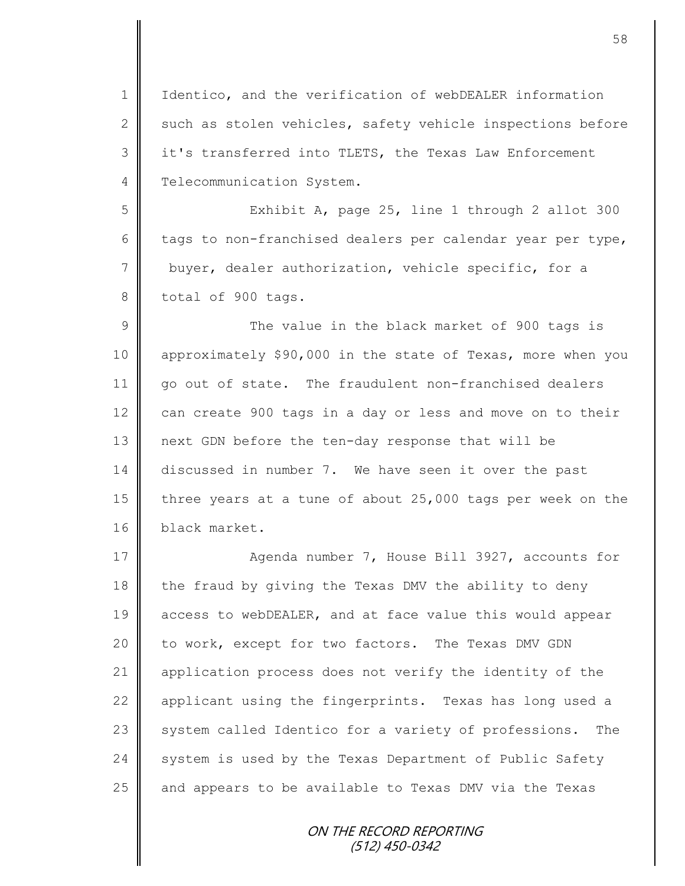Identico, and the verification of webDEALER information such as stolen vehicles, safety vehicle inspections before it's transferred into TLETS, the Texas Law Enforcement Telecommunication System.

Exhibit A, page 25, line 1 through 2 allot 300 tags to non-franchised dealers per calendar year per type, buyer, dealer authorization, vehicle specific, for a total of 900 tags.

The value in the black market of 900 tags is approximately $90,000 in the state of Texas, more when you go out of state. The fraudulent non-franchised dealers can create 900 tags in a day or less and move on to their next GDN before the ten-day response that will be discussed in number 7. We have seen it over the past three years at a tune of about 25,000 tags per week on the black market.

Agenda number 7, House Bill 3927, accounts for the fraud by giving the Texas DMV the ability to deny access to webDEALER, and at face value this would appear to work, except for two factors. The Texas DMV GDN application process does not verify the identity of the applicant using the fingerprints. Texas has long used a system called Identico for a variety of professions. The system is used by the Texas Department of Public Safety and appears to be available to Texas DMV via the Texas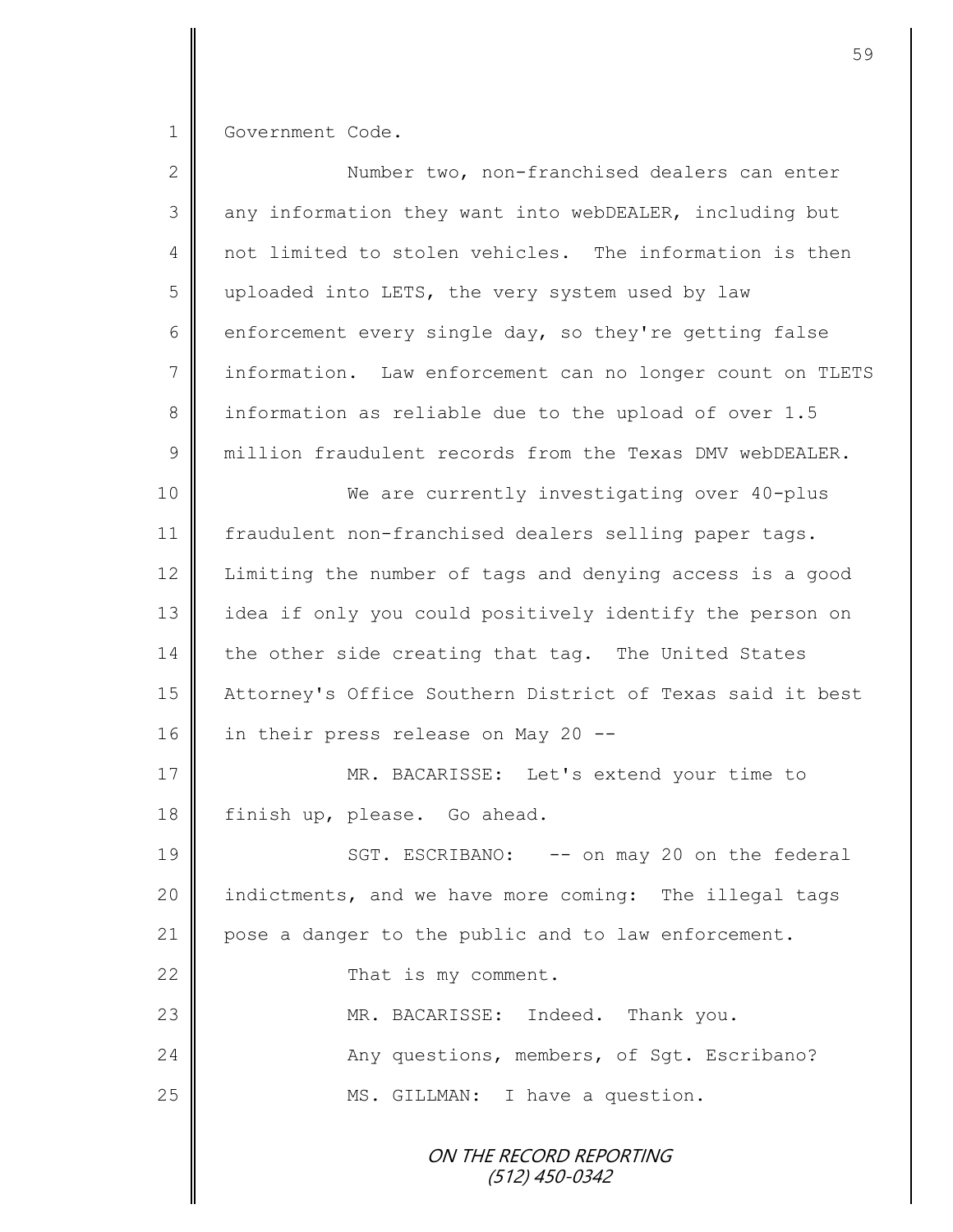Government Code.

Number two, non-franchised dealers can enter any information they want into webDEALER, including but not limited to stolen vehicles. The information is then uploaded into LETS, the very system used by law enforcement every single day, so they're getting false information. Law enforcement can no longer count on TLETS information as reliable due to the upload of over 1.5 million fraudulent records from the Texas DMV webDEALER.

We are currently investigating over 40-plus fraudulent non-franchised dealers selling paper tags. Limiting the number of tags and denying access is a good idea if only you could positively identify the person on the other side creating that tag. The United States Attorney's Office Southern District of Texas said it best in their press release on May 20 --

MR. BACARISSE: Let's extend your time to finish up, please. Go ahead.

SGT. ESCRIBANO: -- on may 20 on the federal indictments, and we have more coming: The illegal tags pose a danger to the public and to law enforcement.

That is my comment.

MR. BACARISSE: Indeed. Thank you.

Any questions, members, of Sgt. Escribano?

MS. GILLMAN: I have a question.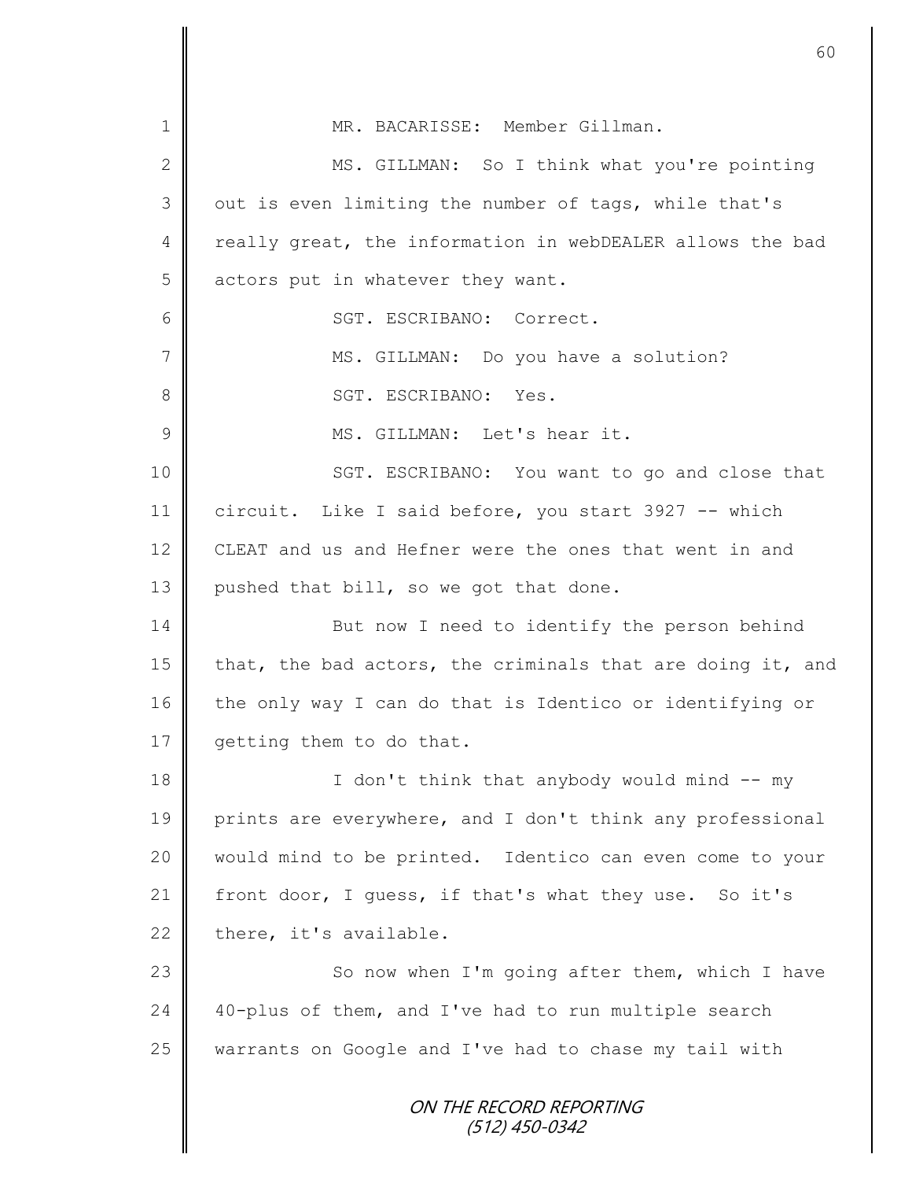MR. BACARISSE: Member Gillman.

MS. GILLMAN: So I think what you're pointing out is even limiting the number of tags, while that's really great, the information in webDEALER allows the bad actors put in whatever they want.

SGT. ESCRIBANO: Correct.

MS. GILLMAN: Do you have a solution?

SGT. ESCRIBANO: Yes.

MS. GILLMAN: Let's hear it.

SGT. ESCRIBANO: You want to go and close that circuit. Like I said before, you start 3927 -- which CLEAT and us and Hefner were the ones that went in and pushed that bill, so we got that done.

But now I need to identify the person behind that, the bad actors, the criminals that are doing it, and the only way I can do that is Identico or identifying or getting them to do that.

I don't think that anybody would mind -- my prints are everywhere, and I don't think any professional would mind to be printed. Identico can even come to your front door, I guess, if that's what they use. So it's there, it's available.

So now when I'm going after them, which I have 40-plus of them, and I've had to run multiple search warrants on Google and I've had to chase my tail with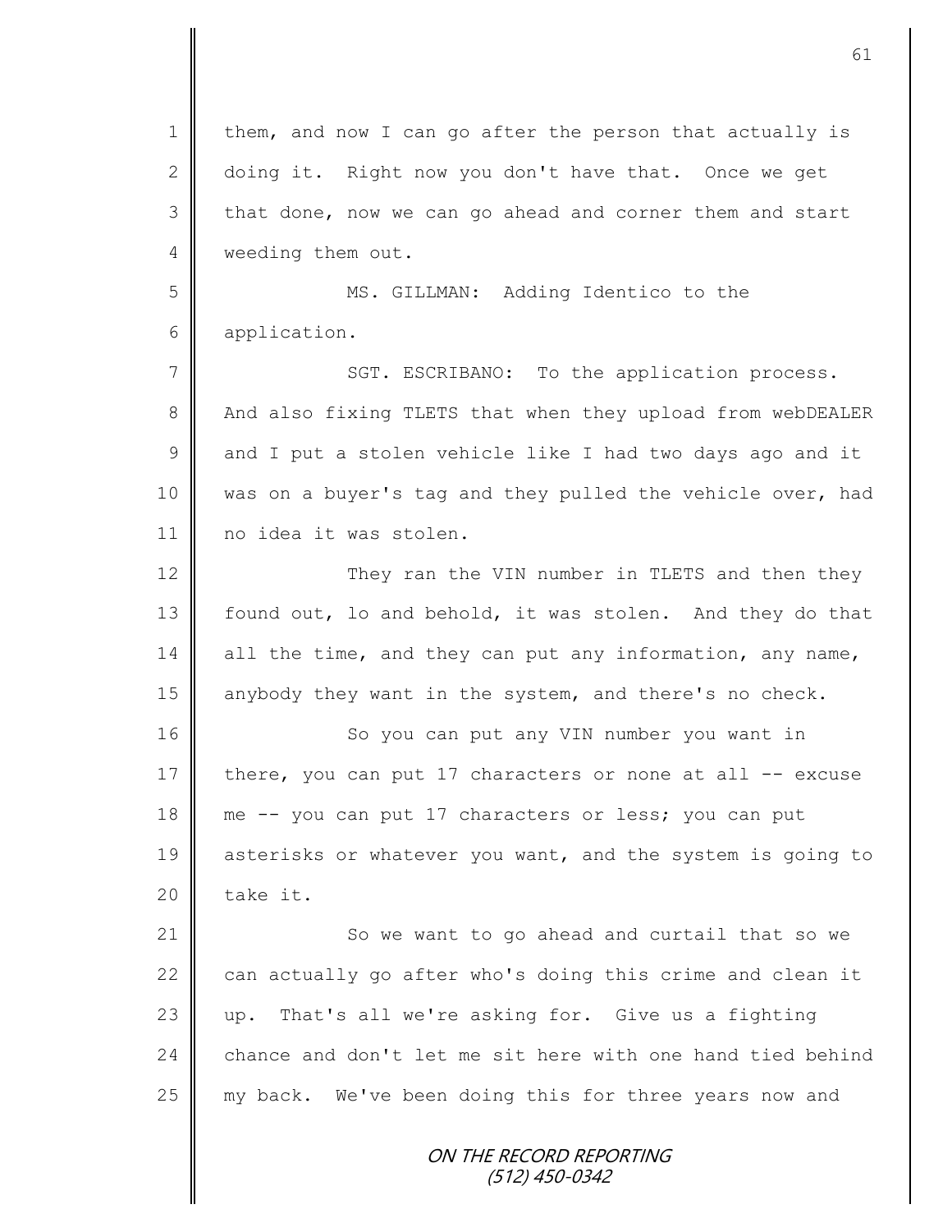them, and now I can go after the person that actually is doing it. Right now you don't have that. Once we get that done, now we can go ahead and corner them and start weeding them out.

MS. GILLMAN: Adding Identico to the application.

SGT. ESCRIBANO: To the application process. And also fixing TLETS that when they upload from webDEALER and I put a stolen vehicle like I had two days ago and it was on a buyer's tag and they pulled the vehicle over, had no idea it was stolen.

They ran the VIN number in TLETS and then they found out, lo and behold, it was stolen. And they do that all the time, and they can put any information, any name, anybody they want in the system, and there's no check.

So you can put any VIN number you want in there, you can put 17 characters or none at all -- excuse me -- you can put 17 characters or less; you can put asterisks or whatever you want, and the system is going to take it.

So we want to go ahead and curtail that so we can actually go after who's doing this crime and clean it up. That's all we're asking for. Give us a fighting chance and don't let me sit here with one hand tied behind my back. We've been doing this for three years now and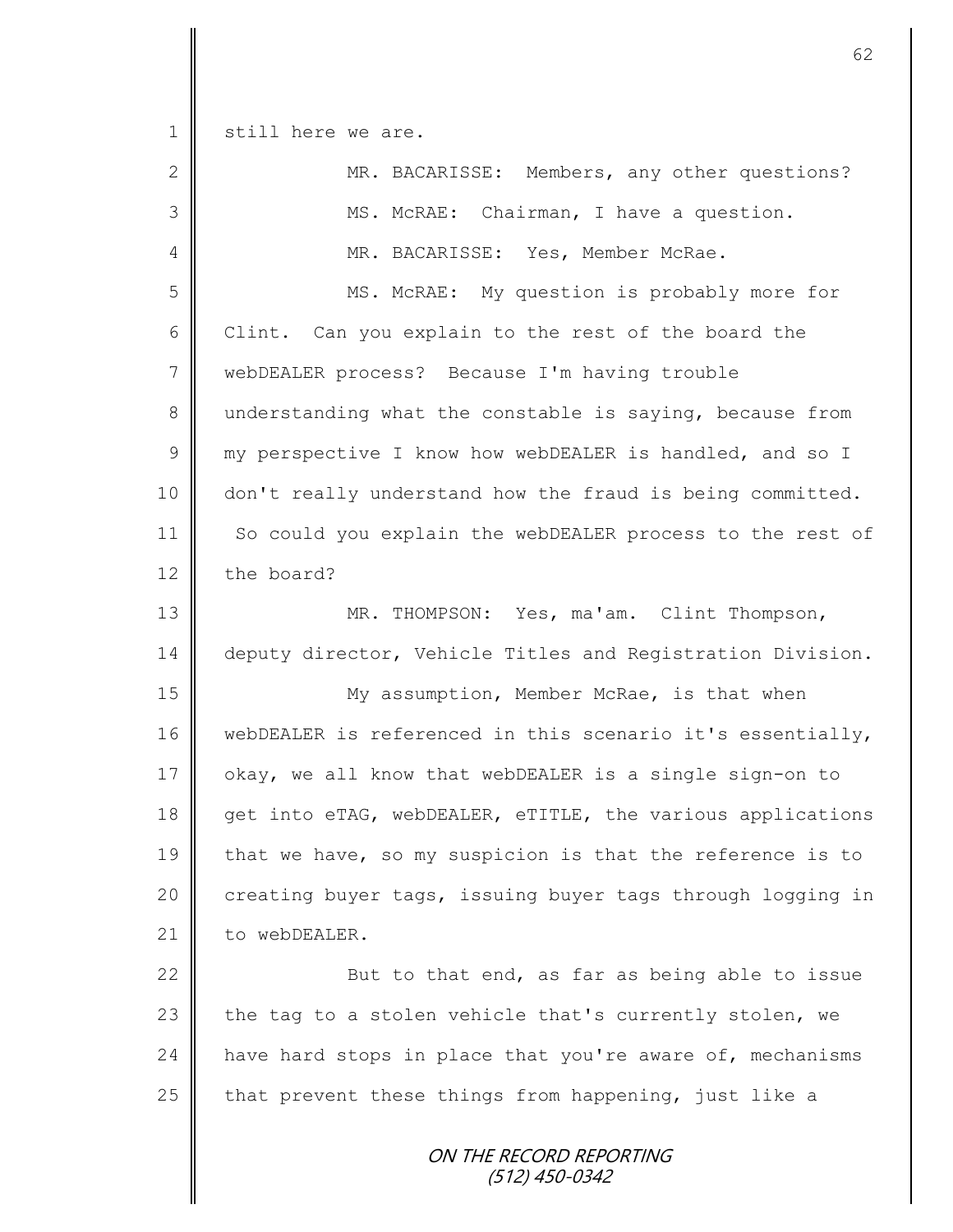still here we are.

MR. BACARISSE: Members, any other questions?

MS. McRAE: Chairman, I have a question.

MR. BACARISSE: Yes, Member McRae.

MS. McRAE: My question is probably more for Clint. Can you explain to the rest of the board the webDEALER process? Because I'm having trouble understanding what the constable is saying, because from my perspective I know how webDEALER is handled, and so I don't really understand how the fraud is being committed. So could you explain the webDEALER process to the rest of the board?

MR. THOMPSON: Yes, ma'am. Clint Thompson, deputy director, Vehicle Titles and Registration Division.

My assumption, Member McRae, is that when webDEALER is referenced in this scenario it's essentially, okay, we all know that webDEALER is a single sign-on to get into eTAG, webDEALER, eTITLE, the various applications that we have, so my suspicion is that the reference is to creating buyer tags, issuing buyer tags through logging in to webDEALER.

But to that end, as far as being able to issue the tag to a stolen vehicle that's currently stolen, we have hard stops in place that you're aware of, mechanisms that prevent these things from happening, just like a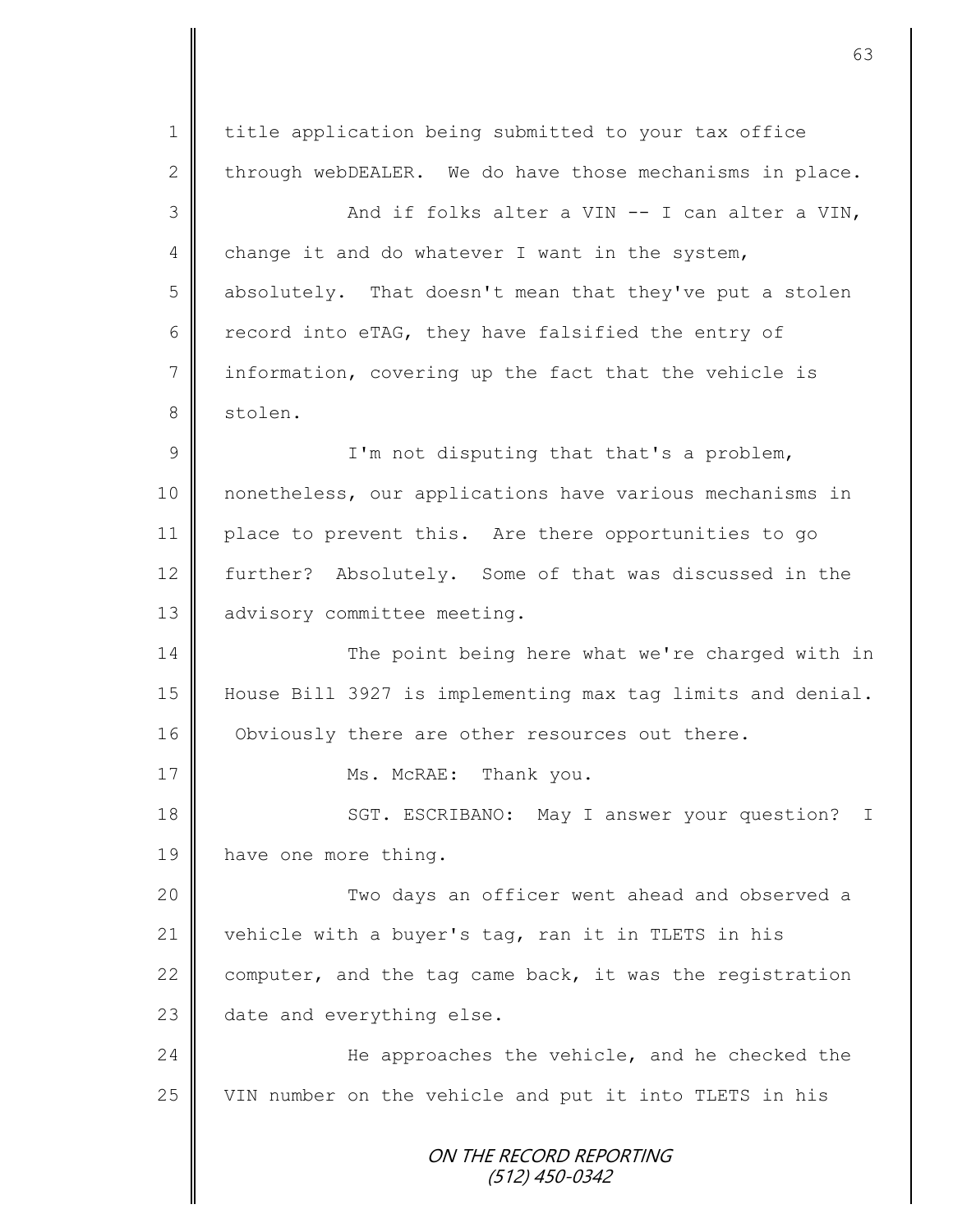title application being submitted to your tax office through webDEALER. We do have those mechanisms in place.

And if folks alter a VIN -- I can alter a VIN, change it and do whatever I want in the system, absolutely. That doesn't mean that they've put a stolen record into eTAG, they have falsified the entry of information, covering up the fact that the vehicle is stolen.

I'm not disputing that that's a problem, nonetheless, our applications have various mechanisms in place to prevent this. Are there opportunities to go further? Absolutely. Some of that was discussed in the advisory committee meeting.

The point being here what we're charged with in House Bill 3927 is implementing max tag limits and denial. Obviously there are other resources out there.

Ms. McRAE: Thank you.

SGT. ESCRIBANO: May I answer your question? I have one more thing.

Two days an officer went ahead and observed a vehicle with a buyer's tag, ran it in TLETS in his computer, and the tag came back, it was the registration date and everything else.

He approaches the vehicle, and he checked the VIN number on the vehicle and put it into TLETS in his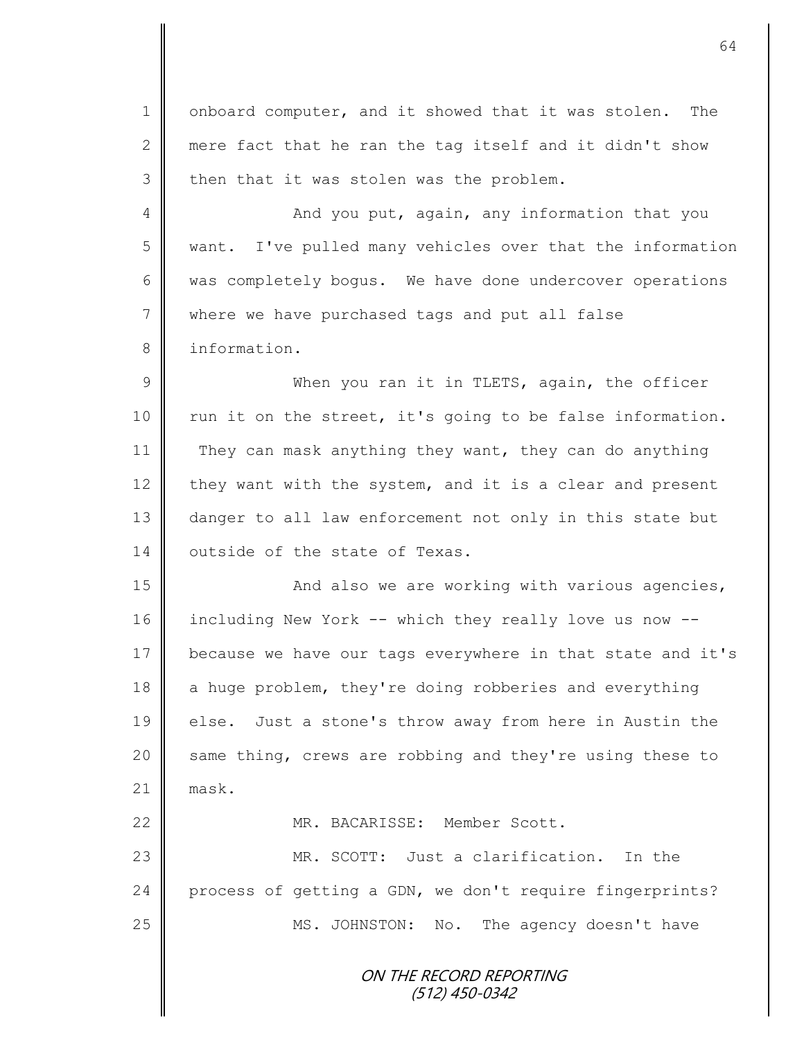onboard computer, and it showed that it was stolen. The mere fact that he ran the tag itself and it didn't show then that it was stolen was the problem.

And you put, again, any information that you want. I've pulled many vehicles over that the information was completely bogus. We have done undercover operations where we have purchased tags and put all false information.

When you ran it in TLETS, again, the officer run it on the street, it's going to be false information. They can mask anything they want, they can do anything they want with the system, and it is a clear and present danger to all law enforcement not only in this state but outside of the state of Texas.

And also we are working with various agencies, including New York -- which they really love us now -- because we have our tags everywhere in that state and it's a huge problem, they're doing robberies and everything else. Just a stone's throw away from here in Austin the same thing, crews are robbing and they're using these to mask.

MR. BACARISSE: Member Scott.

MR. SCOTT: Just a clarification. In the process of getting a GDN, we don't require fingerprints?

MS. JOHNSTON: No. The agency doesn't have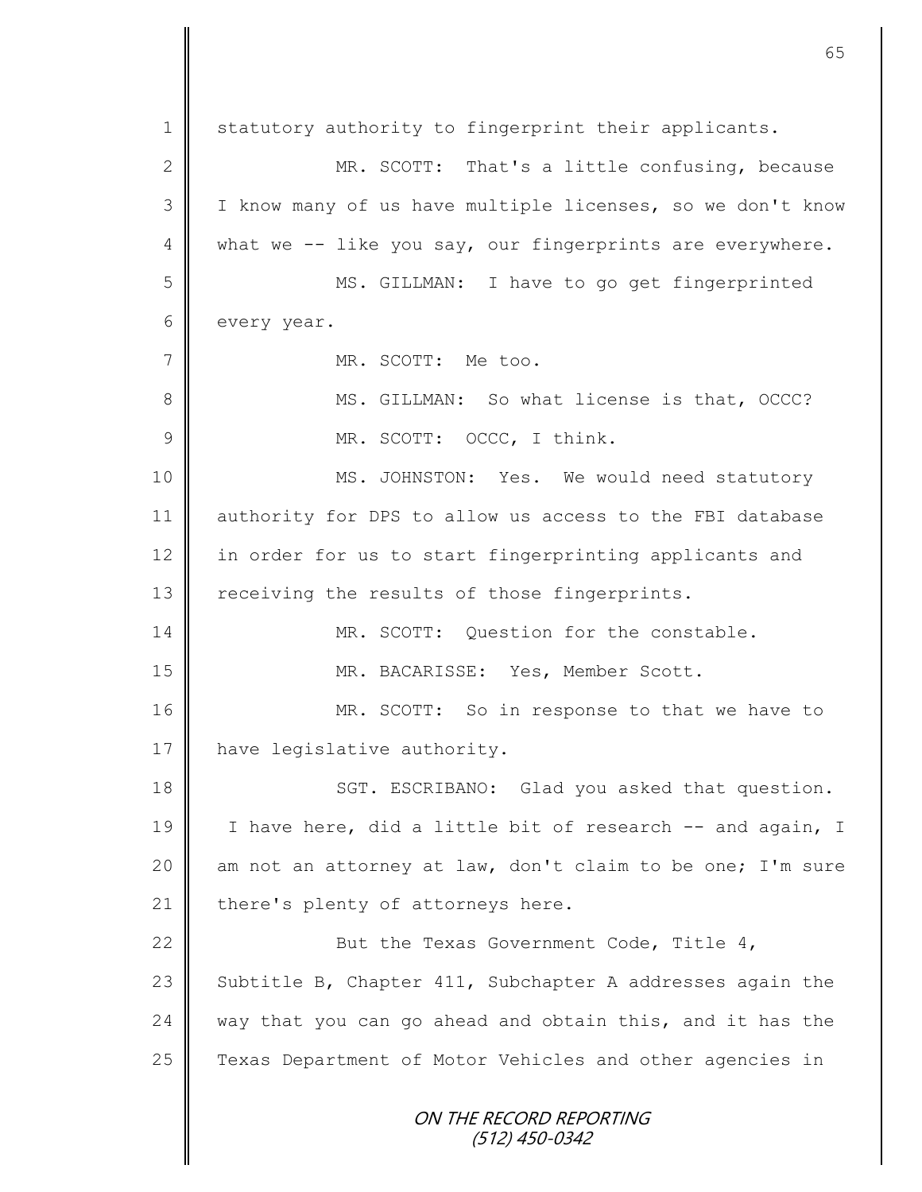statutory authority to fingerprint their applicants.

MR. SCOTT: That's a little confusing, because I know many of us have multiple licenses, so we don't know what we -- like you say, our fingerprints are everywhere.

MS. GILLMAN: I have to go get fingerprinted every year.

MR. SCOTT: Me too.

MS. GILLMAN: So what license is that, OCCC?

MR. SCOTT: OCCC, I think.

MS. JOHNSTON: Yes. We would need statutory authority for DPS to allow us access to the FBI database in order for us to start fingerprinting applicants and receiving the results of those fingerprints.

MR. SCOTT: Question for the constable.

MR. BACARISSE: Yes, Member Scott.

MR. SCOTT: So in response to that we have to have legislative authority.

SGT. ESCRIBANO: Glad you asked that question. I have here, did a little bit of research -- and again, I am not an attorney at law, don't claim to be one; I'm sure there's plenty of attorneys here.

But the Texas Government Code, Title 4, Subtitle B, Chapter 411, Subchapter A addresses again the way that you can go ahead and obtain this, and it has the Texas Department of Motor Vehicles and other agencies in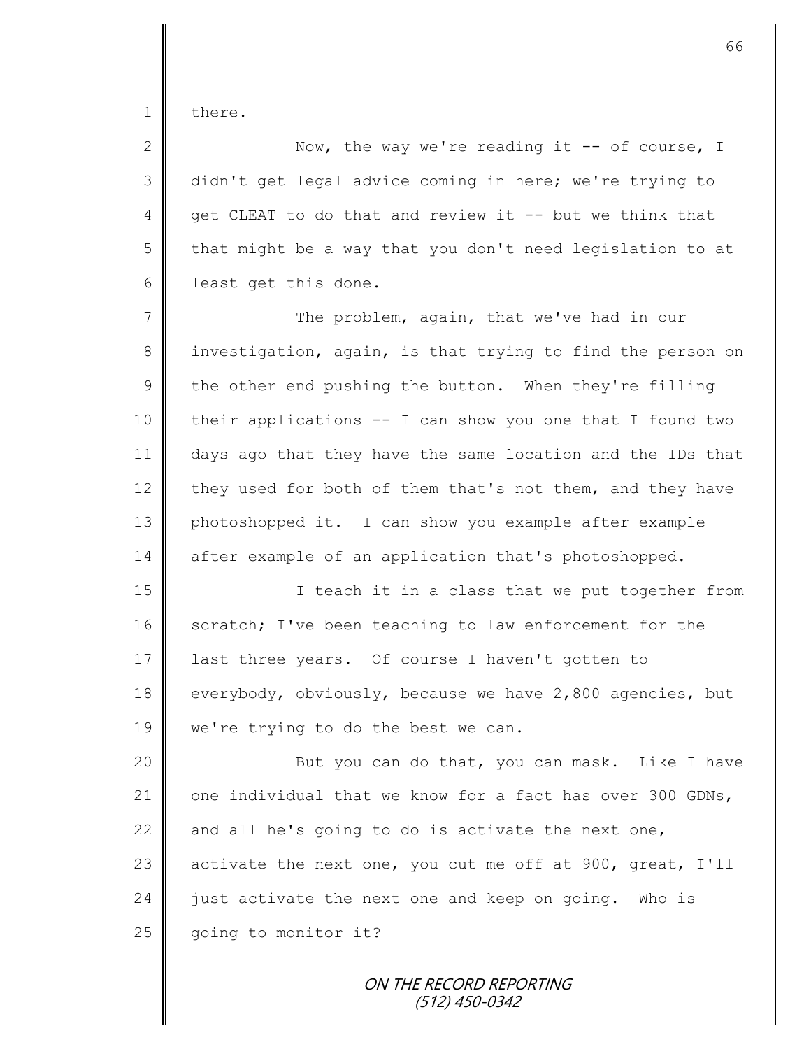there.

Now, the way we're reading it -- of course, I didn't get legal advice coming in here; we're trying to get CLEAT to do that and review it -- but we think that that might be a way that you don't need legislation to at least get this done.

The problem, again, that we've had in our investigation, again, is that trying to find the person on the other end pushing the button. When they're filling their applications -- I can show you one that I found two days ago that they have the same location and the IDs that they used for both of them that's not them, and they have photoshopped it. I can show you example after example after example of an application that's photoshopped.

I teach it in a class that we put together from scratch; I've been teaching to law enforcement for the last three years. Of course I haven't gotten to everybody, obviously, because we have 2,800 agencies, but we're trying to do the best we can.

But you can do that, you can mask. Like I have one individual that we know for a fact has over 300 GDNs, and all he's going to do is activate the next one, activate the next one, you cut me off at 900, great, I'll just activate the next one and keep on going. Who is going to monitor it?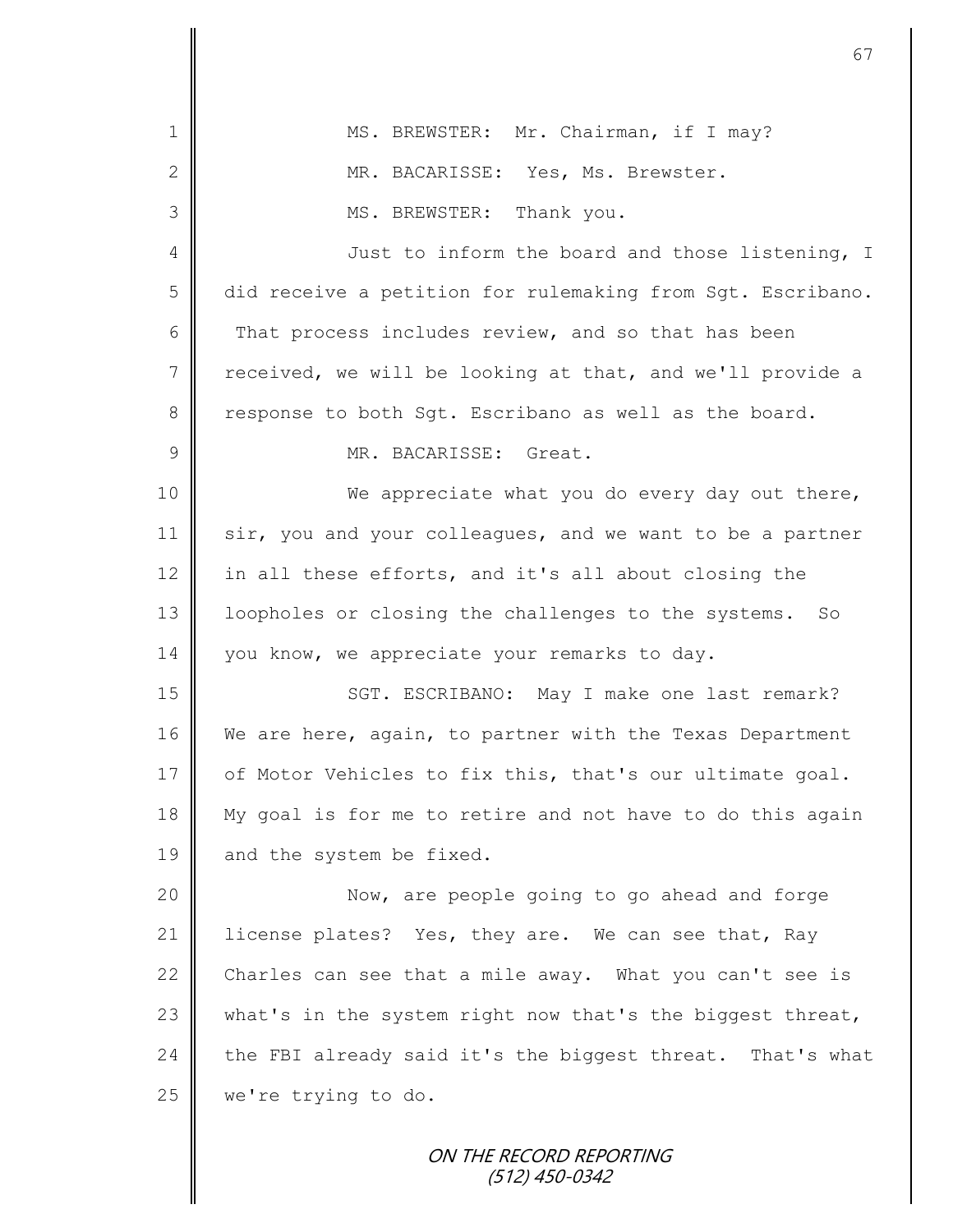MS. BREWSTER: Mr. Chairman, if I may?

MR. BACARISSE: Yes, Ms. Brewster.

MS. BREWSTER: Thank you.

Just to inform the board and those listening, I did receive a petition for rulemaking from Sgt. Escribano. That process includes review, and so that has been received, we will be looking at that, and we'll provide a response to both Sgt. Escribano as well as the board.

MR. BACARISSE: Great.

We appreciate what you do every day out there, sir, you and your colleagues, and we want to be a partner in all these efforts, and it's all about closing the loopholes or closing the challenges to the systems. So you know, we appreciate your remarks to day.

SGT. ESCRIBANO: May I make one last remark? We are here, again, to partner with the Texas Department of Motor Vehicles to fix this, that's our ultimate goal. My goal is for me to retire and not have to do this again and the system be fixed.

Now, are people going to go ahead and forge license plates? Yes, they are. We can see that, Ray Charles can see that a mile away. What you can't see is what's in the system right now that's the biggest threat, the FBI already said it's the biggest threat. That's what we're trying to do.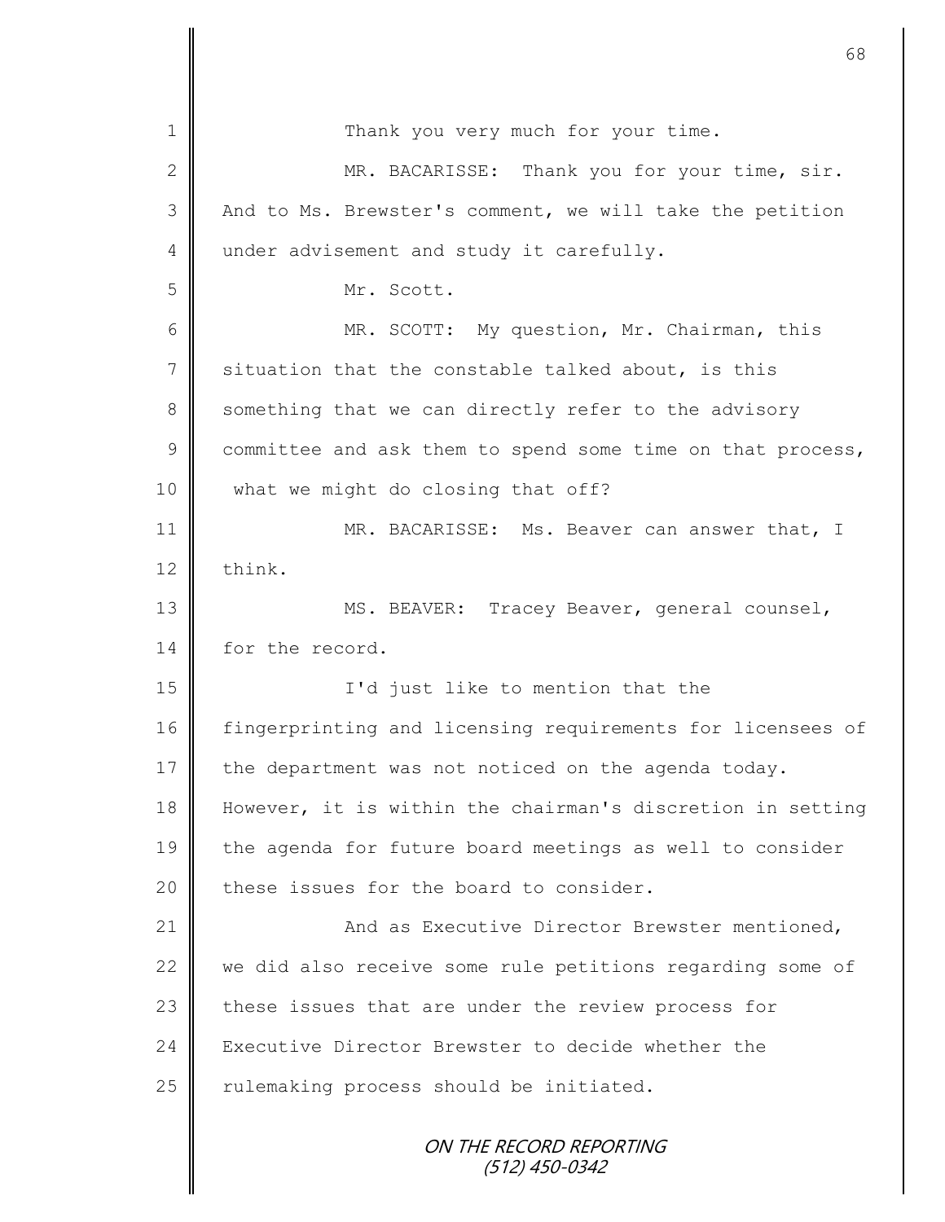Thank you very much for your time.

MR. BACARISSE: Thank you for your time, sir. And to Ms. Brewster's comment, we will take the petition under advisement and study it carefully.

Mr. Scott.

MR. SCOTT: My question, Mr. Chairman, this situation that the constable talked about, is this something that we can directly refer to the advisory committee and ask them to spend some time on that process, what we might do closing that off?

MR. BACARISSE: Ms. Beaver can answer that, I think.

MS. BEAVER: Tracey Beaver, general counsel, for the record.

I'd just like to mention that the fingerprinting and licensing requirements for licensees of the department was not noticed on the agenda today. However, it is within the chairman's discretion in setting the agenda for future board meetings as well to consider these issues for the board to consider.

And as Executive Director Brewster mentioned, we did also receive some rule petitions regarding some of these issues that are under the review process for Executive Director Brewster to decide whether the rulemaking process should be initiated.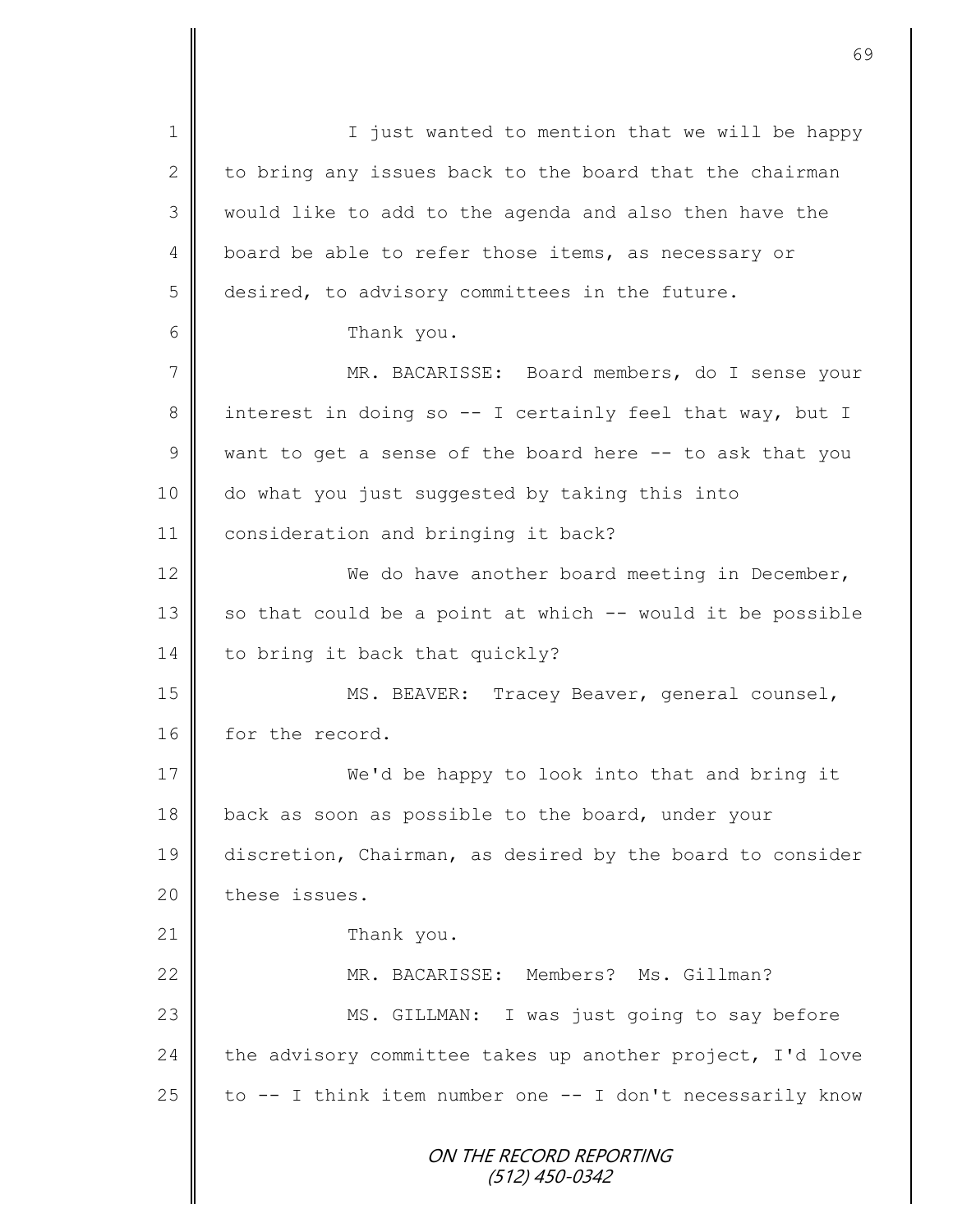I just wanted to mention that we will be happy to bring any issues back to the board that the chairman would like to add to the agenda and also then have the board be able to refer those items, as necessary or desired, to advisory committees in the future.

Thank you.

MR. BACARISSE: Board members, do I sense your interest in doing so -- I certainly feel that way, but I want to get a sense of the board here -- to ask that you do what you just suggested by taking this into consideration and bringing it back?

We do have another board meeting in December, so that could be a point at which -- would it be possible to bring it back that quickly?

MS. BEAVER: Tracey Beaver, general counsel, for the record.

We'd be happy to look into that and bring it back as soon as possible to the board, under your discretion, Chairman, as desired by the board to consider these issues.

Thank you.

MR. BACARISSE: Members? Ms. Gillman?

MS. GILLMAN: I was just going to say before the advisory committee takes up another project, I'd love to -- I think item number one -- I don't necessarily know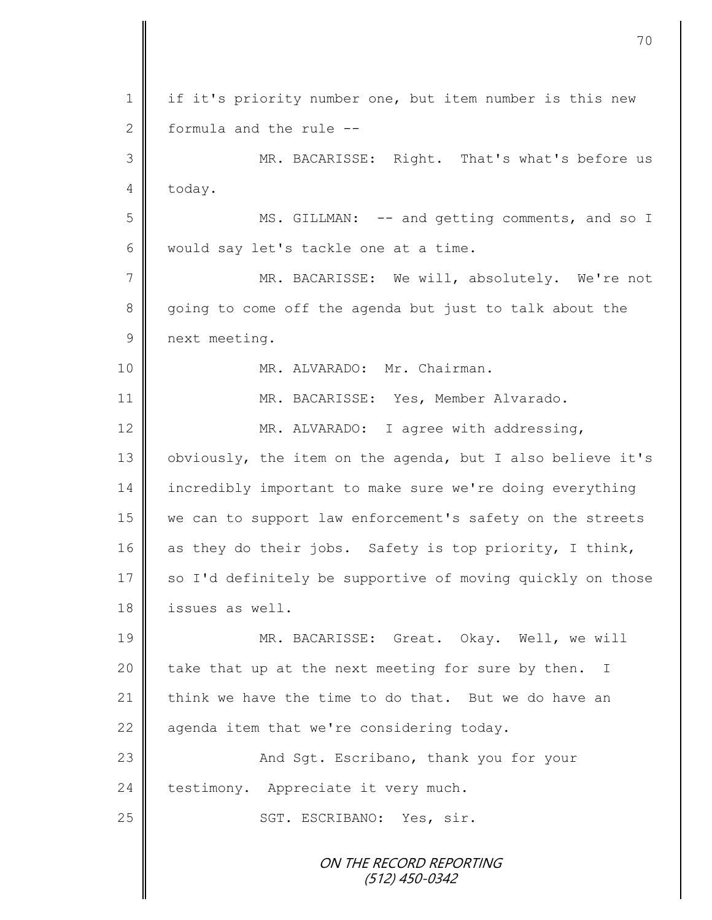if it's priority number one, but item number is this new formula and the rule --

MR. BACARISSE: Right. That's what's before us today.

MS. GILLMAN: -- and getting comments, and so I would say let's tackle one at a time.

MR. BACARISSE: We will, absolutely. We're not going to come off the agenda but just to talk about the next meeting.

MR. ALVARADO: Mr. Chairman.

MR. BACARISSE: Yes, Member Alvarado.

MR. ALVARADO: I agree with addressing, obviously, the item on the agenda, but I also believe it's incredibly important to make sure we're doing everything we can to support law enforcement's safety on the streets as they do their jobs. Safety is top priority, I think, so I'd definitely be supportive of moving quickly on those issues as well.

MR. BACARISSE: Great. Okay. Well, we will take that up at the next meeting for sure by then. I think we have the time to do that. But we do have an agenda item that we're considering today.

And Sgt. Escribano, thank you for your testimony. Appreciate it very much.

SGT. ESCRIBANO: Yes, sir.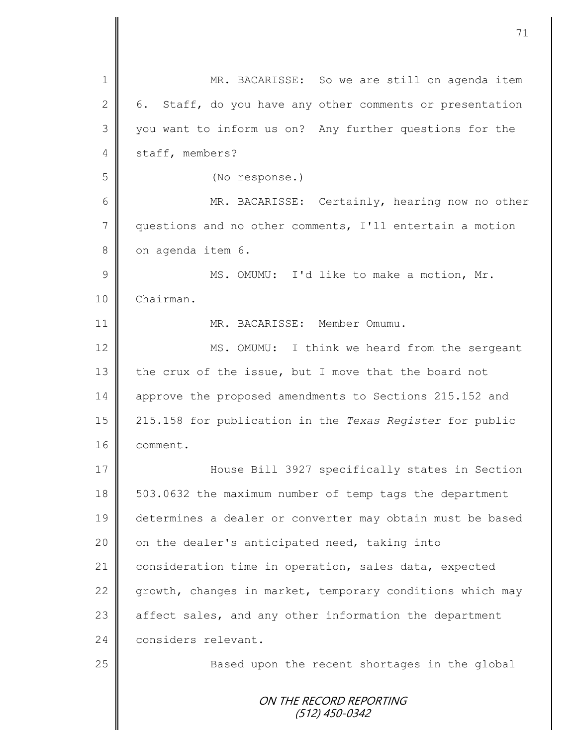MR. BACARISSE: So we are still on agenda item 6. Staff, do you have any other comments or presentation you want to inform us on? Any further questions for the staff, members?

(No response.)

MR. BACARISSE: Certainly, hearing now no other questions and no other comments, I'll entertain a motion on agenda item 6.

MS. OMUMU: I'd like to make a motion, Mr. Chairman.

MR. BACARISSE: Member Omumu.

MS. OMUMU: I think we heard from the sergeant the crux of the issue, but I move that the board not approve the proposed amendments to Sections 215.152 and 215.158 for publication in the *Texas Register* for public comment.

House Bill 3927 specifically states in Section 503.0632 the maximum number of temp tags the department determines a dealer or converter may obtain must be based on the dealer's anticipated need, taking into consideration time in operation, sales data, expected growth, changes in market, temporary conditions which may affect sales, and any other information the department considers relevant.

Based upon the recent shortages in the global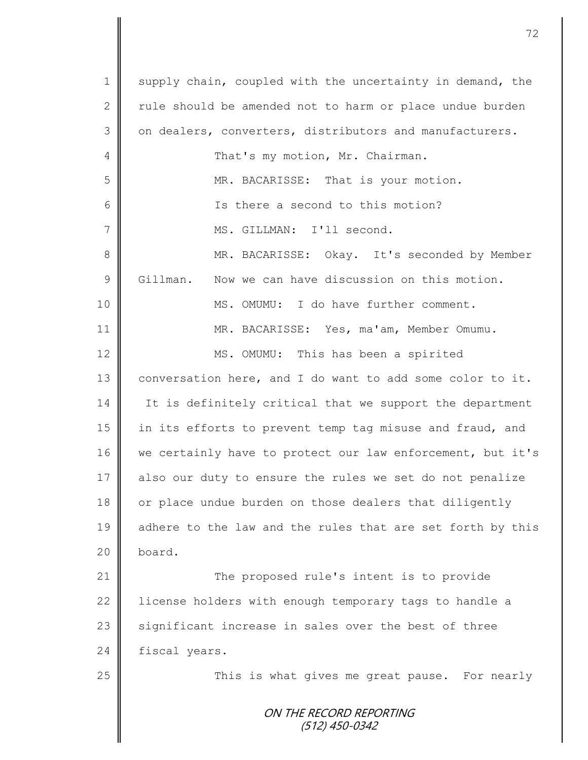supply chain, coupled with the uncertainty in demand, the rule should be amended not to harm or place undue burden on dealers, converters, distributors and manufacturers.

That's my motion, Mr. Chairman.

MR. BACARISSE: That is your motion.

Is there a second to this motion?

MS. GILLMAN: I'll second.

MR. BACARISSE: Okay. It's seconded by Member Gillman. Now we can have discussion on this motion.

MS. OMUMU: I do have further comment.

MR. BACARISSE: Yes, ma'am, Member Omumu.

MS. OMUMU: This has been a spirited conversation here, and I do want to add some color to it. It is definitely critical that we support the department in its efforts to prevent temp tag misuse and fraud, and we certainly have to protect our law enforcement, but it's also our duty to ensure the rules we set do not penalize or place undue burden on those dealers that diligently adhere to the law and the rules that are set forth by this board.

The proposed rule's intent is to provide license holders with enough temporary tags to handle a significant increase in sales over the best of three fiscal years.

This is what gives me great pause. For nearly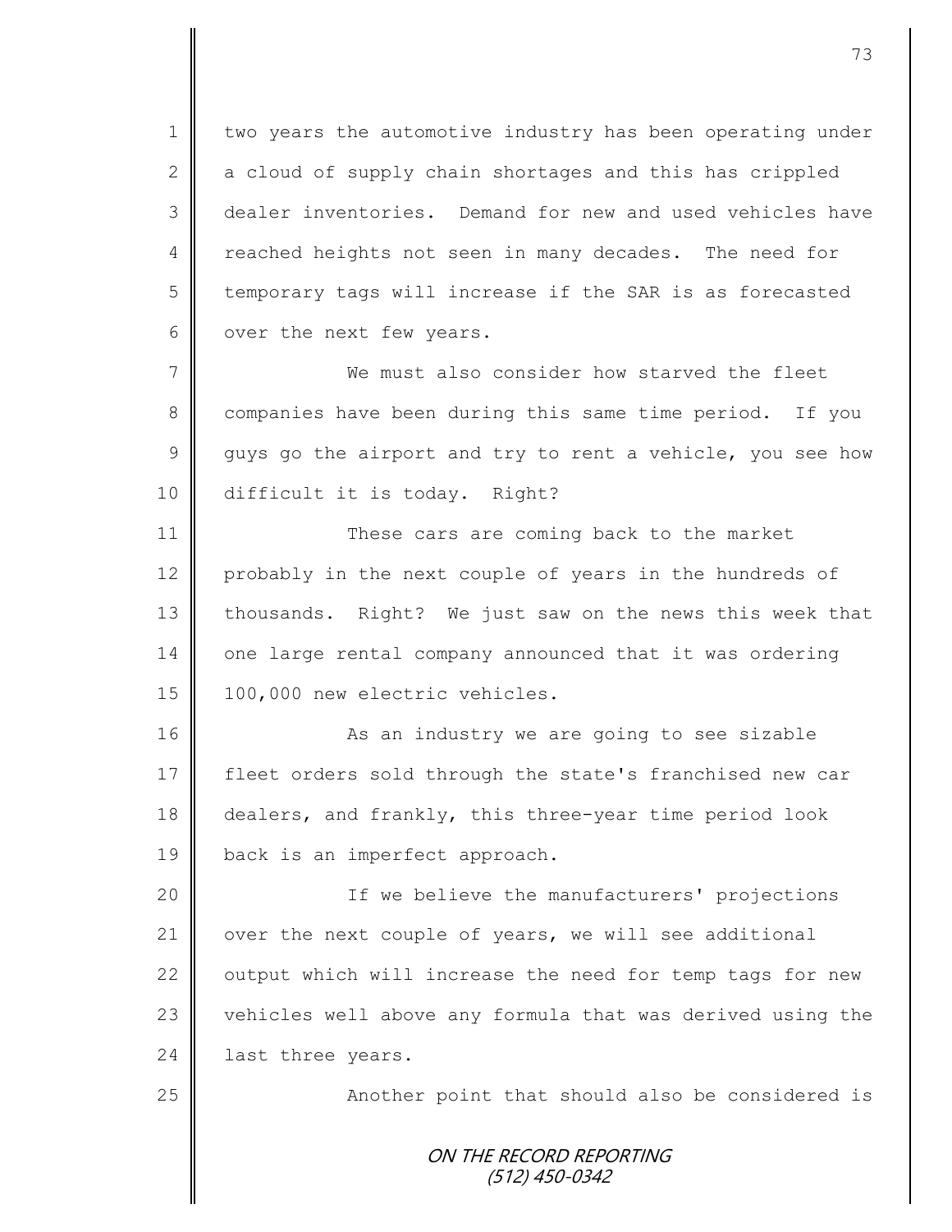two years the automotive industry has been operating under a cloud of supply chain shortages and this has crippled dealer inventories. Demand for new and used vehicles have reached heights not seen in many decades. The need for temporary tags will increase if the SAR is as forecasted over the next few years.

We must also consider how starved the fleet companies have been during this same time period. If you guys go the airport and try to rent a vehicle, you see how difficult it is today. Right?

These cars are coming back to the market probably in the next couple of years in the hundreds of thousands. Right? We just saw on the news this week that one large rental company announced that it was ordering 100,000 new electric vehicles.

As an industry we are going to see sizable fleet orders sold through the state's franchised new car dealers, and frankly, this three-year time period look back is an imperfect approach.

If we believe the manufacturers' projections over the next couple of years, we will see additional output which will increase the need for temp tags for new vehicles well above any formula that was derived using the last three years.

Another point that should also be considered is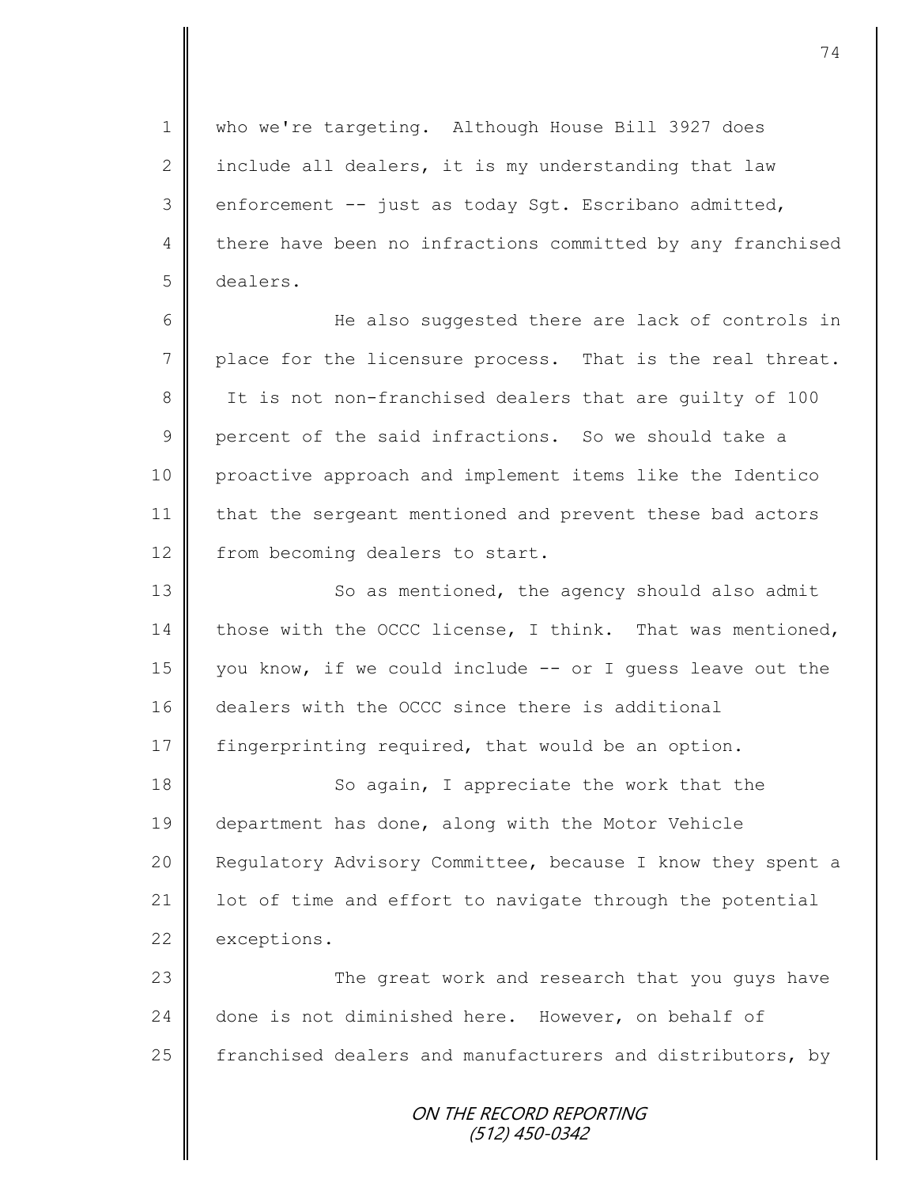who we're targeting. Although House Bill 3927 does include all dealers, it is my understanding that law enforcement -- just as today Sgt. Escribano admitted, there have been no infractions committed by any franchised dealers.

He also suggested there are lack of controls in place for the licensure process. That is the real threat. It is not non-franchised dealers that are guilty of 100 percent of the said infractions. So we should take a proactive approach and implement items like the Identico that the sergeant mentioned and prevent these bad actors from becoming dealers to start.

So as mentioned, the agency should also admit those with the OCCC license, I think. That was mentioned, you know, if we could include -- or I guess leave out the dealers with the OCCC since there is additional fingerprinting required, that would be an option.

So again, I appreciate the work that the department has done, along with the Motor Vehicle Regulatory Advisory Committee, because I know they spent a lot of time and effort to navigate through the potential exceptions.

The great work and research that you guys have done is not diminished here. However, on behalf of franchised dealers and manufacturers and distributors, by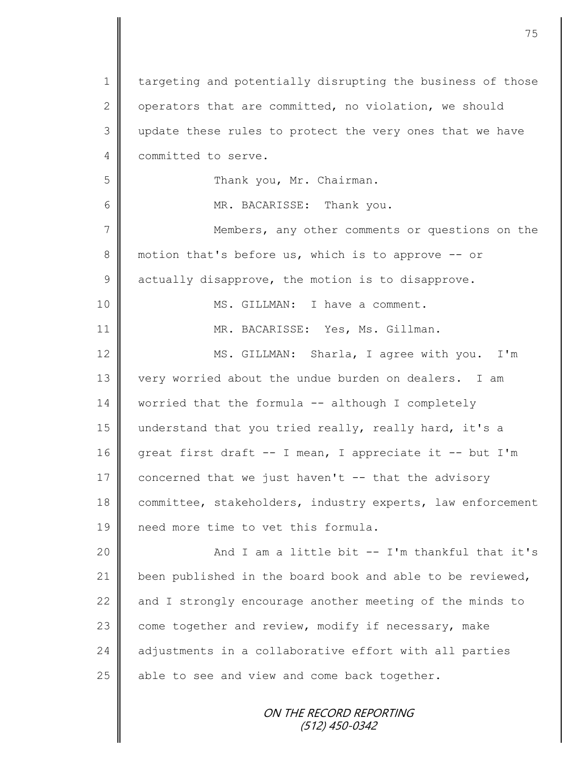targeting and potentially disrupting the business of those operators that are committed, no violation, we should update these rules to protect the very ones that we have committed to serve.

Thank you, Mr. Chairman.

MR. BACARISSE: Thank you.

Members, any other comments or questions on the motion that's before us, which is to approve -- or actually disapprove, the motion is to disapprove.

MS. GILLMAN: I have a comment.

MR. BACARISSE: Yes, Ms. Gillman.

MS. GILLMAN: Sharla, I agree with you. I'm very worried about the undue burden on dealers. I am worried that the formula -- although I completely understand that you tried really, really hard, it's a great first draft -- I mean, I appreciate it -- but I'm concerned that we just haven't -- that the advisory committee, stakeholders, industry experts, law enforcement need more time to vet this formula.

And I am a little bit -- I'm thankful that it's been published in the board book and able to be reviewed, and I strongly encourage another meeting of the minds to come together and review, modify if necessary, make adjustments in a collaborative effort with all parties able to see and view and come back together.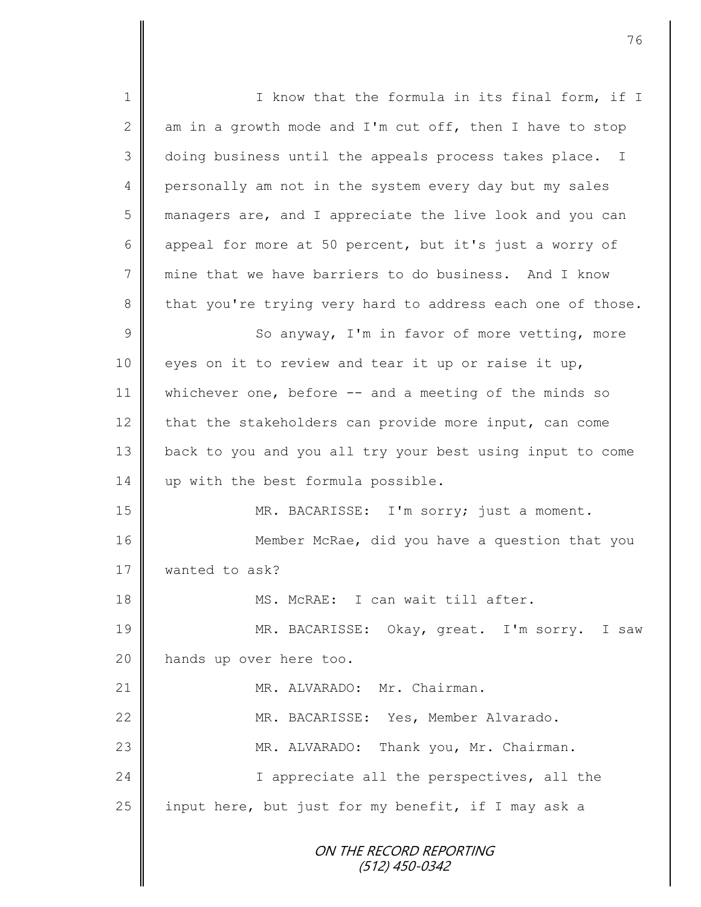I know that the formula in its final form, if I am in a growth mode and I'm cut off, then I have to stop doing business until the appeals process takes place. I personally am not in the system every day but my sales managers are, and I appreciate the live look and you can appeal for more at 50 percent, but it's just a worry of mine that we have barriers to do business. And I know that you're trying very hard to address each one of those.

So anyway, I'm in favor of more vetting, more eyes on it to review and tear it up or raise it up, whichever one, before -- and a meeting of the minds so that the stakeholders can provide more input, can come back to you and you all try your best using input to come up with the best formula possible.

MR. BACARISSE: I'm sorry; just a moment.

Member McRae, did you have a question that you wanted to ask?

MS. McRAE: I can wait till after.

MR. BACARISSE: Okay, great. I'm sorry. I saw hands up over here too.

MR. ALVARADO: Mr. Chairman.

MR. BACARISSE: Yes, Member Alvarado.

MR. ALVARADO: Thank you, Mr. Chairman.

I appreciate all the perspectives, all the input here, but just for my benefit, if I may ask a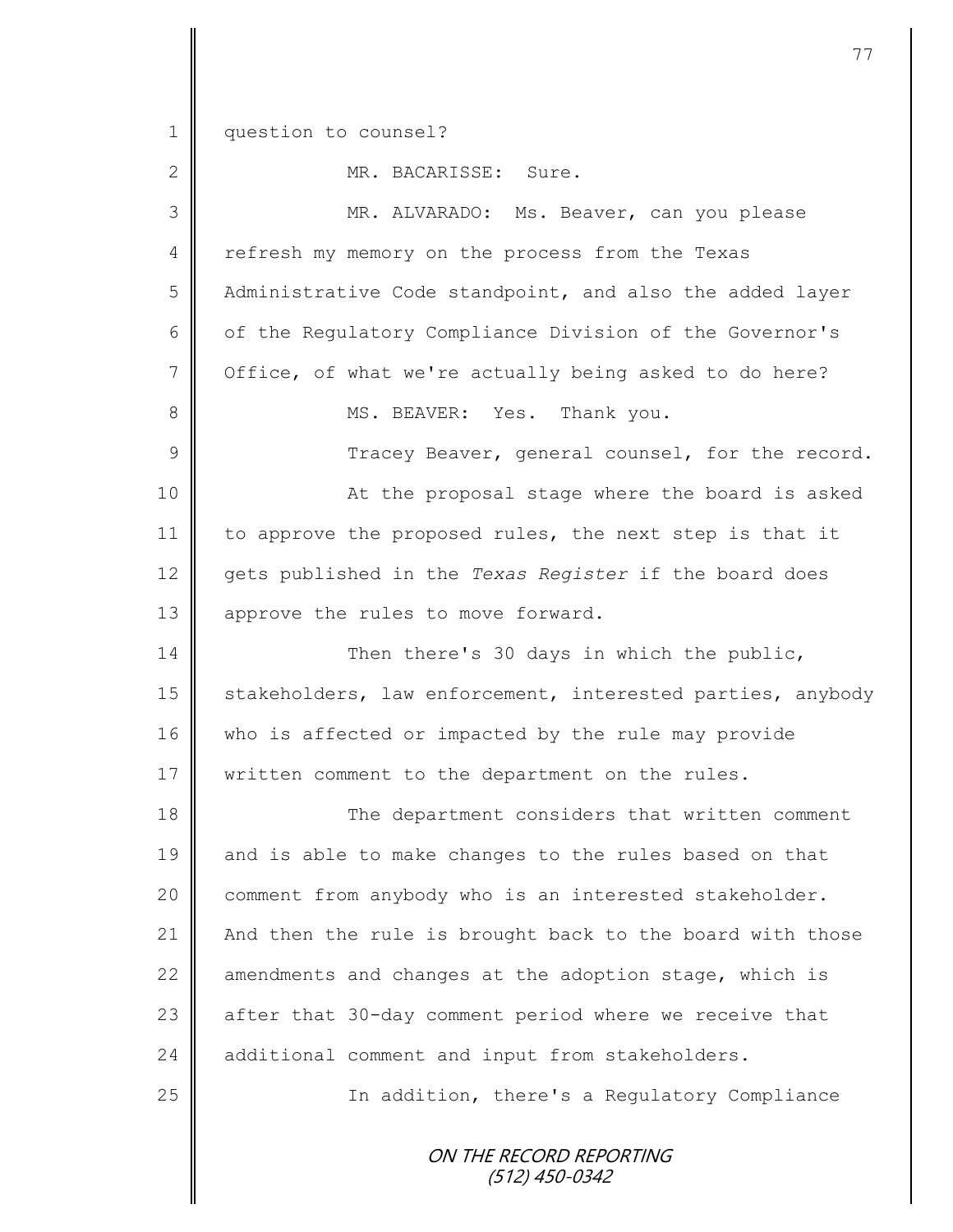question to counsel?

MR. BACARISSE: Sure.

MR. ALVARADO: Ms. Beaver, can you please refresh my memory on the process from the Texas Administrative Code standpoint, and also the added layer of the Regulatory Compliance Division of the Governor's Office, of what we're actually being asked to do here?

MS. BEAVER: Yes. Thank you.

Tracey Beaver, general counsel, for the record.

At the proposal stage where the board is asked to approve the proposed rules, the next step is that it gets published in the *Texas Register* if the board does approve the rules to move forward.

Then there's 30 days in which the public, stakeholders, law enforcement, interested parties, anybody who is affected or impacted by the rule may provide written comment to the department on the rules.

The department considers that written comment and is able to make changes to the rules based on that comment from anybody who is an interested stakeholder. And then the rule is brought back to the board with those amendments and changes at the adoption stage, which is after that 30-day comment period where we receive that additional comment and input from stakeholders.

In addition, there's a Regulatory Compliance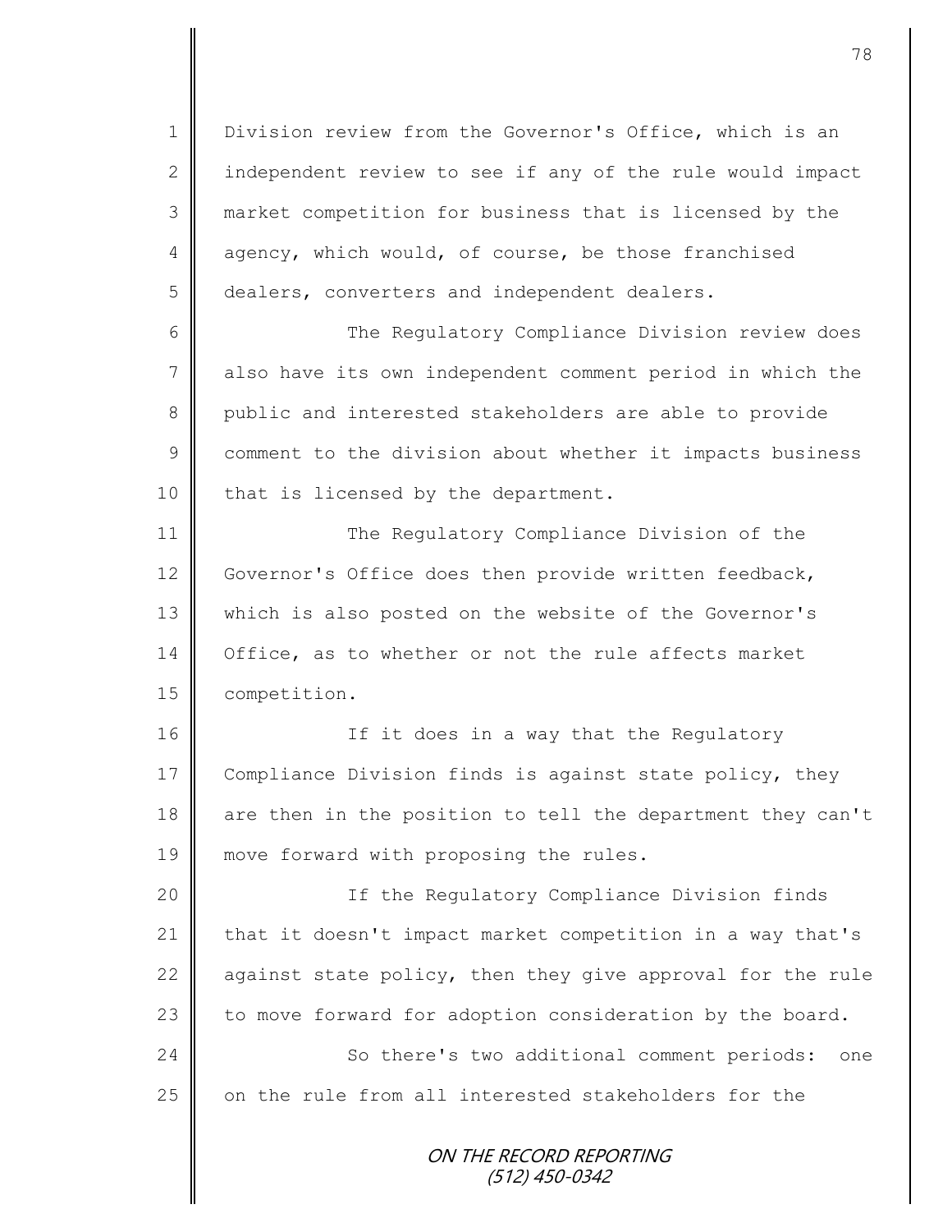Division review from the Governor's Office, which is an independent review to see if any of the rule would impact market competition for business that is licensed by the agency, which would, of course, be those franchised dealers, converters and independent dealers.

The Regulatory Compliance Division review does also have its own independent comment period in which the public and interested stakeholders are able to provide comment to the division about whether it impacts business that is licensed by the department.

The Regulatory Compliance Division of the Governor's Office does then provide written feedback, which is also posted on the website of the Governor's Office, as to whether or not the rule affects market competition.

If it does in a way that the Regulatory Compliance Division finds is against state policy, they are then in the position to tell the department they can't move forward with proposing the rules.

If the Regulatory Compliance Division finds that it doesn't impact market competition in a way that's against state policy, then they give approval for the rule to move forward for adoption consideration by the board.

So there's two additional comment periods: one on the rule from all interested stakeholders for the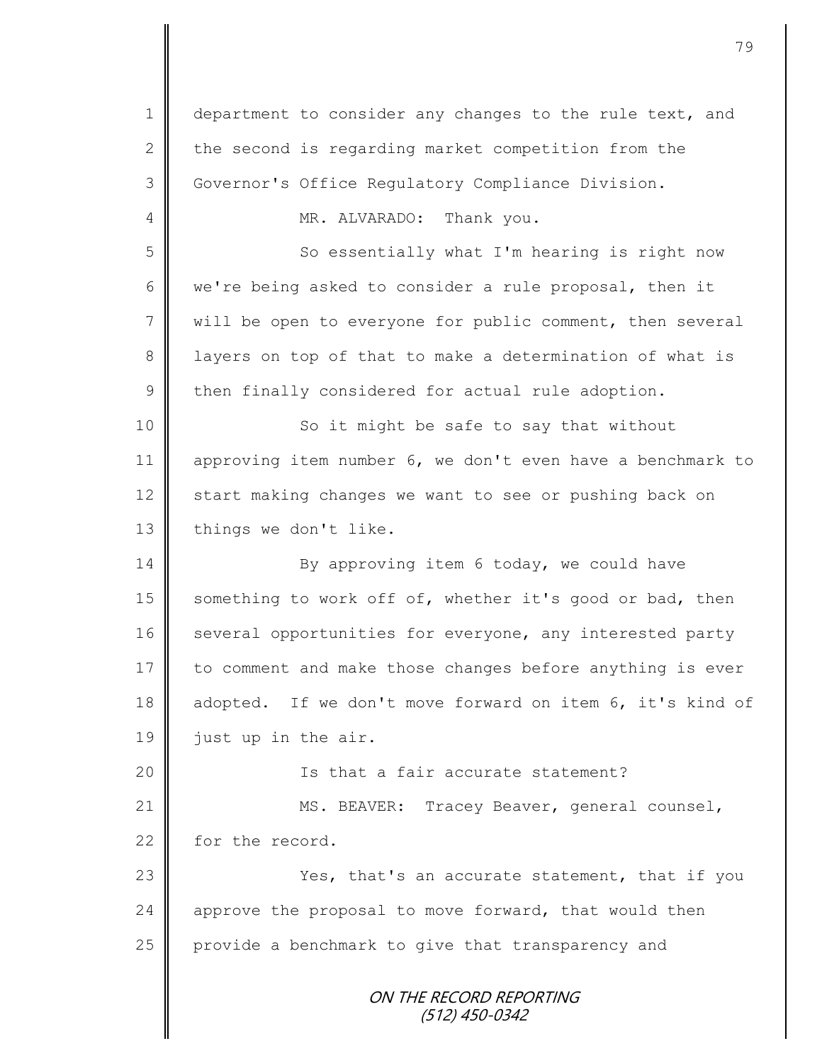department to consider any changes to the rule text, and the second is regarding market competition from the Governor's Office Regulatory Compliance Division.

MR. ALVARADO: Thank you.

So essentially what I'm hearing is right now we're being asked to consider a rule proposal, then it will be open to everyone for public comment, then several layers on top of that to make a determination of what is then finally considered for actual rule adoption.

So it might be safe to say that without approving item number 6, we don't even have a benchmark to start making changes we want to see or pushing back on things we don't like.

By approving item 6 today, we could have something to work off of, whether it's good or bad, then several opportunities for everyone, any interested party to comment and make those changes before anything is ever adopted. If we don't move forward on item 6, it's kind of just up in the air.

Is that a fair accurate statement?

MS. BEAVER: Tracey Beaver, general counsel, for the record.

Yes, that's an accurate statement, that if you approve the proposal to move forward, that would then provide a benchmark to give that transparency and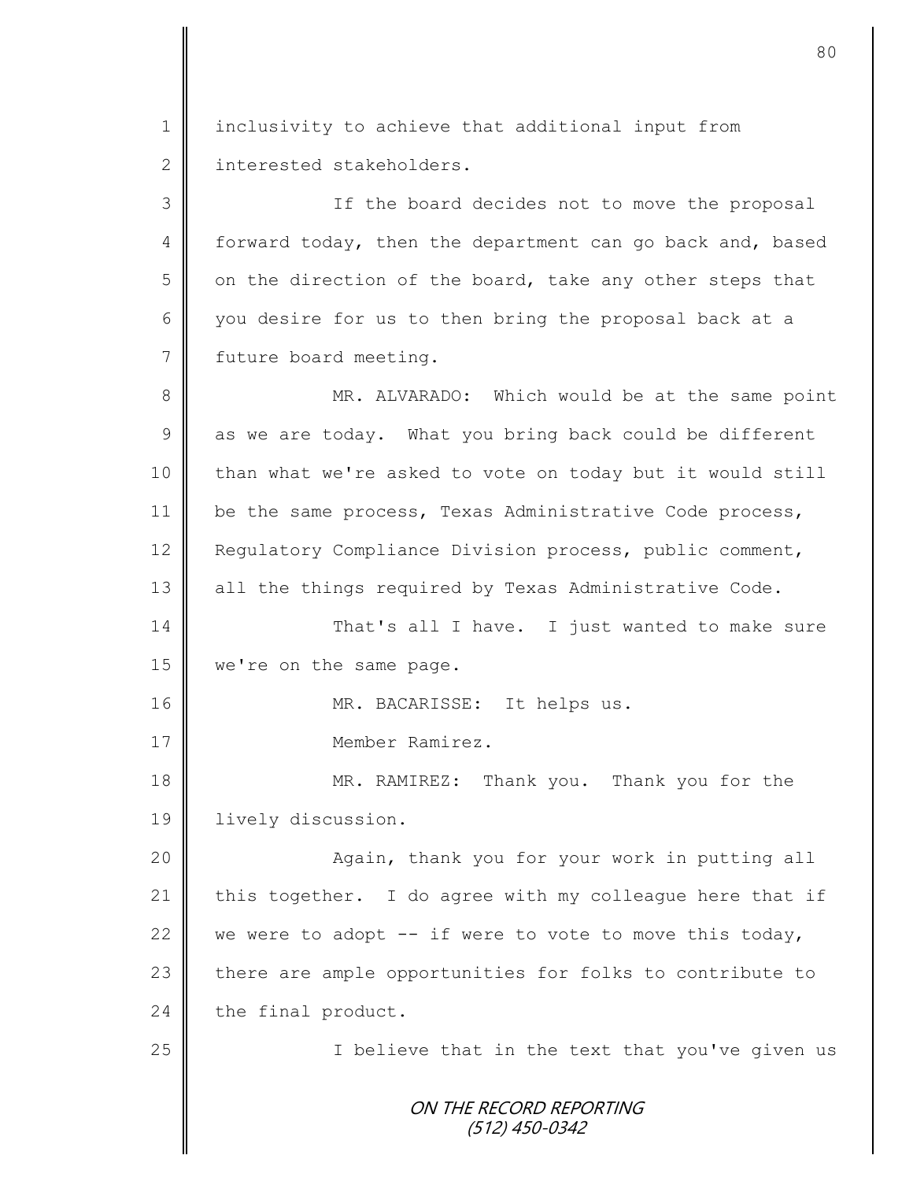inclusivity to achieve that additional input from interested stakeholders.

If the board decides not to move the proposal forward today, then the department can go back and, based on the direction of the board, take any other steps that you desire for us to then bring the proposal back at a future board meeting.

MR. ALVARADO: Which would be at the same point as we are today. What you bring back could be different than what we're asked to vote on today but it would still be the same process, Texas Administrative Code process, Regulatory Compliance Division process, public comment, all the things required by Texas Administrative Code.

That's all I have. I just wanted to make sure we're on the same page.

MR. BACARISSE: It helps us.

Member Ramirez.

MR. RAMIREZ: Thank you. Thank you for the lively discussion.

Again, thank you for your work in putting all this together. I do agree with my colleague here that if we were to adopt -- if were to vote to move this today, there are ample opportunities for folks to contribute to the final product.

I believe that in the text that you've given us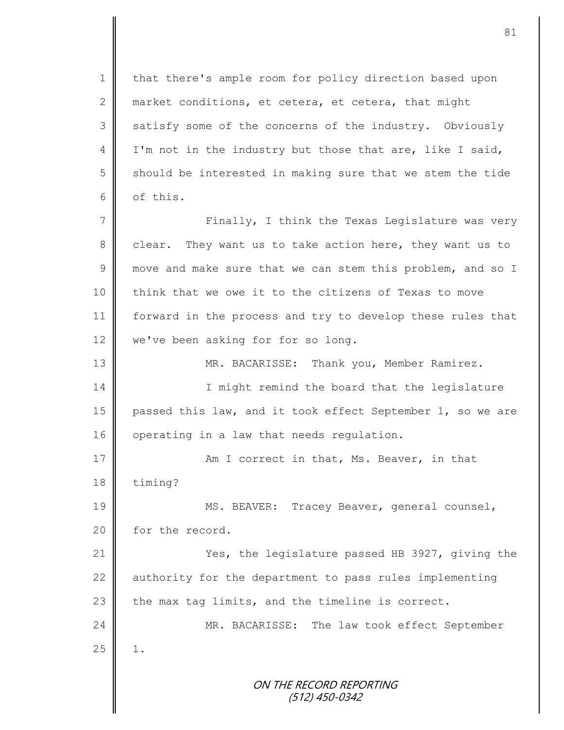that there's ample room for policy direction based upon market conditions, et cetera, et cetera, that might satisfy some of the concerns of the industry. Obviously I'm not in the industry but those that are, like I said, should be interested in making sure that we stem the tide of this.

Finally, I think the Texas Legislature was very clear. They want us to take action here, they want us to move and make sure that we can stem this problem, and so I think that we owe it to the citizens of Texas to move forward in the process and try to develop these rules that we've been asking for for so long.

MR. BACARISSE: Thank you, Member Ramirez.

I might remind the board that the legislature passed this law, and it took effect September 1, so we are operating in a law that needs regulation.

Am I correct in that, Ms. Beaver, in that timing?

MS. BEAVER: Tracey Beaver, general counsel, for the record.

Yes, the legislature passed HB 3927, giving the authority for the department to pass rules implementing the max tag limits, and the timeline is correct.

MR. BACARISSE: The law took effect September 1.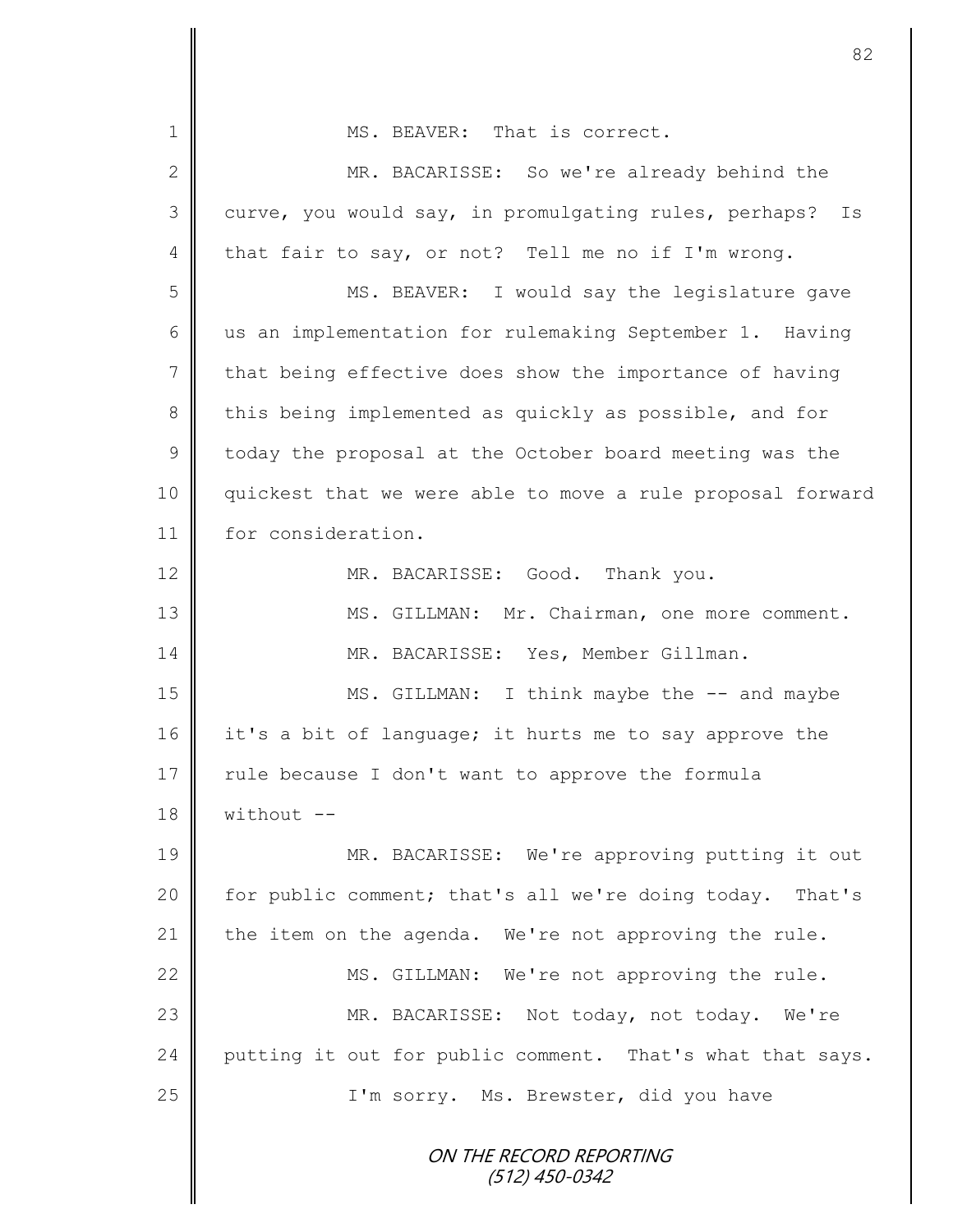MS. BEAVER: That is correct.

MR. BACARISSE: So we're already behind the curve, you would say, in promulgating rules, perhaps? Is that fair to say, or not? Tell me no if I'm wrong.

MS. BEAVER: I would say the legislature gave us an implementation for rulemaking September 1. Having that being effective does show the importance of having this being implemented as quickly as possible, and for today the proposal at the October board meeting was the quickest that we were able to move a rule proposal forward for consideration.

MR. BACARISSE: Good. Thank you.

MS. GILLMAN: Mr. Chairman, one more comment.

MR. BACARISSE: Yes, Member Gillman.

MS. GILLMAN: I think maybe the -- and maybe it's a bit of language; it hurts me to say approve the rule because I don't want to approve the formula without --

MR. BACARISSE: We're approving putting it out for public comment; that's all we're doing today. That's the item on the agenda. We're not approving the rule.

MS. GILLMAN: We're not approving the rule.

MR. BACARISSE: Not today, not today. We're putting it out for public comment. That's what that says.

I'm sorry. Ms. Brewster, did you have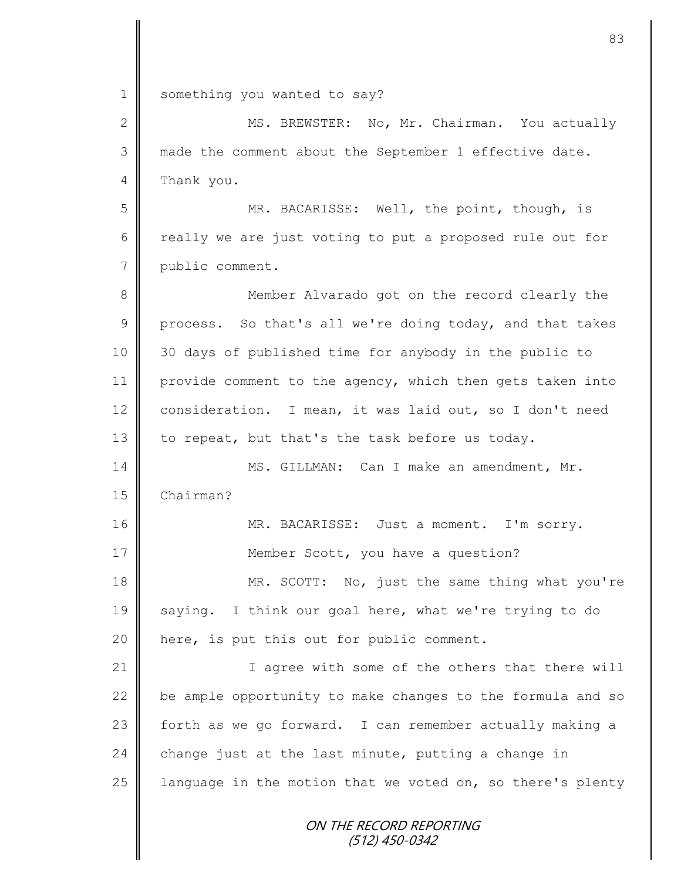something you wanted to say?

MS. BREWSTER: No, Mr. Chairman. You actually made the comment about the September 1 effective date. Thank you.

MR. BACARISSE: Well, the point, though, is really we are just voting to put a proposed rule out for public comment.

Member Alvarado got on the record clearly the process. So that's all we're doing today, and that takes 30 days of published time for anybody in the public to provide comment to the agency, which then gets taken into consideration. I mean, it was laid out, so I don't need to repeat, but that's the task before us today.

MS. GILLMAN: Can I make an amendment, Mr. Chairman?

MR. BACARISSE: Just a moment. I'm sorry.

Member Scott, you have a question?

MR. SCOTT: No, just the same thing what you're saying. I think our goal here, what we're trying to do here, is put this out for public comment.

I agree with some of the others that there will be ample opportunity to make changes to the formula and so forth as we go forward. I can remember actually making a change just at the last minute, putting a change in language in the motion that we voted on, so there's plenty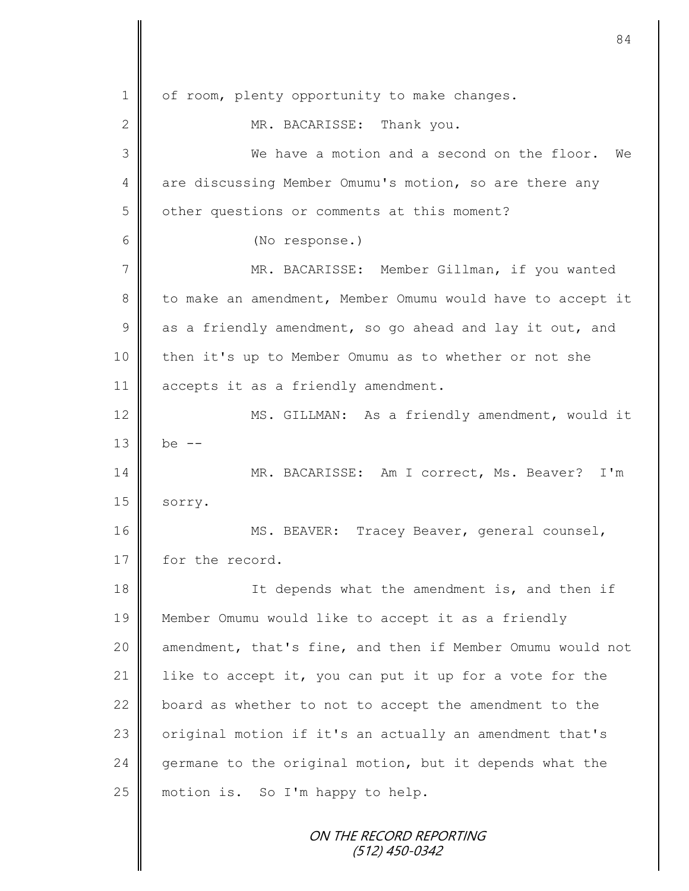of room, plenty opportunity to make changes.

MR. BACARISSE: Thank you.

We have a motion and a second on the floor. We are discussing Member Omumu's motion, so are there any other questions or comments at this moment?

(No response.)

MR. BACARISSE: Member Gillman, if you wanted to make an amendment, Member Omumu would have to accept it as a friendly amendment, so go ahead and lay it out, and then it's up to Member Omumu as to whether or not she accepts it as a friendly amendment.

MS. GILLMAN: As a friendly amendment, would it be --

MR. BACARISSE: Am I correct, Ms. Beaver? I'm sorry.

MS. BEAVER: Tracey Beaver, general counsel, for the record.

It depends what the amendment is, and then if Member Omumu would like to accept it as a friendly amendment, that's fine, and then if Member Omumu would not like to accept it, you can put it up for a vote for the board as whether to not to accept the amendment to the original motion if it's an actually an amendment that's germane to the original motion, but it depends what the motion is. So I'm happy to help.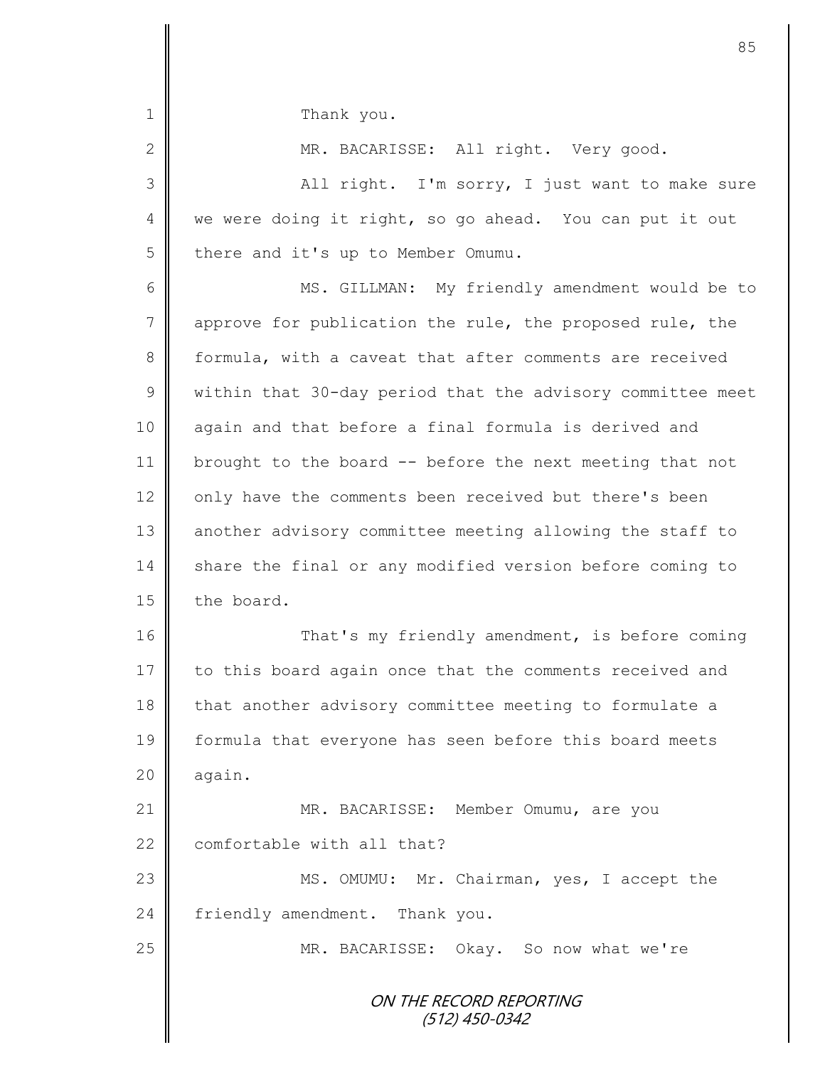Thank you.

MR. BACARISSE: All right. Very good.

All right. I'm sorry, I just want to make sure we were doing it right, so go ahead. You can put it out there and it's up to Member Omumu.

MS. GILLMAN: My friendly amendment would be to approve for publication the rule, the proposed rule, the formula, with a caveat that after comments are received within that 30-day period that the advisory committee meet again and that before a final formula is derived and brought to the board -- before the next meeting that not only have the comments been received but there's been another advisory committee meeting allowing the staff to share the final or any modified version before coming to the board.

That's my friendly amendment, is before coming to this board again once that the comments received and that another advisory committee meeting to formulate a formula that everyone has seen before this board meets again.

MR. BACARISSE: Member Omumu, are you comfortable with all that?

MS. OMUMU: Mr. Chairman, yes, I accept the friendly amendment. Thank you.

MR. BACARISSE: Okay. So now what we're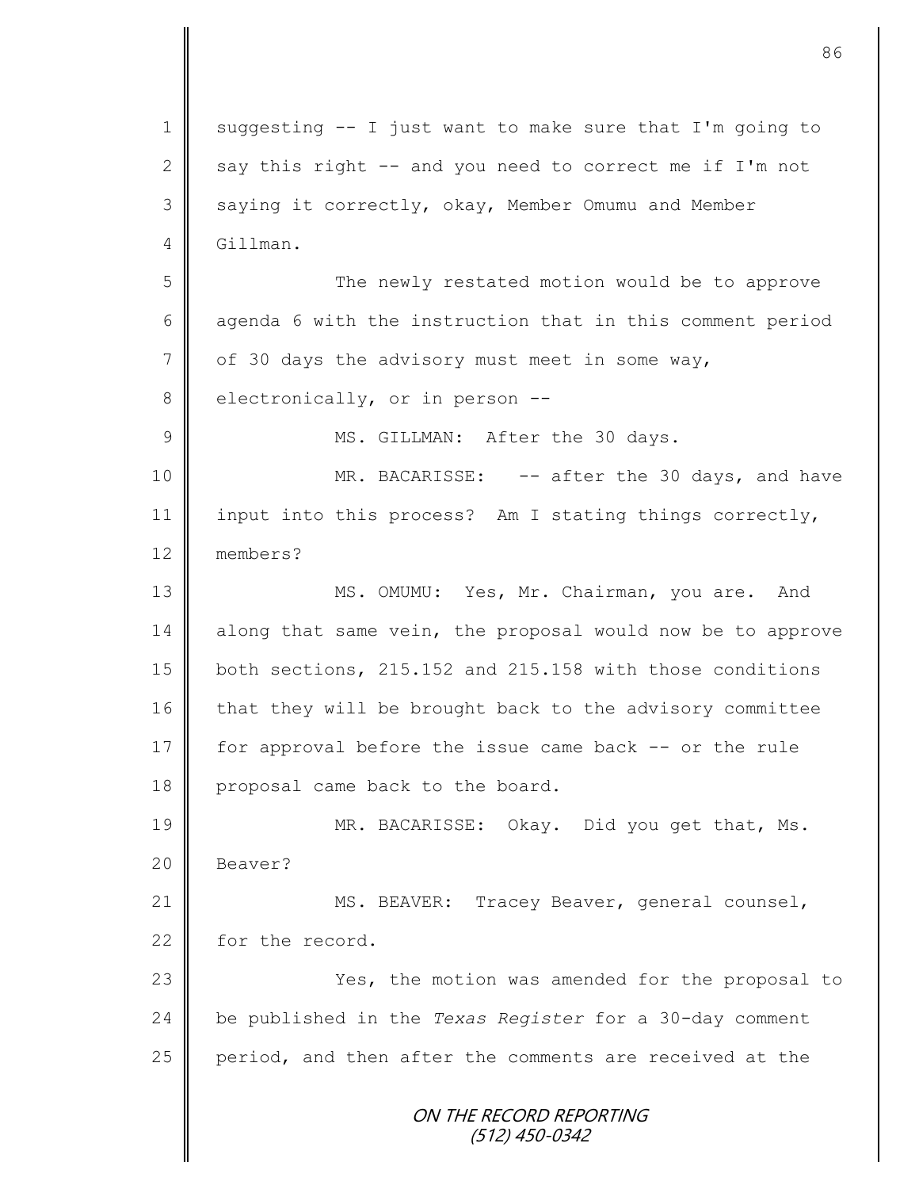suggesting -- I just want to make sure that I'm going to say this right -- and you need to correct me if I'm not saying it correctly, okay, Member Omumu and Member Gillman.

The newly restated motion would be to approve agenda 6 with the instruction that in this comment period of 30 days the advisory must meet in some way, electronically, or in person --

MS. GILLMAN: After the 30 days.

MR. BACARISSE: -- after the 30 days, and have input into this process? Am I stating things correctly, members?

MS. OMUMU: Yes, Mr. Chairman, you are. And along that same vein, the proposal would now be to approve both sections, 215.152 and 215.158 with those conditions that they will be brought back to the advisory committee for approval before the issue came back -- or the rule proposal came back to the board.

MR. BACARISSE: Okay. Did you get that, Ms. Beaver?

MS. BEAVER: Tracey Beaver, general counsel, for the record.

Yes, the motion was amended for the proposal to be published in the *Texas Register* for a 30-day comment period, and then after the comments are received at the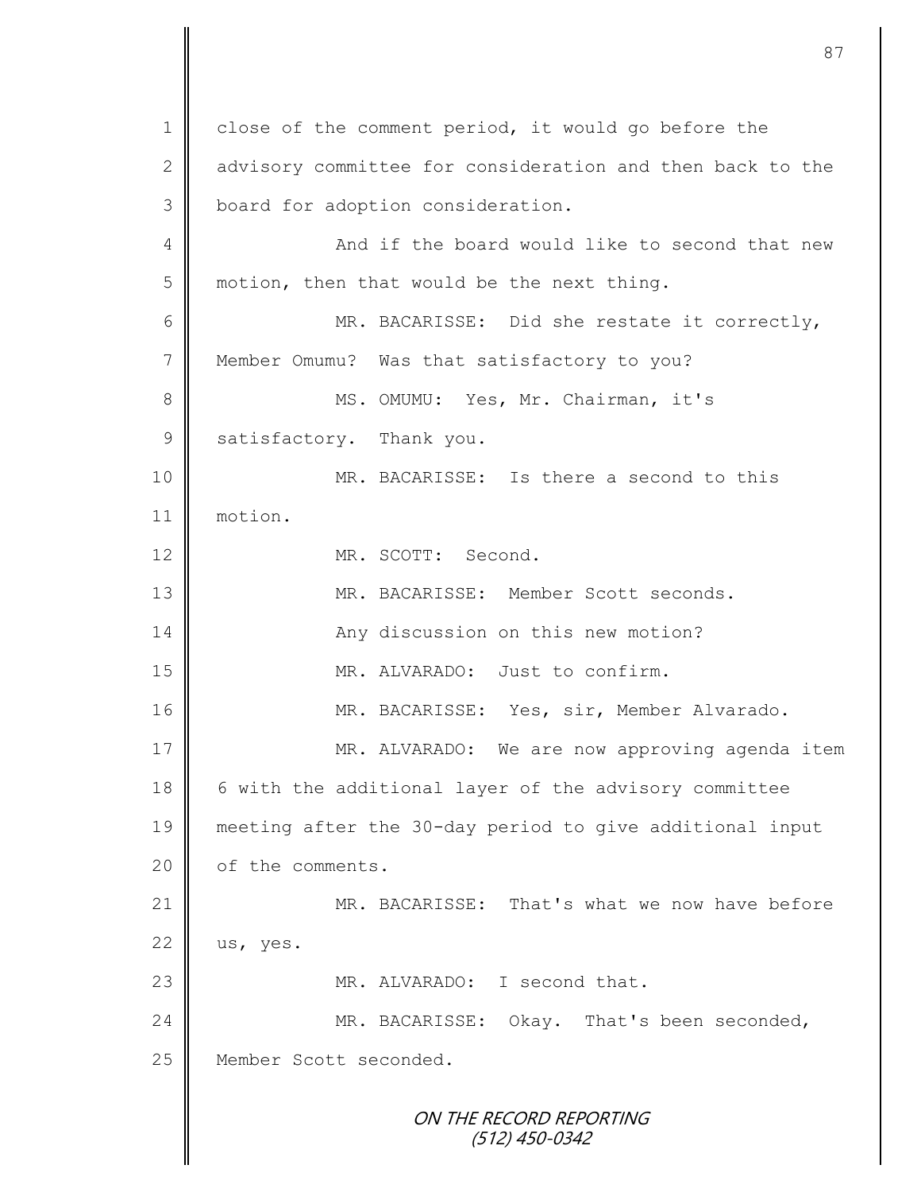1 close of the comment period, it would go before the
2 advisory committee for consideration and then back to the
3 board for adoption consideration.

4 And if the board would like to second that new
5 motion, then that would be the next thing.

6 MR. BACARISSE: Did she restate it correctly,
7 Member Omumu? Was that satisfactory to you?

8 MS. OMUMU: Yes, Mr. Chairman, it's
9 satisfactory. Thank you.

10 MR. BACARISSE: Is there a second to this
11 motion.

12 MR. SCOTT: Second.

13 MR. BACARISSE: Member Scott seconds.

14 Any discussion on this new motion?

15 MR. ALVARADO: Just to confirm.

16 MR. BACARISSE: Yes, sir, Member Alvarado.

17 MR. ALVARADO: We are now approving agenda item
18 6 with the additional layer of the advisory committee
19 meeting after the 30-day period to give additional input
20 of the comments.

21 MR. BACARISSE: That's what we now have before
22 us, yes.

23 MR. ALVARADO: I second that.

24 MR. BACARISSE: Okay. That's been seconded,
25 Member Scott seconded.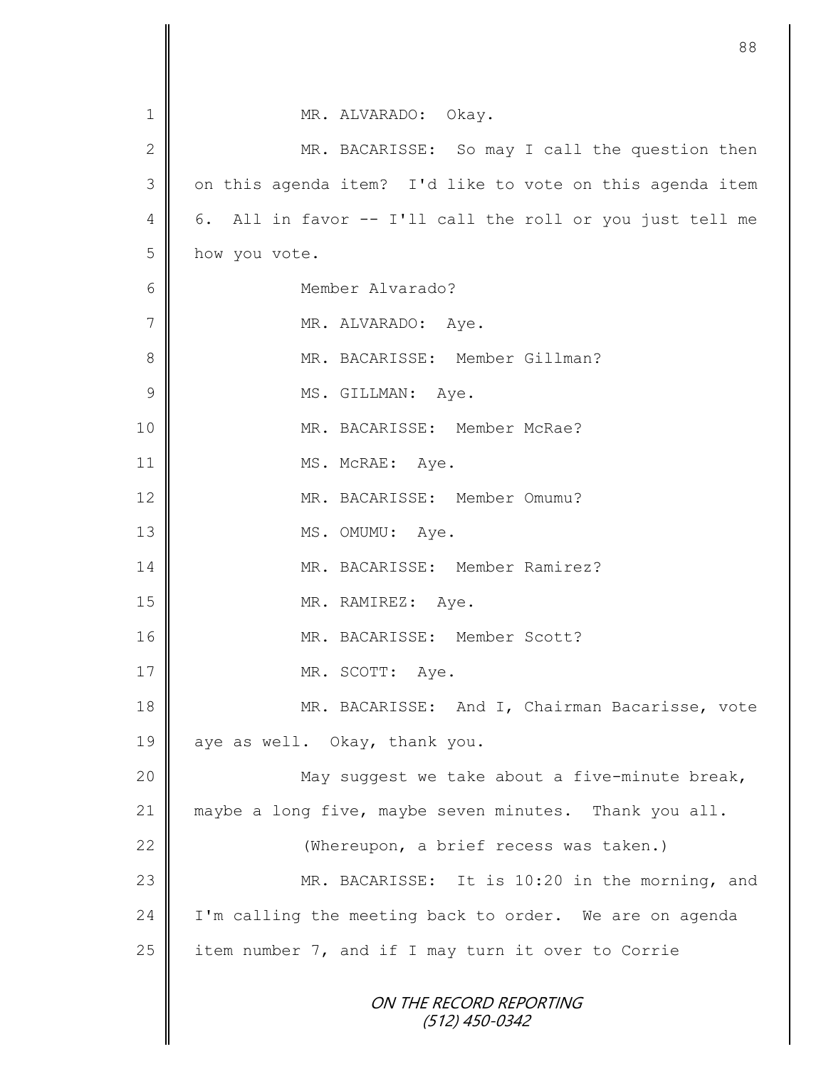MR. ALVARADO: Okay.

MR. BACARISSE: So may I call the question then on this agenda item? I'd like to vote on this agenda item 6. All in favor -- I'll call the roll or you just tell me how you vote.

Member Alvarado?

MR. ALVARADO: Aye.

MR. BACARISSE: Member Gillman?

MS. GILLMAN: Aye.

MR. BACARISSE: Member McRae?

MS. McRAE: Aye.

MR. BACARISSE: Member Omumu?

MS. OMUMU: Aye.

MR. BACARISSE: Member Ramirez?

MR. RAMIREZ: Aye.

MR. BACARISSE: Member Scott?

MR. SCOTT: Aye.

MR. BACARISSE: And I, Chairman Bacarisse, vote aye as well. Okay, thank you.

May suggest we take about a five-minute break, maybe a long five, maybe seven minutes. Thank you all.

(Whereupon, a brief recess was taken.)

MR. BACARISSE: It is 10:20 in the morning, and I'm calling the meeting back to order. We are on agenda item number 7, and if I may turn it over to Corrie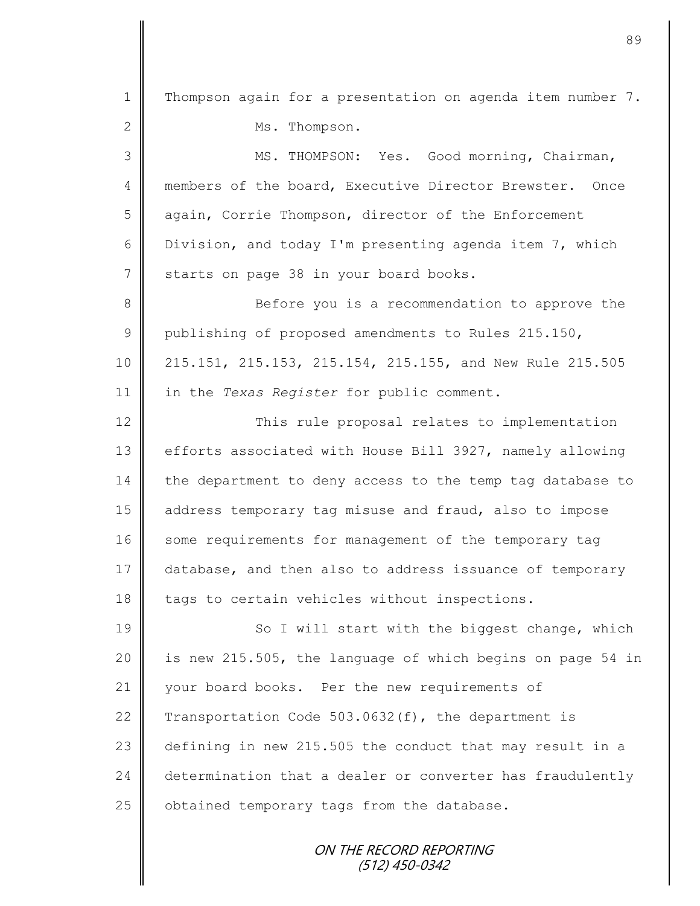Thompson again for a presentation on agenda item number 7.

Ms. Thompson.

MS. THOMPSON: Yes. Good morning, Chairman, members of the board, Executive Director Brewster. Once again, Corrie Thompson, director of the Enforcement Division, and today I'm presenting agenda item 7, which starts on page 38 in your board books.

Before you is a recommendation to approve the publishing of proposed amendments to Rules 215.150, 215.151, 215.153, 215.154, 215.155, and New Rule 215.505 in the *Texas Register* for public comment.

This rule proposal relates to implementation efforts associated with House Bill 3927, namely allowing the department to deny access to the temp tag database to address temporary tag misuse and fraud, also to impose some requirements for management of the temporary tag database, and then also to address issuance of temporary tags to certain vehicles without inspections.

So I will start with the biggest change, which is new 215.505, the language of which begins on page 54 in your board books. Per the new requirements of Transportation Code 503.0632(f), the department is defining in new 215.505 the conduct that may result in a determination that a dealer or converter has fraudulently obtained temporary tags from the database.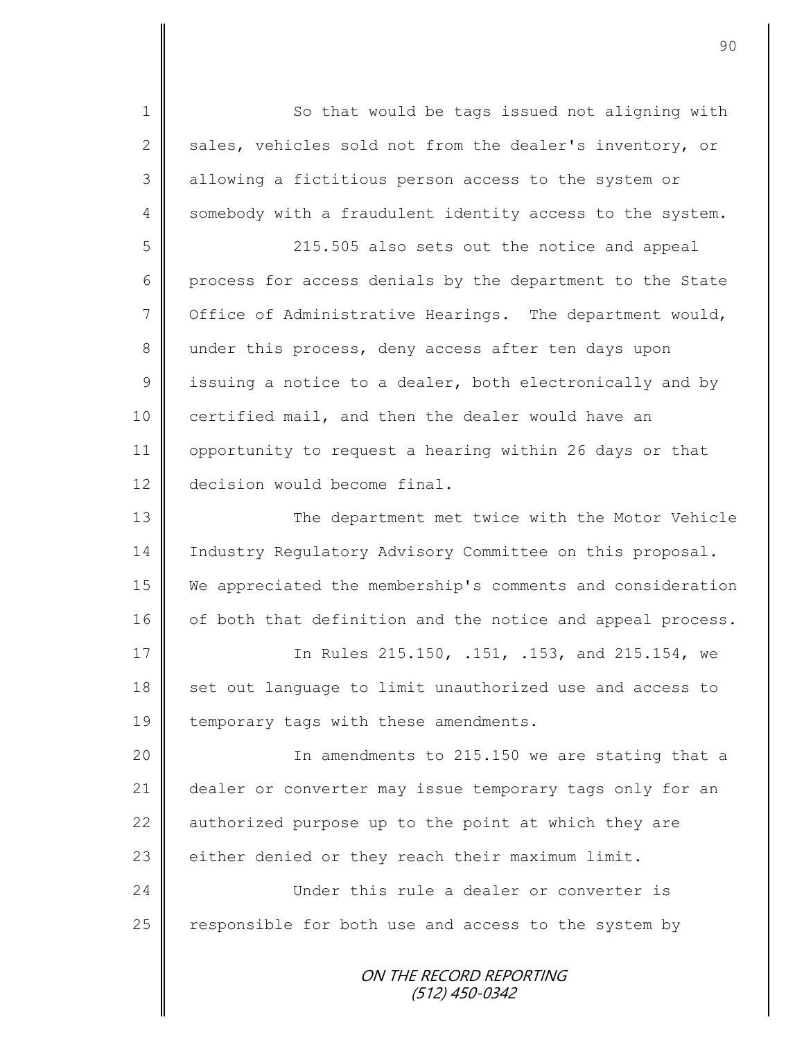So that would be tags issued not aligning with sales, vehicles sold not from the dealer's inventory, or allowing a fictitious person access to the system or somebody with a fraudulent identity access to the system.

215.505 also sets out the notice and appeal process for access denials by the department to the State Office of Administrative Hearings. The department would, under this process, deny access after ten days upon issuing a notice to a dealer, both electronically and by certified mail, and then the dealer would have an opportunity to request a hearing within 26 days or that decision would become final.

The department met twice with the Motor Vehicle Industry Regulatory Advisory Committee on this proposal. We appreciated the membership's comments and consideration of both that definition and the notice and appeal process.

In Rules 215.150, .151, .153, and 215.154, we set out language to limit unauthorized use and access to temporary tags with these amendments.

In amendments to 215.150 we are stating that a dealer or converter may issue temporary tags only for an authorized purpose up to the point at which they are either denied or they reach their maximum limit.

Under this rule a dealer or converter is responsible for both use and access to the system by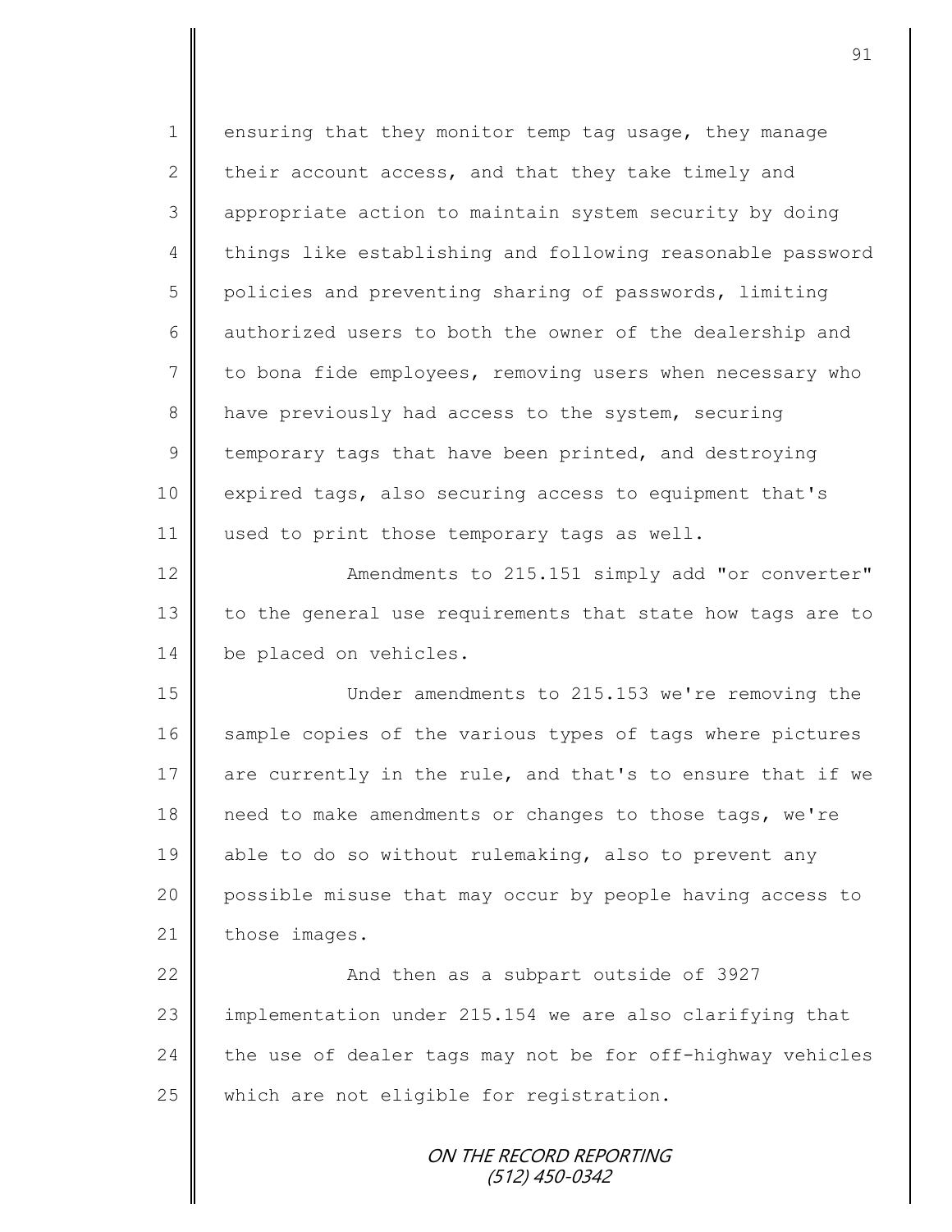ensuring that they monitor temp tag usage, they manage their account access, and that they take timely and appropriate action to maintain system security by doing things like establishing and following reasonable password policies and preventing sharing of passwords, limiting authorized users to both the owner of the dealership and to bona fide employees, removing users when necessary who have previously had access to the system, securing temporary tags that have been printed, and destroying expired tags, also securing access to equipment that's used to print those temporary tags as well.

Amendments to 215.151 simply add "or converter" to the general use requirements that state how tags are to be placed on vehicles.

Under amendments to 215.153 we're removing the sample copies of the various types of tags where pictures are currently in the rule, and that's to ensure that if we need to make amendments or changes to those tags, we're able to do so without rulemaking, also to prevent any possible misuse that may occur by people having access to those images.

And then as a subpart outside of 3927 implementation under 215.154 we are also clarifying that the use of dealer tags may not be for off-highway vehicles which are not eligible for registration.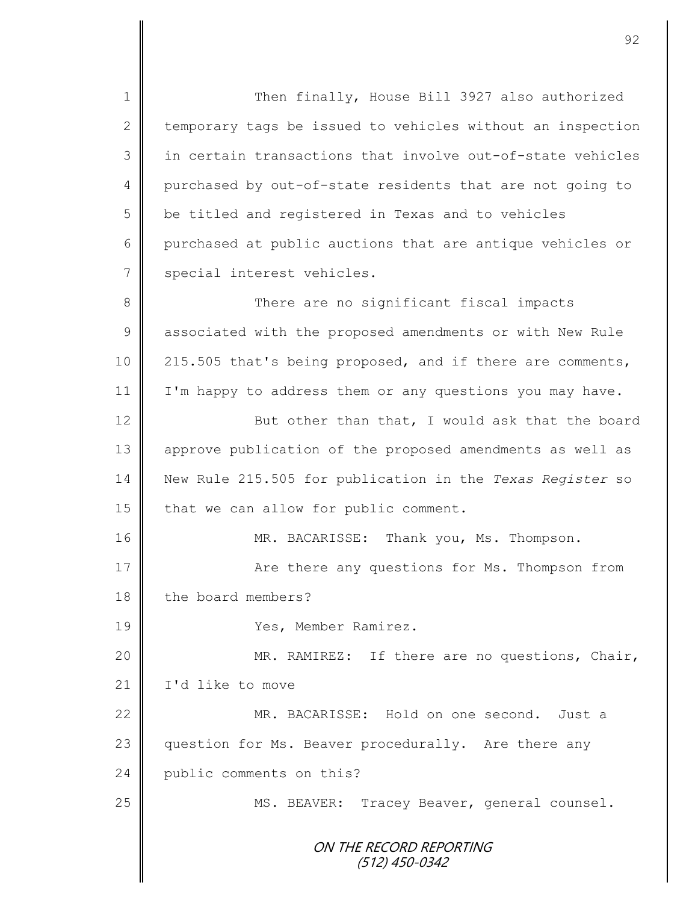Then finally, House Bill 3927 also authorized temporary tags be issued to vehicles without an inspection in certain transactions that involve out-of-state vehicles purchased by out-of-state residents that are not going to be titled and registered in Texas and to vehicles purchased at public auctions that are antique vehicles or special interest vehicles.

There are no significant fiscal impacts associated with the proposed amendments or with New Rule 215.505 that's being proposed, and if there are comments, I'm happy to address them or any questions you may have.

But other than that, I would ask that the board approve publication of the proposed amendments as well as New Rule 215.505 for publication in the *Texas Register* so that we can allow for public comment.

MR. BACARISSE: Thank you, Ms. Thompson.

Are there any questions for Ms. Thompson from the board members?

Yes, Member Ramirez.

MR. RAMIREZ: If there are no questions, Chair, I'd like to move

MR. BACARISSE: Hold on one second. Just a question for Ms. Beaver procedurally. Are there any public comments on this?

MS. BEAVER: Tracey Beaver, general counsel.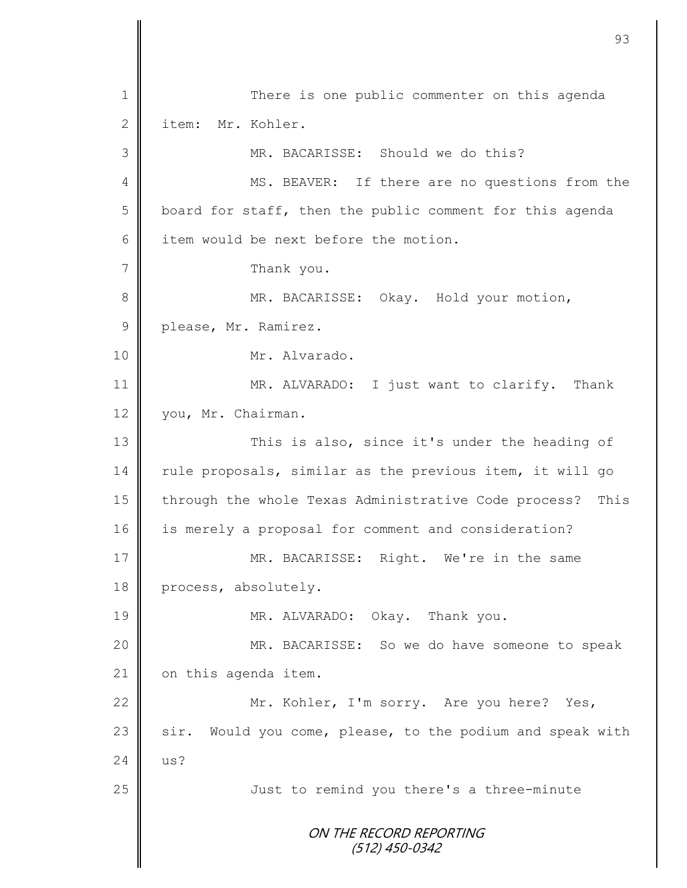There is one public commenter on this agenda item: Mr. Kohler.

MR. BACARISSE: Should we do this?

MS. BEAVER: If there are no questions from the board for staff, then the public comment for this agenda item would be next before the motion.

Thank you.

MR. BACARISSE: Okay. Hold your motion, please, Mr. Ramirez.

Mr. Alvarado.

MR. ALVARADO: I just want to clarify. Thank you, Mr. Chairman.

This is also, since it's under the heading of rule proposals, similar as the previous item, it will go through the whole Texas Administrative Code process? This is merely a proposal for comment and consideration?

MR. BACARISSE: Right. We're in the same process, absolutely.

MR. ALVARADO: Okay. Thank you.

MR. BACARISSE: So we do have someone to speak on this agenda item.

Mr. Kohler, I'm sorry. Are you here? Yes, sir. Would you come, please, to the podium and speak with us?

Just to remind you there's a three-minute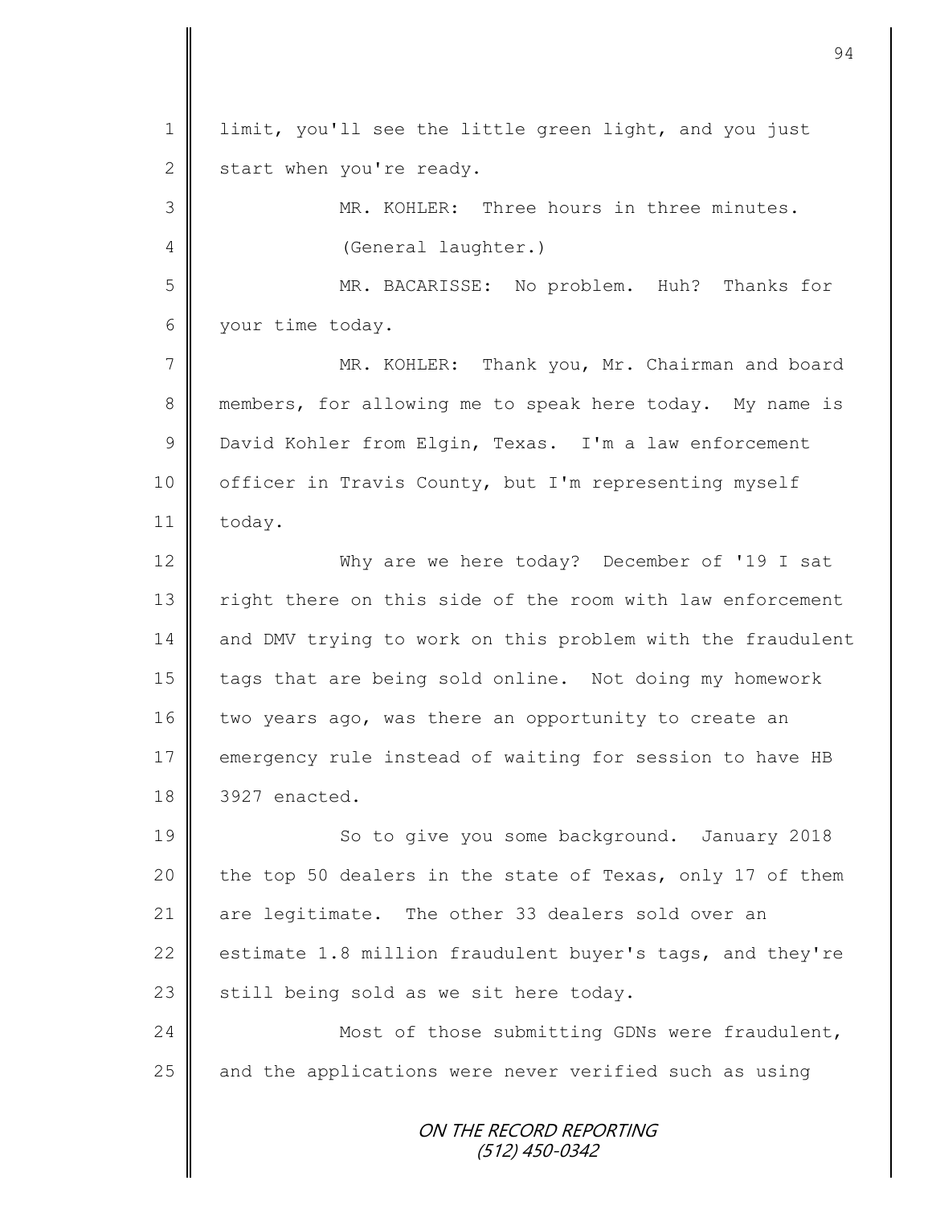limit, you'll see the little green light, and you just start when you're ready.

MR. KOHLER: Three hours in three minutes.

(General laughter.)

MR. BACARISSE: No problem. Huh? Thanks for your time today.

MR. KOHLER: Thank you, Mr. Chairman and board members, for allowing me to speak here today. My name is David Kohler from Elgin, Texas. I'm a law enforcement officer in Travis County, but I'm representing myself today.

Why are we here today? December of '19 I sat right there on this side of the room with law enforcement and DMV trying to work on this problem with the fraudulent tags that are being sold online. Not doing my homework two years ago, was there an opportunity to create an emergency rule instead of waiting for session to have HB 3927 enacted.

So to give you some background. January 2018 the top 50 dealers in the state of Texas, only 17 of them are legitimate. The other 33 dealers sold over an estimate 1.8 million fraudulent buyer's tags, and they're still being sold as we sit here today.

Most of those submitting GDNs were fraudulent, and the applications were never verified such as using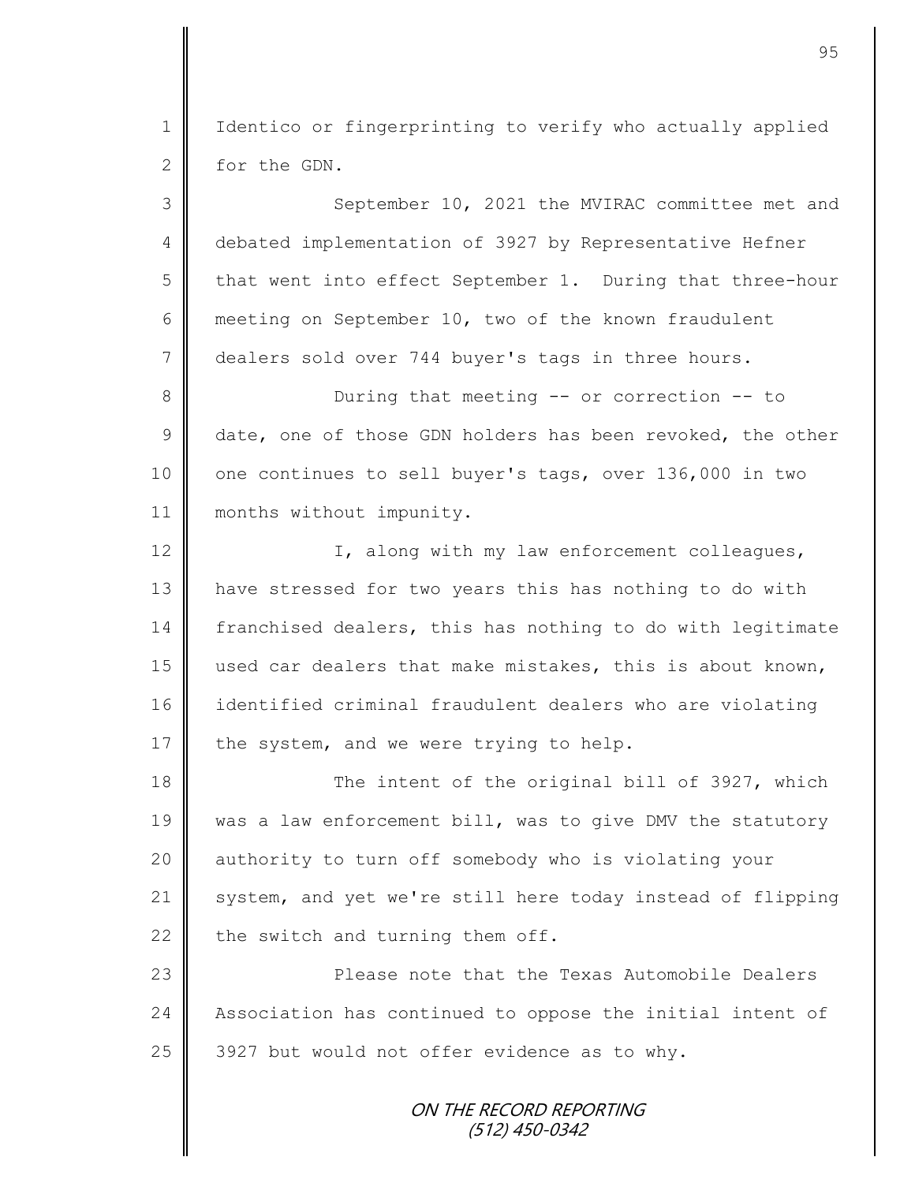Identico or fingerprinting to verify who actually applied for the GDN.

September 10, 2021 the MVIRAC committee met and debated implementation of 3927 by Representative Hefner that went into effect September 1. During that three-hour meeting on September 10, two of the known fraudulent dealers sold over 744 buyer's tags in three hours.

During that meeting -- or correction -- to date, one of those GDN holders has been revoked, the other one continues to sell buyer's tags, over 136,000 in two months without impunity.

I, along with my law enforcement colleagues, have stressed for two years this has nothing to do with franchised dealers, this has nothing to do with legitimate used car dealers that make mistakes, this is about known, identified criminal fraudulent dealers who are violating the system, and we were trying to help.

The intent of the original bill of 3927, which was a law enforcement bill, was to give DMV the statutory authority to turn off somebody who is violating your system, and yet we're still here today instead of flipping the switch and turning them off.

Please note that the Texas Automobile Dealers Association has continued to oppose the initial intent of 3927 but would not offer evidence as to why.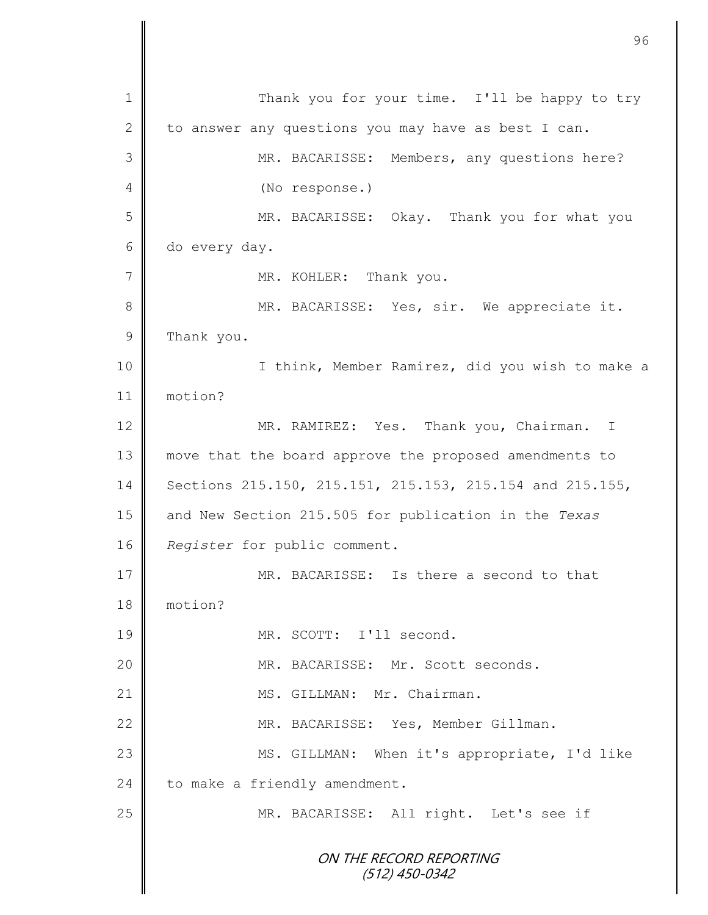1 Thank you for your time. I'll be happy to try
2 to answer any questions you may have as best I can.
3 MR. BACARISSE: Members, any questions here?
4 (No response.)
5 MR. BACARISSE: Okay. Thank you for what you
6 do every day.
7 MR. KOHLER: Thank you.
8 MR. BACARISSE: Yes, sir. We appreciate it.
9 Thank you.
10 I think, Member Ramirez, did you wish to make a
11 motion?
12 MR. RAMIREZ: Yes. Thank you, Chairman. I
13 move that the board approve the proposed amendments to
14 Sections 215.150, 215.151, 215.153, 215.154 and 215.155,
15 and New Section 215.505 for publication in the *Texas*
16 *Register* for public comment.
17 MR. BACARISSE: Is there a second to that
18 motion?
19 MR. SCOTT: I'll second.
20 MR. BACARISSE: Mr. Scott seconds.
21 MS. GILLMAN: Mr. Chairman.
22 MR. BACARISSE: Yes, Member Gillman.
23 MS. GILLMAN: When it's appropriate, I'd like
24 to make a friendly amendment.
25 MR. BACARISSE: All right. Let's see if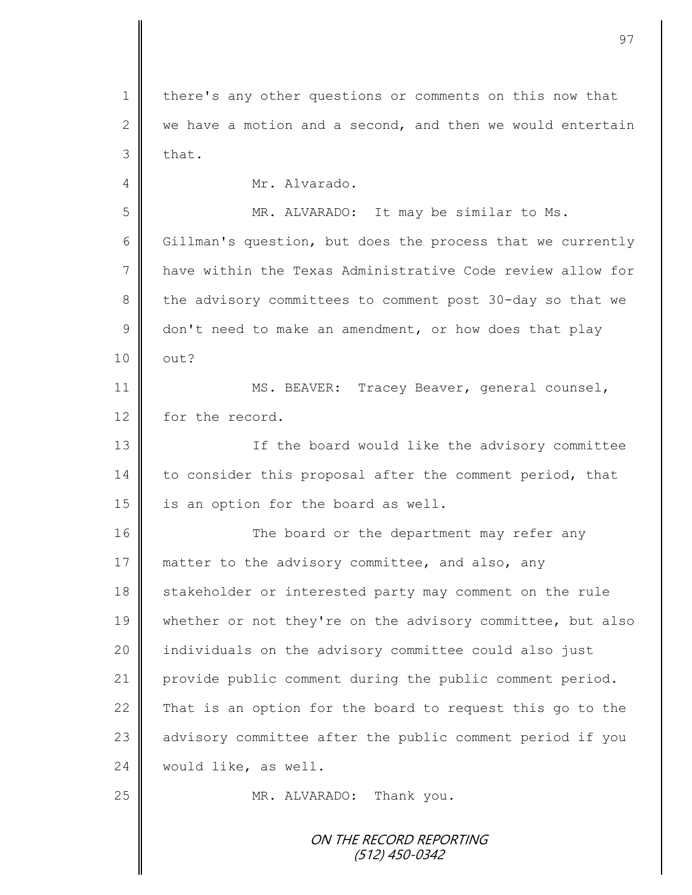there's any other questions or comments on this now that we have a motion and a second, and then we would entertain that.

Mr. Alvarado.

MR. ALVARADO: It may be similar to Ms. Gillman's question, but does the process that we currently have within the Texas Administrative Code review allow for the advisory committees to comment post 30-day so that we don't need to make an amendment, or how does that play out?

MS. BEAVER: Tracey Beaver, general counsel, for the record.

If the board would like the advisory committee to consider this proposal after the comment period, that is an option for the board as well.

The board or the department may refer any matter to the advisory committee, and also, any stakeholder or interested party may comment on the rule whether or not they're on the advisory committee, but also individuals on the advisory committee could also just provide public comment during the public comment period. That is an option for the board to request this go to the advisory committee after the public comment period if you would like, as well.

MR. ALVARADO: Thank you.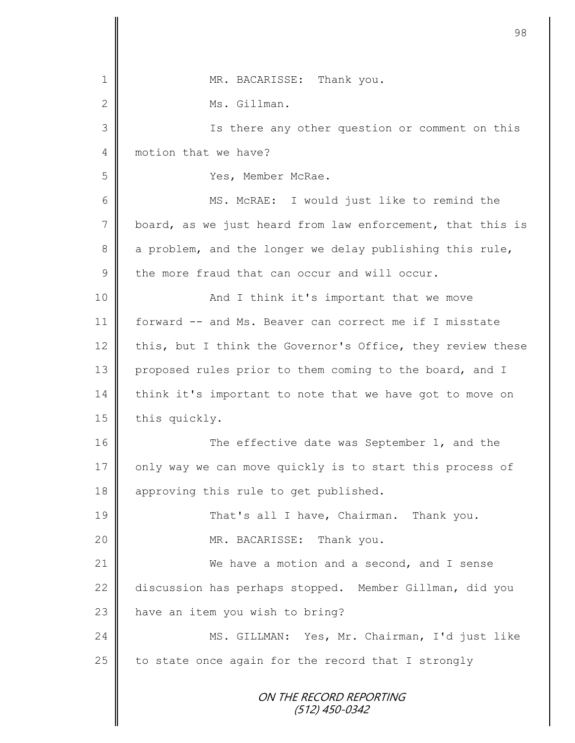MR. BACARISSE: Thank you.

Ms. Gillman.

Is there any other question or comment on this motion that we have?

Yes, Member McRae.

MS. McRAE: I would just like to remind the board, as we just heard from law enforcement, that this is a problem, and the longer we delay publishing this rule, the more fraud that can occur and will occur.

And I think it's important that we move forward -- and Ms. Beaver can correct me if I misstate this, but I think the Governor's Office, they review these proposed rules prior to them coming to the board, and I think it's important to note that we have got to move on this quickly.

The effective date was September 1, and the only way we can move quickly is to start this process of approving this rule to get published.

That's all I have, Chairman. Thank you.

MR. BACARISSE: Thank you.

We have a motion and a second, and I sense discussion has perhaps stopped. Member Gillman, did you have an item you wish to bring?

MS. GILLMAN: Yes, Mr. Chairman, I'd just like to state once again for the record that I strongly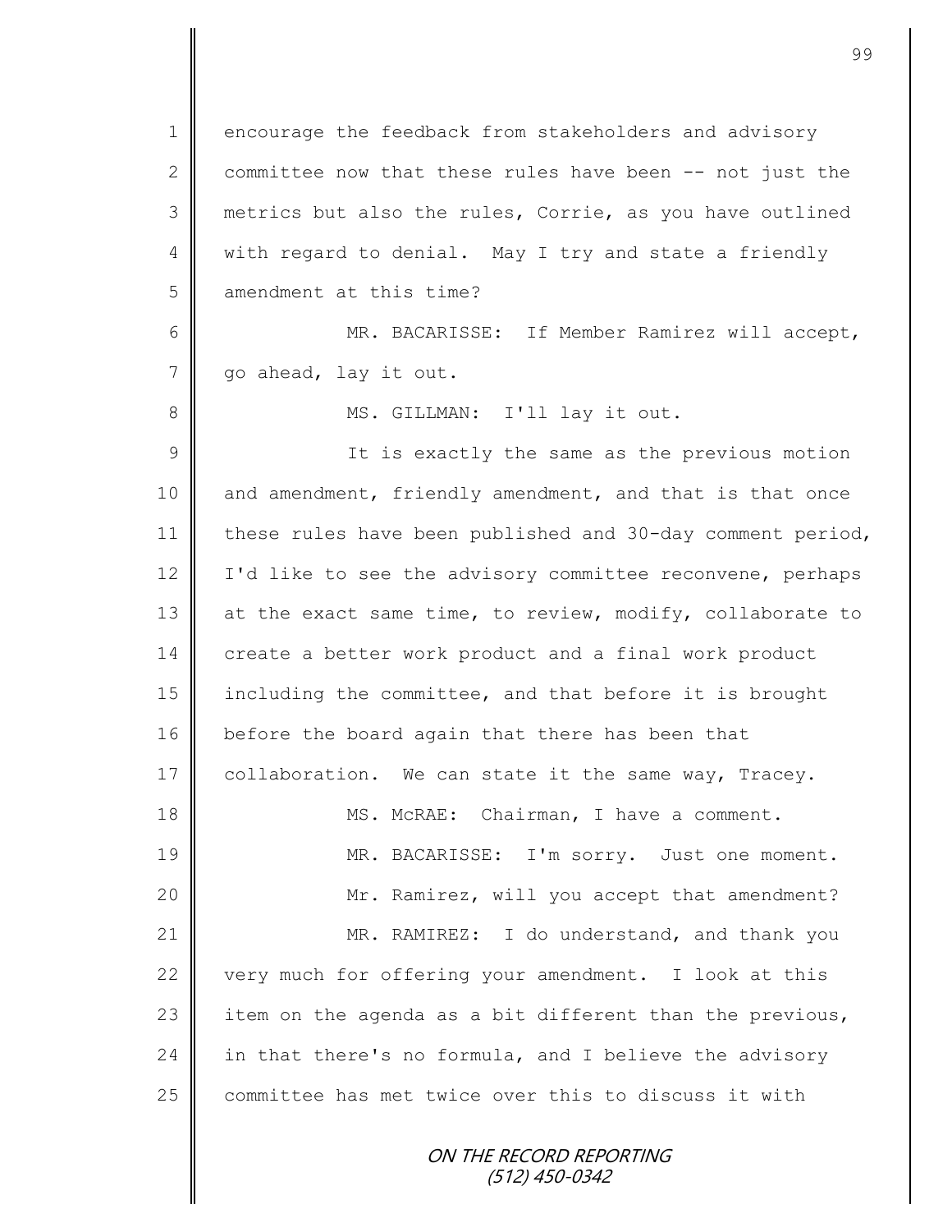encourage the feedback from stakeholders and advisory committee now that these rules have been -- not just the metrics but also the rules, Corrie, as you have outlined with regard to denial. May I try and state a friendly amendment at this time?

MR. BACARISSE: If Member Ramirez will accept, go ahead, lay it out.

MS. GILLMAN: I'll lay it out.

It is exactly the same as the previous motion and amendment, friendly amendment, and that is that once these rules have been published and 30-day comment period, I'd like to see the advisory committee reconvene, perhaps at the exact same time, to review, modify, collaborate to create a better work product and a final work product including the committee, and that before it is brought before the board again that there has been that collaboration. We can state it the same way, Tracey.

MS. McRAE: Chairman, I have a comment.

MR. BACARISSE: I'm sorry. Just one moment.

Mr. Ramirez, will you accept that amendment?

MR. RAMIREZ: I do understand, and thank you very much for offering your amendment. I look at this item on the agenda as a bit different than the previous, in that there's no formula, and I believe the advisory committee has met twice over this to discuss it with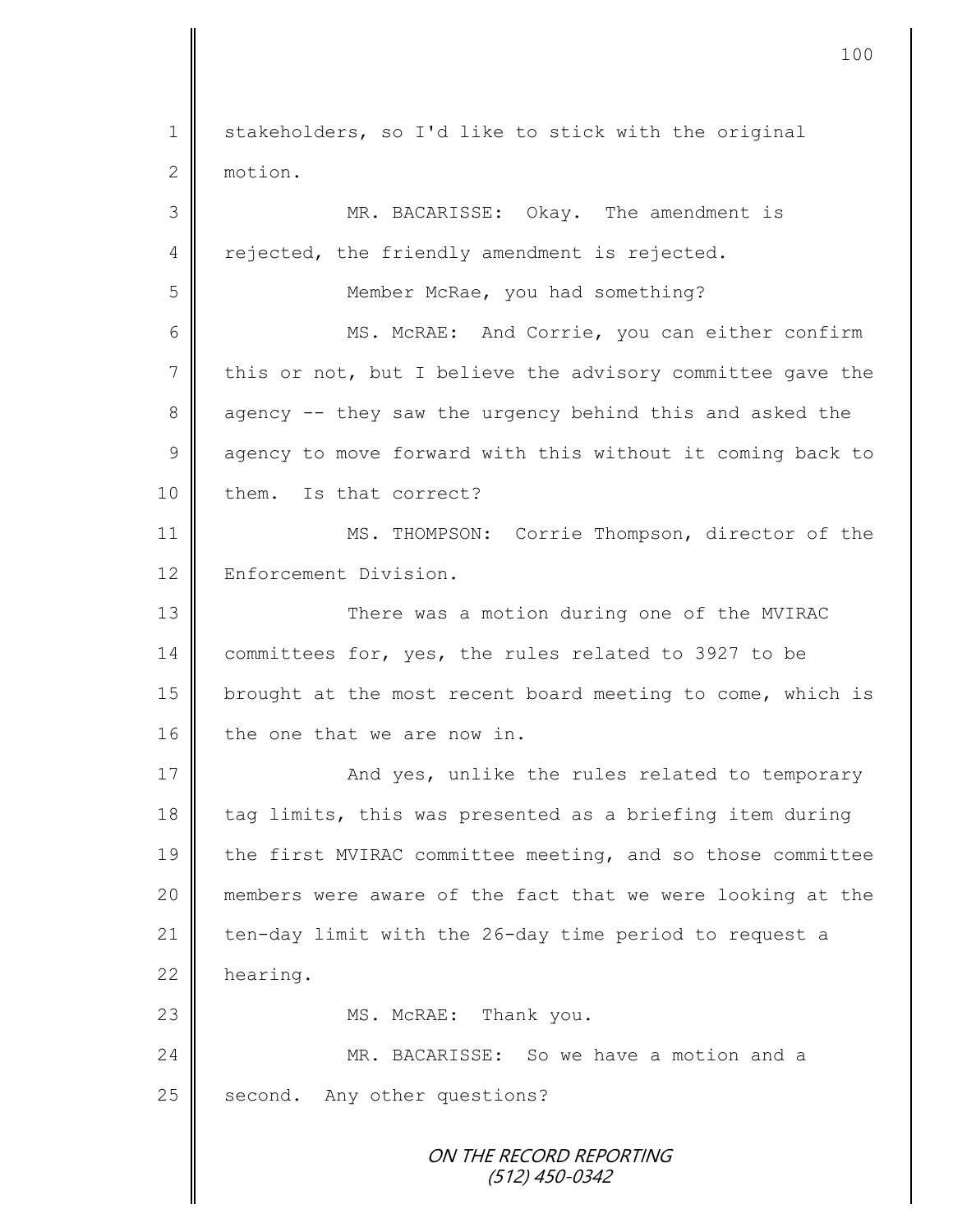1 stakeholders, so I'd like to stick with the original
2 motion.

3 MR. BACARISSE: Okay. The amendment is
4 rejected, the friendly amendment is rejected.

5 Member McRae, you had something?

6 MS. McRAE: And Corrie, you can either confirm
7 this or not, but I believe the advisory committee gave the
8 agency -- they saw the urgency behind this and asked the
9 agency to move forward with this without it coming back to
10 them. Is that correct?

11 MS. THOMPSON: Corrie Thompson, director of the
12 Enforcement Division.

13 There was a motion during one of the MVIRAC
14 committees for, yes, the rules related to 3927 to be
15 brought at the most recent board meeting to come, which is
16 the one that we are now in.

17 And yes, unlike the rules related to temporary
18 tag limits, this was presented as a briefing item during
19 the first MVIRAC committee meeting, and so those committee
20 members were aware of the fact that we were looking at the
21 ten-day limit with the 26-day time period to request a
22 hearing.

23 MS. McRAE: Thank you.

24 MR. BACARISSE: So we have a motion and a
25 second. Any other questions?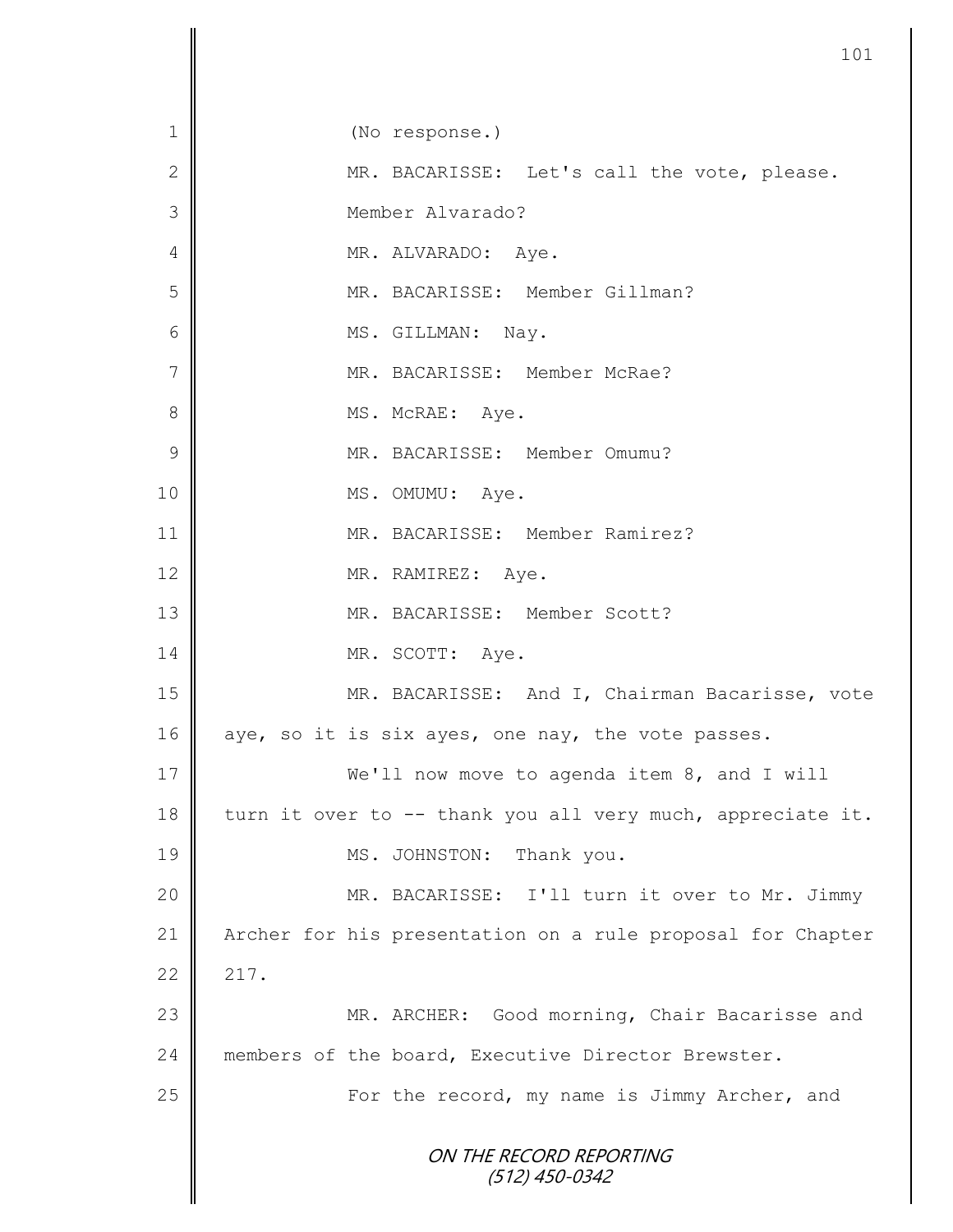(No response.)

MR. BACARISSE: Let's call the vote, please.

Member Alvarado?

MR. ALVARADO: Aye.

MR. BACARISSE: Member Gillman?

MS. GILLMAN: Nay.

MR. BACARISSE: Member McRae?

MS. McRAE: Aye.

MR. BACARISSE: Member Omumu?

MS. OMUMU: Aye.

MR. BACARISSE: Member Ramirez?

MR. RAMIREZ: Aye.

MR. BACARISSE: Member Scott?

MR. SCOTT: Aye.

MR. BACARISSE: And I, Chairman Bacarisse, vote aye, so it is six ayes, one nay, the vote passes.

We'll now move to agenda item 8, and I will turn it over to -- thank you all very much, appreciate it.

MS. JOHNSTON: Thank you.

MR. BACARISSE: I'll turn it over to Mr. Jimmy Archer for his presentation on a rule proposal for Chapter 217.

MR. ARCHER: Good morning, Chair Bacarisse and members of the board, Executive Director Brewster.

For the record, my name is Jimmy Archer, and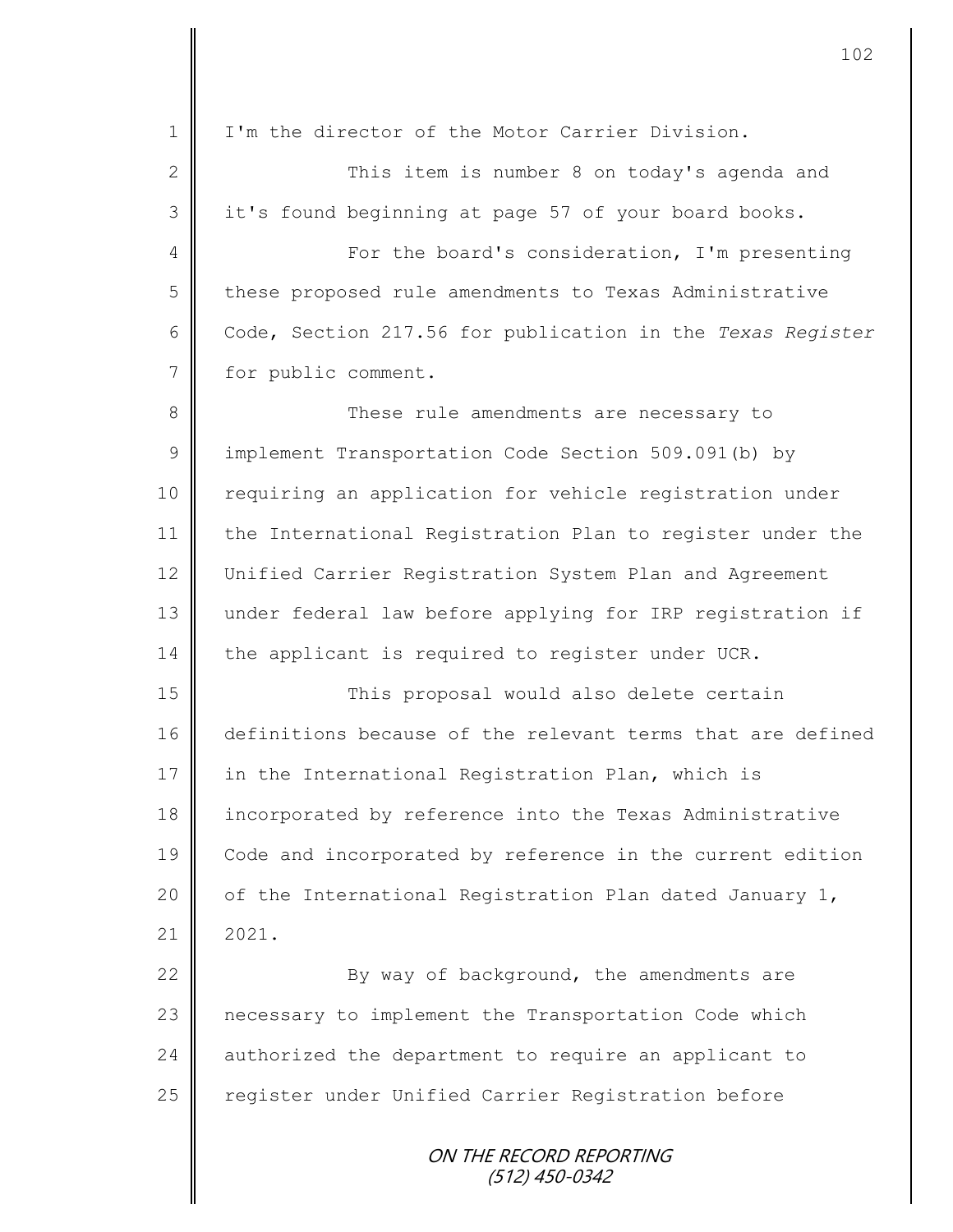I'm the director of the Motor Carrier Division.

This item is number 8 on today's agenda and it's found beginning at page 57 of your board books.

For the board's consideration, I'm presenting these proposed rule amendments to Texas Administrative Code, Section 217.56 for publication in the *Texas Register* for public comment.

These rule amendments are necessary to implement Transportation Code Section 509.091(b) by requiring an application for vehicle registration under the International Registration Plan to register under the Unified Carrier Registration System Plan and Agreement under federal law before applying for IRP registration if the applicant is required to register under UCR.

This proposal would also delete certain definitions because of the relevant terms that are defined in the International Registration Plan, which is incorporated by reference into the Texas Administrative Code and incorporated by reference in the current edition of the International Registration Plan dated January 1, 2021.

By way of background, the amendments are necessary to implement the Transportation Code which authorized the department to require an applicant to register under Unified Carrier Registration before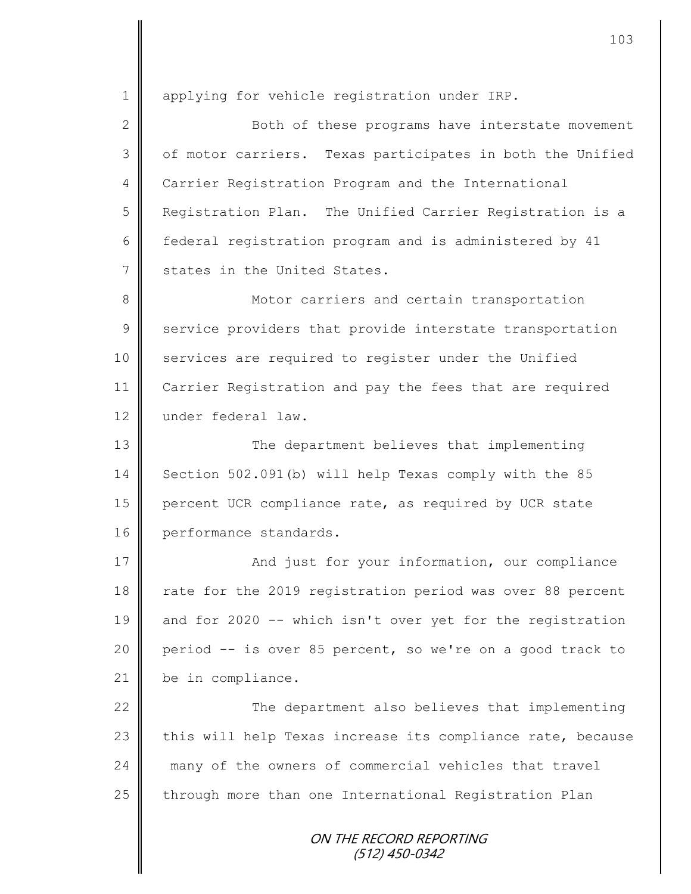applying for vehicle registration under IRP.

Both of these programs have interstate movement of motor carriers. Texas participates in both the Unified Carrier Registration Program and the International Registration Plan. The Unified Carrier Registration is a federal registration program and is administered by 41 states in the United States.

Motor carriers and certain transportation service providers that provide interstate transportation services are required to register under the Unified Carrier Registration and pay the fees that are required under federal law.

The department believes that implementing Section 502.091(b) will help Texas comply with the 85 percent UCR compliance rate, as required by UCR state performance standards.

And just for your information, our compliance rate for the 2019 registration period was over 88 percent and for 2020 -- which isn't over yet for the registration period -- is over 85 percent, so we're on a good track to be in compliance.

The department also believes that implementing this will help Texas increase its compliance rate, because many of the owners of commercial vehicles that travel through more than one International Registration Plan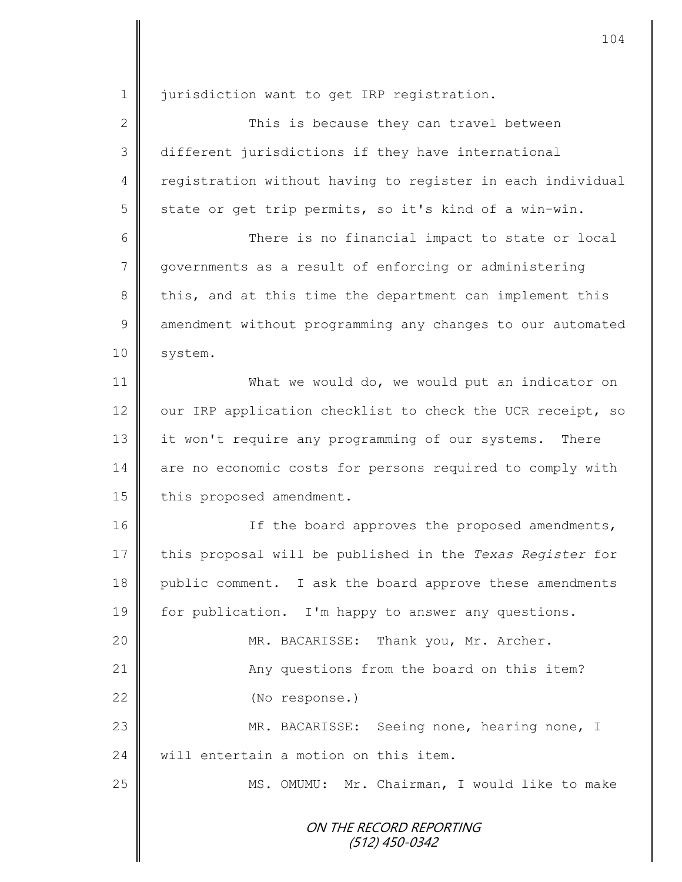jurisdiction want to get IRP registration.

This is because they can travel between different jurisdictions if they have international registration without having to register in each individual state or get trip permits, so it's kind of a win-win.

There is no financial impact to state or local governments as a result of enforcing or administering this, and at this time the department can implement this amendment without programming any changes to our automated system.

What we would do, we would put an indicator on our IRP application checklist to check the UCR receipt, so it won't require any programming of our systems. There are no economic costs for persons required to comply with this proposed amendment.

If the board approves the proposed amendments, this proposal will be published in the *Texas Register* for public comment. I ask the board approve these amendments for publication. I'm happy to answer any questions.

MR. BACARISSE: Thank you, Mr. Archer.

Any questions from the board on this item?

(No response.)

MR. BACARISSE: Seeing none, hearing none, I will entertain a motion on this item.

MS. OMUMU: Mr. Chairman, I would like to make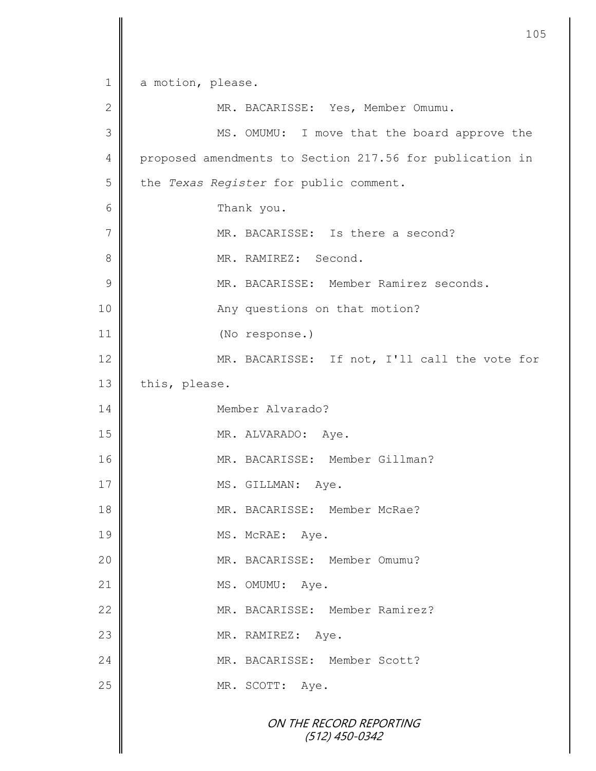a motion, please.

MR. BACARISSE: Yes, Member Omumu.

MS. OMUMU: I move that the board approve the proposed amendments to Section 217.56 for publication in the *Texas Register* for public comment.

Thank you.

MR. BACARISSE: Is there a second?

MR. RAMIREZ: Second.

MR. BACARISSE: Member Ramirez seconds.

Any questions on that motion?

(No response.)

MR. BACARISSE: If not, I'll call the vote for this, please.

Member Alvarado?

MR. ALVARADO: Aye.

MR. BACARISSE: Member Gillman?

MS. GILLMAN: Aye.

MR. BACARISSE: Member McRae?

MS. McRAE: Aye.

MR. BACARISSE: Member Omumu?

MS. OMUMU: Aye.

MR. BACARISSE: Member Ramirez?

MR. RAMIREZ: Aye.

MR. BACARISSE: Member Scott?

MR. SCOTT: Aye.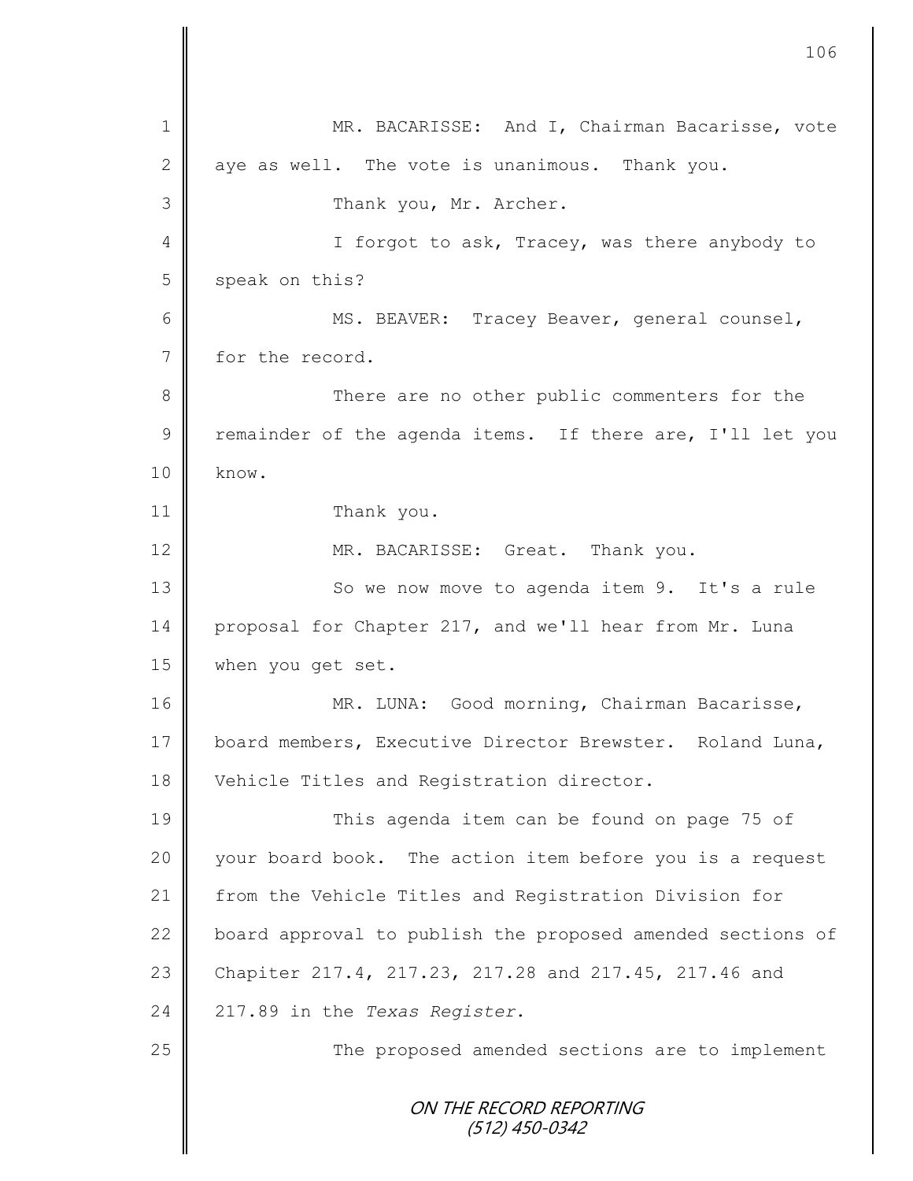MR. BACARISSE: And I, Chairman Bacarisse, vote aye as well. The vote is unanimous. Thank you.

Thank you, Mr. Archer.

I forgot to ask, Tracey, was there anybody to speak on this?

MS. BEAVER: Tracey Beaver, general counsel, for the record.

There are no other public commenters for the remainder of the agenda items. If there are, I'll let you know.

Thank you.

MR. BACARISSE: Great. Thank you.

So we now move to agenda item 9. It's a rule proposal for Chapter 217, and we'll hear from Mr. Luna when you get set.

MR. LUNA: Good morning, Chairman Bacarisse, board members, Executive Director Brewster. Roland Luna, Vehicle Titles and Registration director.

This agenda item can be found on page 75 of your board book. The action item before you is a request from the Vehicle Titles and Registration Division for board approval to publish the proposed amended sections of Chapter 217.4, 217.23, 217.28 and 217.45, 217.46 and 217.89 in the *Texas Register*.

The proposed amended sections are to implement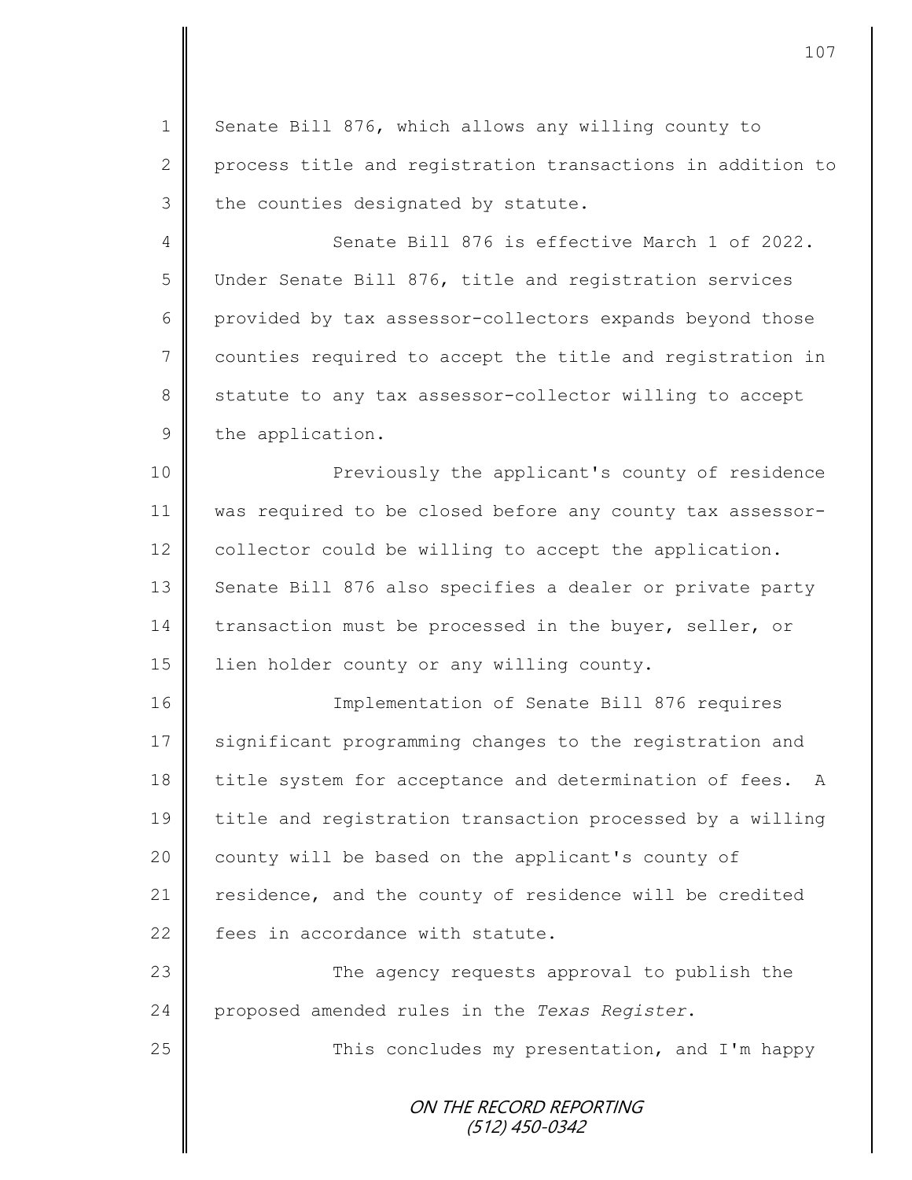Senate Bill 876, which allows any willing county to process title and registration transactions in addition to the counties designated by statute.

Senate Bill 876 is effective March 1 of 2022. Under Senate Bill 876, title and registration services provided by tax assessor-collectors expands beyond those counties required to accept the title and registration in statute to any tax assessor-collector willing to accept the application.

Previously the applicant's county of residence was required to be closed before any county tax assessor-collector could be willing to accept the application. Senate Bill 876 also specifies a dealer or private party transaction must be processed in the buyer, seller, or lien holder county or any willing county.

Implementation of Senate Bill 876 requires significant programming changes to the registration and title system for acceptance and determination of fees. A title and registration transaction processed by a willing county will be based on the applicant's county of residence, and the county of residence will be credited fees in accordance with statute.

The agency requests approval to publish the proposed amended rules in the *Texas Register*.

This concludes my presentation, and I'm happy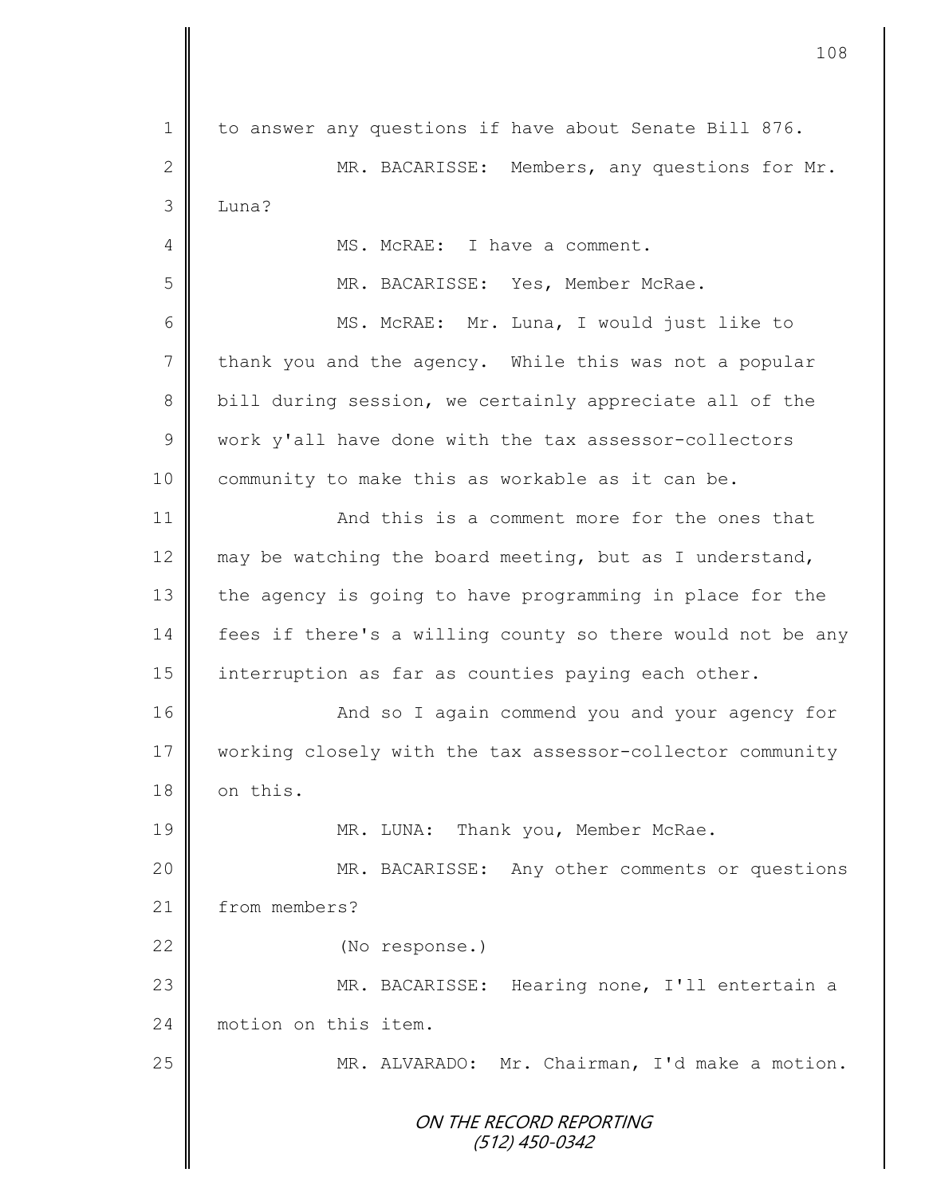to answer any questions if have about Senate Bill 876.

MR. BACARISSE: Members, any questions for Mr. Luna?

MS. McRAE: I have a comment.

MR. BACARISSE: Yes, Member McRae.

MS. McRAE: Mr. Luna, I would just like to thank you and the agency. While this was not a popular bill during session, we certainly appreciate all of the work y'all have done with the tax assessor-collectors community to make this as workable as it can be.

And this is a comment more for the ones that may be watching the board meeting, but as I understand, the agency is going to have programming in place for the fees if there's a willing county so there would not be any interruption as far as counties paying each other.

And so I again commend you and your agency for working closely with the tax assessor-collector community on this.

MR. LUNA: Thank you, Member McRae.

MR. BACARISSE: Any other comments or questions from members?

(No response.)

MR. BACARISSE: Hearing none, I'll entertain a motion on this item.

MR. ALVARADO: Mr. Chairman, I'd make a motion.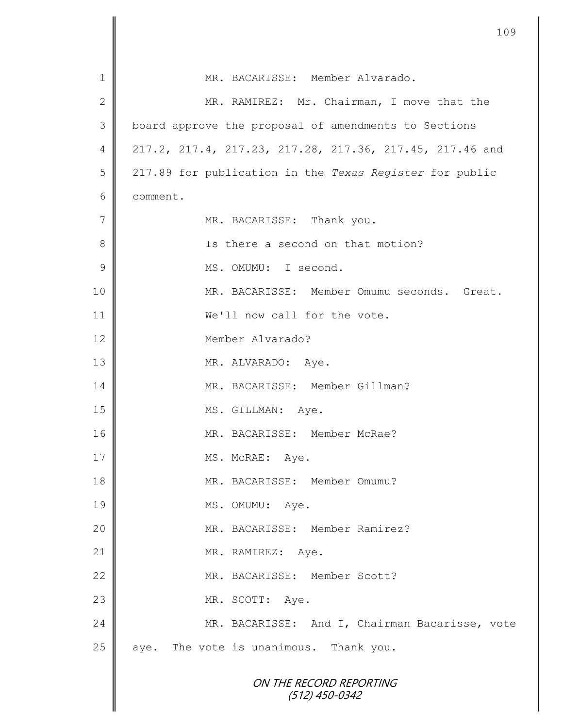MR. BACARISSE: Member Alvarado.

MR. RAMIREZ: Mr. Chairman, I move that the board approve the proposal of amendments to Sections 217.2, 217.4, 217.23, 217.28, 217.36, 217.45, 217.46 and 217.89 for publication in the *Texas Register* for public comment.

MR. BACARISSE: Thank you.

Is there a second on that motion?

MS. OMUMU: I second.

MR. BACARISSE: Member Omumu seconds. Great.

We'll now call for the vote.

Member Alvarado?

MR. ALVARADO: Aye.

MR. BACARISSE: Member Gillman?

MS. GILLMAN: Aye.

MR. BACARISSE: Member McRae?

MS. McRAE: Aye.

MR. BACARISSE: Member Omumu?

MS. OMUMU: Aye.

MR. BACARISSE: Member Ramirez?

MR. RAMIREZ: Aye.

MR. BACARISSE: Member Scott?

MR. SCOTT: Aye.

MR. BACARISSE: And I, Chairman Bacarisse, vote aye. The vote is unanimous. Thank you.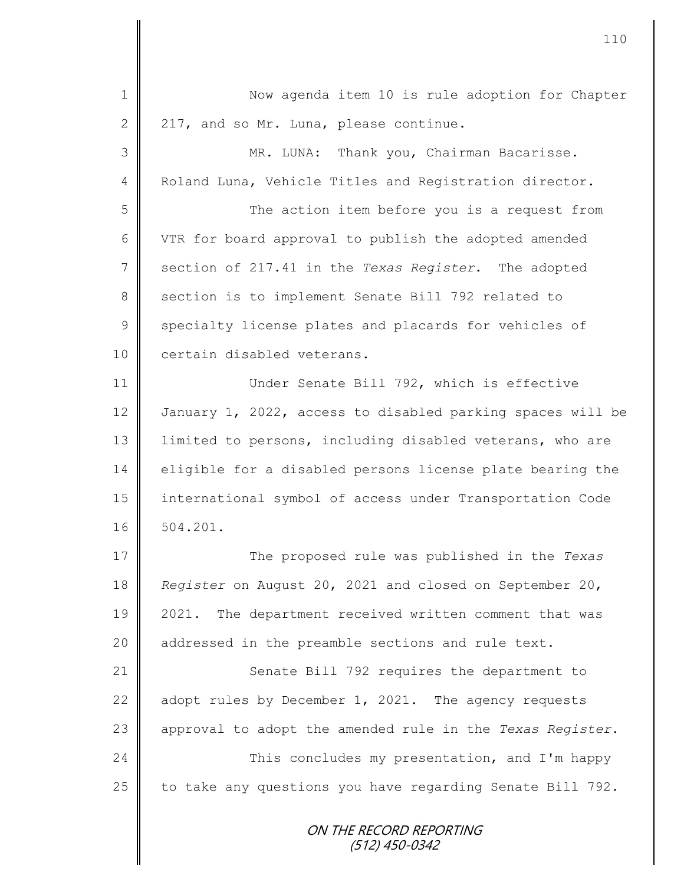Now agenda item 10 is rule adoption for Chapter 217, and so Mr. Luna, please continue.

MR. LUNA: Thank you, Chairman Bacarisse. Roland Luna, Vehicle Titles and Registration director.

The action item before you is a request from VTR for board approval to publish the adopted amended section of 217.41 in the *Texas Register*. The adopted section is to implement Senate Bill 792 related to specialty license plates and placards for vehicles of certain disabled veterans.

Under Senate Bill 792, which is effective January 1, 2022, access to disabled parking spaces will be limited to persons, including disabled veterans, who are eligible for a disabled persons license plate bearing the international symbol of access under Transportation Code 504.201.

The proposed rule was published in the *Texas Register* on August 20, 2021 and closed on September 20, 2021. The department received written comment that was addressed in the preamble sections and rule text.

Senate Bill 792 requires the department to adopt rules by December 1, 2021. The agency requests approval to adopt the amended rule in the *Texas Register*.

This concludes my presentation, and I'm happy to take any questions you have regarding Senate Bill 792.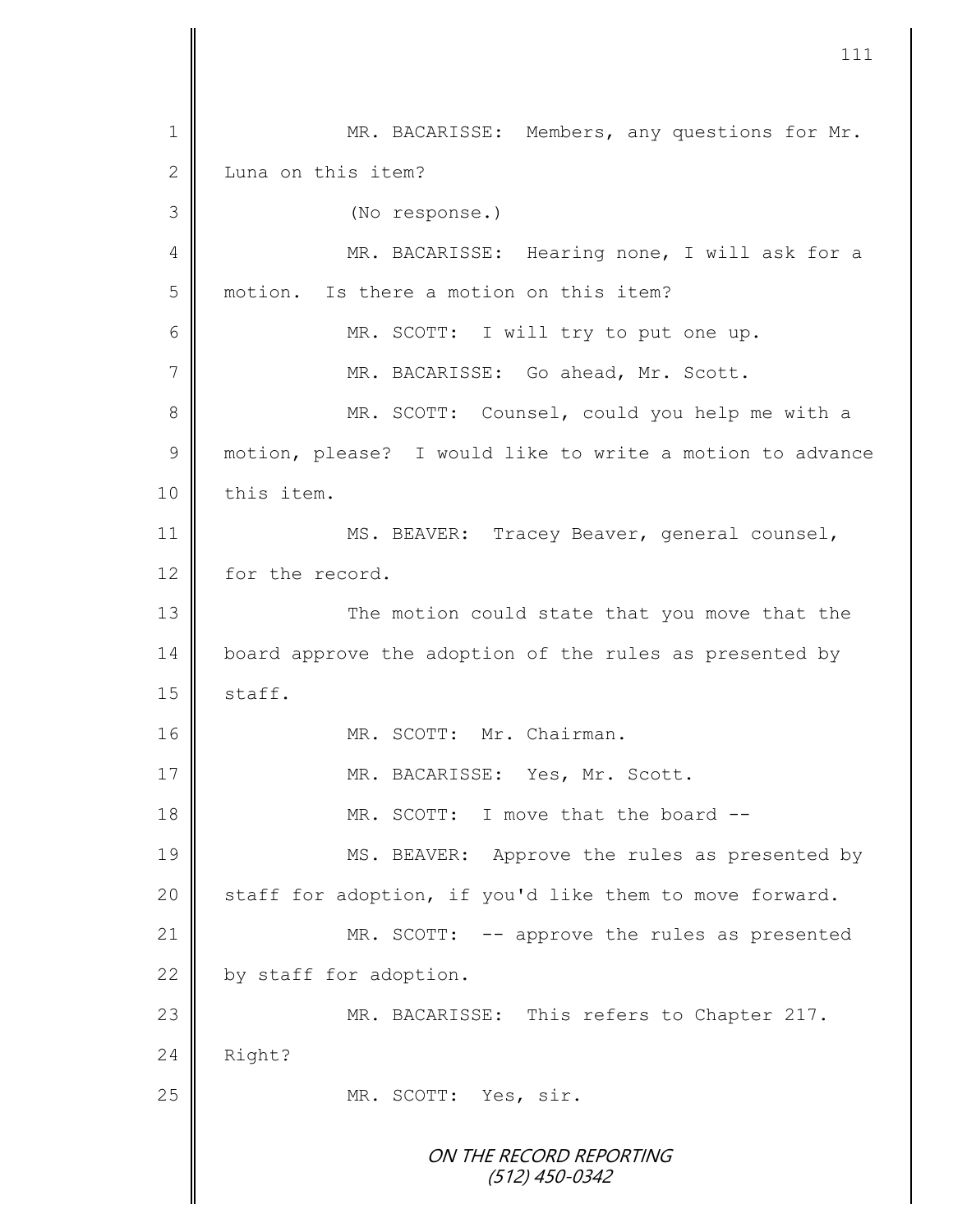MR. BACARISSE: Members, any questions for Mr. Luna on this item?

(No response.)

MR. BACARISSE: Hearing none, I will ask for a motion. Is there a motion on this item?

MR. SCOTT: I will try to put one up.

MR. BACARISSE: Go ahead, Mr. Scott.

MR. SCOTT: Counsel, could you help me with a motion, please? I would like to write a motion to advance this item.

MS. BEAVER: Tracey Beaver, general counsel, for the record.

The motion could state that you move that the board approve the adoption of the rules as presented by staff.

MR. SCOTT: Mr. Chairman.

MR. BACARISSE: Yes, Mr. Scott.

MR. SCOTT: I move that the board --

MS. BEAVER: Approve the rules as presented by staff for adoption, if you'd like them to move forward.

MR. SCOTT: -- approve the rules as presented by staff for adoption.

MR. BACARISSE: This refers to Chapter 217. Right?

MR. SCOTT: Yes, sir.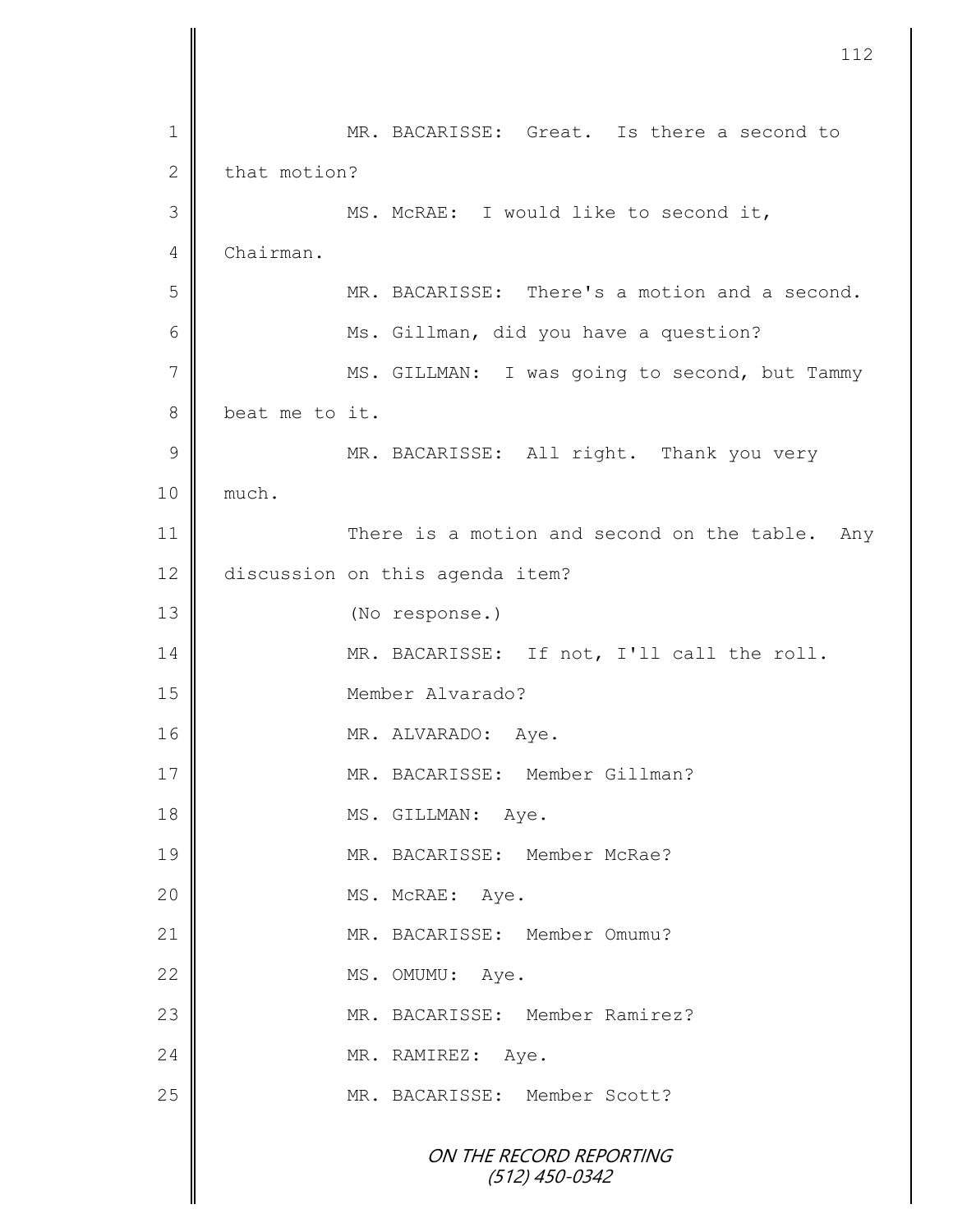MR. BACARISSE: Great. Is there a second to that motion?

MS. McRAE: I would like to second it, Chairman.

MR. BACARISSE: There's a motion and a second.

Ms. Gillman, did you have a question?

MS. GILLMAN: I was going to second, but Tammy beat me to it.

MR. BACARISSE: All right. Thank you very much.

There is a motion and second on the table. Any discussion on this agenda item?

(No response.)

MR. BACARISSE: If not, I'll call the roll.

Member Alvarado?

MR. ALVARADO: Aye.

MR. BACARISSE: Member Gillman?

MS. GILLMAN: Aye.

MR. BACARISSE: Member McRae?

MS. McRAE: Aye.

MR. BACARISSE: Member Omumu?

MS. OMUMU: Aye.

MR. BACARISSE: Member Ramirez?

MR. RAMIREZ: Aye.

MR. BACARISSE: Member Scott?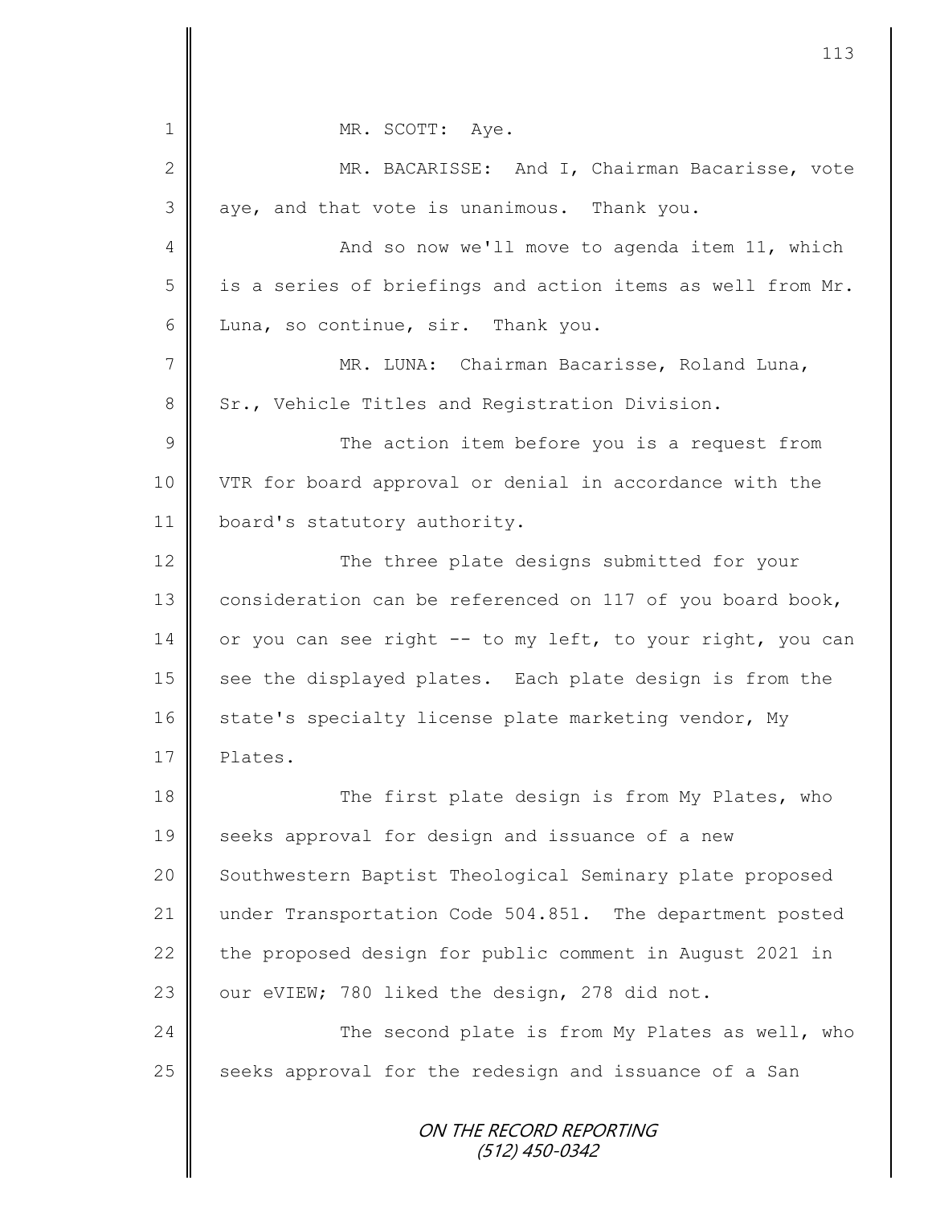MR. SCOTT: Aye.

MR. BACARISSE: And I, Chairman Bacarisse, vote aye, and that vote is unanimous. Thank you.

And so now we'll move to agenda item 11, which is a series of briefings and action items as well from Mr. Luna, so continue, sir. Thank you.

MR. LUNA: Chairman Bacarisse, Roland Luna, Sr., Vehicle Titles and Registration Division.

The action item before you is a request from VTR for board approval or denial in accordance with the board's statutory authority.

The three plate designs submitted for your consideration can be referenced on 117 of you board book, or you can see right -- to my left, to your right, you can see the displayed plates. Each plate design is from the state's specialty license plate marketing vendor, My Plates.

The first plate design is from My Plates, who seeks approval for design and issuance of a new Southwestern Baptist Theological Seminary plate proposed under Transportation Code 504.851. The department posted the proposed design for public comment in August 2021 in our eVIEW; 780 liked the design, 278 did not.

The second plate is from My Plates as well, who seeks approval for the redesign and issuance of a San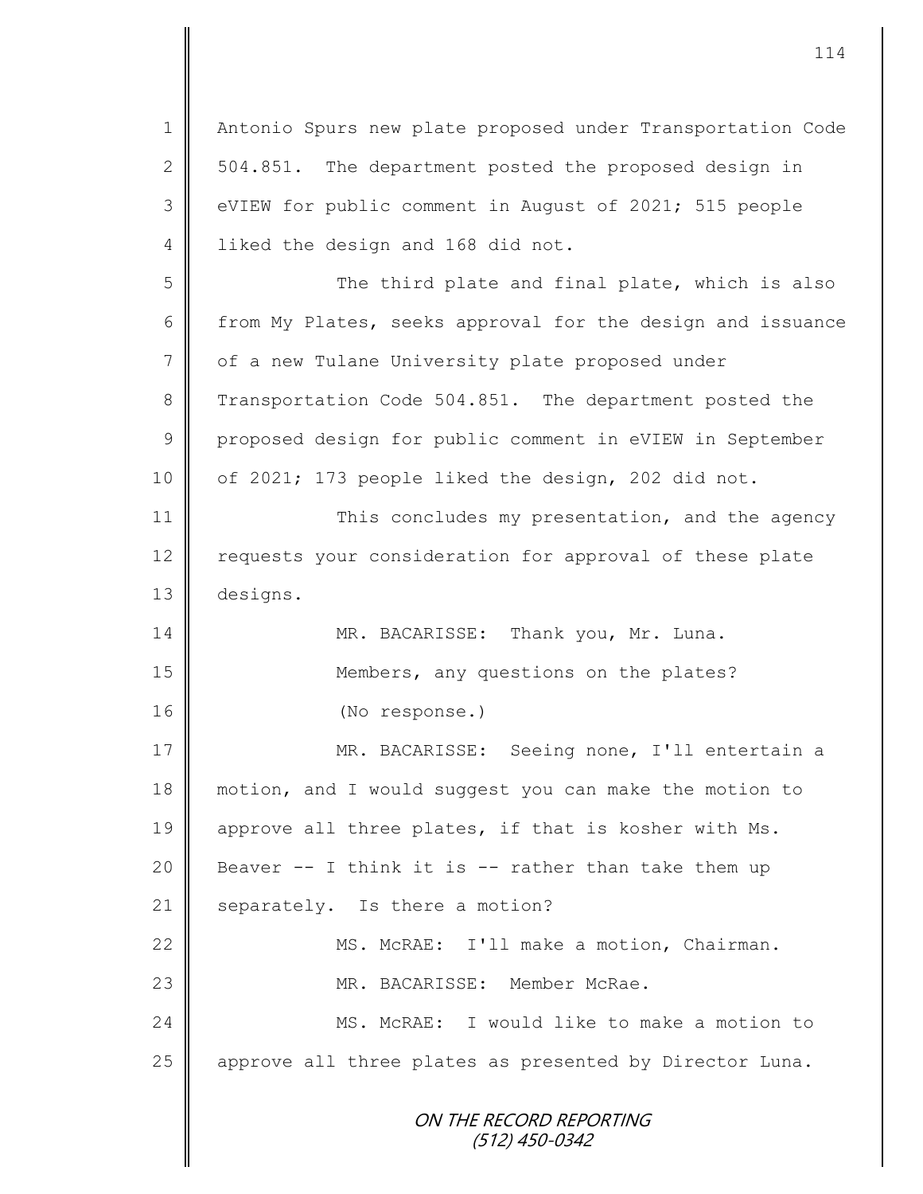Antonio Spurs new plate proposed under Transportation Code 504.851. The department posted the proposed design in eVIEW for public comment in August of 2021; 515 people liked the design and 168 did not.

The third plate and final plate, which is also from My Plates, seeks approval for the design and issuance of a new Tulane University plate proposed under Transportation Code 504.851. The department posted the proposed design for public comment in eVIEW in September of 2021; 173 people liked the design, 202 did not.

This concludes my presentation, and the agency requests your consideration for approval of these plate designs.

MR. BACARISSE: Thank you, Mr. Luna.

Members, any questions on the plates?

(No response.)

MR. BACARISSE: Seeing none, I'll entertain a motion, and I would suggest you can make the motion to approve all three plates, if that is kosher with Ms. Beaver -- I think it is -- rather than take them up separately. Is there a motion?

MS. McRAE: I'll make a motion, Chairman.

MR. BACARISSE: Member McRae.

MS. McRAE: I would like to make a motion to approve all three plates as presented by Director Luna.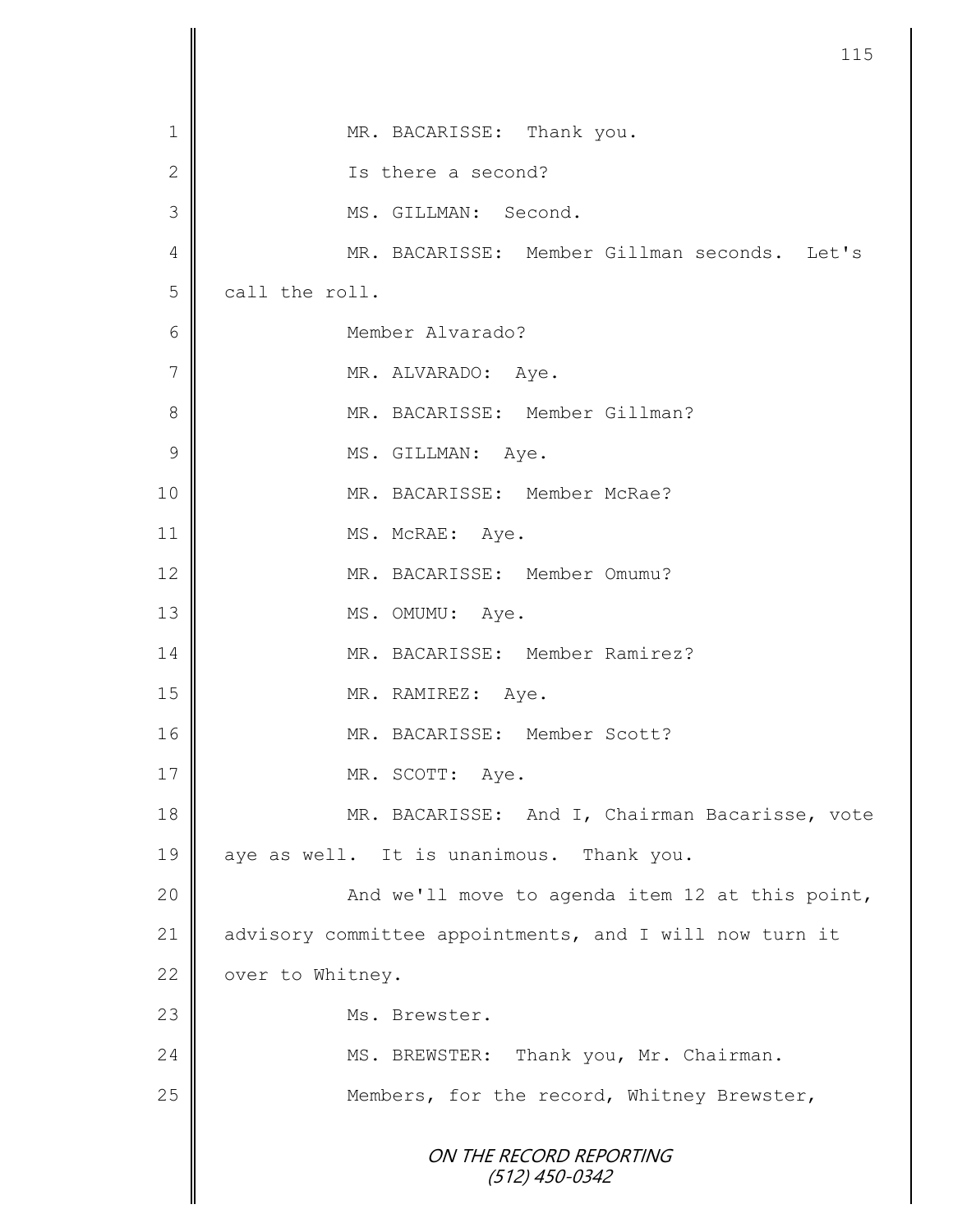1 MR. BACARISSE: Thank you.

2 Is there a second?

3 MS. GILLMAN: Second.

4 MR. BACARISSE: Member Gillman seconds. Let's

5 call the roll.

6 Member Alvarado?

7 MR. ALVARADO: Aye.

8 MR. BACARISSE: Member Gillman?

9 MS. GILLMAN: Aye.

10 MR. BACARISSE: Member McRae?

11 MS. McRAE: Aye.

12 MR. BACARISSE: Member Omumu?

13 MS. OMUMU: Aye.

14 MR. BACARISSE: Member Ramirez?

15 MR. RAMIREZ: Aye.

16 MR. BACARISSE: Member Scott?

17 MR. SCOTT: Aye.

18 MR. BACARISSE: And I, Chairman Bacarisse, vote

19 aye as well. It is unanimous. Thank you.

20 And we'll move to agenda item 12 at this point,

21 advisory committee appointments, and I will now turn it

22 over to Whitney.

23 Ms. Brewster.

24 MS. BREWSTER: Thank you, Mr. Chairman.

25 Members, for the record, Whitney Brewster,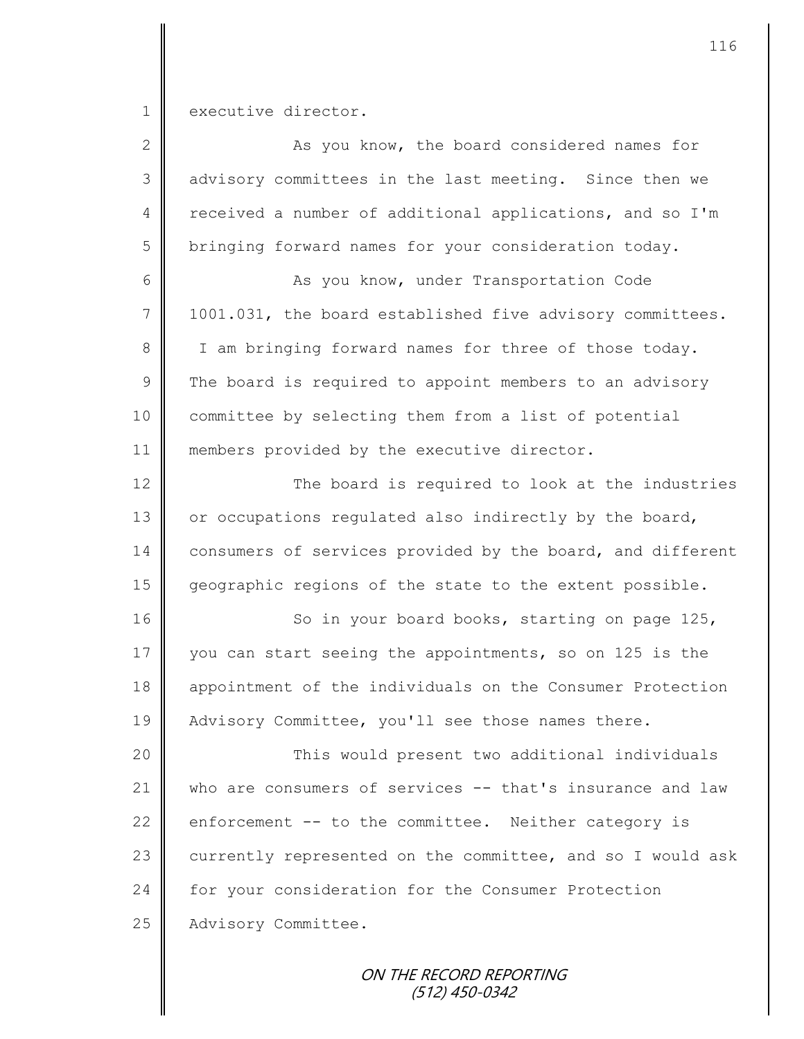executive director.

As you know, the board considered names for advisory committees in the last meeting. Since then we received a number of additional applications, and so I'm bringing forward names for your consideration today.

As you know, under Transportation Code 1001.031, the board established five advisory committees. I am bringing forward names for three of those today. The board is required to appoint members to an advisory committee by selecting them from a list of potential members provided by the executive director.

The board is required to look at the industries or occupations regulated also indirectly by the board, consumers of services provided by the board, and different geographic regions of the state to the extent possible.

So in your board books, starting on page 125, you can start seeing the appointments, so on 125 is the appointment of the individuals on the Consumer Protection Advisory Committee, you'll see those names there.

This would present two additional individuals who are consumers of services -- that's insurance and law enforcement -- to the committee. Neither category is currently represented on the committee, and so I would ask for your consideration for the Consumer Protection Advisory Committee.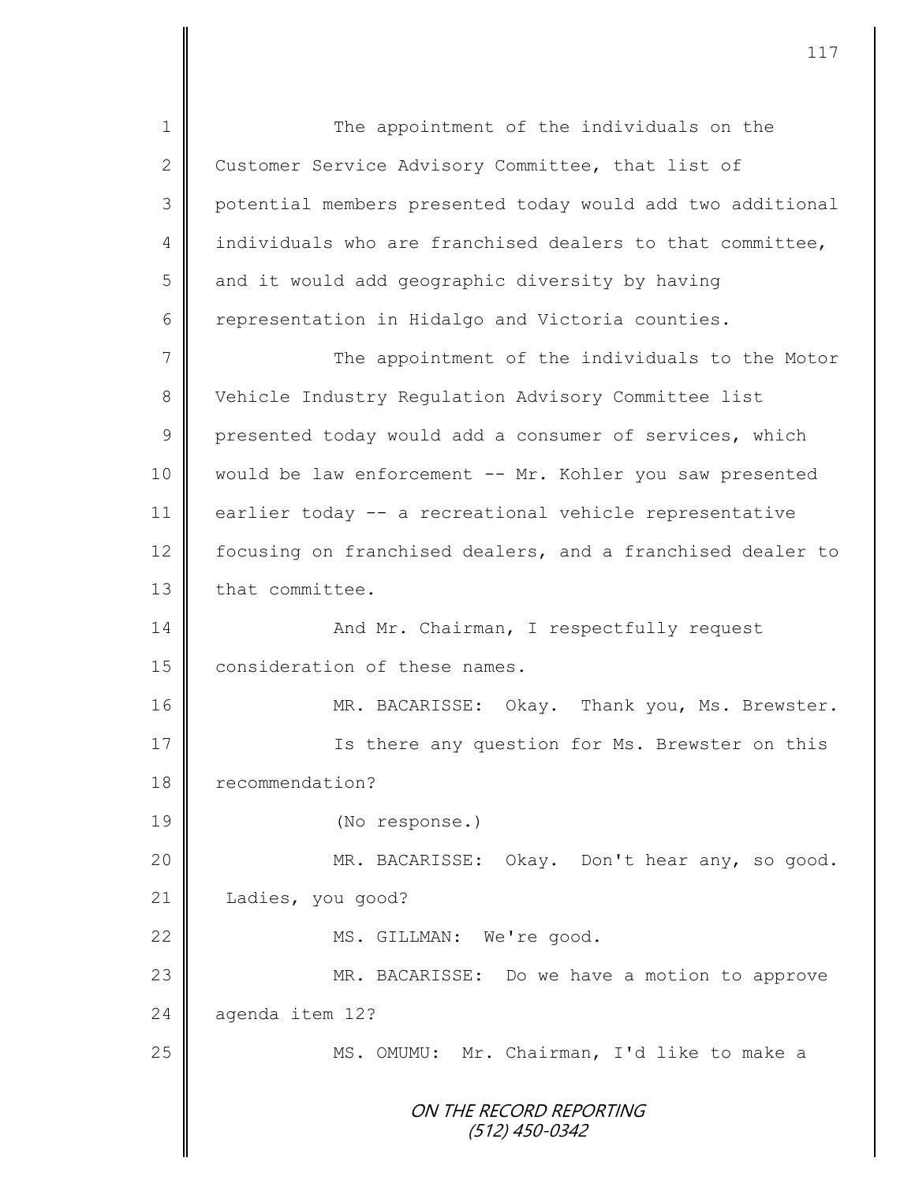The appointment of the individuals on the Customer Service Advisory Committee, that list of potential members presented today would add two additional individuals who are franchised dealers to that committee, and it would add geographic diversity by having representation in Hidalgo and Victoria counties.

The appointment of the individuals to the Motor Vehicle Industry Regulation Advisory Committee list presented today would add a consumer of services, which would be law enforcement -- Mr. Kohler you saw presented earlier today -- a recreational vehicle representative focusing on franchised dealers, and a franchised dealer to that committee.

And Mr. Chairman, I respectfully request consideration of these names.

MR. BACARISSE: Okay. Thank you, Ms. Brewster.

Is there any question for Ms. Brewster on this recommendation?

(No response.)

MR. BACARISSE: Okay. Don't hear any, so good. Ladies, you good?

MS. GILLMAN: We're good.

MR. BACARISSE: Do we have a motion to approve agenda item 12?

MS. OMUMU: Mr. Chairman, I'd like to make a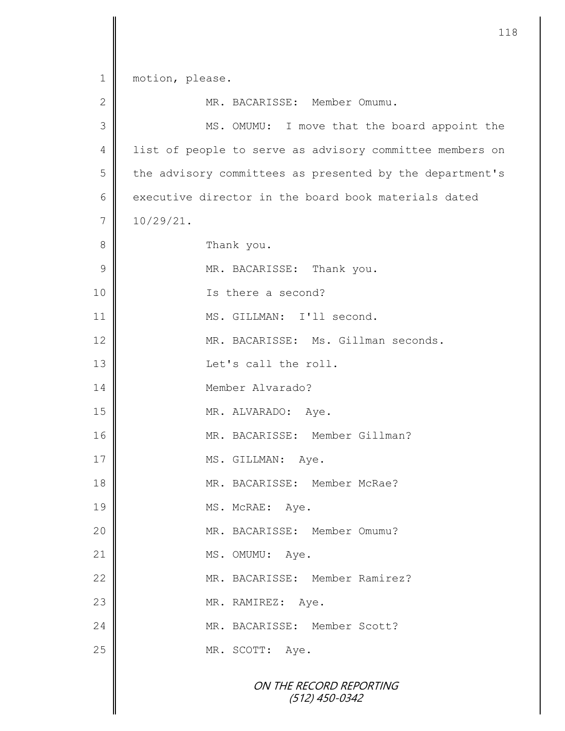motion, please.

MR. BACARISSE: Member Omumu.

MS. OMUMU: I move that the board appoint the list of people to serve as advisory committee members on the advisory committees as presented by the department's executive director in the board book materials dated 10/29/21.

Thank you.

MR. BACARISSE: Thank you.

Is there a second?

MS. GILLMAN: I'll second.

MR. BACARISSE: Ms. Gillman seconds.

Let's call the roll.

Member Alvarado?

MR. ALVARADO: Aye.

MR. BACARISSE: Member Gillman?

MS. GILLMAN: Aye.

MR. BACARISSE: Member McRae?

MS. McRAE: Aye.

MR. BACARISSE: Member Omumu?

MS. OMUMU: Aye.

MR. BACARISSE: Member Ramirez?

MR. RAMIREZ: Aye.

MR. BACARISSE: Member Scott?

MR. SCOTT: Aye.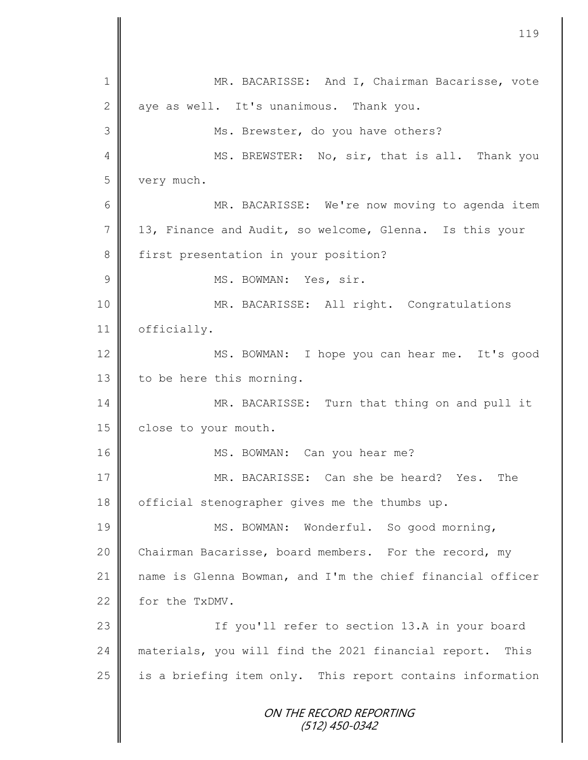MR. BACARISSE: And I, Chairman Bacarisse, vote aye as well. It's unanimous. Thank you.

Ms. Brewster, do you have others?

MS. BREWSTER: No, sir, that is all. Thank you very much.

MR. BACARISSE: We're now moving to agenda item 13, Finance and Audit, so welcome, Glenna. Is this your first presentation in your position?

MS. BOWMAN: Yes, sir.

MR. BACARISSE: All right. Congratulations officially.

MS. BOWMAN: I hope you can hear me. It's good to be here this morning.

MR. BACARISSE: Turn that thing on and pull it close to your mouth.

MS. BOWMAN: Can you hear me?

MR. BACARISSE: Can she be heard? Yes. The official stenographer gives me the thumbs up.

MS. BOWMAN: Wonderful. So good morning, Chairman Bacarisse, board members. For the record, my name is Glenna Bowman, and I'm the chief financial officer for the TxDMV.

If you'll refer to section 13.A in your board materials, you will find the 2021 financial report. This is a briefing item only. This report contains information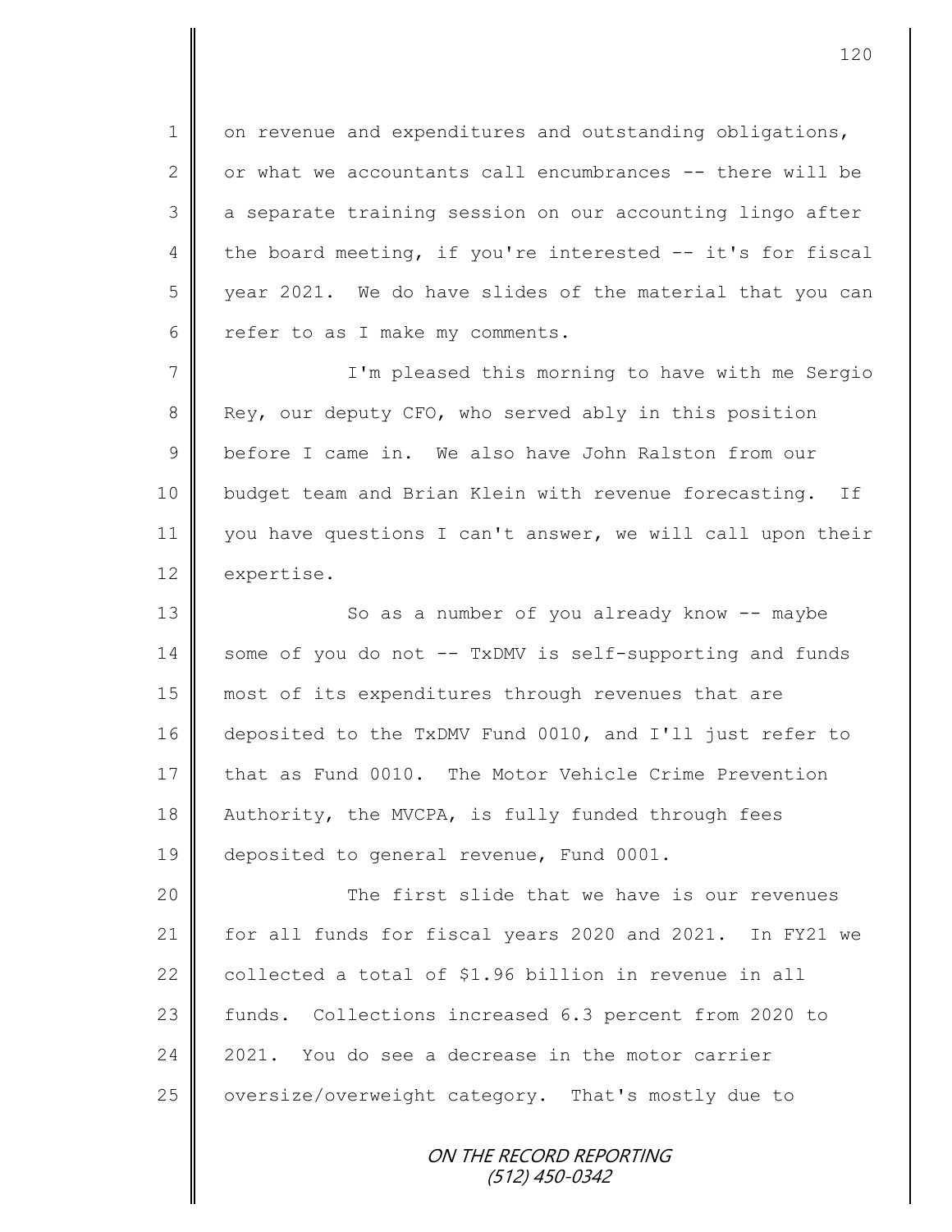on revenue and expenditures and outstanding obligations, or what we accountants call encumbrances -- there will be a separate training session on our accounting lingo after the board meeting, if you're interested -- it's for fiscal year 2021. We do have slides of the material that you can refer to as I make my comments.

I'm pleased this morning to have with me Sergio Rey, our deputy CFO, who served ably in this position before I came in. We also have John Ralston from our budget team and Brian Klein with revenue forecasting. If you have questions I can't answer, we will call upon their expertise.

So as a number of you already know -- maybe some of you do not -- TxDMV is self-supporting and funds most of its expenditures through revenues that are deposited to the TxDMV Fund 0010, and I'll just refer to that as Fund 0010. The Motor Vehicle Crime Prevention Authority, the MVCPA, is fully funded through fees deposited to general revenue, Fund 0001.

The first slide that we have is our revenues for all funds for fiscal years 2020 and 2021. In FY21 we collected a total of $1.96 billion in revenue in all funds. Collections increased 6.3 percent from 2020 to 2021. You do see a decrease in the motor carrier oversize/overweight category. That's mostly due to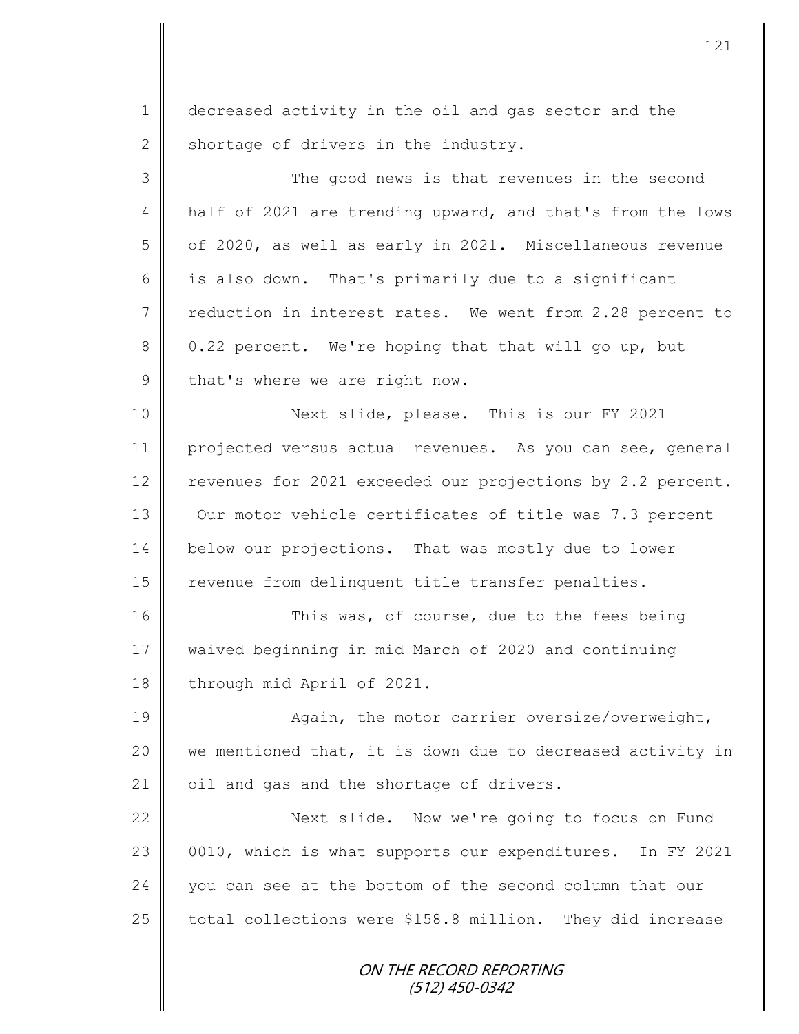1 decreased activity in the oil and gas sector and the
2 shortage of drivers in the industry.

3 The good news is that revenues in the second
4 half of 2021 are trending upward, and that's from the lows
5 of 2020, as well as early in 2021. Miscellaneous revenue
6 is also down. That's primarily due to a significant
7 reduction in interest rates. We went from 2.28 percent to
8 0.22 percent. We're hoping that that will go up, but
9 that's where we are right now.

10 Next slide, please. This is our FY 2021
11 projected versus actual revenues. As you can see, general
12 revenues for 2021 exceeded our projections by 2.2 percent.
13 Our motor vehicle certificates of title was 7.3 percent
14 below our projections. That was mostly due to lower
15 revenue from delinquent title transfer penalties.

16 This was, of course, due to the fees being
17 waived beginning in mid March of 2020 and continuing
18 through mid April of 2021.

19 Again, the motor carrier oversize/overweight,
20 we mentioned that, it is down due to decreased activity in
21 oil and gas and the shortage of drivers.

22 Next slide. Now we're going to focus on Fund
23 0010, which is what supports our expenditures. In FY 2021
24 you can see at the bottom of the second column that our
25 total collections were $158.8 million. They did increase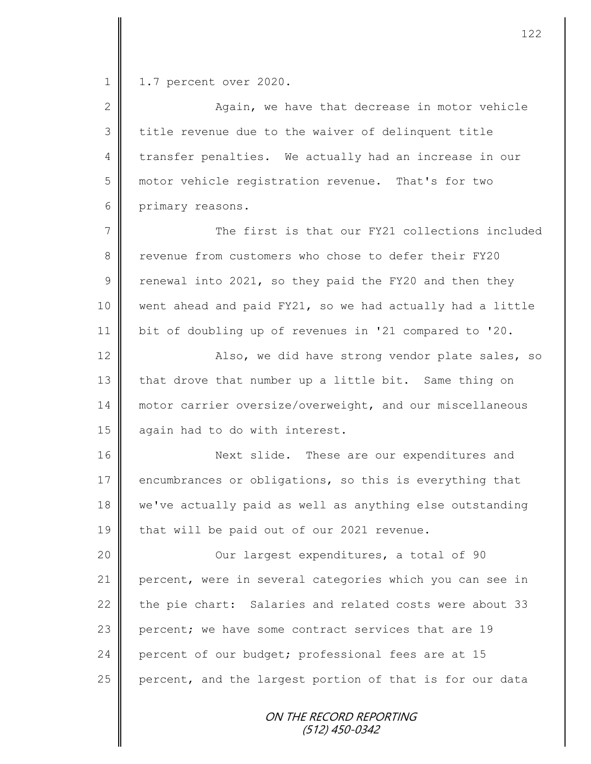1.7 percent over 2020.

Again, we have that decrease in motor vehicle title revenue due to the waiver of delinquent title transfer penalties. We actually had an increase in our motor vehicle registration revenue. That's for two primary reasons.

The first is that our FY21 collections included revenue from customers who chose to defer their FY20 renewal into 2021, so they paid the FY20 and then they went ahead and paid FY21, so we had actually had a little bit of doubling up of revenues in '21 compared to '20.

Also, we did have strong vendor plate sales, so that drove that number up a little bit. Same thing on motor carrier oversize/overweight, and our miscellaneous again had to do with interest.

Next slide. These are our expenditures and encumbrances or obligations, so this is everything that we've actually paid as well as anything else outstanding that will be paid out of our 2021 revenue.

Our largest expenditures, a total of 90 percent, were in several categories which you can see in the pie chart: Salaries and related costs were about 33 percent; we have some contract services that are 19 percent of our budget; professional fees are at 15 percent, and the largest portion of that is for our data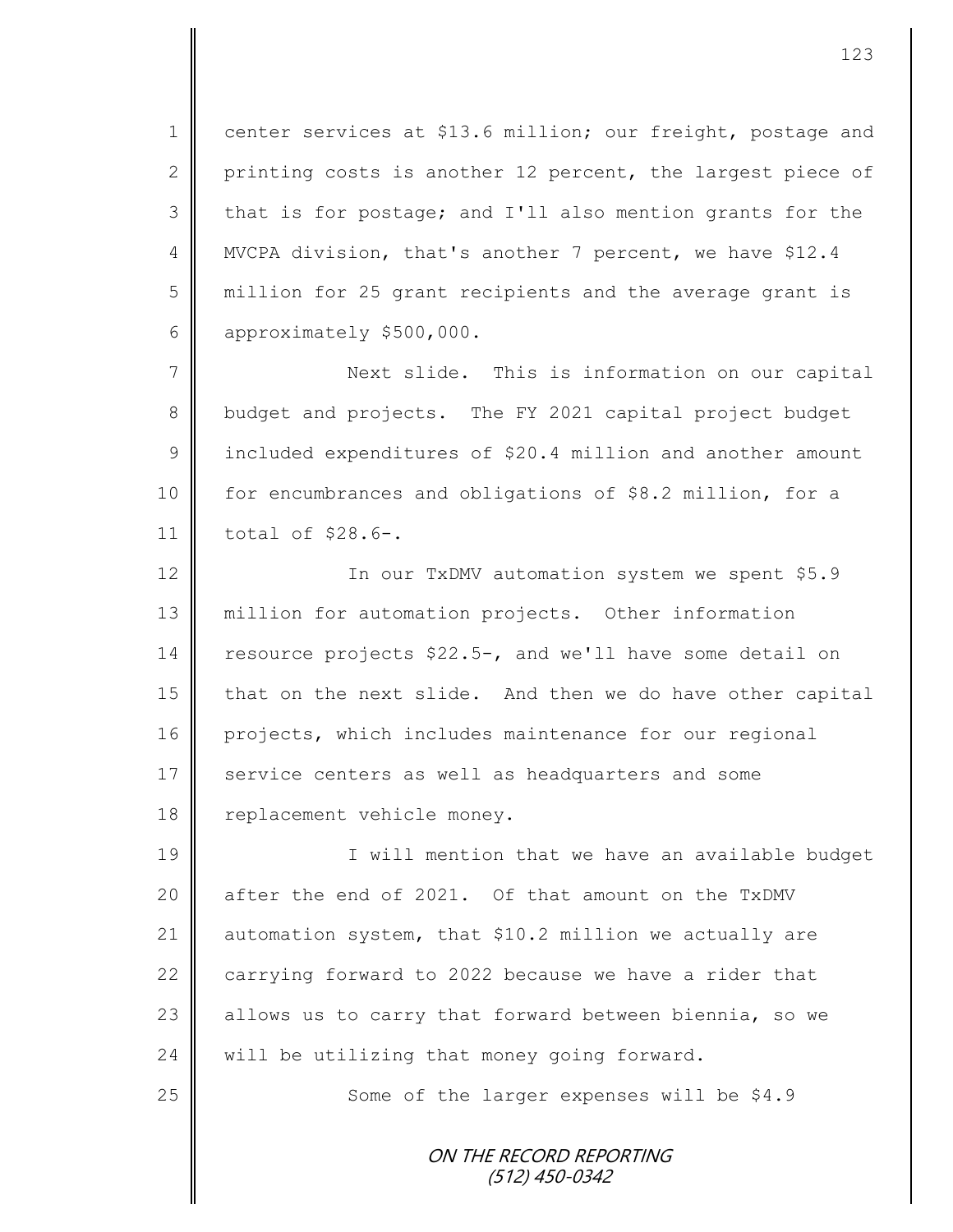center services at $13.6 million; our freight, postage and printing costs is another 12 percent, the largest piece of that is for postage; and I'll also mention grants for the MVCPA division, that's another 7 percent, we have $12.4 million for 25 grant recipients and the average grant is approximately $500,000.

Next slide. This is information on our capital budget and projects. The FY 2021 capital project budget included expenditures of $20.4 million and another amount for encumbrances and obligations of $8.2 million, for a total of $28.6-.

In our TxDMV automation system we spent $5.9 million for automation projects. Other information resource projects $22.5-, and we'll have some detail on that on the next slide. And then we do have other capital projects, which includes maintenance for our regional service centers as well as headquarters and some replacement vehicle money.

I will mention that we have an available budget after the end of 2021. Of that amount on the TxDMV automation system, that $10.2 million we actually are carrying forward to 2022 because we have a rider that allows us to carry that forward between biennia, so we will be utilizing that money going forward.

Some of the larger expenses will be $4.9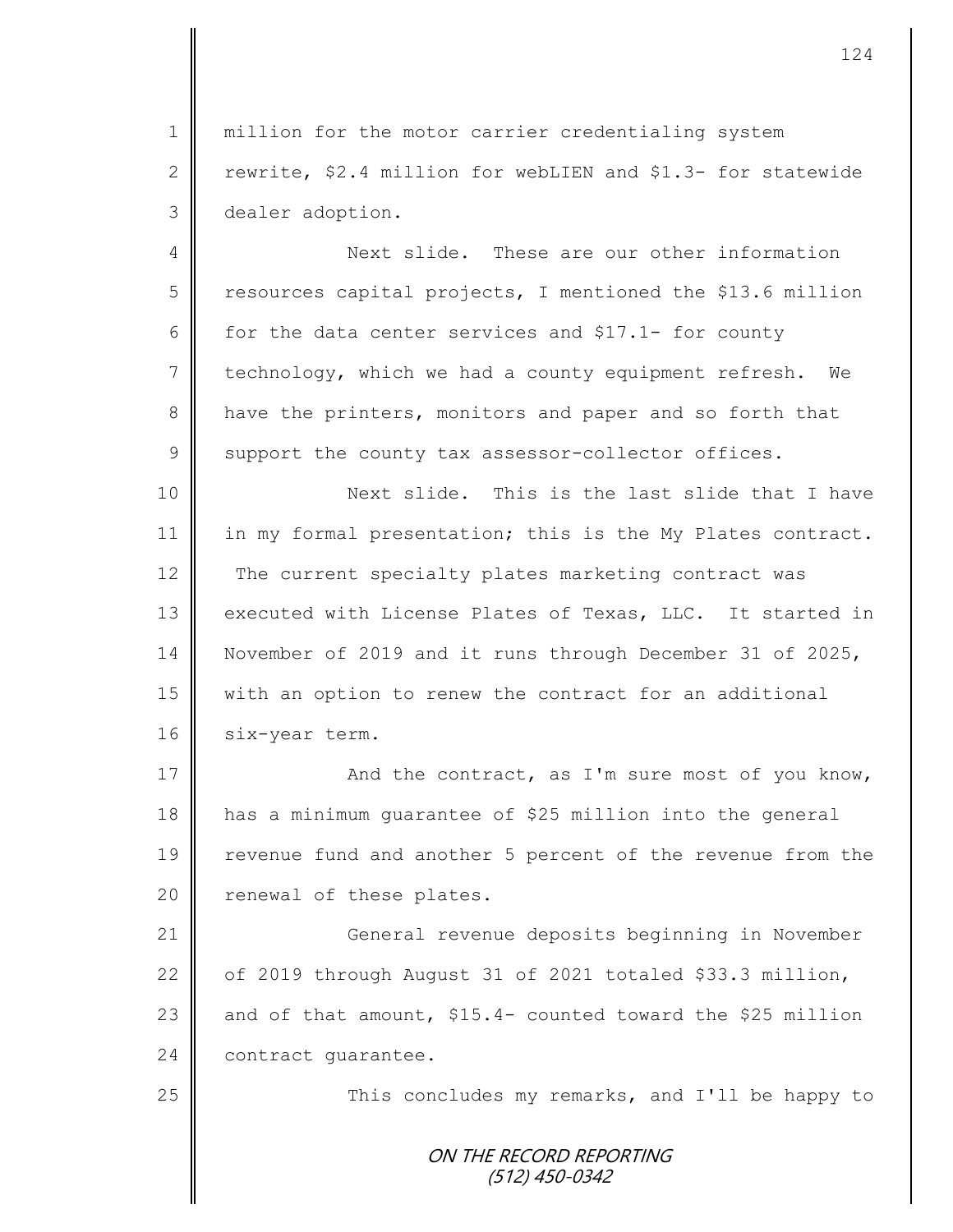million for the motor carrier credentialing system rewrite, $2.4 million for webLIEN and $1.3- for statewide dealer adoption.

Next slide. These are our other information resources capital projects, I mentioned the $13.6 million for the data center services and $17.1- for county technology, which we had a county equipment refresh. We have the printers, monitors and paper and so forth that support the county tax assessor-collector offices.

Next slide. This is the last slide that I have in my formal presentation; this is the My Plates contract. The current specialty plates marketing contract was executed with License Plates of Texas, LLC. It started in November of 2019 and it runs through December 31 of 2025, with an option to renew the contract for an additional six-year term.

And the contract, as I'm sure most of you know, has a minimum guarantee of $25 million into the general revenue fund and another 5 percent of the revenue from the renewal of these plates.

General revenue deposits beginning in November of 2019 through August 31 of 2021 totaled $33.3 million, and of that amount, $15.4- counted toward the $25 million contract guarantee.

This concludes my remarks, and I'll be happy to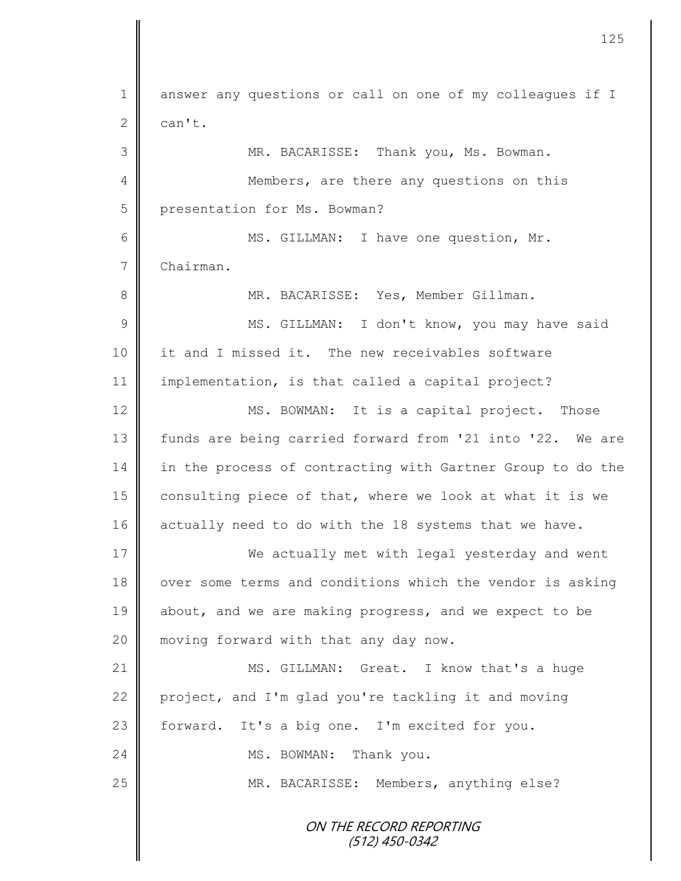answer any questions or call on one of my colleagues if I can't.

MR. BACARISSE: Thank you, Ms. Bowman.

Members, are there any questions on this presentation for Ms. Bowman?

MS. GILLMAN: I have one question, Mr. Chairman.

MR. BACARISSE: Yes, Member Gillman.

MS. GILLMAN: I don't know, you may have said it and I missed it. The new receivables software implementation, is that called a capital project?

MS. BOWMAN: It is a capital project. Those funds are being carried forward from '21 into '22. We are in the process of contracting with Gartner Group to do the consulting piece of that, where we look at what it is we actually need to do with the 18 systems that we have.

We actually met with legal yesterday and went over some terms and conditions which the vendor is asking about, and we are making progress, and we expect to be moving forward with that any day now.

MS. GILLMAN: Great. I know that's a huge project, and I'm glad you're tackling it and moving forward. It's a big one. I'm excited for you.

MS. BOWMAN: Thank you.

MR. BACARISSE: Members, anything else?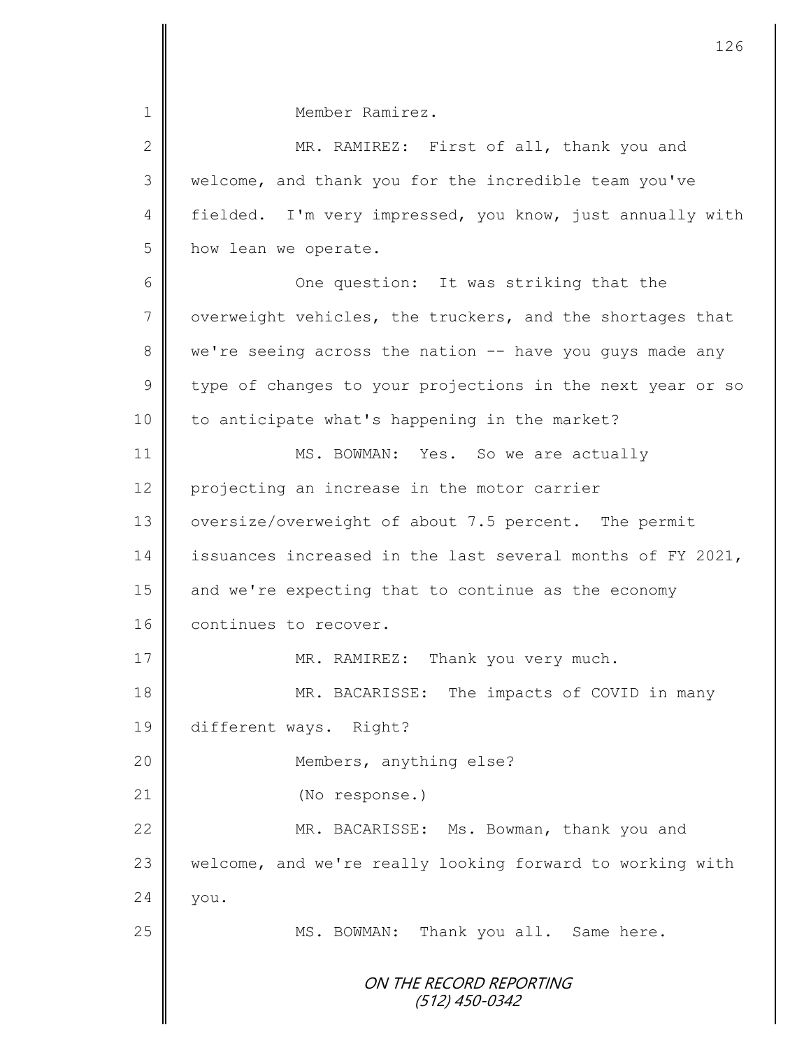Member Ramirez.

MR. RAMIREZ: First of all, thank you and welcome, and thank you for the incredible team you've fielded. I'm very impressed, you know, just annually with how lean we operate.

One question: It was striking that the overweight vehicles, the truckers, and the shortages that we're seeing across the nation -- have you guys made any type of changes to your projections in the next year or so to anticipate what's happening in the market?

MS. BOWMAN: Yes. So we are actually projecting an increase in the motor carrier oversize/overweight of about 7.5 percent. The permit issuances increased in the last several months of FY 2021, and we're expecting that to continue as the economy continues to recover.

MR. RAMIREZ: Thank you very much.

MR. BACARISSE: The impacts of COVID in many different ways. Right?

Members, anything else?

(No response.)

MR. BACARISSE: Ms. Bowman, thank you and welcome, and we're really looking forward to working with you.

MS. BOWMAN: Thank you all. Same here.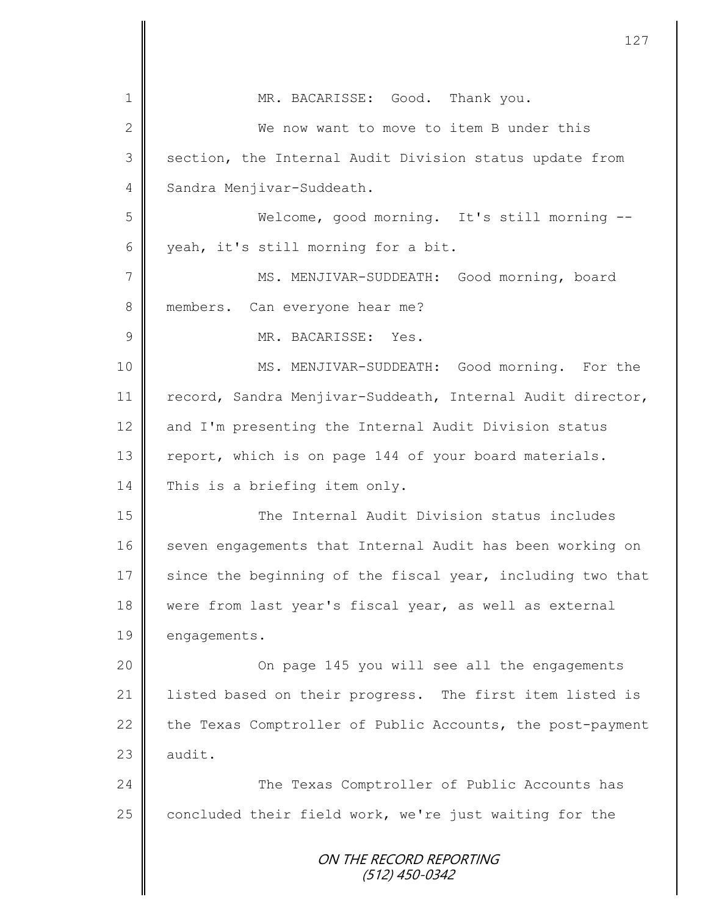MR. BACARISSE: Good. Thank you.

We now want to move to item B under this section, the Internal Audit Division status update from Sandra Menjivar-Suddeath.

Welcome, good morning. It's still morning -- yeah, it's still morning for a bit.

MS. MENJIVAR-SUDDEATH: Good morning, board members. Can everyone hear me?

MR. BACARISSE: Yes.

MS. MENJIVAR-SUDDEATH: Good morning. For the record, Sandra Menjivar-Suddeath, Internal Audit director, and I'm presenting the Internal Audit Division status report, which is on page 144 of your board materials. This is a briefing item only.

The Internal Audit Division status includes seven engagements that Internal Audit has been working on since the beginning of the fiscal year, including two that were from last year's fiscal year, as well as external engagements.

On page 145 you will see all the engagements listed based on their progress. The first item listed is the Texas Comptroller of Public Accounts, the post-payment audit.

The Texas Comptroller of Public Accounts has concluded their field work, we're just waiting for the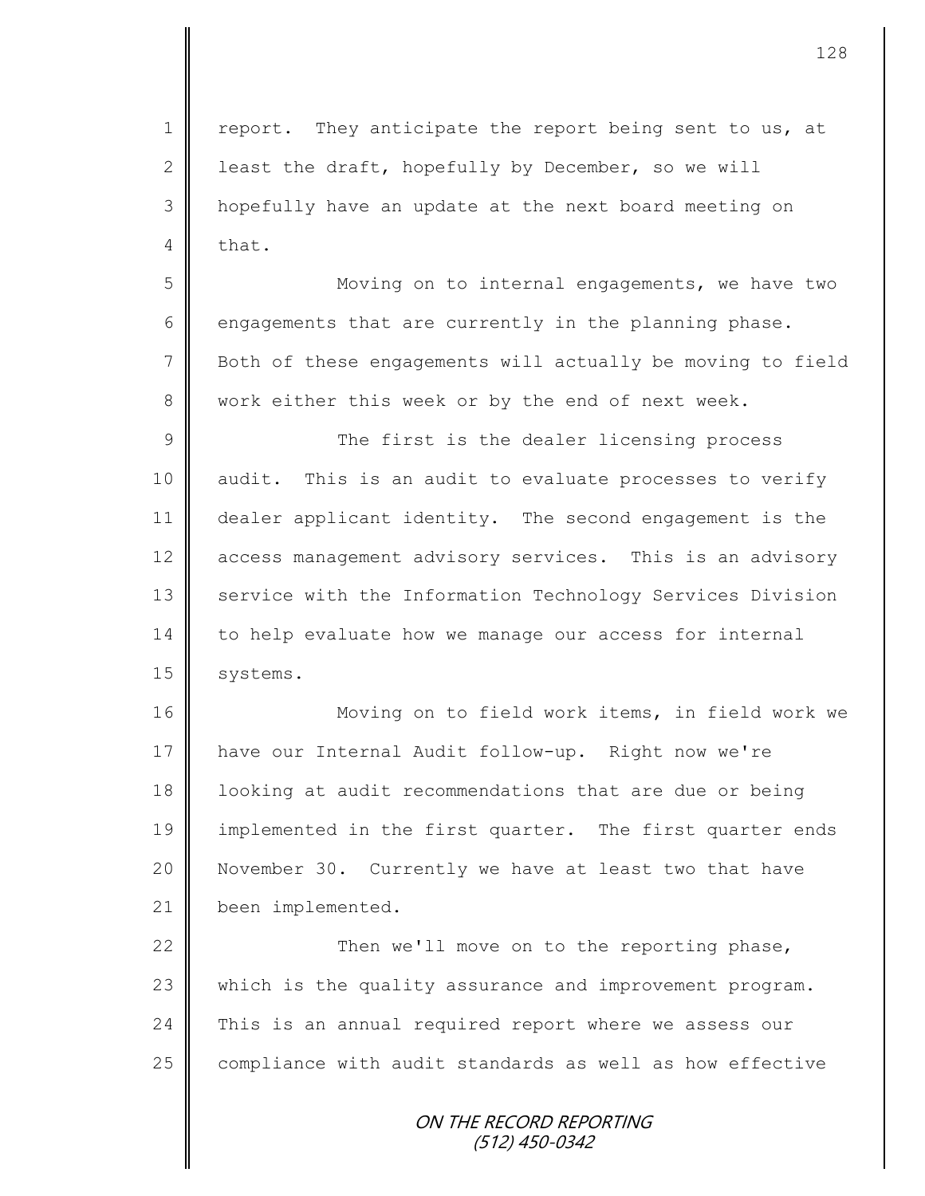report. They anticipate the report being sent to us, at least the draft, hopefully by December, so we will hopefully have an update at the next board meeting on that.

Moving on to internal engagements, we have two engagements that are currently in the planning phase. Both of these engagements will actually be moving to field work either this week or by the end of next week.

The first is the dealer licensing process audit. This is an audit to evaluate processes to verify dealer applicant identity. The second engagement is the access management advisory services. This is an advisory service with the Information Technology Services Division to help evaluate how we manage our access for internal systems.

Moving on to field work items, in field work we have our Internal Audit follow-up. Right now we're looking at audit recommendations that are due or being implemented in the first quarter. The first quarter ends November 30. Currently we have at least two that have been implemented.

Then we'll move on to the reporting phase, which is the quality assurance and improvement program. This is an annual required report where we assess our compliance with audit standards as well as how effective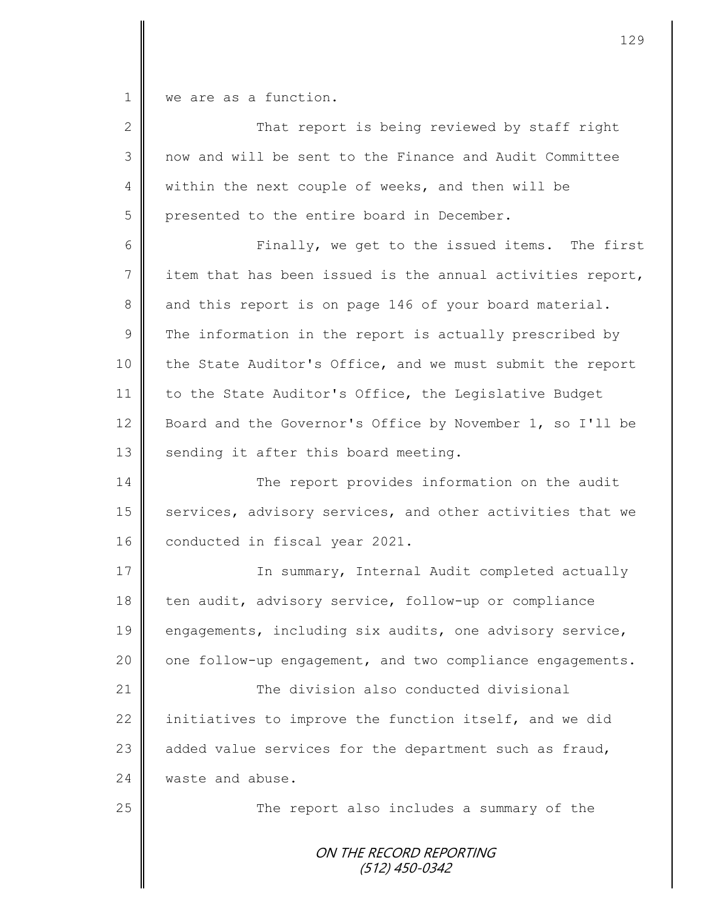we are as a function.

That report is being reviewed by staff right now and will be sent to the Finance and Audit Committee within the next couple of weeks, and then will be presented to the entire board in December.

Finally, we get to the issued items. The first item that has been issued is the annual activities report, and this report is on page 146 of your board material. The information in the report is actually prescribed by the State Auditor's Office, and we must submit the report to the State Auditor's Office, the Legislative Budget Board and the Governor's Office by November 1, so I'll be sending it after this board meeting.

The report provides information on the audit services, advisory services, and other activities that we conducted in fiscal year 2021.

In summary, Internal Audit completed actually ten audit, advisory service, follow-up or compliance engagements, including six audits, one advisory service, one follow-up engagement, and two compliance engagements.

The division also conducted divisional initiatives to improve the function itself, and we did added value services for the department such as fraud, waste and abuse.

The report also includes a summary of the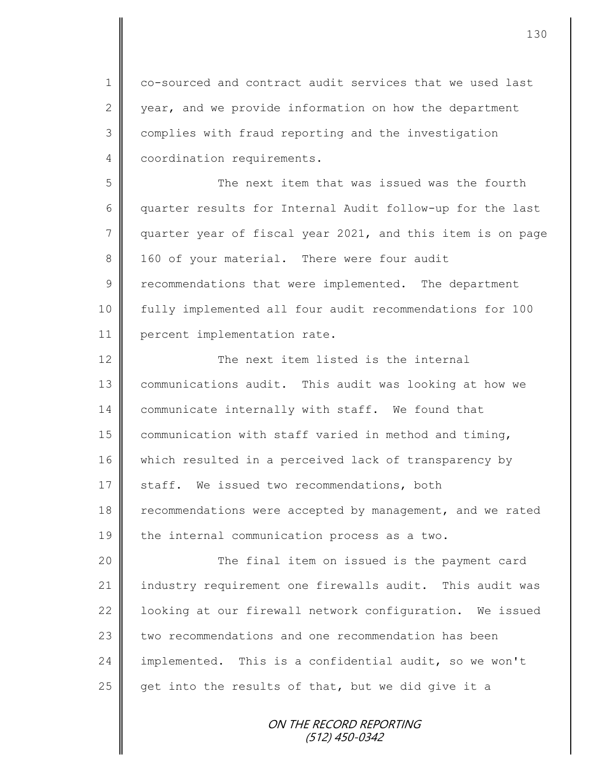co-sourced and contract audit services that we used last year, and we provide information on how the department complies with fraud reporting and the investigation coordination requirements.

The next item that was issued was the fourth quarter results for Internal Audit follow-up for the last quarter year of fiscal year 2021, and this item is on page 160 of your material. There were four audit recommendations that were implemented. The department fully implemented all four audit recommendations for 100 percent implementation rate.

The next item listed is the internal communications audit. This audit was looking at how we communicate internally with staff. We found that communication with staff varied in method and timing, which resulted in a perceived lack of transparency by staff. We issued two recommendations, both recommendations were accepted by management, and we rated the internal communication process as a two.

The final item on issued is the payment card industry requirement one firewalls audit. This audit was looking at our firewall network configuration. We issued two recommendations and one recommendation has been implemented. This is a confidential audit, so we won't get into the results of that, but we did give it a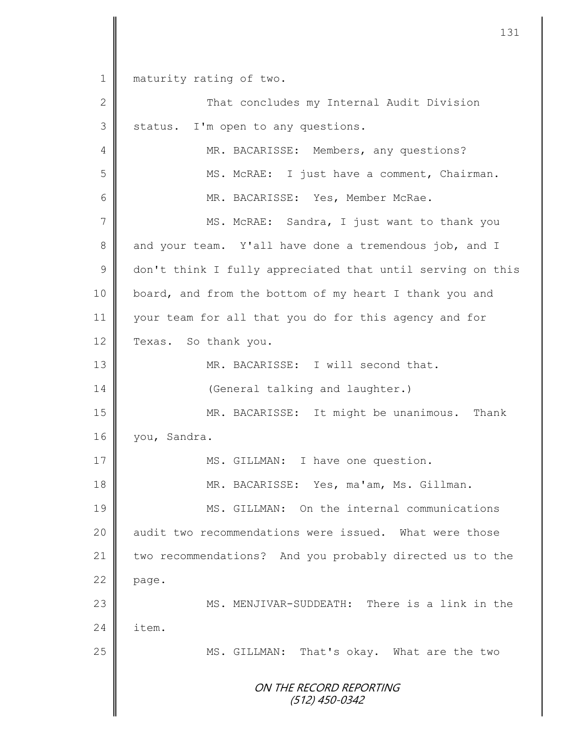maturity rating of two.

That concludes my Internal Audit Division status. I'm open to any questions.

MR. BACARISSE: Members, any questions?

MS. McRAE: I just have a comment, Chairman.

MR. BACARISSE: Yes, Member McRae.

MS. McRAE: Sandra, I just want to thank you and your team. Y'all have done a tremendous job, and I don't think I fully appreciated that until serving on this board, and from the bottom of my heart I thank you and your team for all that you do for this agency and for Texas. So thank you.

MR. BACARISSE: I will second that.

(General talking and laughter.)

MR. BACARISSE: It might be unanimous. Thank you, Sandra.

MS. GILLMAN: I have one question.

MR. BACARISSE: Yes, ma'am, Ms. Gillman.

MS. GILLMAN: On the internal communications audit two recommendations were issued. What were those two recommendations? And you probably directed us to the page.

MS. MENJIVAR-SUDDEATH: There is a link in the item.

MS. GILLMAN: That's okay. What are the two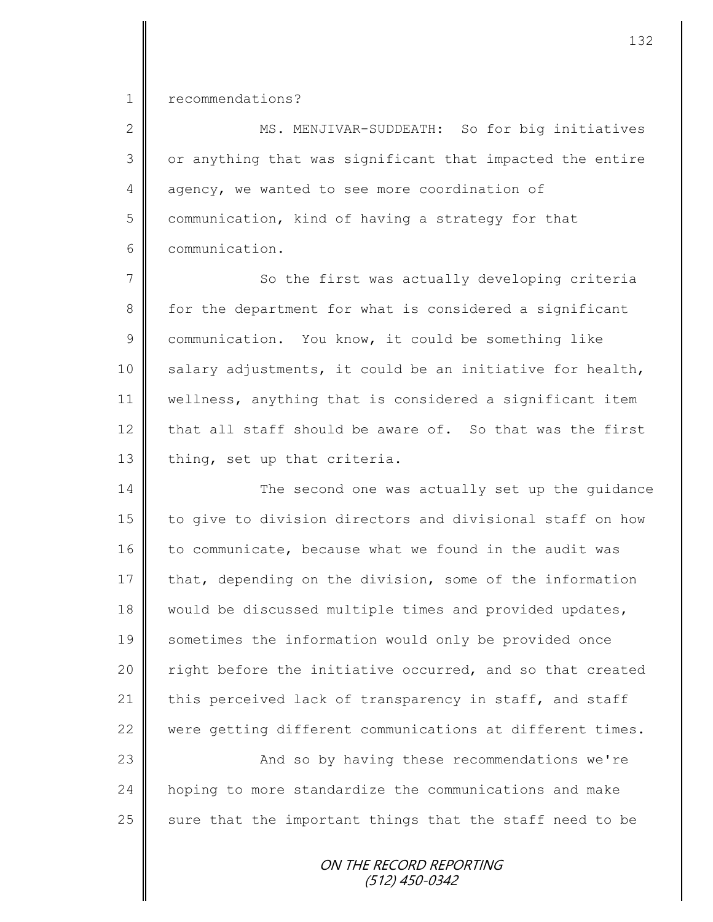recommendations?

MS. MENJIVAR-SUDDEATH: So for big initiatives or anything that was significant that impacted the entire agency, we wanted to see more coordination of communication, kind of having a strategy for that communication.

So the first was actually developing criteria for the department for what is considered a significant communication. You know, it could be something like salary adjustments, it could be an initiative for health, wellness, anything that is considered a significant item that all staff should be aware of. So that was the first thing, set up that criteria.

The second one was actually set up the guidance to give to division directors and divisional staff on how to communicate, because what we found in the audit was that, depending on the division, some of the information would be discussed multiple times and provided updates, sometimes the information would only be provided once right before the initiative occurred, and so that created this perceived lack of transparency in staff, and staff were getting different communications at different times.

And so by having these recommendations we're hoping to more standardize the communications and make sure that the important things that the staff need to be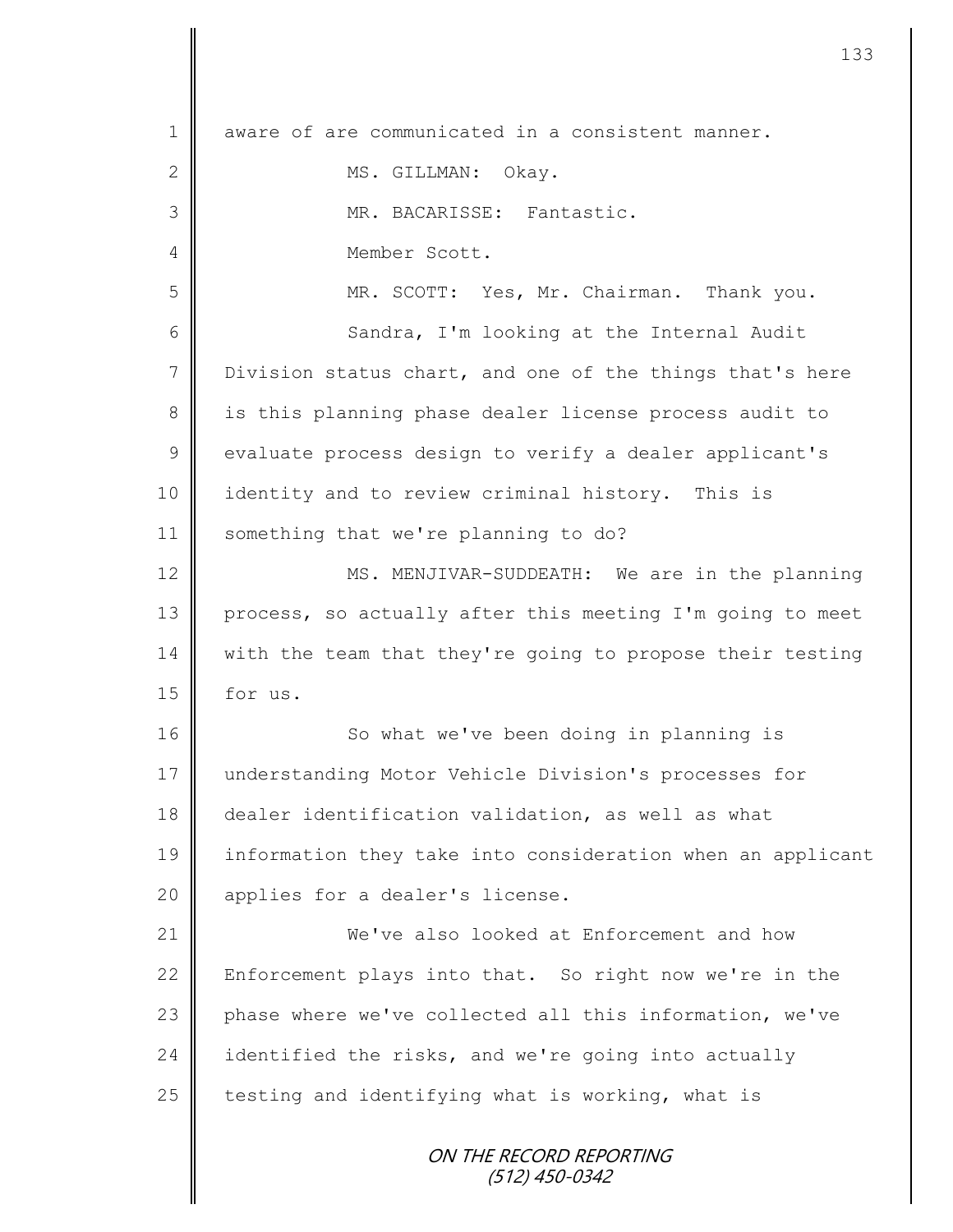aware of are communicated in a consistent manner.

MS. GILLMAN: Okay.

MR. BACARISSE: Fantastic.

Member Scott.

MR. SCOTT: Yes, Mr. Chairman. Thank you.

Sandra, I'm looking at the Internal Audit Division status chart, and one of the things that's here is this planning phase dealer license process audit to evaluate process design to verify a dealer applicant's identity and to review criminal history. This is something that we're planning to do?

MS. MENJIVAR-SUDDEATH: We are in the planning process, so actually after this meeting I'm going to meet with the team that they're going to propose their testing for us.

So what we've been doing in planning is understanding Motor Vehicle Division's processes for dealer identification validation, as well as what information they take into consideration when an applicant applies for a dealer's license.

We've also looked at Enforcement and how Enforcement plays into that. So right now we're in the phase where we've collected all this information, we've identified the risks, and we're going into actually testing and identifying what is working, what is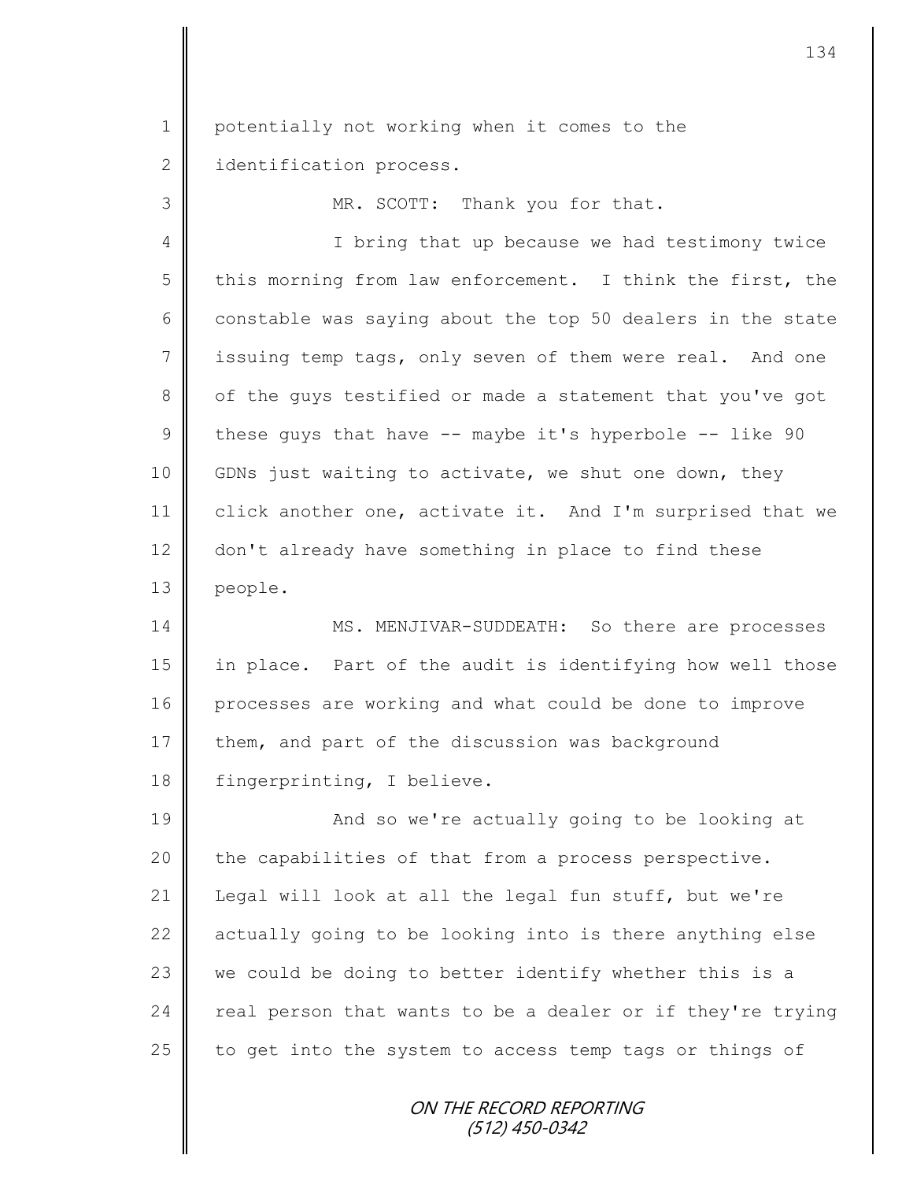potentially not working when it comes to the identification process.

MR. SCOTT: Thank you for that.

I bring that up because we had testimony twice this morning from law enforcement. I think the first, the constable was saying about the top 50 dealers in the state issuing temp tags, only seven of them were real. And one of the guys testified or made a statement that you've got these guys that have -- maybe it's hyperbole -- like 90 GDNs just waiting to activate, we shut one down, they click another one, activate it. And I'm surprised that we don't already have something in place to find these people.

MS. MENJIVAR-SUDDEATH: So there are processes in place. Part of the audit is identifying how well those processes are working and what could be done to improve them, and part of the discussion was background fingerprinting, I believe.

And so we're actually going to be looking at the capabilities of that from a process perspective. Legal will look at all the legal fun stuff, but we're actually going to be looking into is there anything else we could be doing to better identify whether this is a real person that wants to be a dealer or if they're trying to get into the system to access temp tags or things of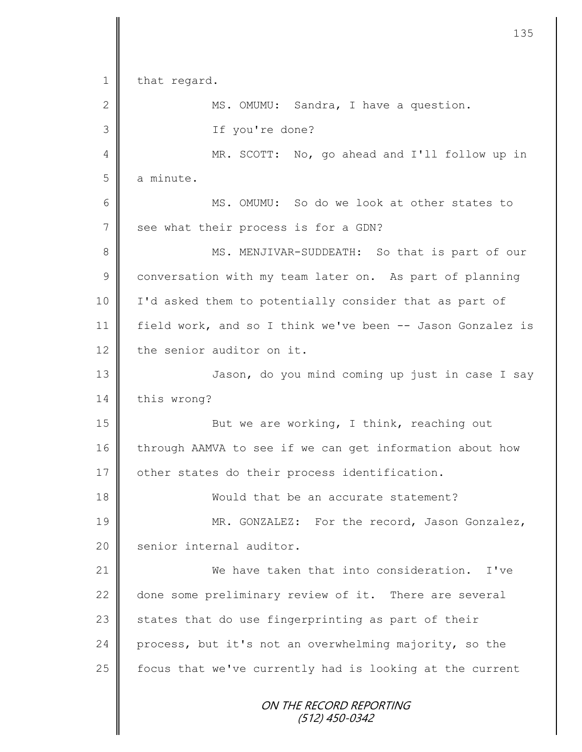that regard.

MS. OMUMU: Sandra, I have a question.

If you're done?

MR. SCOTT: No, go ahead and I'll follow up in a minute.

MS. OMUMU: So do we look at other states to see what their process is for a GDN?

MS. MENJIVAR-SUDDEATH: So that is part of our conversation with my team later on. As part of planning I'd asked them to potentially consider that as part of field work, and so I think we've been -- Jason Gonzalez is the senior auditor on it.

Jason, do you mind coming up just in case I say this wrong?

But we are working, I think, reaching out through AAMVA to see if we can get information about how other states do their process identification.

Would that be an accurate statement?

MR. GONZALEZ: For the record, Jason Gonzalez, senior internal auditor.

We have taken that into consideration. I've done some preliminary review of it. There are several states that do use fingerprinting as part of their process, but it's not an overwhelming majority, so the focus that we've currently had is looking at the current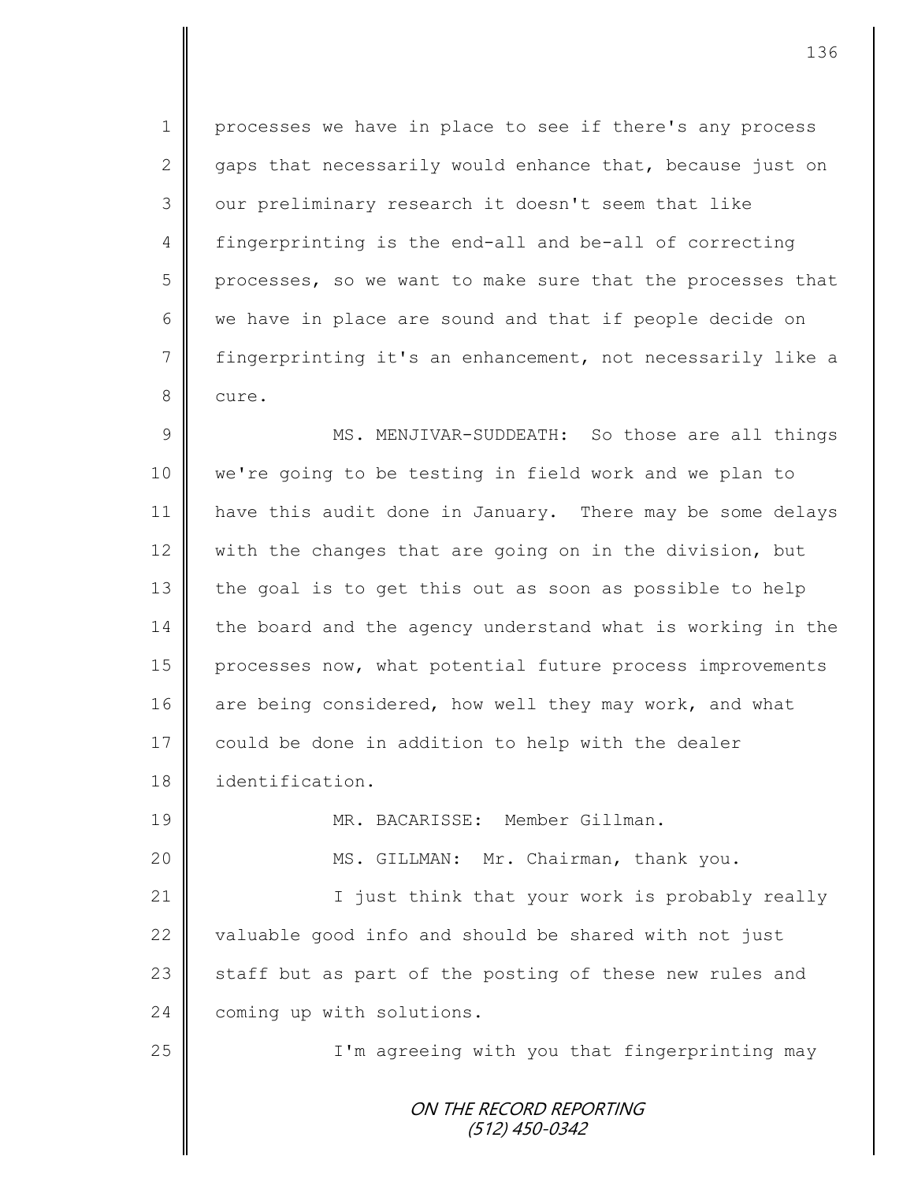processes we have in place to see if there's any process gaps that necessarily would enhance that, because just on our preliminary research it doesn't seem that like fingerprinting is the end-all and be-all of correcting processes, so we want to make sure that the processes that we have in place are sound and that if people decide on fingerprinting it's an enhancement, not necessarily like a cure.

MS. MENJIVAR-SUDDEATH: So those are all things we're going to be testing in field work and we plan to have this audit done in January. There may be some delays with the changes that are going on in the division, but the goal is to get this out as soon as possible to help the board and the agency understand what is working in the processes now, what potential future process improvements are being considered, how well they may work, and what could be done in addition to help with the dealer identification.

MR. BACARISSE: Member Gillman.

MS. GILLMAN: Mr. Chairman, thank you.

I just think that your work is probably really valuable good info and should be shared with not just staff but as part of the posting of these new rules and coming up with solutions.

I'm agreeing with you that fingerprinting may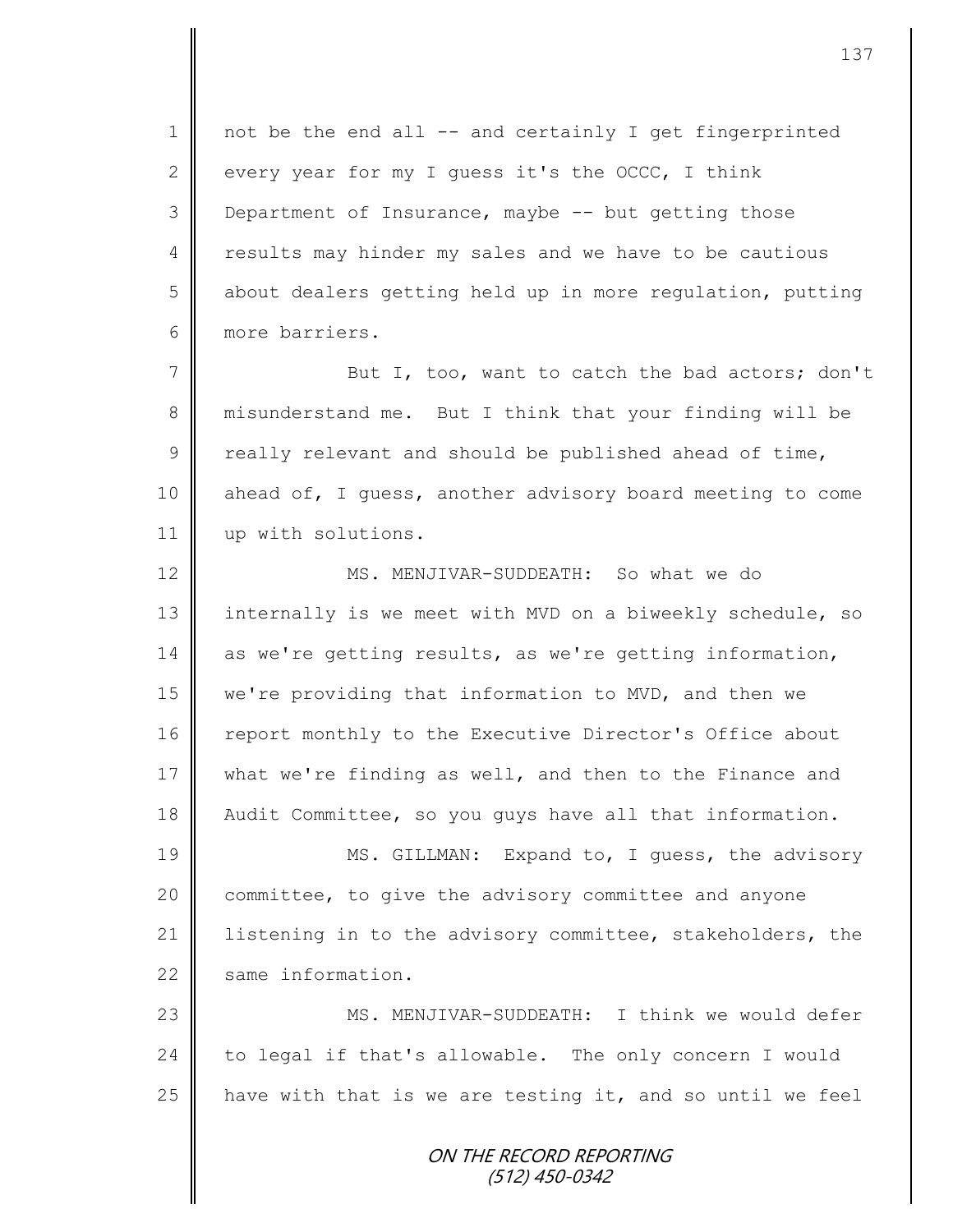not be the end all -- and certainly I get fingerprinted every year for my I guess it's the OCCC, I think Department of Insurance, maybe -- but getting those results may hinder my sales and we have to be cautious about dealers getting held up in more regulation, putting more barriers.

But I, too, want to catch the bad actors; don't misunderstand me. But I think that your finding will be really relevant and should be published ahead of time, ahead of, I guess, another advisory board meeting to come up with solutions.

MS. MENJIVAR-SUDDEATH: So what we do internally is we meet with MVD on a biweekly schedule, so as we're getting results, as we're getting information, we're providing that information to MVD, and then we report monthly to the Executive Director's Office about what we're finding as well, and then to the Finance and Audit Committee, so you guys have all that information.

MS. GILLMAN: Expand to, I guess, the advisory committee, to give the advisory committee and anyone listening in to the advisory committee, stakeholders, the same information.

MS. MENJIVAR-SUDDEATH: I think we would defer to legal if that's allowable. The only concern I would have with that is we are testing it, and so until we feel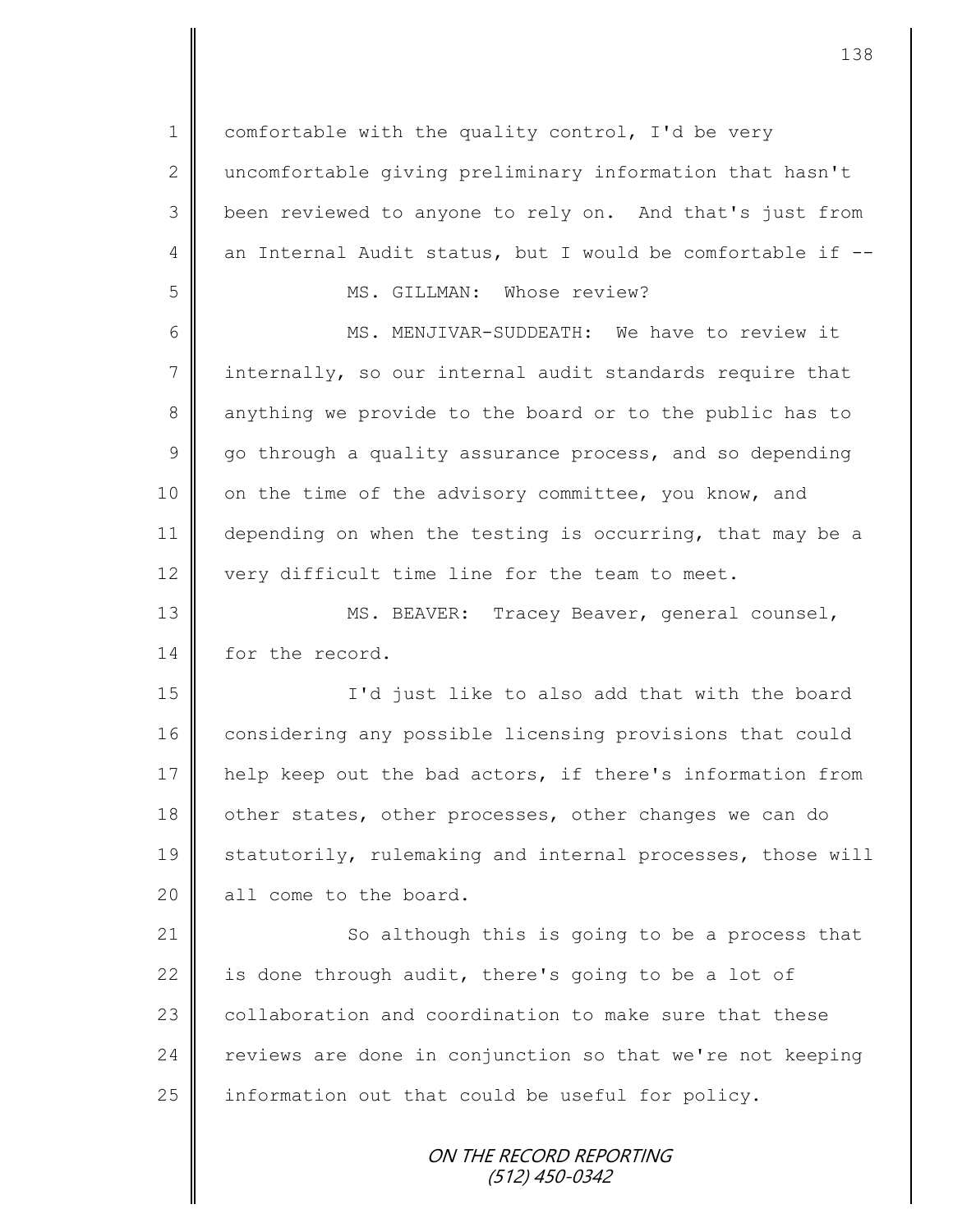comfortable with the quality control, I'd be very uncomfortable giving preliminary information that hasn't been reviewed to anyone to rely on. And that's just from an Internal Audit status, but I would be comfortable if --

MS. GILLMAN: Whose review?

MS. MENJIVAR-SUDDEATH: We have to review it internally, so our internal audit standards require that anything we provide to the board or to the public has to go through a quality assurance process, and so depending on the time of the advisory committee, you know, and depending on when the testing is occurring, that may be a very difficult time line for the team to meet.

MS. BEAVER: Tracey Beaver, general counsel, for the record.

I'd just like to also add that with the board considering any possible licensing provisions that could help keep out the bad actors, if there's information from other states, other processes, other changes we can do statutorily, rulemaking and internal processes, those will all come to the board.

So although this is going to be a process that is done through audit, there's going to be a lot of collaboration and coordination to make sure that these reviews are done in conjunction so that we're not keeping information out that could be useful for policy.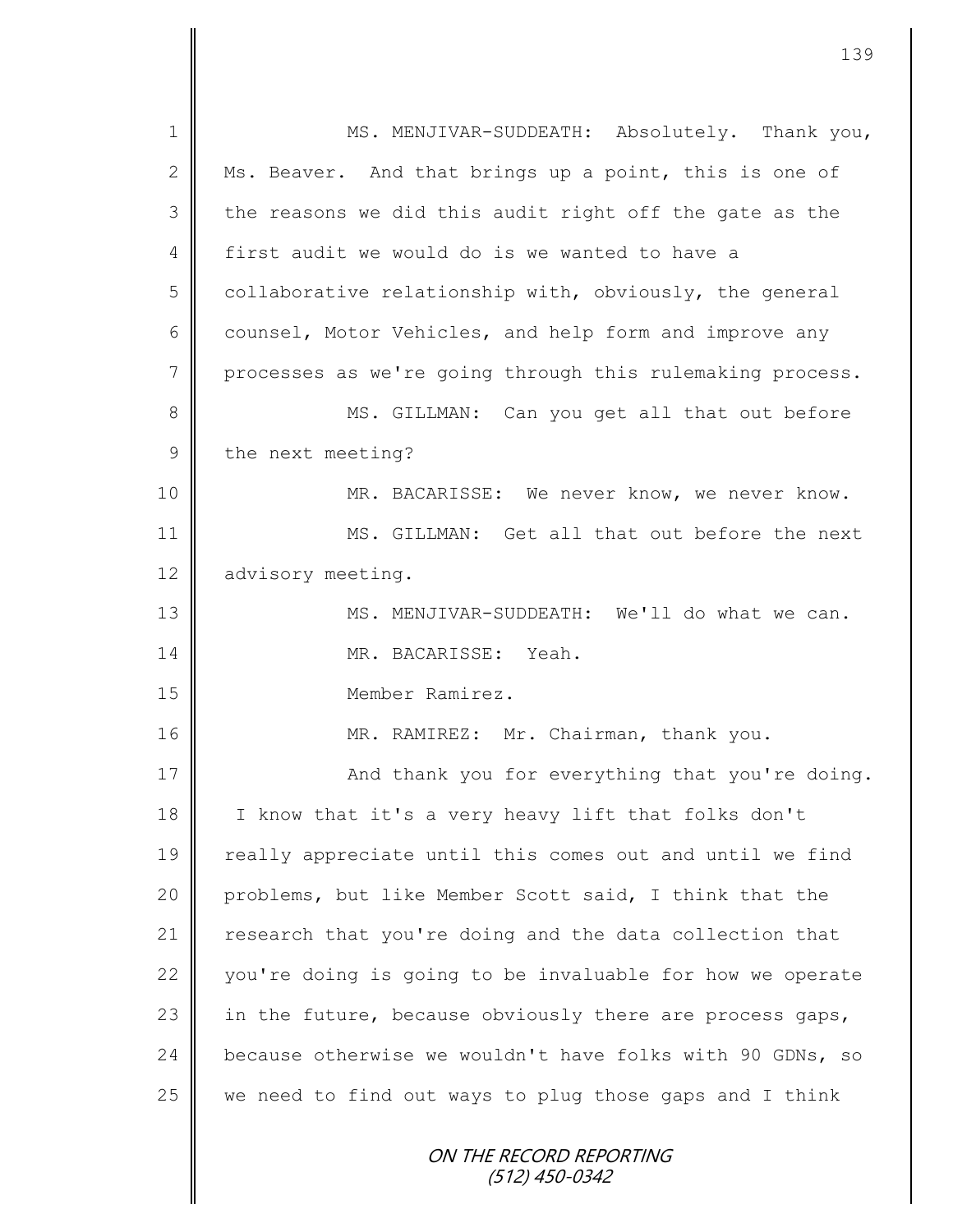MS. MENJIVAR-SUDDEATH: Absolutely. Thank you, Ms. Beaver. And that brings up a point, this is one of the reasons we did this audit right off the gate as the first audit we would do is we wanted to have a collaborative relationship with, obviously, the general counsel, Motor Vehicles, and help form and improve any processes as we're going through this rulemaking process.

MS. GILLMAN: Can you get all that out before the next meeting?

MR. BACARISSE: We never know, we never know.

MS. GILLMAN: Get all that out before the next advisory meeting.

MS. MENJIVAR-SUDDEATH: We'll do what we can.

MR. BACARISSE: Yeah.

Member Ramirez.

MR. RAMIREZ: Mr. Chairman, thank you.

And thank you for everything that you're doing. I know that it's a very heavy lift that folks don't really appreciate until this comes out and until we find problems, but like Member Scott said, I think that the research that you're doing and the data collection that you're doing is going to be invaluable for how we operate in the future, because obviously there are process gaps, because otherwise we wouldn't have folks with 90 GDNs, so we need to find out ways to plug those gaps and I think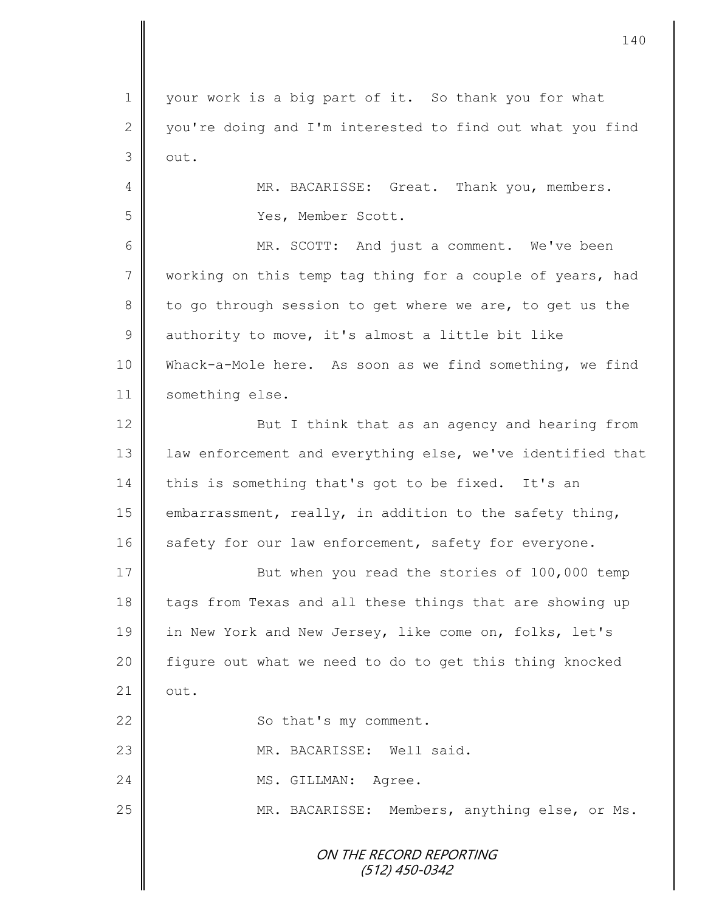your work is a big part of it. So thank you for what you're doing and I'm interested to find out what you find out.

MR. BACARISSE: Great. Thank you, members.

Yes, Member Scott.

MR. SCOTT: And just a comment. We've been working on this temp tag thing for a couple of years, had to go through session to get where we are, to get us the authority to move, it's almost a little bit like Whack-a-Mole here. As soon as we find something, we find something else.

But I think that as an agency and hearing from law enforcement and everything else, we've identified that this is something that's got to be fixed. It's an embarrassment, really, in addition to the safety thing, safety for our law enforcement, safety for everyone.

But when you read the stories of 100,000 temp tags from Texas and all these things that are showing up in New York and New Jersey, like come on, folks, let's figure out what we need to do to get this thing knocked out.

So that's my comment.

MR. BACARISSE: Well said.

MS. GILLMAN: Agree.

MR. BACARISSE: Members, anything else, or Ms.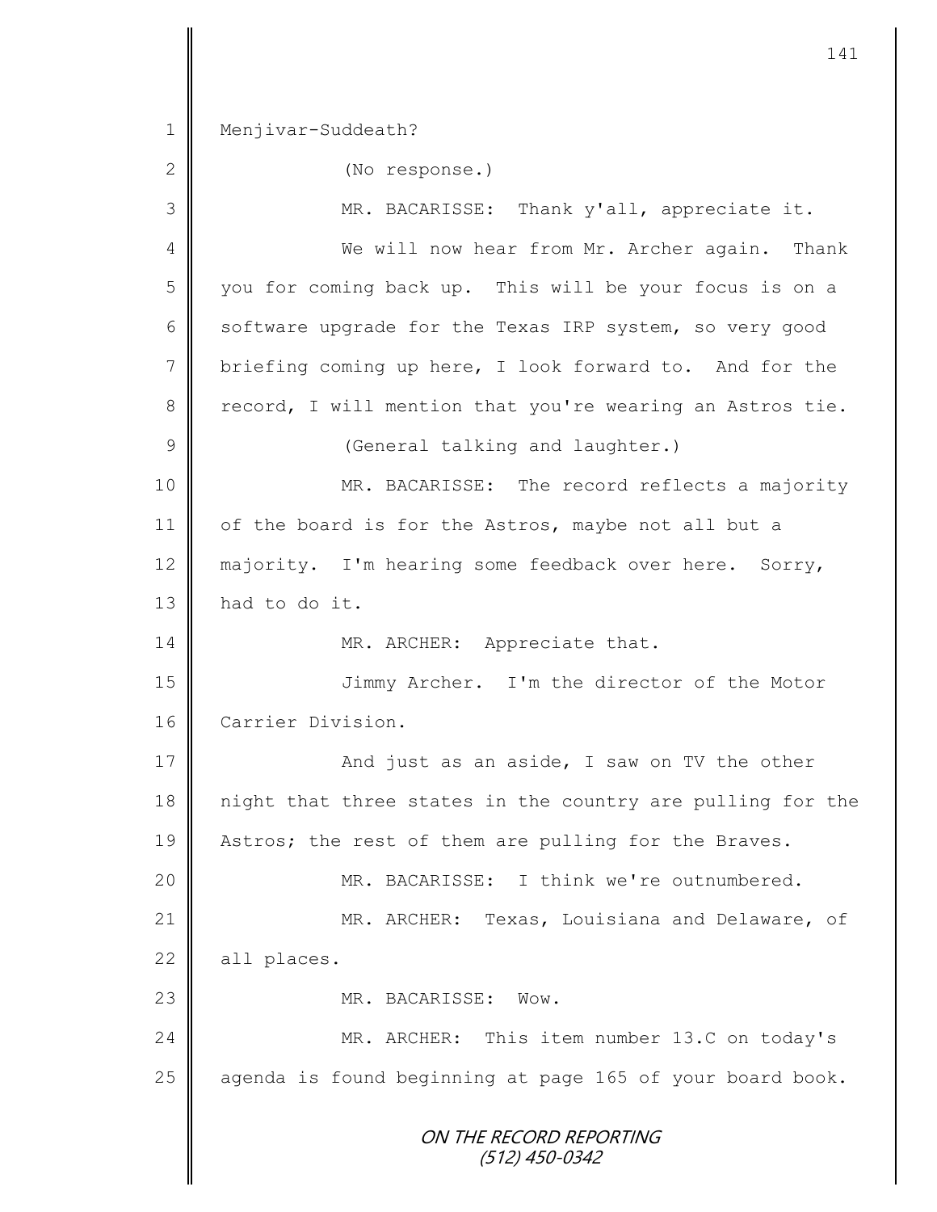Menjivar-Suddeath?

(No response.)

MR. BACARISSE: Thank y'all, appreciate it.

We will now hear from Mr. Archer again. Thank you for coming back up. This will be your focus is on a software upgrade for the Texas IRP system, so very good briefing coming up here, I look forward to. And for the record, I will mention that you're wearing an Astros tie.

(General talking and laughter.)

MR. BACARISSE: The record reflects a majority of the board is for the Astros, maybe not all but a majority. I'm hearing some feedback over here. Sorry, had to do it.

MR. ARCHER: Appreciate that.

Jimmy Archer. I'm the director of the Motor Carrier Division.

And just as an aside, I saw on TV the other night that three states in the country are pulling for the Astros; the rest of them are pulling for the Braves.

MR. BACARISSE: I think we're outnumbered.

MR. ARCHER: Texas, Louisiana and Delaware, of all places.

MR. BACARISSE: Wow.

MR. ARCHER: This item number 13.C on today's agenda is found beginning at page 165 of your board book.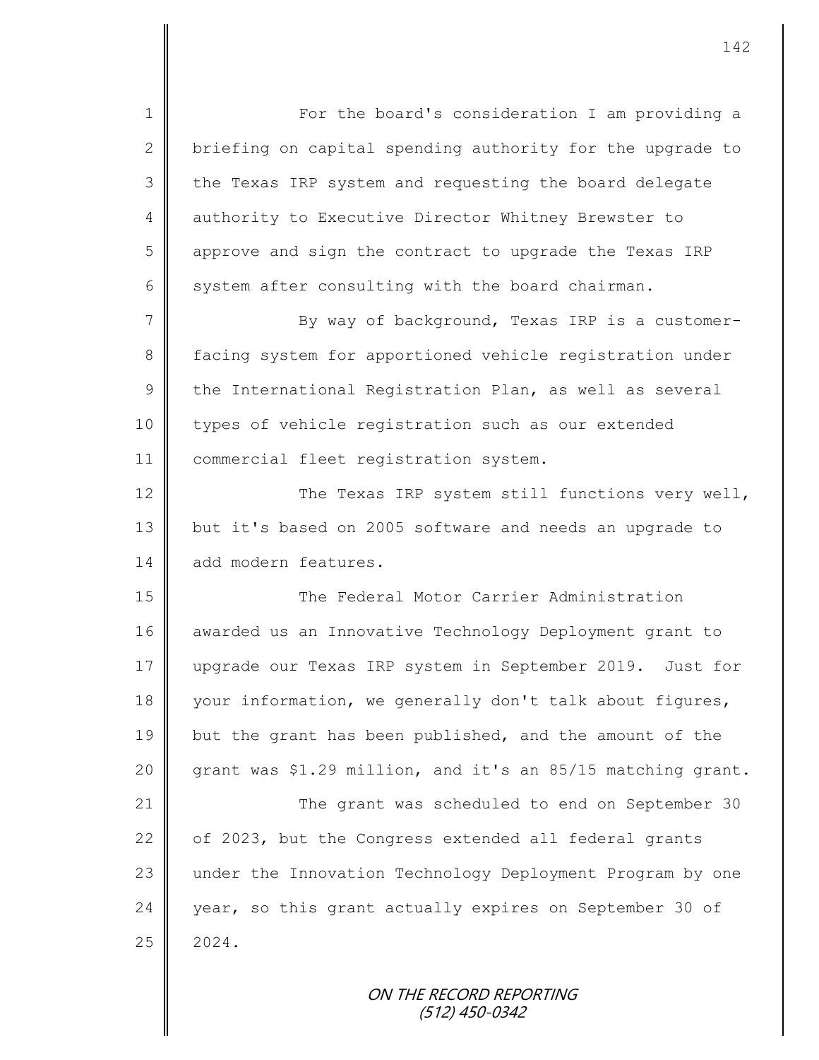For the board's consideration I am providing a briefing on capital spending authority for the upgrade to the Texas IRP system and requesting the board delegate authority to Executive Director Whitney Brewster to approve and sign the contract to upgrade the Texas IRP system after consulting with the board chairman.

By way of background, Texas IRP is a customer-facing system for apportioned vehicle registration under the International Registration Plan, as well as several types of vehicle registration such as our extended commercial fleet registration system.

The Texas IRP system still functions very well, but it's based on 2005 software and needs an upgrade to add modern features.

The Federal Motor Carrier Administration awarded us an Innovative Technology Deployment grant to upgrade our Texas IRP system in September 2019. Just for your information, we generally don't talk about figures, but the grant has been published, and the amount of the grant was $1.29 million, and it's an 85/15 matching grant.

The grant was scheduled to end on September 30 of 2023, but the Congress extended all federal grants under the Innovation Technology Deployment Program by one year, so this grant actually expires on September 30 of 2024.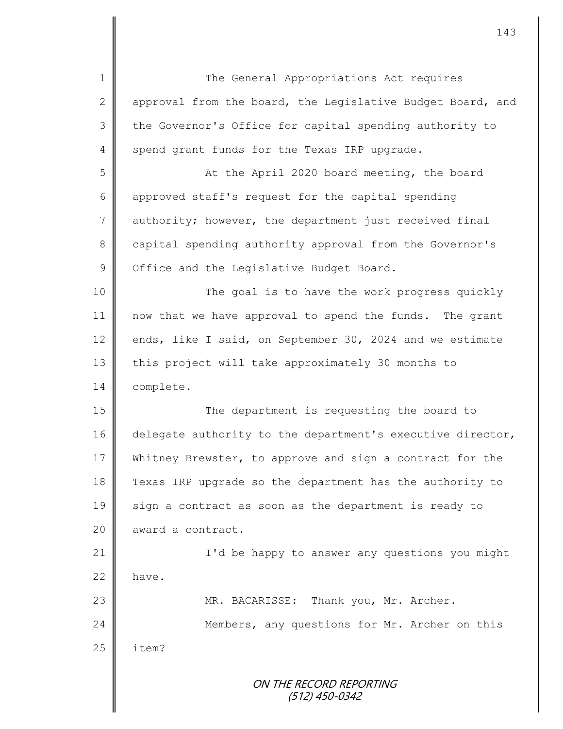The General Appropriations Act requires approval from the board, the Legislative Budget Board, and the Governor's Office for capital spending authority to spend grant funds for the Texas IRP upgrade.

At the April 2020 board meeting, the board approved staff's request for the capital spending authority; however, the department just received final capital spending authority approval from the Governor's Office and the Legislative Budget Board.

The goal is to have the work progress quickly now that we have approval to spend the funds. The grant ends, like I said, on September 30, 2024 and we estimate this project will take approximately 30 months to complete.

The department is requesting the board to delegate authority to the department's executive director, Whitney Brewster, to approve and sign a contract for the Texas IRP upgrade so the department has the authority to sign a contract as soon as the department is ready to award a contract.

I'd be happy to answer any questions you might have.

MR. BACARISSE: Thank you, Mr. Archer.

Members, any questions for Mr. Archer on this item?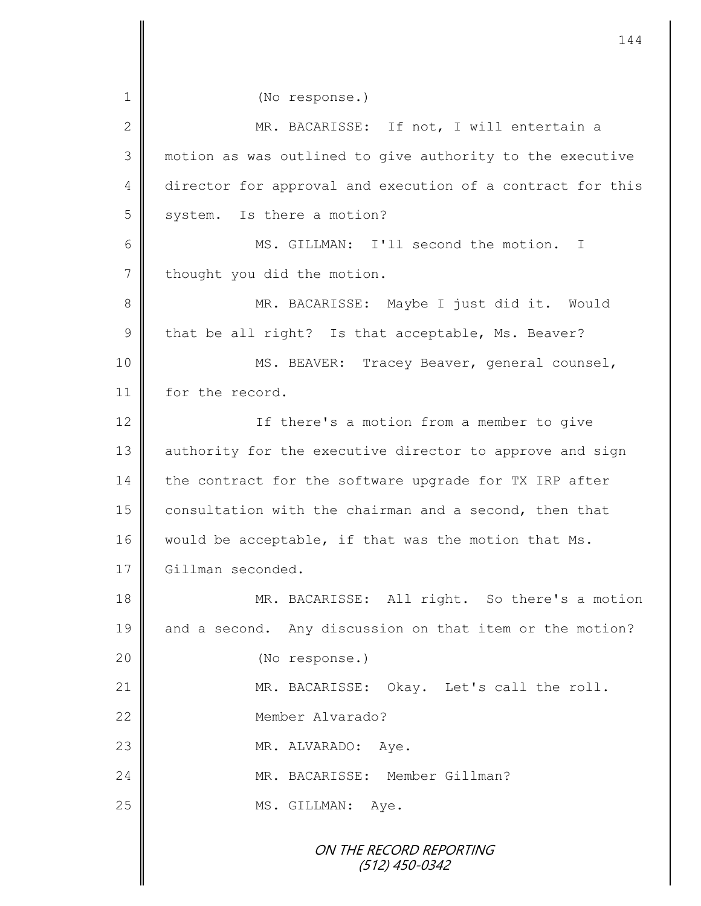(No response.)

MR. BACARISSE: If not, I will entertain a motion as was outlined to give authority to the executive director for approval and execution of a contract for this system. Is there a motion?

MS. GILLMAN: I'll second the motion. I thought you did the motion.

MR. BACARISSE: Maybe I just did it. Would that be all right? Is that acceptable, Ms. Beaver?

MS. BEAVER: Tracey Beaver, general counsel, for the record.

If there's a motion from a member to give authority for the executive director to approve and sign the contract for the software upgrade for TX IRP after consultation with the chairman and a second, then that would be acceptable, if that was the motion that Ms. Gillman seconded.

MR. BACARISSE: All right. So there's a motion and a second. Any discussion on that item or the motion?

(No response.)

MR. BACARISSE: Okay. Let's call the roll. Member Alvarado?

MR. ALVARADO: Aye.

MR. BACARISSE: Member Gillman?

MS. GILLMAN: Aye.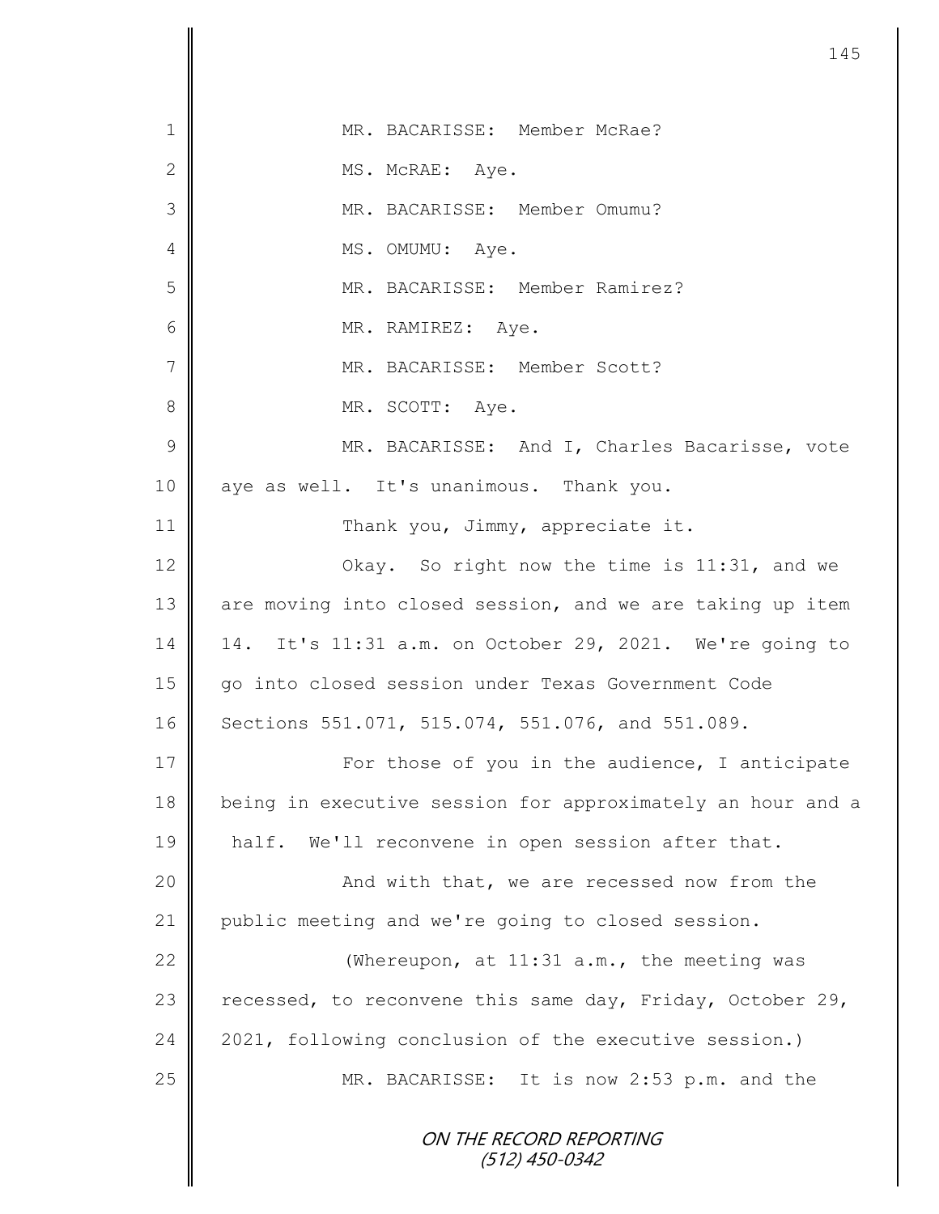1 MR. BACARISSE: Member McRae?

2 MS. McRAE: Aye.

3 MR. BACARISSE: Member Omumu?

4 MS. OMUMU: Aye.

5 MR. BACARISSE: Member Ramirez?

6 MR. RAMIREZ: Aye.

7 MR. BACARISSE: Member Scott?

8 MR. SCOTT: Aye.

9 MR. BACARISSE: And I, Charles Bacarisse, vote
10 aye as well. It's unanimous. Thank you.

11 Thank you, Jimmy, appreciate it.

12 Okay. So right now the time is 11:31, and we
13 are moving into closed session, and we are taking up item
14 14. It's 11:31 a.m. on October 29, 2021. We're going to
15 go into closed session under Texas Government Code
16 Sections 551.071, 515.074, 551.076, and 551.089.

17 For those of you in the audience, I anticipate
18 being in executive session for approximately an hour and a
19 half. We'll reconvene in open session after that.

20 And with that, we are recessed now from the
21 public meeting and we're going to closed session.

22 (Whereupon, at 11:31 a.m., the meeting was
23 recessed, to reconvene this same day, Friday, October 29,
24 2021, following conclusion of the executive session.)

25 MR. BACARISSE: It is now 2:53 p.m. and the

ON THE RECORD REPORTING
(512) 450-0342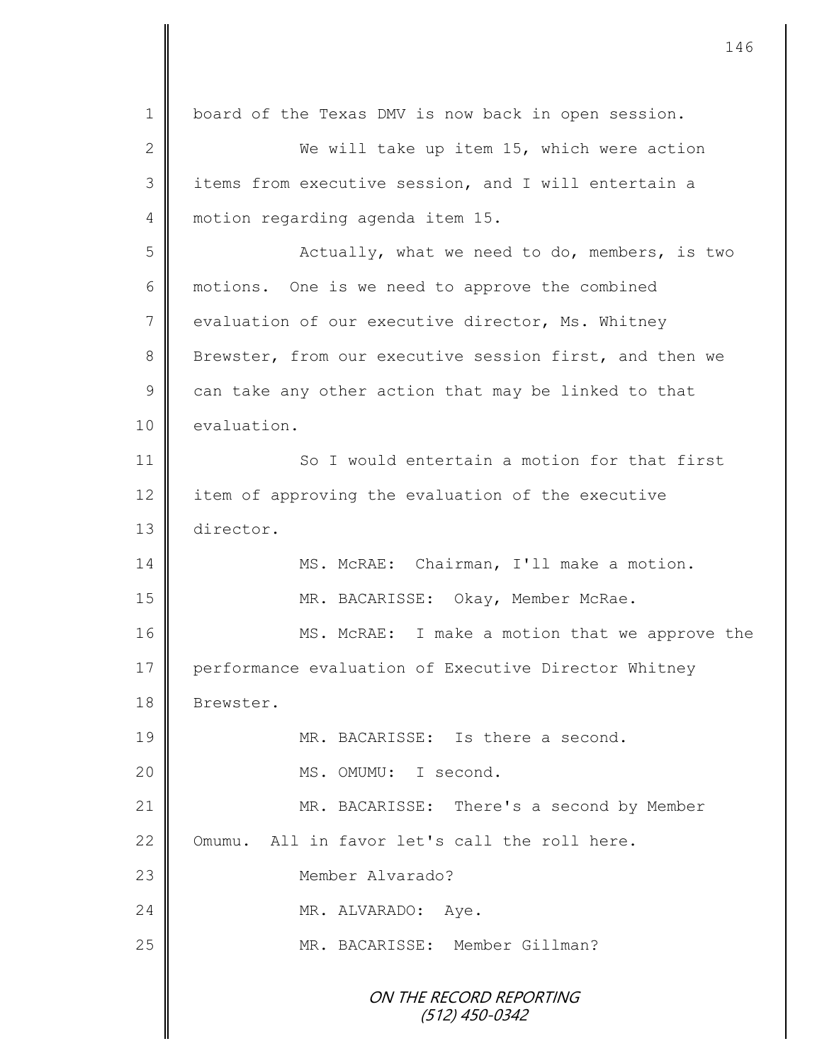board of the Texas DMV is now back in open session.

We will take up item 15, which were action items from executive session, and I will entertain a motion regarding agenda item 15.

Actually, what we need to do, members, is two motions. One is we need to approve the combined evaluation of our executive director, Ms. Whitney Brewster, from our executive session first, and then we can take any other action that may be linked to that evaluation.

So I would entertain a motion for that first item of approving the evaluation of the executive director.

MS. McRAE: Chairman, I'll make a motion.

MR. BACARISSE: Okay, Member McRae.

MS. McRAE: I make a motion that we approve the performance evaluation of Executive Director Whitney Brewster.

MR. BACARISSE: Is there a second.

MS. OMUMU: I second.

MR. BACARISSE: There's a second by Member Omumu. All in favor let's call the roll here.

Member Alvarado?

MR. ALVARADO: Aye.

MR. BACARISSE: Member Gillman?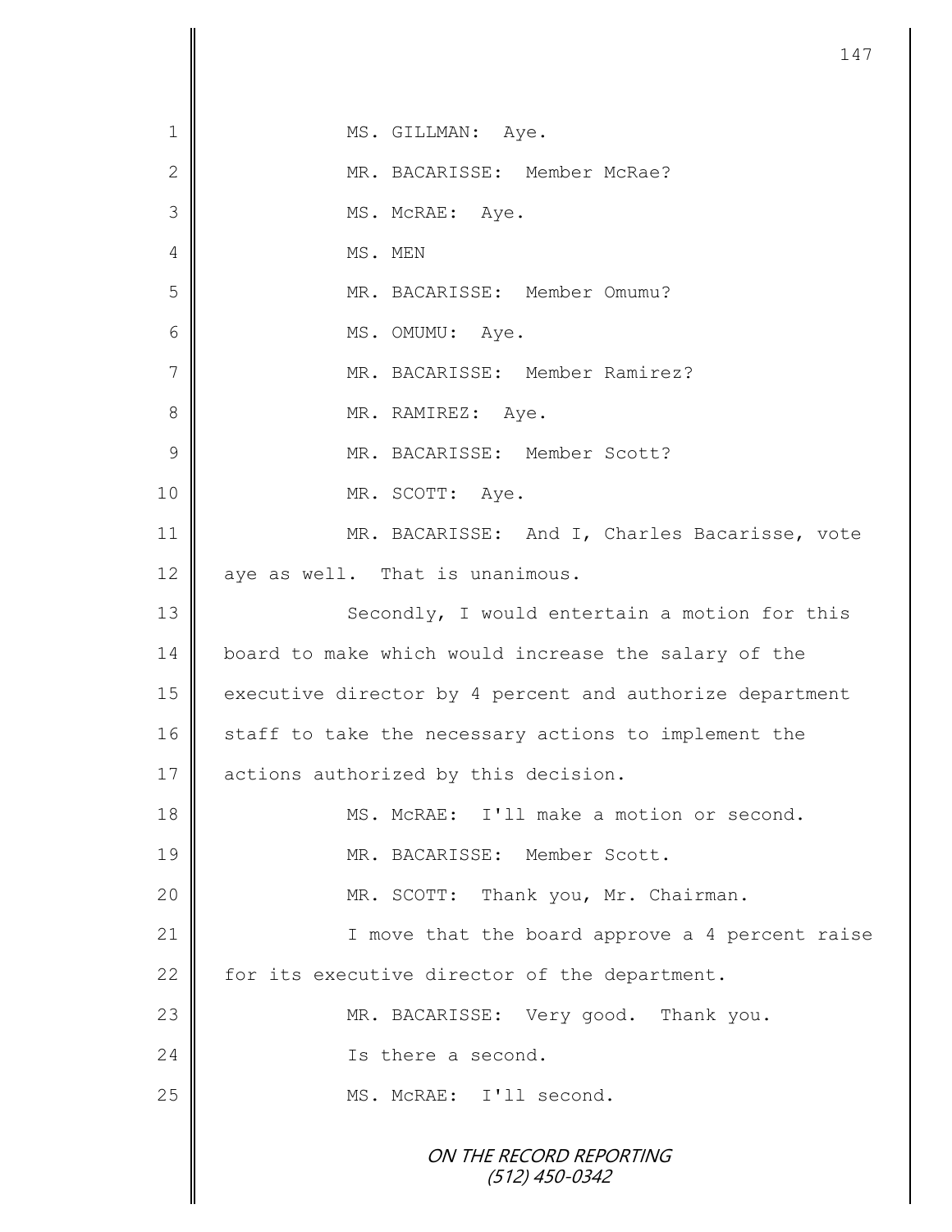1 MS. GILLMAN: Aye.
2 MR. BACARISSE: Member McRae?
3 MS. McRAE: Aye.
4 MS. MEN
5 MR. BACARISSE: Member Omumu?
6 MS. OMUMU: Aye.
7 MR. BACARISSE: Member Ramirez?
8 MR. RAMIREZ: Aye.
9 MR. BACARISSE: Member Scott?
10 MR. SCOTT: Aye.
11 MR. BACARISSE: And I, Charles Bacarisse, vote
12 aye as well. That is unanimous.
13 Secondly, I would entertain a motion for this
14 board to make which would increase the salary of the
15 executive director by 4 percent and authorize department
16 staff to take the necessary actions to implement the
17 actions authorized by this decision.
18 MS. McRAE: I'll make a motion or second.
19 MR. BACARISSE: Member Scott.
20 MR. SCOTT: Thank you, Mr. Chairman.
21 I move that the board approve a 4 percent raise
22 for its executive director of the department.
23 MR. BACARISSE: Very good. Thank you.
24 Is there a second.
25 MS. McRAE: I'll second.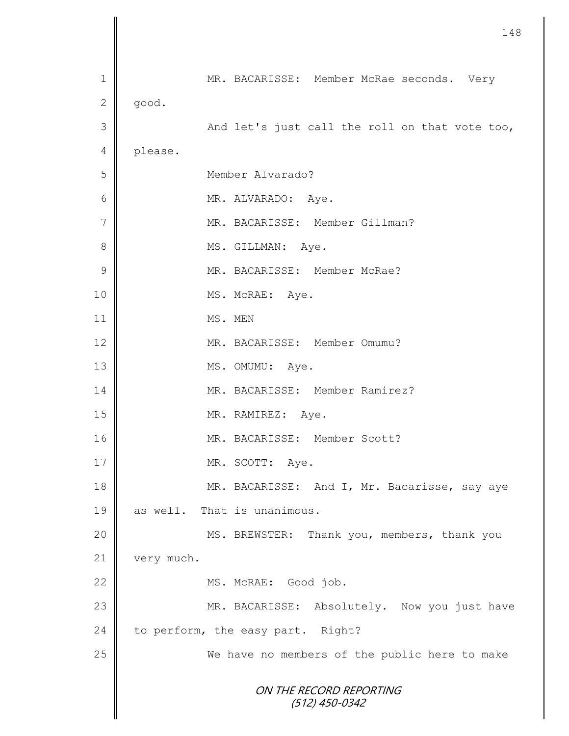1 MR. BACARISSE: Member McRae seconds. Very
2 good.
3 And let's just call the roll on that vote too,
4 please.
5 Member Alvarado?
6 MR. ALVARADO: Aye.
7 MR. BACARISSE: Member Gillman?
8 MS. GILLMAN: Aye.
9 MR. BACARISSE: Member McRae?
10 MS. McRAE: Aye.
11 MS. MEN
12 MR. BACARISSE: Member Omumu?
13 MS. OMUMU: Aye.
14 MR. BACARISSE: Member Ramirez?
15 MR. RAMIREZ: Aye.
16 MR. BACARISSE: Member Scott?
17 MR. SCOTT: Aye.
18 MR. BACARISSE: And I, Mr. Bacarisse, say aye
19 as well. That is unanimous.
20 MS. BREWSTER: Thank you, members, thank you
21 very much.
22 MS. McRAE: Good job.
23 MR. BACARISSE: Absolutely. Now you just have
24 to perform, the easy part. Right?
25 We have no members of the public here to make

ON THE RECORD REPORTING
(512) 450-0342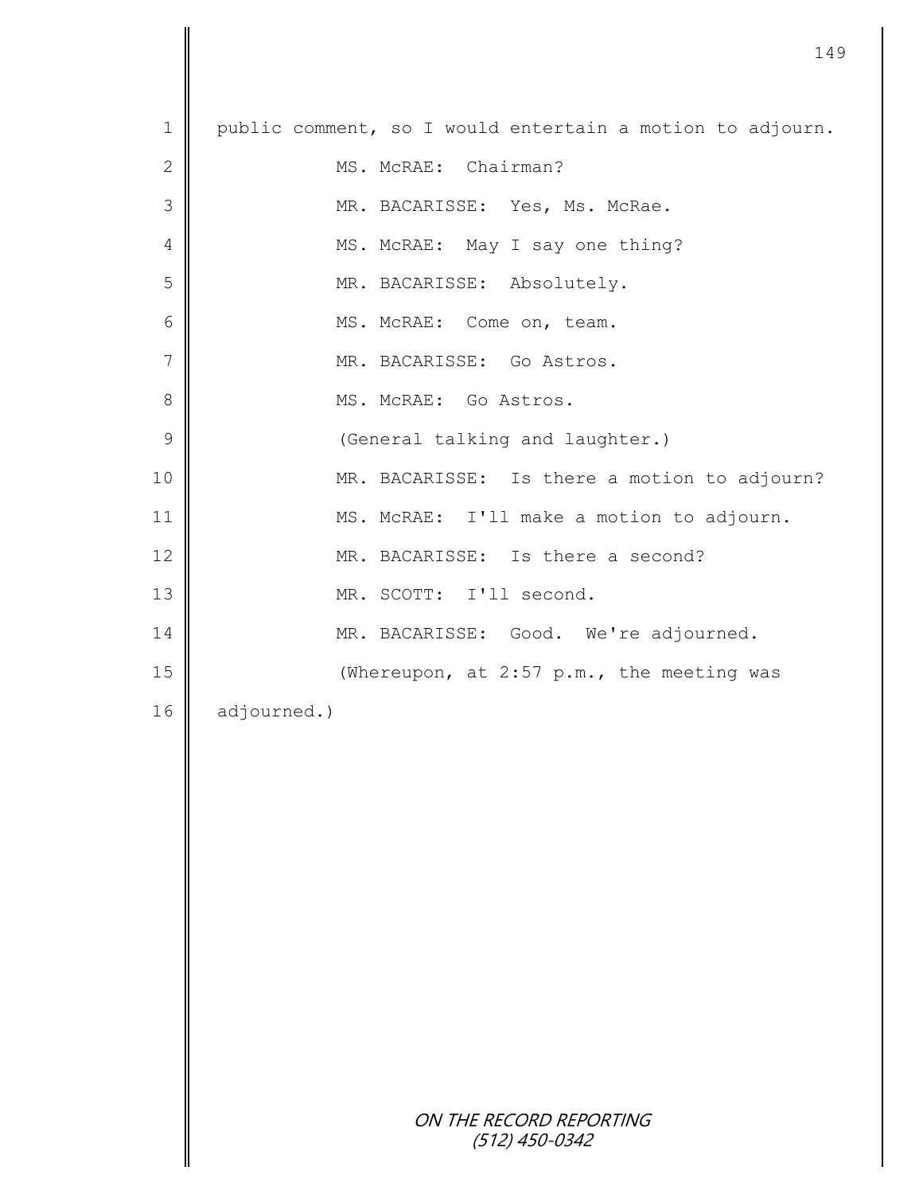public comment, so I would entertain a motion to adjourn.

MS. McRAE: Chairman?

MR. BACARISSE: Yes, Ms. McRae.

MS. McRAE: May I say one thing?

MR. BACARISSE: Absolutely.

MS. McRAE: Come on, team.

MR. BACARISSE: Go Astros.

MS. McRAE: Go Astros.

(General talking and laughter.)

MR. BACARISSE: Is there a motion to adjourn?

MS. McRAE: I'll make a motion to adjourn.

MR. BACARISSE: Is there a second?

MR. SCOTT: I'll second.

MR. BACARISSE: Good. We're adjourned.

(Whereupon, at 2:57 p.m., the meeting was adjourned.)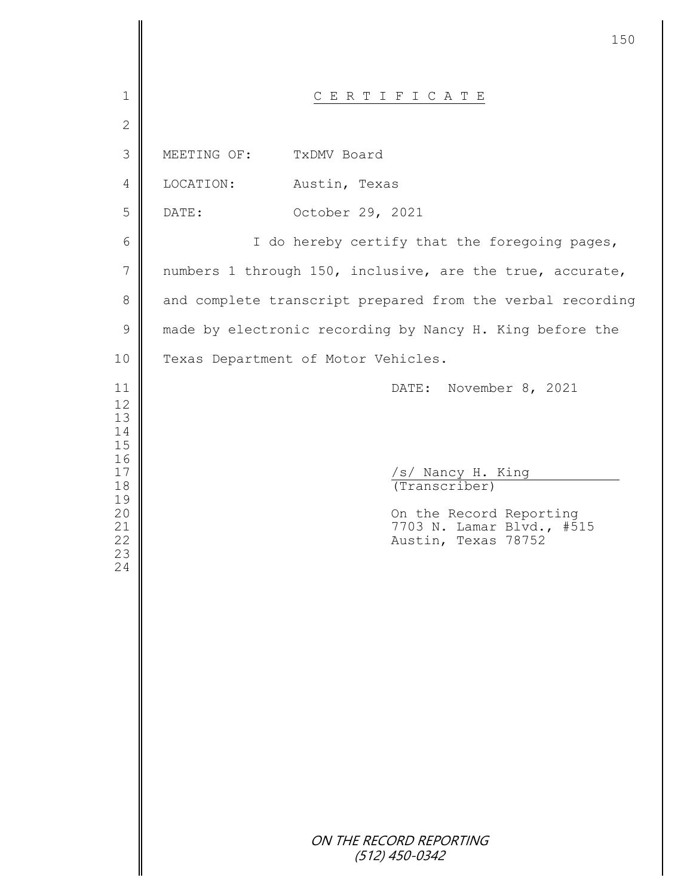# C E R T I F I C A T E

MEETING OF: TxDMV Board

LOCATION: Austin, Texas

DATE: October 29, 2021

I do hereby certify that the foregoing pages, numbers 1 through 150, inclusive, are the true, accurate, and complete transcript prepared from the verbal recording made by electronic recording by Nancy H. King before the Texas Department of Motor Vehicles.

DATE: November 8, 2021

/s/ Nancy H. King
(Transcriber)

On the Record Reporting
7703 N. Lamar Blvd., #515
Austin, Texas 78752